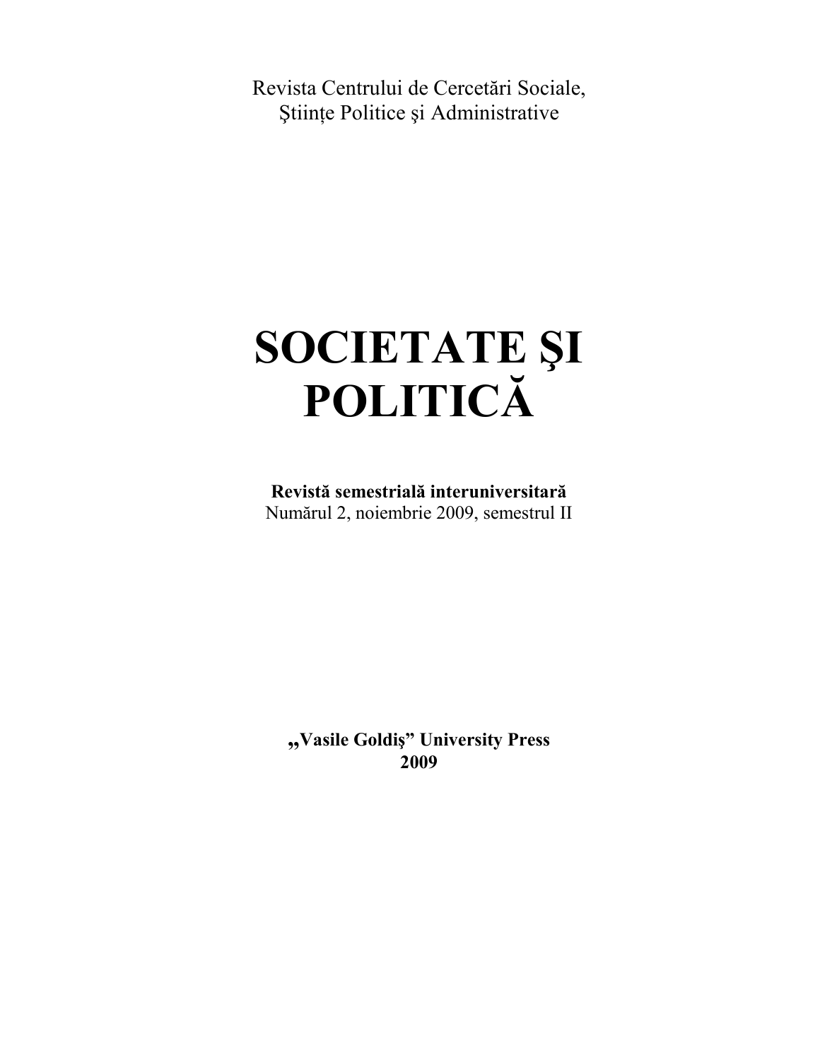Revista Centrului de Cercetări Sociale,
Ştiinţe Politice şi Administrative

# SOCIETATE ŞI POLITICĂ

**Revistă semestrială interuniversitară**
Numărul 2, noiembrie 2009, semestrul II

**„Vasile Goldiş" University Press**
**2009**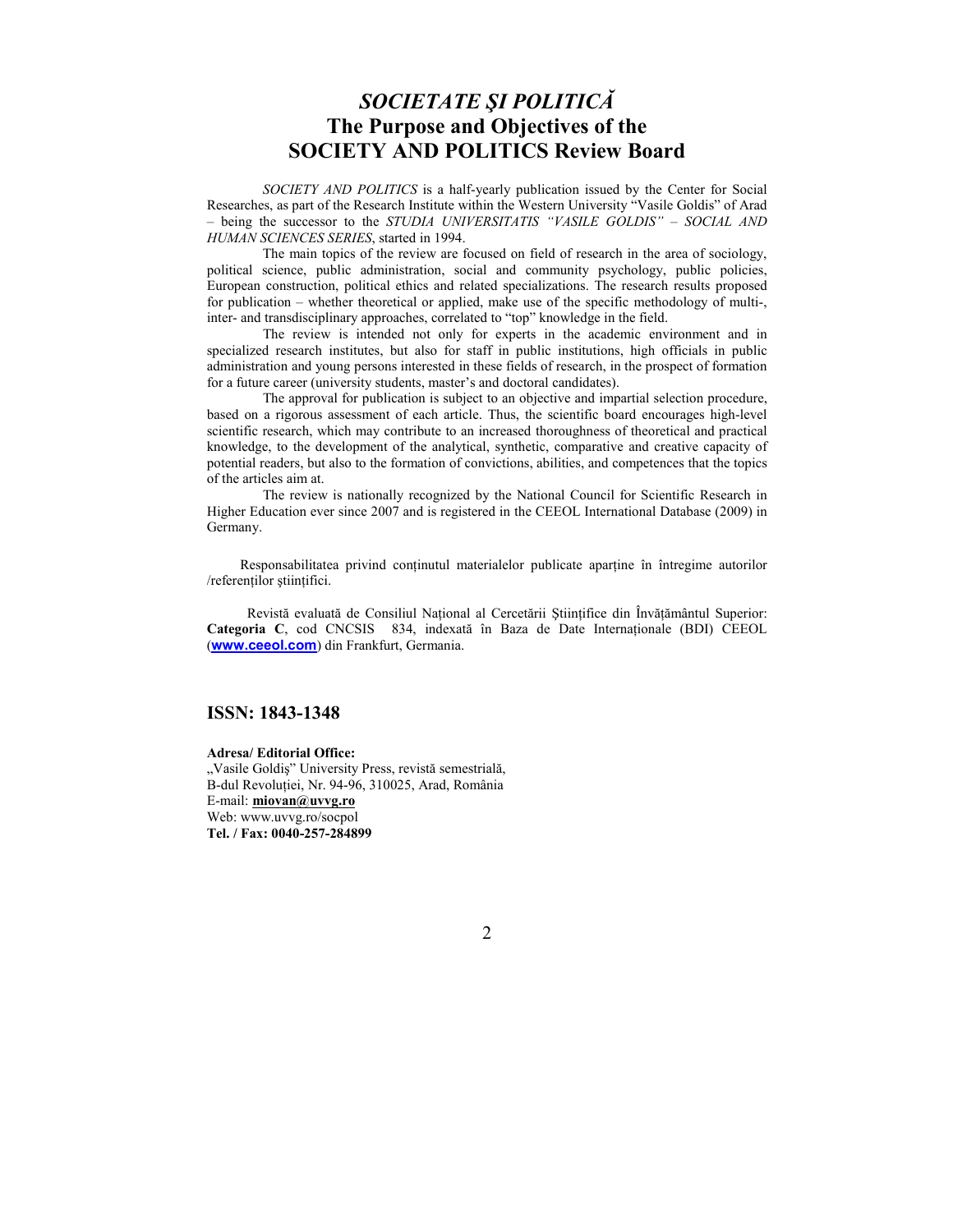# *SOCIETATE ŞI POLITICĂ*
# The Purpose and Objectives of the SOCIETY AND POLITICS Review Board

*SOCIETY AND POLITICS* is a half-yearly publication issued by the Center for Social Researches, as part of the Research Institute within the Western University "Vasile Goldis" of Arad – being the successor to the *STUDIA UNIVERSITATIS "VASILE GOLDIS" – SOCIAL AND HUMAN SCIENCES SERIES*, started in 1994.

The main topics of the review are focused on field of research in the area of sociology, political science, public administration, social and community psychology, public policies, European construction, political ethics and related specializations. The research results proposed for publication – whether theoretical or applied, make use of the specific methodology of multi-, inter- and transdisciplinary approaches, correlated to "top" knowledge in the field.

The review is intended not only for experts in the academic environment and in specialized research institutes, but also for staff in public institutions, high officials in public administration and young persons interested in these fields of research, in the prospect of formation for a future career (university students, master's and doctoral candidates).

The approval for publication is subject to an objective and impartial selection procedure, based on a rigorous assessment of each article. Thus, the scientific board encourages high-level scientific research, which may contribute to an increased thoroughness of theoretical and practical knowledge, to the development of the analytical, synthetic, comparative and creative capacity of potential readers, but also to the formation of convictions, abilities, and competences that the topics of the articles aim at.

The review is nationally recognized by the National Council for Scientific Research in Higher Education ever since 2007 and is registered in the CEEOL International Database (2009) in Germany.

Responsabilitatea privind conținutul materialelor publicate aparține în întregime autorilor /referenților științifici.

Revistă evaluată de Consiliul Național al Cercetării Științifice din Învățământul Superior: **Categoria C**, cod CNCSIS 834, indexată în Baza de Date Internaționale (BDI) CEEOL (**www.ceeol.com**) din Frankfurt, Germania.

**ISSN: 1843-1348**

**Adresa/ Editorial Office:**
„Vasile Goldiș" University Press, revistă semestrială,
B-dul Revoluției, Nr. 94-96, 310025, Arad, România
E-mail: **miovan@uvvg.ro**
Web: www.uvvg.ro/socpol
**Tel. / Fax: 0040-257-284899**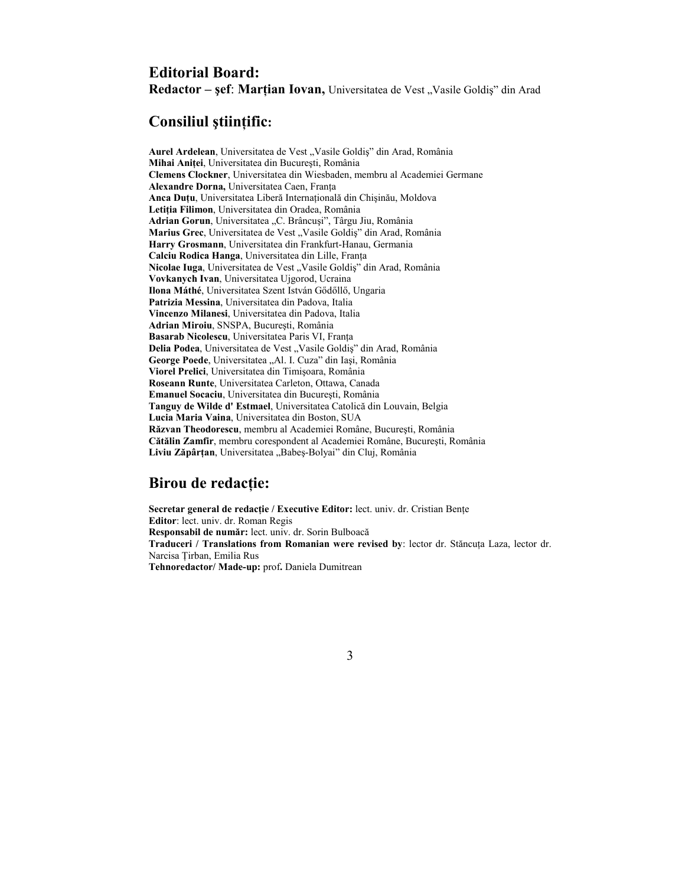## Editorial Board:

**Redactor – şef**: **Marțian Iovan,** Universitatea de Vest „Vasile Goldiş" din Arad

## Consiliul ştiințific:

**Aurel Ardelean**, Universitatea de Vest „Vasile Goldiş" din Arad, România
**Mihai Aniței**, Universitatea din Bucureşti, România
**Clemens Clockner**, Universitatea din Wiesbaden, membru al Academiei Germane
**Alexandre Dorna,** Universitatea Caen, Franța
**Anca Duțu**, Universitatea Liberă Internațională din Chişinău, Moldova
**Letiția Filimon**, Universitatea din Oradea, România
**Adrian Gorun**, Universitatea „C. Brâncuşi", Târgu Jiu, România
**Marius Grec**, Universitatea de Vest „Vasile Goldiş" din Arad, România
**Harry Grosmann**, Universitatea din Frankfurt-Hanau, Germania
**Calciu Rodica Hanga**, Universitatea din Lille, Franța
**Nicolae Iuga**, Universitatea de Vest „Vasile Goldiş" din Arad, România
**Vovkanych Ivan**, Universitatea Ujgorod, Ucraina
**Ilona Máthé**, Universitatea Szent István Gődőllő, Ungaria
**Patrizia Messina**, Universitatea din Padova, Italia
**Vincenzo Milanesi**, Universitatea din Padova, Italia
**Adrian Miroiu**, SNSPA, Bucureşti, România
**Basarab Nicolescu**, Universitatea Paris VI, Franța
**Delia Podea**, Universitatea de Vest „Vasile Goldiş" din Arad, România
**George Poede**, Universitatea „Al. I. Cuza" din Iaşi, România
**Viorel Prelici**, Universitatea din Timişoara, România
**Roseann Runte**, Universitatea Carleton, Ottawa, Canada
**Emanuel Socaciu**, Universitatea din Bucureşti, România
**Tanguy de Wilde d' Estmael**, Universitatea Catolică din Louvain, Belgia
**Lucia Maria Vaina**, Universitatea din Boston, SUA
**Răzvan Theodorescu**, membru al Academiei Române, Bucureşti, România
**Cătălin Zamfir**, membru corespondent al Academiei Române, Bucureşti, România
**Liviu Zăpârțan**, Universitatea „Babeş-Bolyai" din Cluj, România

## Birou de redacție:

**Secretar general de redacție / Executive Editor:** lect. univ. dr. Cristian Bențe
**Editor**: lect. univ. dr. Roman Regis
**Responsabil de număr:** lect. univ. dr. Sorin Bulboacă
**Traduceri / Translations from Romanian were revised by**: lector dr. Stăncuța Laza, lector dr. Narcisa Țirban, Emilia Rus
**Tehnoredactor/ Made-up:** prof**.** Daniela Dumitrean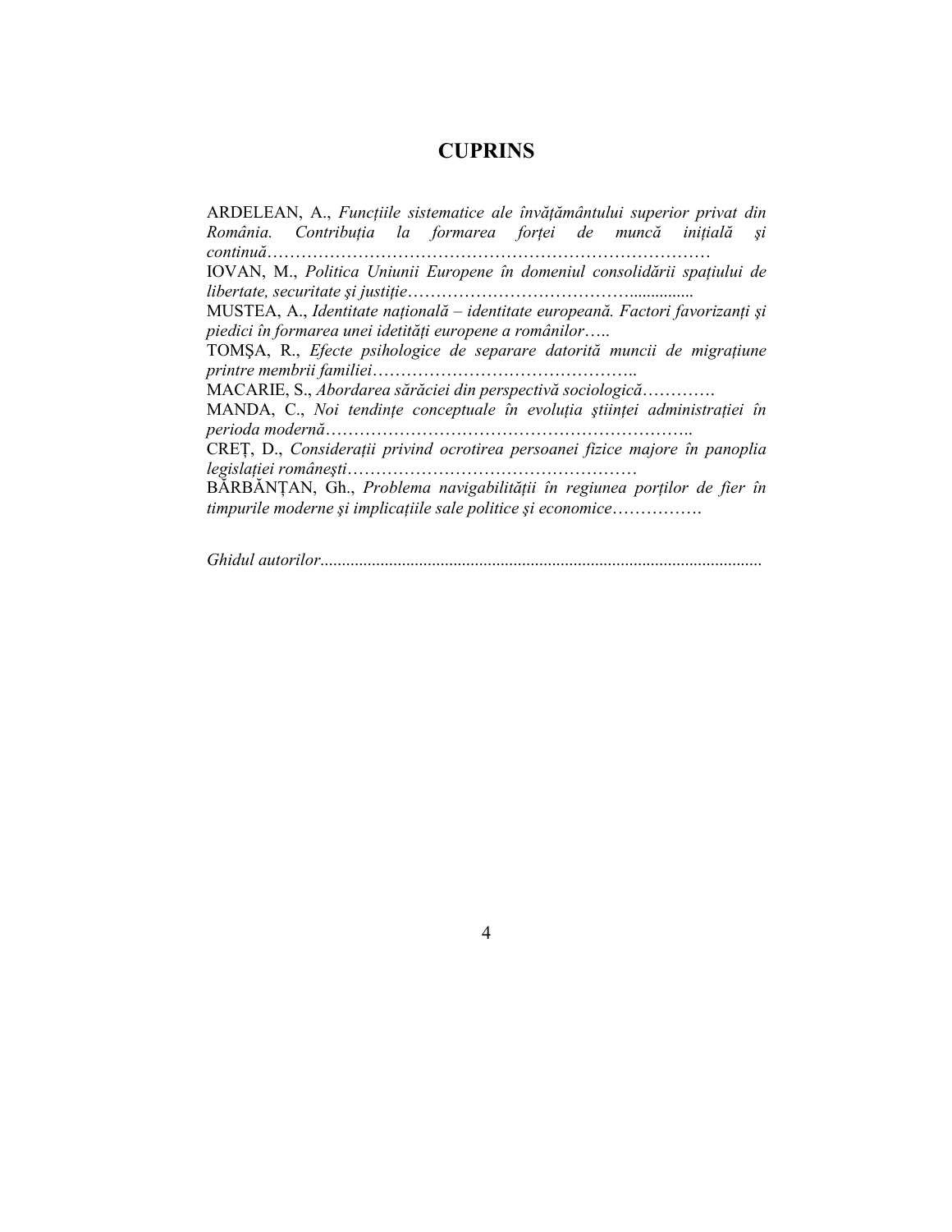# CUPRINS

ARDELEAN, A., *Funcţiile sistematice ale învăţământului superior privat din România. Contribuţia la formarea forţei de muncă iniţială şi continuă*…………………………………………………………………………

IOVAN, M., *Politica Uniunii Europene în domeniul consolidării spaţiului de libertate, securitate şi justiţie*…………………………………..............

MUSTEA, A., *Identitate naţională – identitate europeană. Factori favorizanţi şi piedici în formarea unei idetităţi europene a românilor*…..

TOMŞA, R., *Efecte psihologice de separare datorită muncii de migraţiune printre membrii familiei*………………………………………..

MACARIE, S., *Abordarea sărăciei din perspectivă sociologică*………….

MANDA, C., *Noi tendinţe conceptuale în evoluţia ştiinţei administraţiei în perioda modernă*………………………………………………………..

CREŢ, D., *Consideraţii privind ocrotirea persoanei fizice majore în panoplia legislaţiei româneşti*……………………………………………

BĂRBĂNŢAN, Gh., *Problema navigabilităţii în regiunea porţilor de fier în timpurile moderne şi implicaţiile sale politice şi economice*…………….

*Ghidul autorilor*......................................................................................................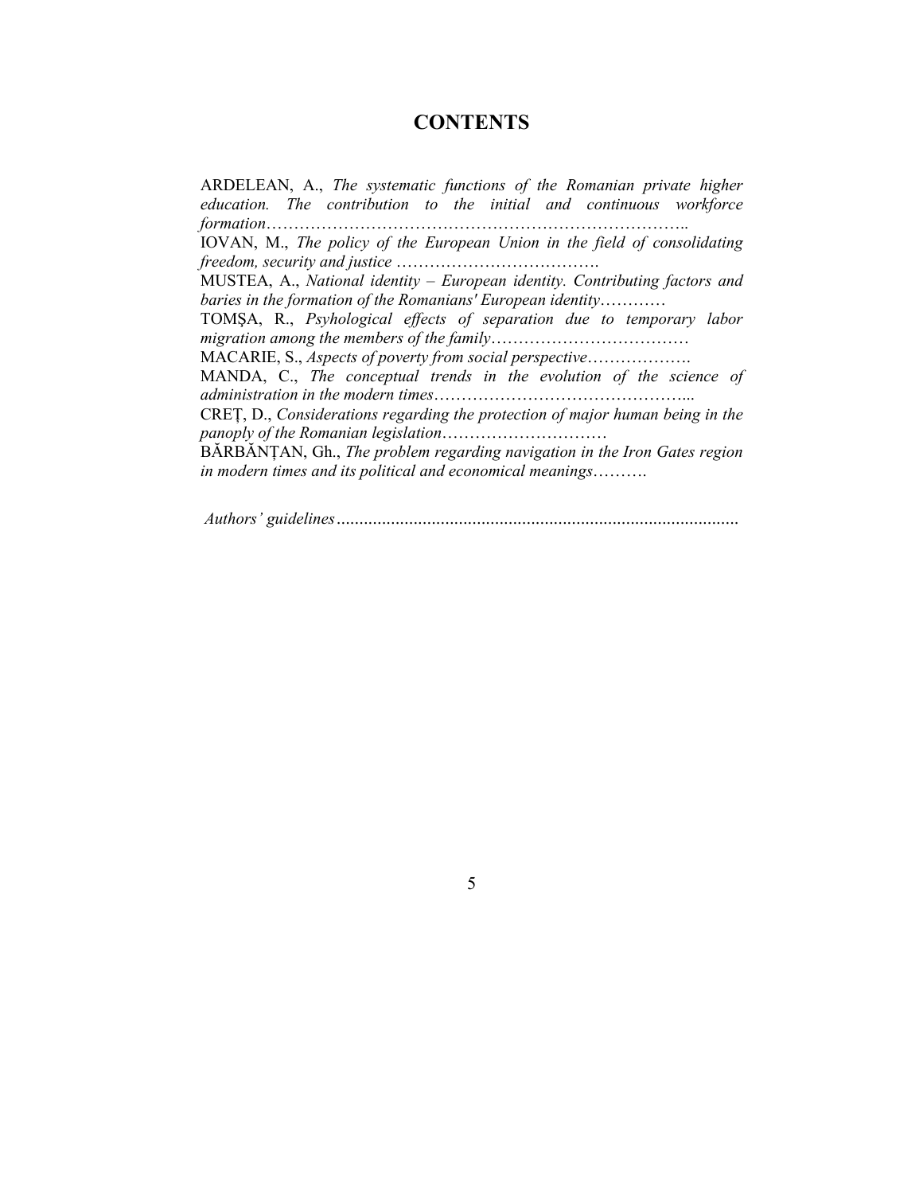# CONTENTS

ARDELEAN, A., *The systematic functions of the Romanian private higher education. The contribution to the initial and continuous workforce formation*……………………………………………………………………..

IOVAN, M., *The policy of the European Union in the field of consolidating freedom, security and justice* ……………………………….

MUSTEA, A., *National identity – European identity. Contributing factors and baries in the formation of the Romanians' European identity*…………

TOMŞA, R., *Psyhological effects of separation due to temporary labor migration among the members of the family*………………………………

MACARIE, S., *Aspects of poverty from social perspective*……………….

MANDA, C., *The conceptual trends in the evolution of the science of administration in the modern times*………………………………………...

CREȚ, D., *Considerations regarding the protection of major human being in the panoply of the Romanian legislation*…………………………

BĂRBĂNȚAN, Gh., *The problem regarding navigation in the Iron Gates region in modern times and its political and economical meanings*……….

*Authors' guidelines*.........................................................................................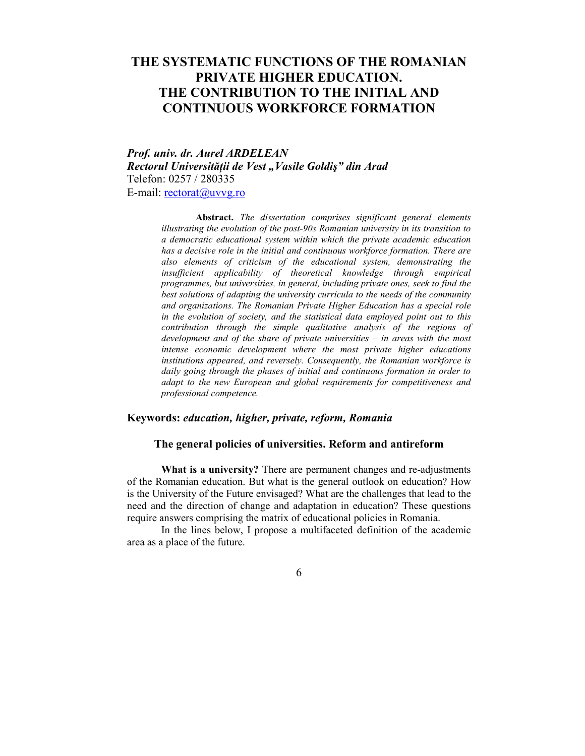# THE SYSTEMATIC FUNCTIONS OF THE ROMANIAN PRIVATE HIGHER EDUCATION. THE CONTRIBUTION TO THE INITIAL AND CONTINUOUS WORKFORCE FORMATION

***Prof. univ. dr. Aurel ARDELEAN***
***Rectorul Universității de Vest „Vasile Goldiş” din Arad***
Telefon: 0257 / 280335
E-mail: rectorat@uvvg.ro

> **Abstract.** *The dissertation comprises significant general elements illustrating the evolution of the post-90s Romanian university in its transition to a democratic educational system within which the private academic education has a decisive role in the initial and continuous workforce formation. There are also elements of criticism of the educational system, demonstrating the insufficient applicability of theoretical knowledge through empirical programmes, but universities, in general, including private ones, seek to find the best solutions of adapting the university curricula to the needs of the community and organizations. The Romanian Private Higher Education has a special role in the evolution of society, and the statistical data employed point out to this contribution through the simple qualitative analysis of the regions of development and of the share of private universities – in areas with the most intense economic development where the most private higher educations institutions appeared, and reversely. Consequently, the Romanian workforce is daily going through the phases of initial and continuous formation in order to adapt to the new European and global requirements for competitiveness and professional competence.*

**Keywords:** ***education, higher, private, reform, Romania***

## The general policies of universities. Reform and antireform

**What is a university?** There are permanent changes and re-adjustments of the Romanian education. But what is the general outlook on education? How is the University of the Future envisaged? What are the challenges that lead to the need and the direction of change and adaptation in education? These questions require answers comprising the matrix of educational policies in Romania.

In the lines below, I propose a multifaceted definition of the academic area as a place of the future.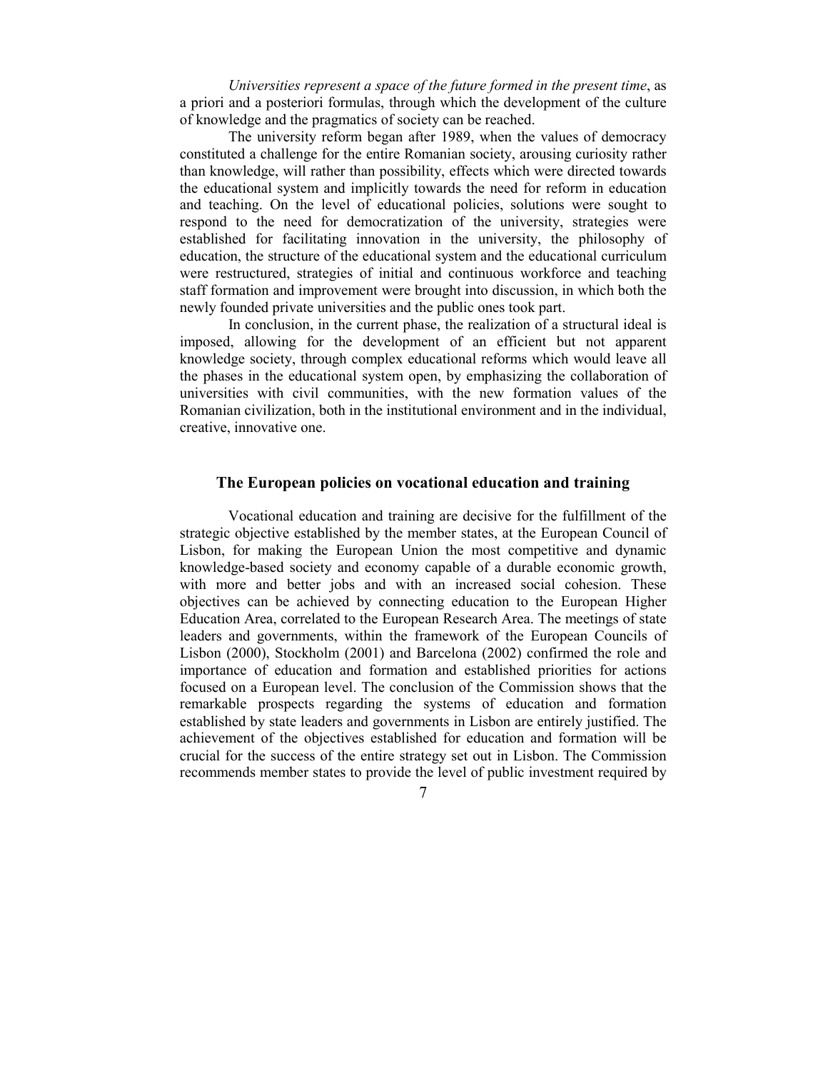*Universities represent a space of the future formed in the present time*, as a priori and a posteriori formulas, through which the development of the culture of knowledge and the pragmatics of society can be reached.

The university reform began after 1989, when the values of democracy constituted a challenge for the entire Romanian society, arousing curiosity rather than knowledge, will rather than possibility, effects which were directed towards the educational system and implicitly towards the need for reform in education and teaching. On the level of educational policies, solutions were sought to respond to the need for democratization of the university, strategies were established for facilitating innovation in the university, the philosophy of education, the structure of the educational system and the educational curriculum were restructured, strategies of initial and continuous workforce and teaching staff formation and improvement were brought into discussion, in which both the newly founded private universities and the public ones took part.

In conclusion, in the current phase, the realization of a structural ideal is imposed, allowing for the development of an efficient but not apparent knowledge society, through complex educational reforms which would leave all the phases in the educational system open, by emphasizing the collaboration of universities with civil communities, with the new formation values of the Romanian civilization, both in the institutional environment and in the individual, creative, innovative one.

## The European policies on vocational education and training

Vocational education and training are decisive for the fulfillment of the strategic objective established by the member states, at the European Council of Lisbon, for making the European Union the most competitive and dynamic knowledge-based society and economy capable of a durable economic growth, with more and better jobs and with an increased social cohesion. These objectives can be achieved by connecting education to the European Higher Education Area, correlated to the European Research Area. The meetings of state leaders and governments, within the framework of the European Councils of Lisbon (2000), Stockholm (2001) and Barcelona (2002) confirmed the role and importance of education and formation and established priorities for actions focused on a European level. The conclusion of the Commission shows that the remarkable prospects regarding the systems of education and formation established by state leaders and governments in Lisbon are entirely justified. The achievement of the objectives established for education and formation will be crucial for the success of the entire strategy set out in Lisbon. The Commission recommends member states to provide the level of public investment required by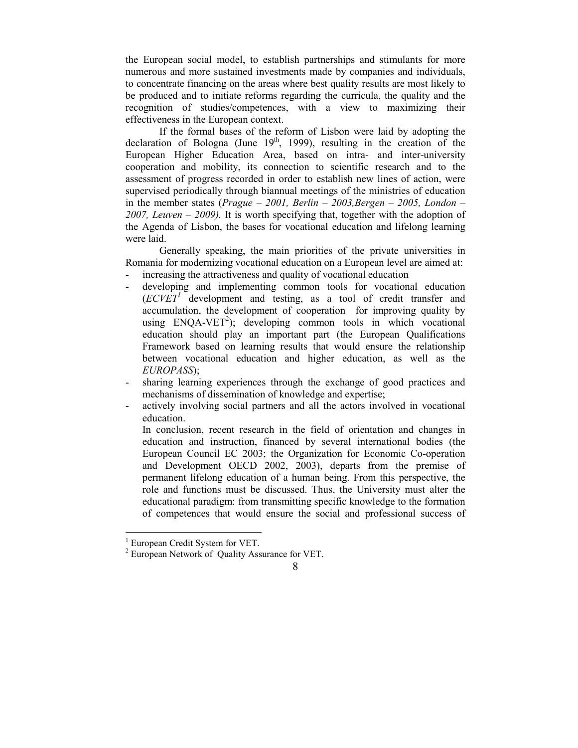the European social model, to establish partnerships and stimulants for more numerous and more sustained investments made by companies and individuals, to concentrate financing on the areas where best quality results are most likely to be produced and to initiate reforms regarding the curricula, the quality and the recognition of studies/competences, with a view to maximizing their effectiveness in the European context.

If the formal bases of the reform of Lisbon were laid by adopting the declaration of Bologna (June 19th, 1999), resulting in the creation of the European Higher Education Area, based on intra- and inter-university cooperation and mobility, its connection to scientific research and to the assessment of progress recorded in order to establish new lines of action, were supervised periodically through biannual meetings of the ministries of education in the member states (*Prague – 2001, Berlin – 2003,Bergen – 2005, London – 2007, Leuven – 2009).* It is worth specifying that, together with the adoption of the Agenda of Lisbon, the bases for vocational education and lifelong learning were laid.

Generally speaking, the main priorities of the private universities in Romania for modernizing vocational education on a European level are aimed at:

- increasing the attractiveness and quality of vocational education
- developing and implementing common tools for vocational education (*ECVET*[1] development and testing, as a tool of credit transfer and accumulation, the development of cooperation for improving quality by using ENQA-VET[2]); developing common tools in which vocational education should play an important part (the European Qualifications Framework based on learning results that would ensure the relationship between vocational education and higher education, as well as the *EUROPASS*);
- sharing learning experiences through the exchange of good practices and mechanisms of dissemination of knowledge and expertise;
- actively involving social partners and all the actors involved in vocational education.

In conclusion, recent research in the field of orientation and changes in education and instruction, financed by several international bodies (the European Council EC 2003; the Organization for Economic Co-operation and Development OECD 2002, 2003), departs from the premise of permanent lifelong education of a human being. From this perspective, the role and functions must be discussed. Thus, the University must alter the educational paradigm: from transmitting specific knowledge to the formation of competences that would ensure the social and professional success of

[1] European Credit System for VET.

[2] European Network of Quality Assurance for VET.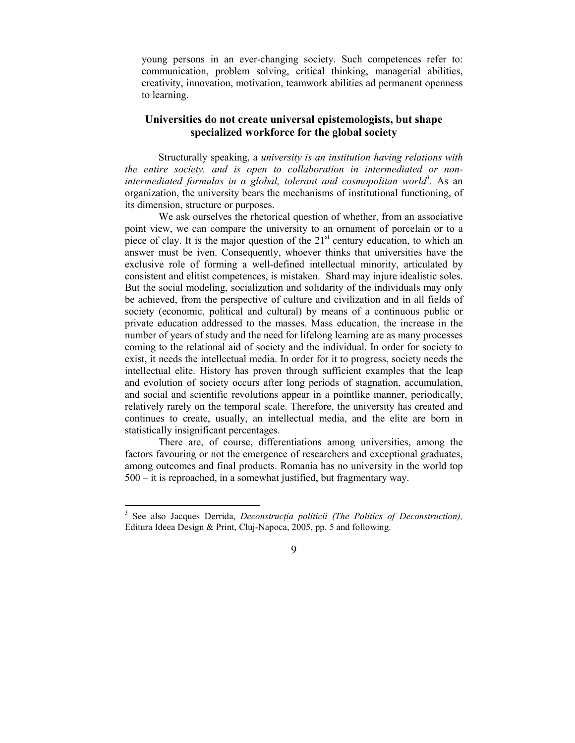young persons in an ever-changing society. Such competences refer to: communication, problem solving, critical thinking, managerial abilities, creativity, innovation, motivation, teamwork abilities ad permanent openness to learning.

## Universities do not create universal epistemologists, but shape specialized workforce for the global society

Structurally speaking, a *university is an institution having relations with the entire society, and is open to collaboration in intermediated or non-intermediated formulas in a global, tolerant and cosmopolitan world*[3]. As an organization, the university bears the mechanisms of institutional functioning, of its dimension, structure or purposes.

We ask ourselves the rhetorical question of whether, from an associative point view, we can compare the university to an ornament of porcelain or to a piece of clay. It is the major question of the 21st century education, to which an answer must be iven. Consequently, whoever thinks that universities have the exclusive role of forming a well-defined intellectual minority, articulated by consistent and elitist competences, is mistaken. Shard may injure idealistic soles. But the social modeling, socialization and solidarity of the individuals may only be achieved, from the perspective of culture and civilization and in all fields of society (economic, political and cultural) by means of a continuous public or private education addressed to the masses. Mass education, the increase in the number of years of study and the need for lifelong learning are as many processes coming to the relational aid of society and the individual. In order for society to exist, it needs the intellectual media. In order for it to progress, society needs the intellectual elite. History has proven through sufficient examples that the leap and evolution of society occurs after long periods of stagnation, accumulation, and social and scientific revolutions appear in a pointlike manner, periodically, relatively rarely on the temporal scale. Therefore, the university has created and continues to create, usually, an intellectual media, and the elite are born in statistically insignificant percentages.

There are, of course, differentiations among universities, among the factors favouring or not the emergence of researchers and exceptional graduates, among outcomes and final products. Romania has no university in the world top 500 – it is reproached, in a somewhat justified, but fragmentary way.

---

[3] See also Jacques Derrida, *Deconstrucţia politicii (The Politics of Deconstruction),* Editura Ideea Design & Print, Cluj-Napoca, 2005, pp. 5 and following.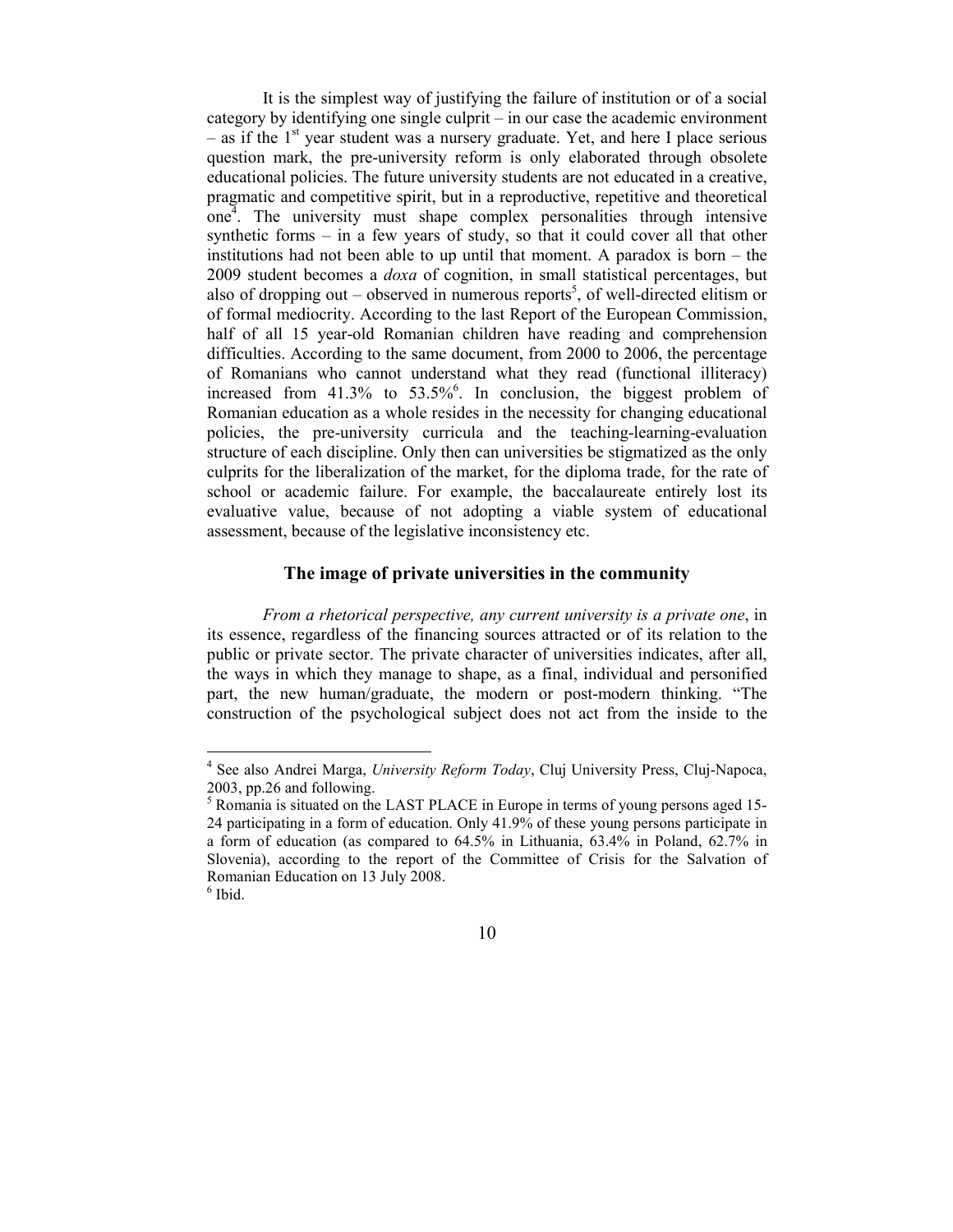It is the simplest way of justifying the failure of institution or of a social category by identifying one single culprit – in our case the academic environment – as if the 1st year student was a nursery graduate. Yet, and here I place serious question mark, the pre-university reform is only elaborated through obsolete educational policies. The future university students are not educated in a creative, pragmatic and competitive spirit, but in a reproductive, repetitive and theoretical one[4]. The university must shape complex personalities through intensive synthetic forms – in a few years of study, so that it could cover all that other institutions had not been able to up until that moment. A paradox is born – the 2009 student becomes a *doxa* of cognition, in small statistical percentages, but also of dropping out – observed in numerous reports[5], of well-directed elitism or of formal mediocrity. According to the last Report of the European Commission, half of all 15 year-old Romanian children have reading and comprehension difficulties. According to the same document, from 2000 to 2006, the percentage of Romanians who cannot understand what they read (functional illiteracy) increased from 41.3% to 53.5%[6]. In conclusion, the biggest problem of Romanian education as a whole resides in the necessity for changing educational policies, the pre-university curricula and the teaching-learning-evaluation structure of each discipline. Only then can universities be stigmatized as the only culprits for the liberalization of the market, for the diploma trade, for the rate of school or academic failure. For example, the baccalaureate entirely lost its evaluative value, because of not adopting a viable system of educational assessment, because of the legislative inconsistency etc.

## The image of private universities in the community

*From a rhetorical perspective, any current university is a private one*, in its essence, regardless of the financing sources attracted or of its relation to the public or private sector. The private character of universities indicates, after all, the ways in which they manage to shape, as a final, individual and personified part, the new human/graduate, the modern or post-modern thinking. "The construction of the psychological subject does not act from the inside to the

---

[4] See also Andrei Marga, *University Reform Today*, Cluj University Press, Cluj-Napoca, 2003, pp.26 and following.

[5] Romania is situated on the LAST PLACE in Europe in terms of young persons aged 15-24 participating in a form of education. Only 41.9% of these young persons participate in a form of education (as compared to 64.5% in Lithuania, 63.4% in Poland, 62.7% in Slovenia), according to the report of the Committee of Crisis for the Salvation of Romanian Education on 13 July 2008.

[6] Ibid.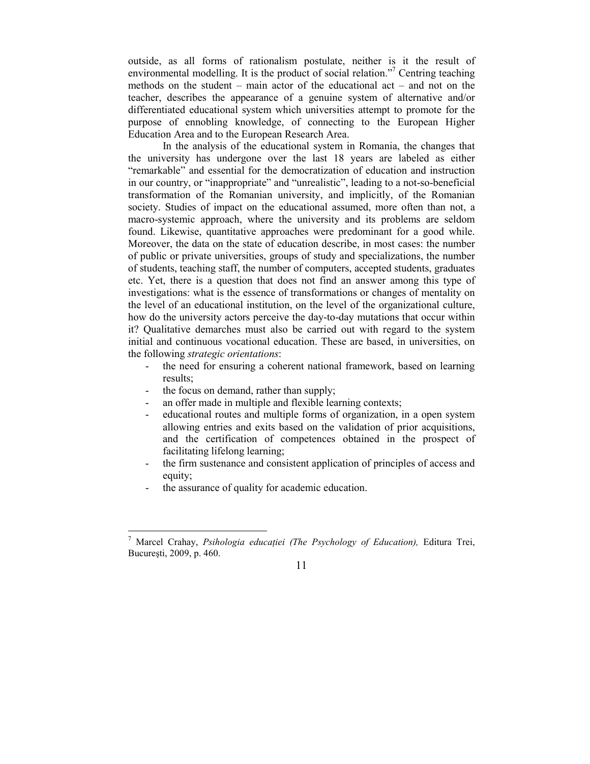outside, as all forms of rationalism postulate, neither is it the result of environmental modelling. It is the product of social relation."[7] Centring teaching methods on the student – main actor of the educational act – and not on the teacher, describes the appearance of a genuine system of alternative and/or differentiated educational system which universities attempt to promote for the purpose of ennobling knowledge, of connecting to the European Higher Education Area and to the European Research Area.

In the analysis of the educational system in Romania, the changes that the university has undergone over the last 18 years are labeled as either "remarkable" and essential for the democratization of education and instruction in our country, or "inappropriate" and "unrealistic", leading to a not-so-beneficial transformation of the Romanian university, and implicitly, of the Romanian society. Studies of impact on the educational assumed, more often than not, a macro-systemic approach, where the university and its problems are seldom found. Likewise, quantitative approaches were predominant for a good while. Moreover, the data on the state of education describe, in most cases: the number of public or private universities, groups of study and specializations, the number of students, teaching staff, the number of computers, accepted students, graduates etc. Yet, there is a question that does not find an answer among this type of investigations: what is the essence of transformations or changes of mentality on the level of an educational institution, on the level of the organizational culture, how do the university actors perceive the day-to-day mutations that occur within it? Qualitative demarches must also be carried out with regard to the system initial and continuous vocational education. These are based, in universities, on the following *strategic orientations*:

- the need for ensuring a coherent national framework, based on learning results;
- the focus on demand, rather than supply;
- an offer made in multiple and flexible learning contexts;
- educational routes and multiple forms of organization, in a open system allowing entries and exits based on the validation of prior acquisitions, and the certification of competences obtained in the prospect of facilitating lifelong learning;
- the firm sustenance and consistent application of principles of access and equity;
- the assurance of quality for academic education.

[7] Marcel Crahay, *Psihologia educației (The Psychology of Education),* Editura Trei, Bucureşti, 2009, p. 460.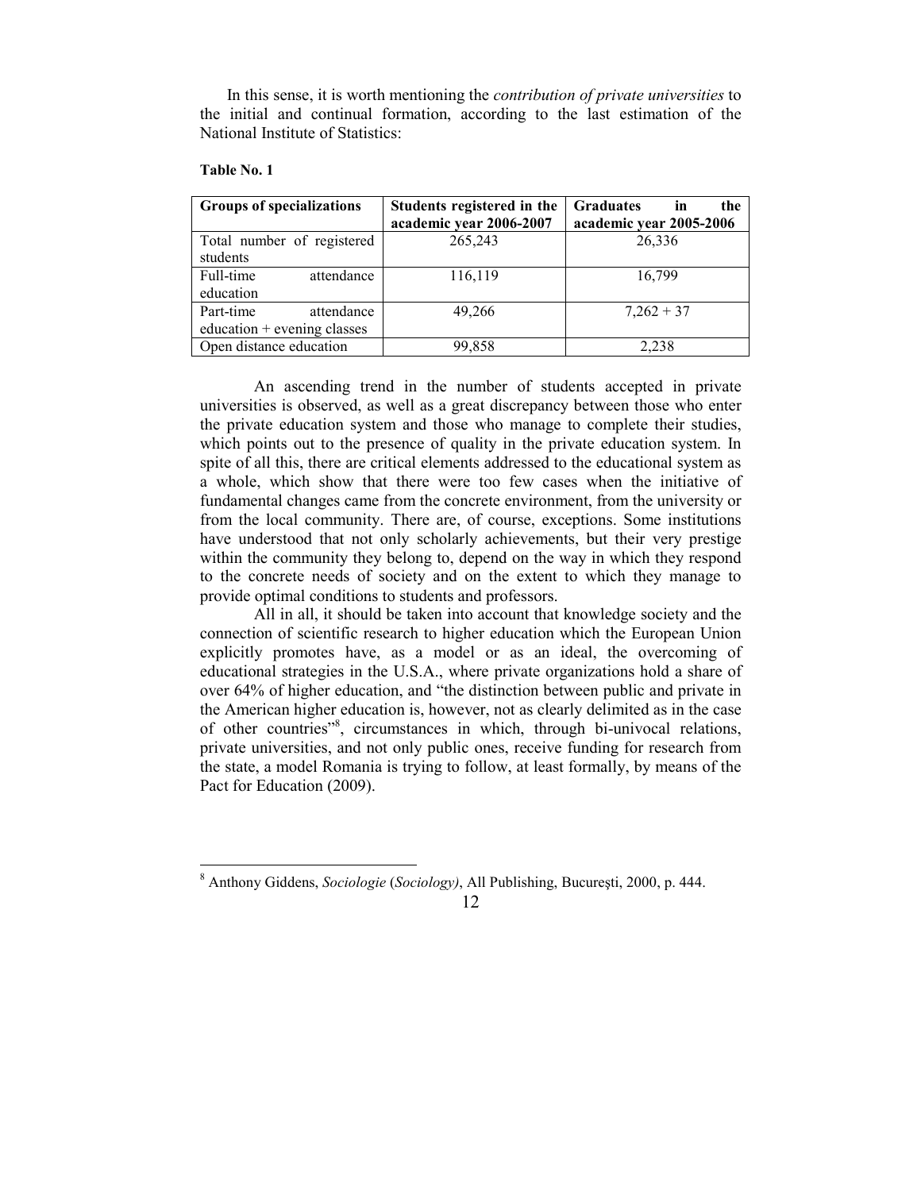In this sense, it is worth mentioning the *contribution of private universities* to the initial and continual formation, according to the last estimation of the National Institute of Statistics:

**Table No. 1**

| **Groups of specializations** | **Students registered in the academic year 2006-2007** | **Graduates in the academic year 2005-2006** |
|---|---|---|
| Total number of registered students | 265,243 | 26,336 |
| Full-time attendance education | 116,119 | 16,799 |
| Part-time attendance education + evening classes | 49,266 | 7,262 + 37 |
| Open distance education | 99,858 | 2,238 |

An ascending trend in the number of students accepted in private universities is observed, as well as a great discrepancy between those who enter the private education system and those who manage to complete their studies, which points out to the presence of quality in the private education system. In spite of all this, there are critical elements addressed to the educational system as a whole, which show that there were too few cases when the initiative of fundamental changes came from the concrete environment, from the university or from the local community. There are, of course, exceptions. Some institutions have understood that not only scholarly achievements, but their very prestige within the community they belong to, depend on the way in which they respond to the concrete needs of society and on the extent to which they manage to provide optimal conditions to students and professors.

All in all, it should be taken into account that knowledge society and the connection of scientific research to higher education which the European Union explicitly promotes have, as a model or as an ideal, the overcoming of educational strategies in the U.S.A., where private organizations hold a share of over 64% of higher education, and "the distinction between public and private in the American higher education is, however, not as clearly delimited as in the case of other countries"[8], circumstances in which, through bi-univocal relations, private universities, and not only public ones, receive funding for research from the state, a model Romania is trying to follow, at least formally, by means of the Pact for Education (2009).

[8] Anthony Giddens, *Sociologie* (*Sociology)*, All Publishing, Bucureşti, 2000, p. 444.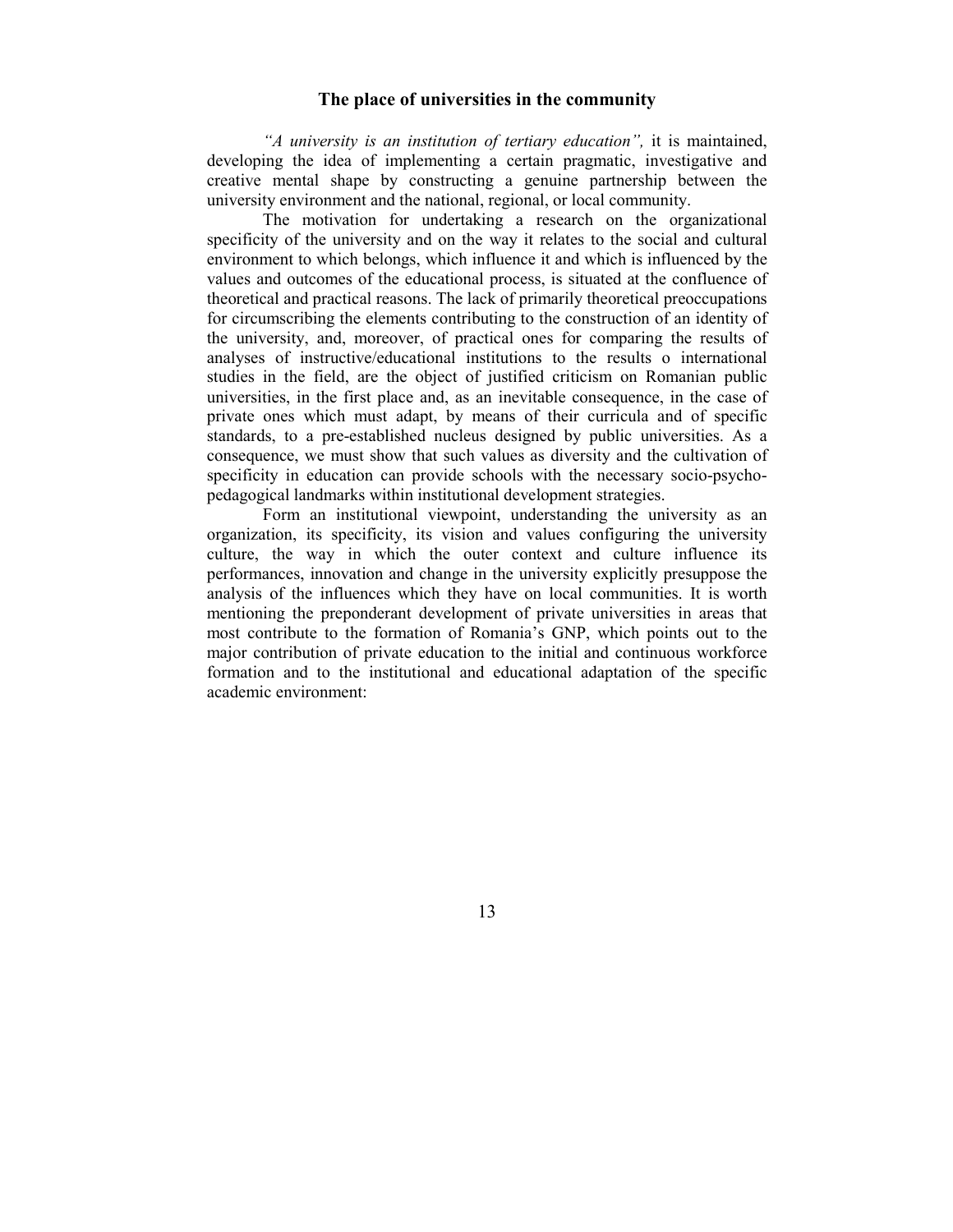## The place of universities in the community

*"A university is an institution of tertiary education",* it is maintained, developing the idea of implementing a certain pragmatic, investigative and creative mental shape by constructing a genuine partnership between the university environment and the national, regional, or local community.

The motivation for undertaking a research on the organizational specificity of the university and on the way it relates to the social and cultural environment to which belongs, which influence it and which is influenced by the values and outcomes of the educational process, is situated at the confluence of theoretical and practical reasons. The lack of primarily theoretical preoccupations for circumscribing the elements contributing to the construction of an identity of the university, and, moreover, of practical ones for comparing the results of analyses of instructive/educational institutions to the results o international studies in the field, are the object of justified criticism on Romanian public universities, in the first place and, as an inevitable consequence, in the case of private ones which must adapt, by means of their curricula and of specific standards, to a pre-established nucleus designed by public universities. As a consequence, we must show that such values as diversity and the cultivation of specificity in education can provide schools with the necessary socio-psycho-pedagogical landmarks within institutional development strategies.

Form an institutional viewpoint, understanding the university as an organization, its specificity, its vision and values configuring the university culture, the way in which the outer context and culture influence its performances, innovation and change in the university explicitly presuppose the analysis of the influences which they have on local communities. It is worth mentioning the preponderant development of private universities in areas that most contribute to the formation of Romania's GNP, which points out to the major contribution of private education to the initial and continuous workforce formation and to the institutional and educational adaptation of the specific academic environment: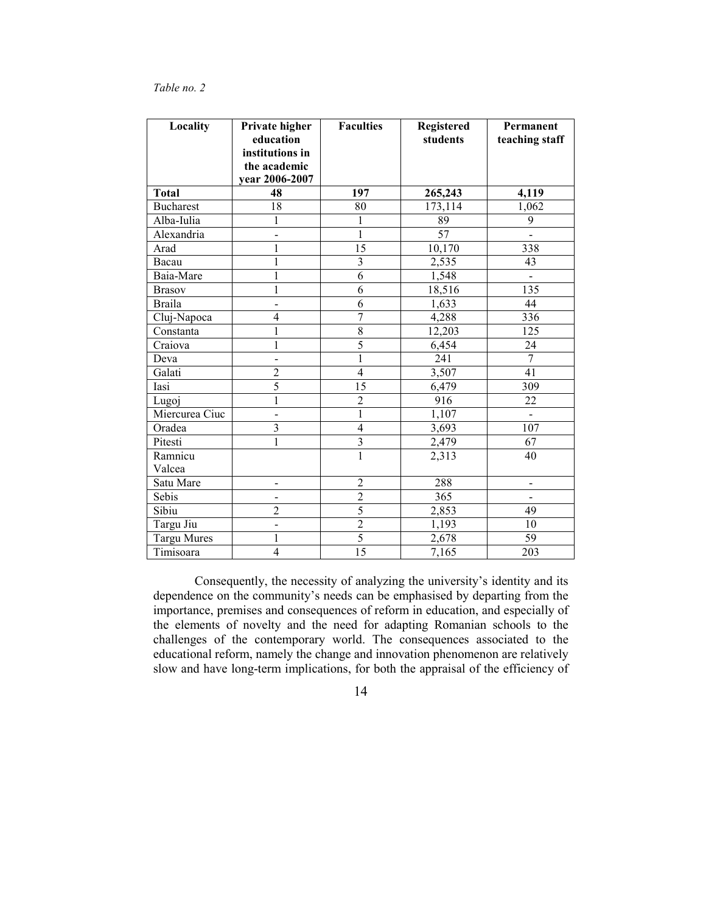*Table no. 2*

| Locality | Private higher education institutions in the academic year 2006-2007 | Faculties | Registered students | Permanent teaching staff |
|---|---|---|---|---|
| **Total** | **48** | **197** | **265,243** | **4,119** |
| Bucharest | 18 | 80 | 173,114 | 1,062 |
| Alba-Iulia | 1 | 1 | 89 | 9 |
| Alexandria | - | 1 | 57 | - |
| Arad | 1 | 15 | 10,170 | 338 |
| Bacau | 1 | 3 | 2,535 | 43 |
| Baia-Mare | 1 | 6 | 1,548 | - |
| Brasov | 1 | 6 | 18,516 | 135 |
| Braila | - | 6 | 1,633 | 44 |
| Cluj-Napoca | 4 | 7 | 4,288 | 336 |
| Constanta | 1 | 8 | 12,203 | 125 |
| Craiova | 1 | 5 | 6,454 | 24 |
| Deva | - | 1 | 241 | 7 |
| Galati | 2 | 4 | 3,507 | 41 |
| Iasi | 5 | 15 | 6,479 | 309 |
| Lugoj | 1 | 2 | 916 | 22 |
| Miercurea Ciuc | - | 1 | 1,107 | - |
| Oradea | 3 | 4 | 3,693 | 107 |
| Pitesti | 1 | 3 | 2,479 | 67 |
| Ramnicu Valcea | | 1 | 2,313 | 40 |
| Satu Mare | - | 2 | 288 | - |
| Sebis | - | 2 | 365 | - |
| Sibiu | 2 | 5 | 2,853 | 49 |
| Targu Jiu | - | 2 | 1,193 | 10 |
| Targu Mures | 1 | 5 | 2,678 | 59 |
| Timisoara | 4 | 15 | 7,165 | 203 |

Consequently, the necessity of analyzing the university's identity and its dependence on the community's needs can be emphasised by departing from the importance, premises and consequences of reform in education, and especially of the elements of novelty and the need for adapting Romanian schools to the challenges of the contemporary world. The consequences associated to the educational reform, namely the change and innovation phenomenon are relatively slow and have long-term implications, for both the appraisal of the efficiency of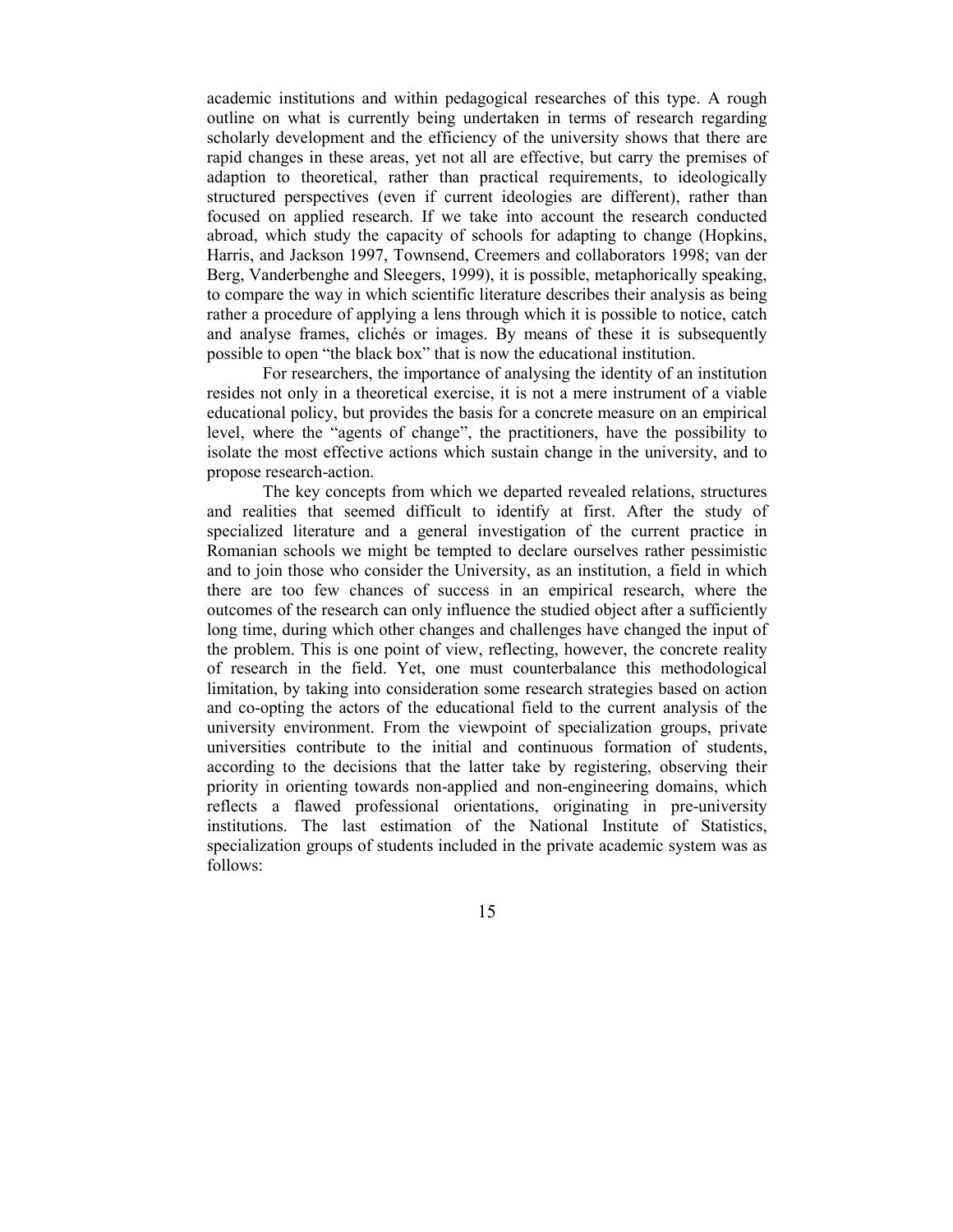academic institutions and within pedagogical researches of this type. A rough outline on what is currently being undertaken in terms of research regarding scholarly development and the efficiency of the university shows that there are rapid changes in these areas, yet not all are effective, but carry the premises of adaption to theoretical, rather than practical requirements, to ideologically structured perspectives (even if current ideologies are different), rather than focused on applied research. If we take into account the research conducted abroad, which study the capacity of schools for adapting to change (Hopkins, Harris, and Jackson 1997, Townsend, Creemers and collaborators 1998; van der Berg, Vanderbenghe and Sleegers, 1999), it is possible, metaphorically speaking, to compare the way in which scientific literature describes their analysis as being rather a procedure of applying a lens through which it is possible to notice, catch and analyse frames, clichés or images. By means of these it is subsequently possible to open "the black box" that is now the educational institution.

For researchers, the importance of analysing the identity of an institution resides not only in a theoretical exercise, it is not a mere instrument of a viable educational policy, but provides the basis for a concrete measure on an empirical level, where the "agents of change", the practitioners, have the possibility to isolate the most effective actions which sustain change in the university, and to propose research-action.

The key concepts from which we departed revealed relations, structures and realities that seemed difficult to identify at first. After the study of specialized literature and a general investigation of the current practice in Romanian schools we might be tempted to declare ourselves rather pessimistic and to join those who consider the University, as an institution, a field in which there are too few chances of success in an empirical research, where the outcomes of the research can only influence the studied object after a sufficiently long time, during which other changes and challenges have changed the input of the problem. This is one point of view, reflecting, however, the concrete reality of research in the field. Yet, one must counterbalance this methodological limitation, by taking into consideration some research strategies based on action and co-opting the actors of the educational field to the current analysis of the university environment. From the viewpoint of specialization groups, private universities contribute to the initial and continuous formation of students, according to the decisions that the latter take by registering, observing their priority in orienting towards non-applied and non-engineering domains, which reflects a flawed professional orientations, originating in pre-university institutions. The last estimation of the National Institute of Statistics, specialization groups of students included in the private academic system was as follows: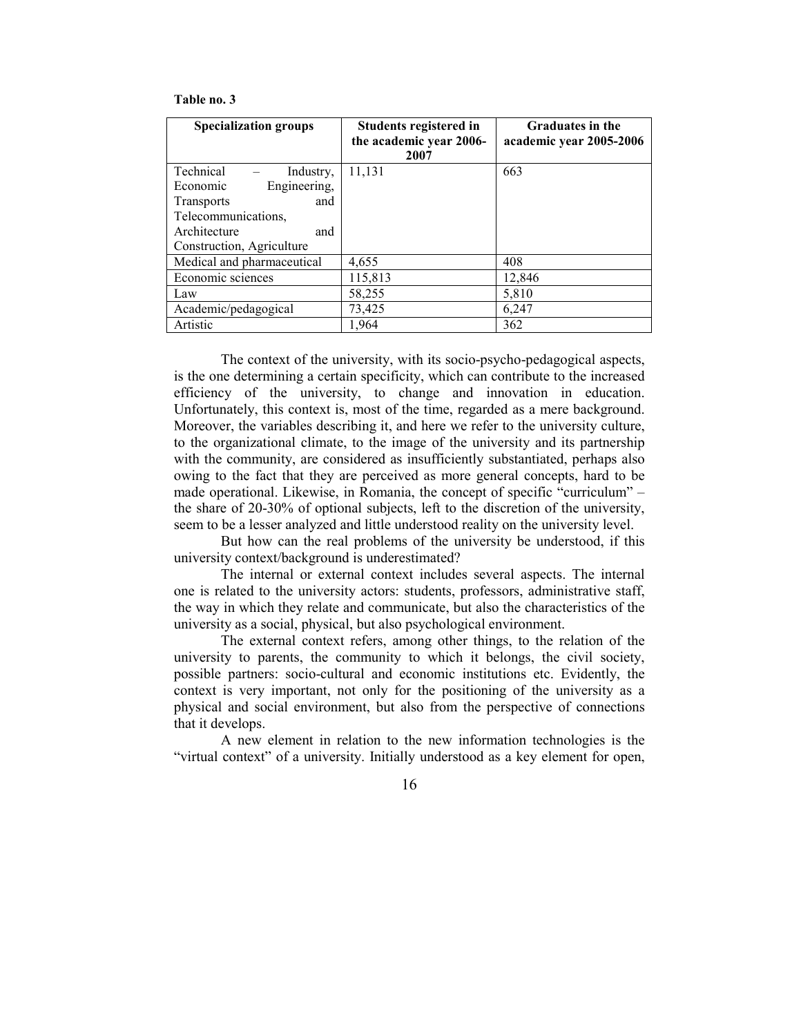**Table no. 3**

| Specialization groups | Students registered in the academic year 2006-2007 | Graduates in the academic year 2005-2006 |
|---|---|---|
| Technical – Industry, Economic Engineering, Transports and Telecommunications, Architecture and Construction, Agriculture | 11,131 | 663 |
| Medical and pharmaceutical | 4,655 | 408 |
| Economic sciences | 115,813 | 12,846 |
| Law | 58,255 | 5,810 |
| Academic/pedagogical | 73,425 | 6,247 |
| Artistic | 1,964 | 362 |

The context of the university, with its socio-psycho-pedagogical aspects, is the one determining a certain specificity, which can contribute to the increased efficiency of the university, to change and innovation in education. Unfortunately, this context is, most of the time, regarded as a mere background. Moreover, the variables describing it, and here we refer to the university culture, to the organizational climate, to the image of the university and its partnership with the community, are considered as insufficiently substantiated, perhaps also owing to the fact that they are perceived as more general concepts, hard to be made operational. Likewise, in Romania, the concept of specific "curriculum" – the share of 20-30% of optional subjects, left to the discretion of the university, seem to be a lesser analyzed and little understood reality on the university level.

But how can the real problems of the university be understood, if this university context/background is underestimated?

The internal or external context includes several aspects. The internal one is related to the university actors: students, professors, administrative staff, the way in which they relate and communicate, but also the characteristics of the university as a social, physical, but also psychological environment.

The external context refers, among other things, to the relation of the university to parents, the community to which it belongs, the civil society, possible partners: socio-cultural and economic institutions etc. Evidently, the context is very important, not only for the positioning of the university as a physical and social environment, but also from the perspective of connections that it develops.

A new element in relation to the new information technologies is the "virtual context" of a university. Initially understood as a key element for open,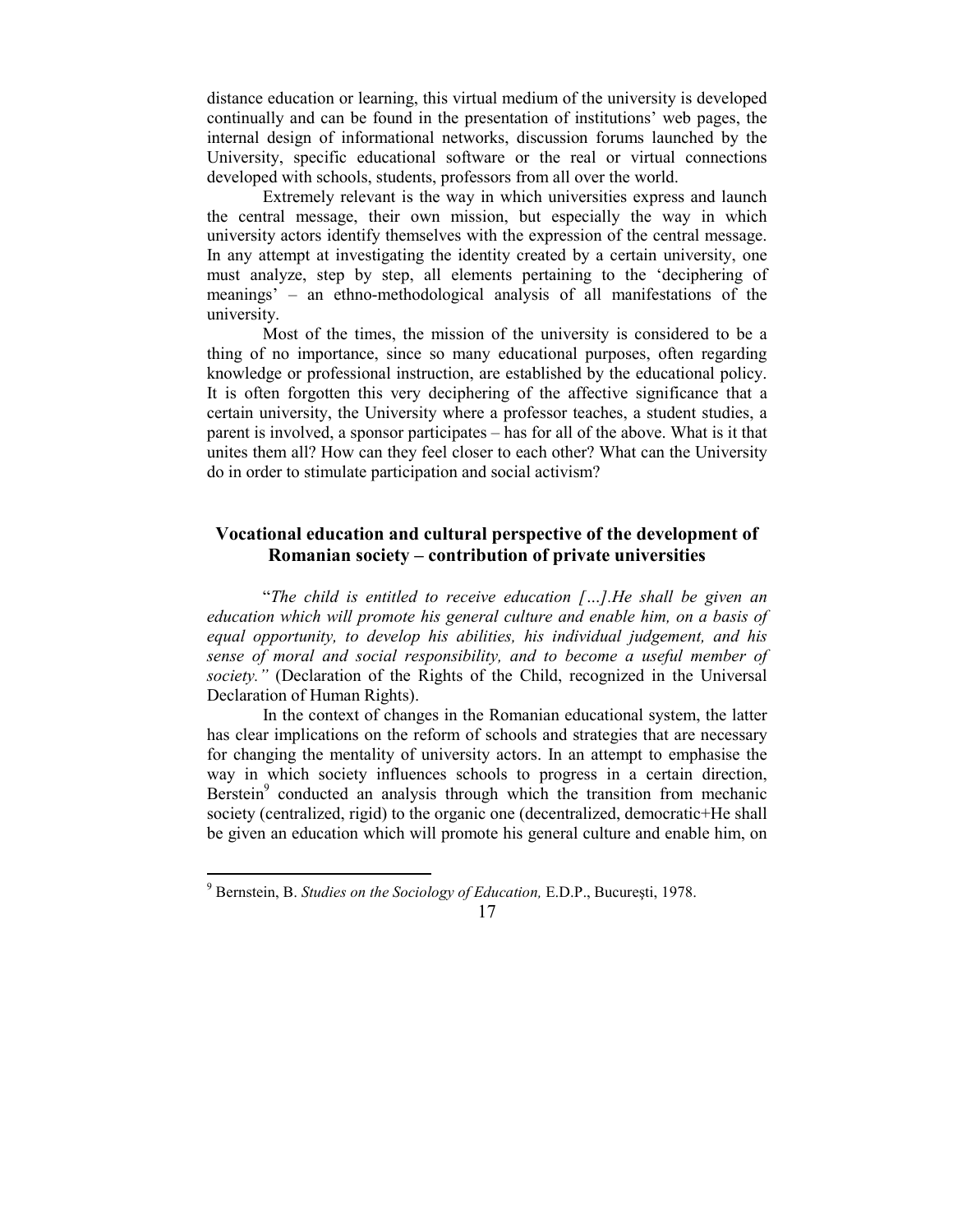distance education or learning, this virtual medium of the university is developed continually and can be found in the presentation of institutions' web pages, the internal design of informational networks, discussion forums launched by the University, specific educational software or the real or virtual connections developed with schools, students, professors from all over the world.

Extremely relevant is the way in which universities express and launch the central message, their own mission, but especially the way in which university actors identify themselves with the expression of the central message. In any attempt at investigating the identity created by a certain university, one must analyze, step by step, all elements pertaining to the 'deciphering of meanings' – an ethno-methodological analysis of all manifestations of the university.

Most of the times, the mission of the university is considered to be a thing of no importance, since so many educational purposes, often regarding knowledge or professional instruction, are established by the educational policy. It is often forgotten this very deciphering of the affective significance that a certain university, the University where a professor teaches, a student studies, a parent is involved, a sponsor participates – has for all of the above. What is it that unites them all? How can they feel closer to each other? What can the University do in order to stimulate participation and social activism?

## Vocational education and cultural perspective of the development of Romanian society – contribution of private universities

"*The child is entitled to receive education […].He shall be given an education which will promote his general culture and enable him, on a basis of equal opportunity, to develop his abilities, his individual judgement, and his sense of moral and social responsibility, and to become a useful member of society.*" (Declaration of the Rights of the Child, recognized in the Universal Declaration of Human Rights).

In the context of changes in the Romanian educational system, the latter has clear implications on the reform of schools and strategies that are necessary for changing the mentality of university actors. In an attempt to emphasise the way in which society influences schools to progress in a certain direction, Berstein[9] conducted an analysis through which the transition from mechanic society (centralized, rigid) to the organic one (decentralized, democratic+He shall be given an education which will promote his general culture and enable him, on

---

[9] Bernstein, B. *Studies on the Sociology of Education,* E.D.P., Bucureşti, 1978.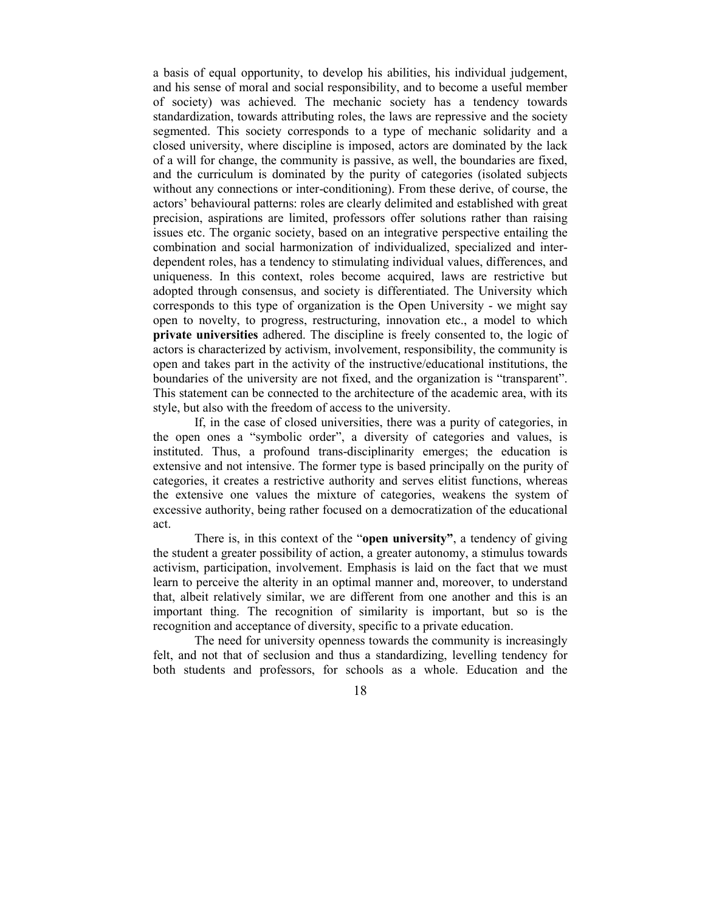a basis of equal opportunity, to develop his abilities, his individual judgement, and his sense of moral and social responsibility, and to become a useful member of society) was achieved. The mechanic society has a tendency towards standardization, towards attributing roles, the laws are repressive and the society segmented. This society corresponds to a type of mechanic solidarity and a closed university, where discipline is imposed, actors are dominated by the lack of a will for change, the community is passive, as well, the boundaries are fixed, and the curriculum is dominated by the purity of categories (isolated subjects without any connections or inter-conditioning). From these derive, of course, the actors' behavioural patterns: roles are clearly delimited and established with great precision, aspirations are limited, professors offer solutions rather than raising issues etc. The organic society, based on an integrative perspective entailing the combination and social harmonization of individualized, specialized and inter-dependent roles, has a tendency to stimulating individual values, differences, and uniqueness. In this context, roles become acquired, laws are restrictive but adopted through consensus, and society is differentiated. The University which corresponds to this type of organization is the Open University - we might say open to novelty, to progress, restructuring, innovation etc., a model to which **private universities** adhered. The discipline is freely consented to, the logic of actors is characterized by activism, involvement, responsibility, the community is open and takes part in the activity of the instructive/educational institutions, the boundaries of the university are not fixed, and the organization is "transparent". This statement can be connected to the architecture of the academic area, with its style, but also with the freedom of access to the university.

If, in the case of closed universities, there was a purity of categories, in the open ones a "symbolic order", a diversity of categories and values, is instituted. Thus, a profound trans-disciplinarity emerges; the education is extensive and not intensive. The former type is based principally on the purity of categories, it creates a restrictive authority and serves elitist functions, whereas the extensive one values the mixture of categories, weakens the system of excessive authority, being rather focused on a democratization of the educational act.

There is, in this context of the "**open university"**, a tendency of giving the student a greater possibility of action, a greater autonomy, a stimulus towards activism, participation, involvement. Emphasis is laid on the fact that we must learn to perceive the alterity in an optimal manner and, moreover, to understand that, albeit relatively similar, we are different from one another and this is an important thing. The recognition of similarity is important, but so is the recognition and acceptance of diversity, specific to a private education.

The need for university openness towards the community is increasingly felt, and not that of seclusion and thus a standardizing, levelling tendency for both students and professors, for schools as a whole. Education and the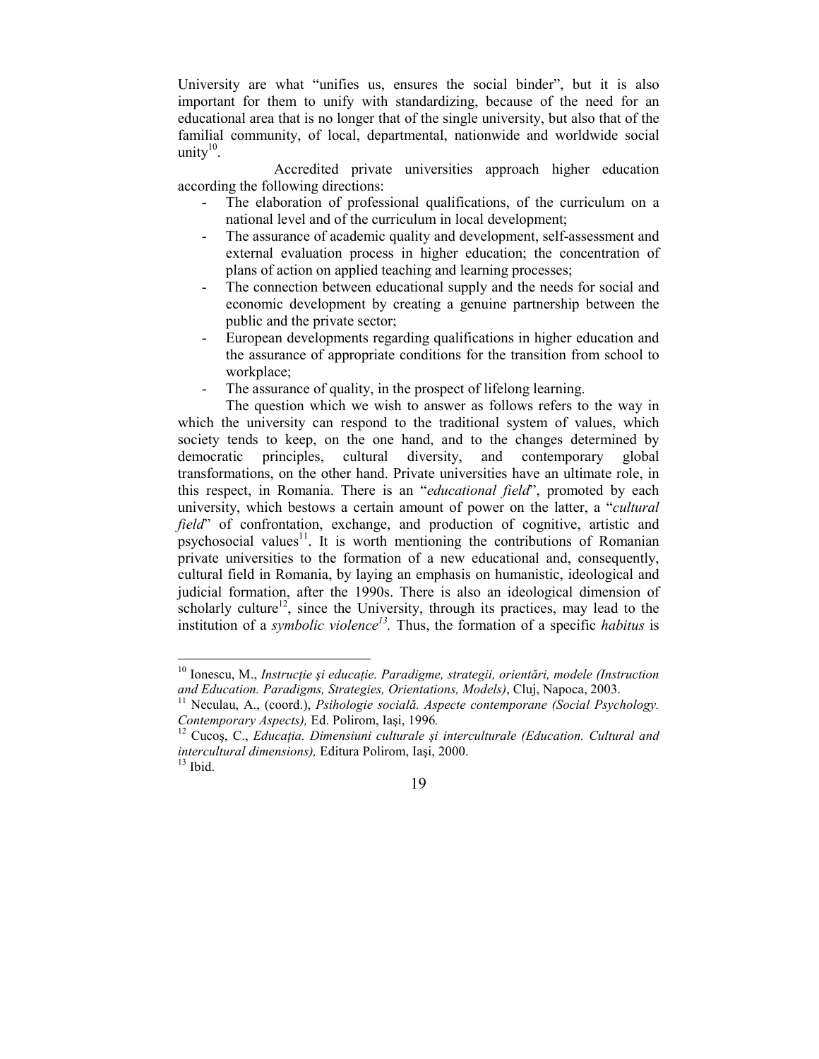University are what "unifies us, ensures the social binder", but it is also important for them to unify with standardizing, because of the need for an educational area that is no longer that of the single university, but also that of the familial community, of local, departmental, nationwide and worldwide social unity[10].

Accredited private universities approach higher education according the following directions:

- The elaboration of professional qualifications, of the curriculum on a national level and of the curriculum in local development;
- The assurance of academic quality and development, self-assessment and external evaluation process in higher education; the concentration of plans of action on applied teaching and learning processes;
- The connection between educational supply and the needs for social and economic development by creating a genuine partnership between the public and the private sector;
- European developments regarding qualifications in higher education and the assurance of appropriate conditions for the transition from school to workplace;
- The assurance of quality, in the prospect of lifelong learning.

The question which we wish to answer as follows refers to the way in which the university can respond to the traditional system of values, which society tends to keep, on the one hand, and to the changes determined by democratic principles, cultural diversity, and contemporary global transformations, on the other hand. Private universities have an ultimate role, in this respect, in Romania. There is an "*educational field*", promoted by each university, which bestows a certain amount of power on the latter, a "*cultural field*" of confrontation, exchange, and production of cognitive, artistic and psychosocial values[11]. It is worth mentioning the contributions of Romanian private universities to the formation of a new educational and, consequently, cultural field in Romania, by laying an emphasis on humanistic, ideological and judicial formation, after the 1990s. There is also an ideological dimension of scholarly culture[12], since the University, through its practices, may lead to the institution of a *symbolic violence*[13]. Thus, the formation of a specific *habitus* is

---

[10] Ionescu, M., *Instrucție și educație. Paradigme, strategii, orientări, modele (Instruction and Education. Paradigms, Strategies, Orientations, Models)*, Cluj, Napoca, 2003.

[11] Neculau, A., (coord.), *Psihologie socială. Aspecte contemporane (Social Psychology. Contemporary Aspects),* Ed. Polirom, Iași, 1996.

[12] Cucoș, C., *Educația. Dimensiuni culturale și interculturale (Education. Cultural and intercultural dimensions),* Editura Polirom, Iași, 2000.

[13] Ibid.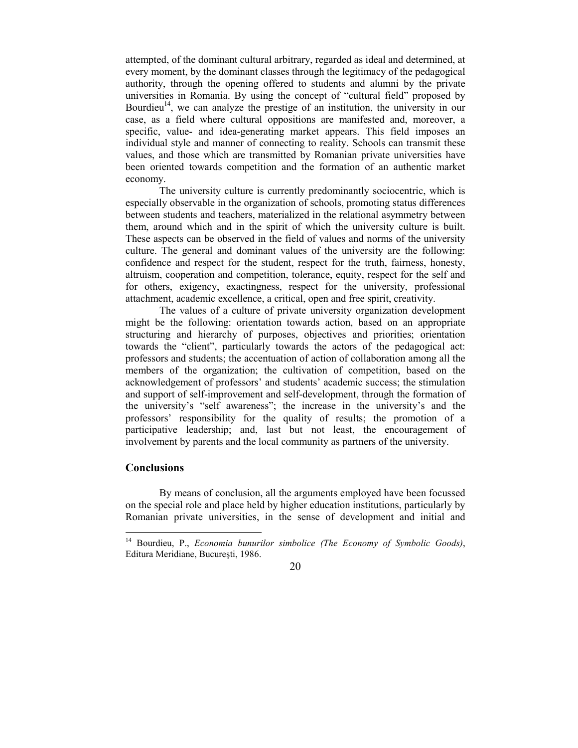attempted, of the dominant cultural arbitrary, regarded as ideal and determined, at every moment, by the dominant classes through the legitimacy of the pedagogical authority, through the opening offered to students and alumni by the private universities in Romania. By using the concept of "cultural field" proposed by Bourdieu[14], we can analyze the prestige of an institution, the university in our case, as a field where cultural oppositions are manifested and, moreover, a specific, value- and idea-generating market appears. This field imposes an individual style and manner of connecting to reality. Schools can transmit these values, and those which are transmitted by Romanian private universities have been oriented towards competition and the formation of an authentic market economy.

The university culture is currently predominantly sociocentric, which is especially observable in the organization of schools, promoting status differences between students and teachers, materialized in the relational asymmetry between them, around which and in the spirit of which the university culture is built. These aspects can be observed in the field of values and norms of the university culture. The general and dominant values of the university are the following: confidence and respect for the student, respect for the truth, fairness, honesty, altruism, cooperation and competition, tolerance, equity, respect for the self and for others, exigency, exactingness, respect for the university, professional attachment, academic excellence, a critical, open and free spirit, creativity.

The values of a culture of private university organization development might be the following: orientation towards action, based on an appropriate structuring and hierarchy of purposes, objectives and priorities; orientation towards the "client", particularly towards the actors of the pedagogical act: professors and students; the accentuation of action of collaboration among all the members of the organization; the cultivation of competition, based on the acknowledgement of professors' and students' academic success; the stimulation and support of self-improvement and self-development, through the formation of the university's "self awareness"; the increase in the university's and the professors' responsibility for the quality of results; the promotion of a participative leadership; and, last but not least, the encouragement of involvement by parents and the local community as partners of the university.

## Conclusions

By means of conclusion, all the arguments employed have been focussed on the special role and place held by higher education institutions, particularly by Romanian private universities, in the sense of development and initial and

---

[14] Bourdieu, P., *Economia bunurilor simbolice (The Economy of Symbolic Goods)*, Editura Meridiane, Bucureşti, 1986.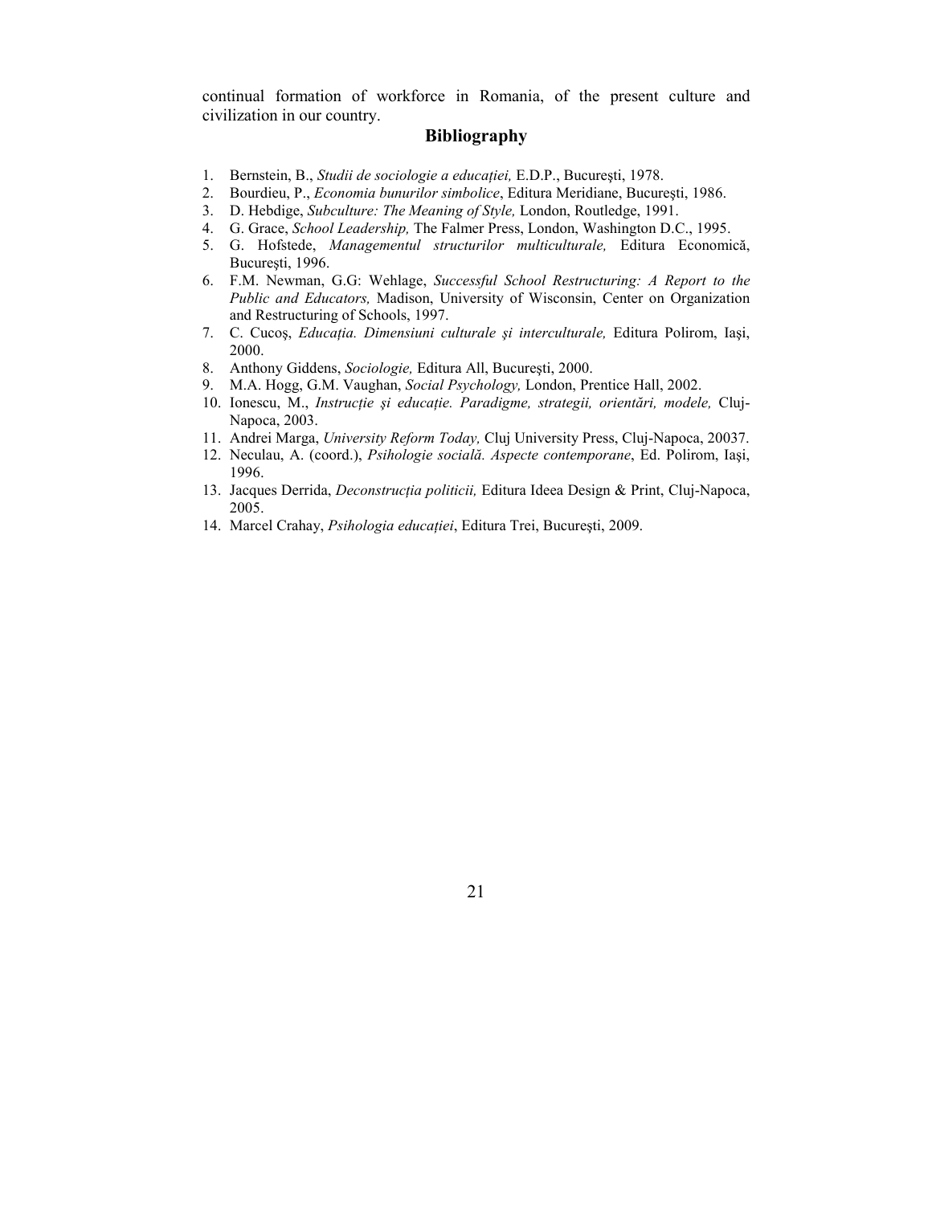continual formation of workforce in Romania, of the present culture and civilization in our country.

## Bibliography

1. Bernstein, B., *Studii de sociologie a educației,* E.D.P., București, 1978.
2. Bourdieu, P., *Economia bunurilor simbolice*, Editura Meridiane, București, 1986.
3. D. Hebdige, *Subculture: The Meaning of Style,* London, Routledge, 1991.
4. G. Grace, *School Leadership,* The Falmer Press, London, Washington D.C., 1995.
5. G. Hofstede, *Managementul structurilor multiculturale,* Editura Economică, București, 1996.
6. F.M. Newman, G.G: Wehlage, *Successful School Restructuring: A Report to the Public and Educators,* Madison, University of Wisconsin, Center on Organization and Restructuring of Schools, 1997.
7. C. Cucoş, *Educația. Dimensiuni culturale şi interculturale,* Editura Polirom, Iaşi, 2000.
8. Anthony Giddens, *Sociologie,* Editura All, București, 2000.
9. M.A. Hogg, G.M. Vaughan, *Social Psychology,* London, Prentice Hall, 2002.
10. Ionescu, M., *Instrucție şi educație. Paradigme, strategii, orientări, modele,* Cluj-Napoca, 2003.
11. Andrei Marga, *University Reform Today,* Cluj University Press, Cluj-Napoca, 20037.
12. Neculau, A. (coord.), *Psihologie socială. Aspecte contemporane*, Ed. Polirom, Iaşi, 1996.
13. Jacques Derrida, *Deconstrucția politicii,* Editura Ideea Design & Print, Cluj-Napoca, 2005.
14. Marcel Crahay, *Psihologia educației*, Editura Trei, București, 2009.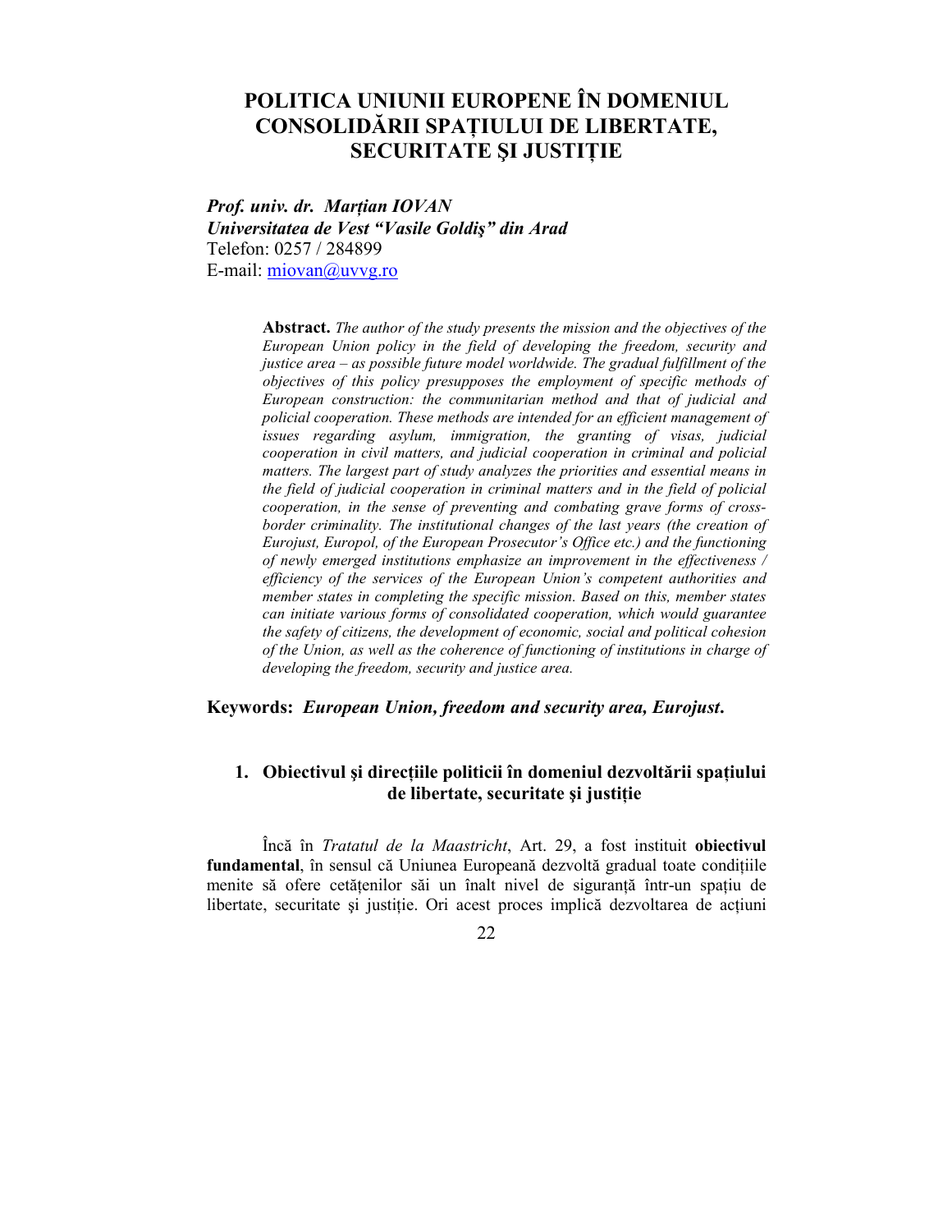# POLITICA UNIUNII EUROPENE ÎN DOMENIUL CONSOLIDĂRII SPAȚIULUI DE LIBERTATE, SECURITATE ŞI JUSTIȚIE

***Prof. univ. dr. Marțian IOVAN***
***Universitatea de Vest "Vasile Goldiş" din Arad***
Telefon: 0257 / 284899
E-mail: miovan@uvvg.ro

> **Abstract.** *The author of the study presents the mission and the objectives of the European Union policy in the field of developing the freedom, security and justice area – as possible future model worldwide. The gradual fulfillment of the objectives of this policy presupposes the employment of specific methods of European construction: the communitarian method and that of judicial and policial cooperation. These methods are intended for an efficient management of issues regarding asylum, immigration, the granting of visas, judicial cooperation in civil matters, and judicial cooperation in criminal and policial matters. The largest part of study analyzes the priorities and essential means in the field of judicial cooperation in criminal matters and in the field of policial cooperation, in the sense of preventing and combating grave forms of cross-border criminality. The institutional changes of the last years (the creation of Eurojust, Europol, of the European Prosecutor's Office etc.) and the functioning of newly emerged institutions emphasize an improvement in the effectiveness / efficiency of the services of the European Union's competent authorities and member states in completing the specific mission. Based on this, member states can initiate various forms of consolidated cooperation, which would guarantee the safety of citizens, the development of economic, social and political cohesion of the Union, as well as the coherence of functioning of institutions in charge of developing the freedom, security and justice area.*

**Keywords:** ***European Union, freedom and security area, Eurojust*.**

## 1. Obiectivul şi direcțiile politicii în domeniul dezvoltării spațiului de libertate, securitate şi justiție

Încă în *Tratatul de la Maastricht*, Art. 29, a fost instituit **obiectivul fundamental**, în sensul că Uniunea Europeană dezvoltă gradual toate condițiile menite să ofere cetățenilor săi un înalt nivel de siguranță într-un spațiu de libertate, securitate şi justiție. Ori acest proces implică dezvoltarea de acțiuni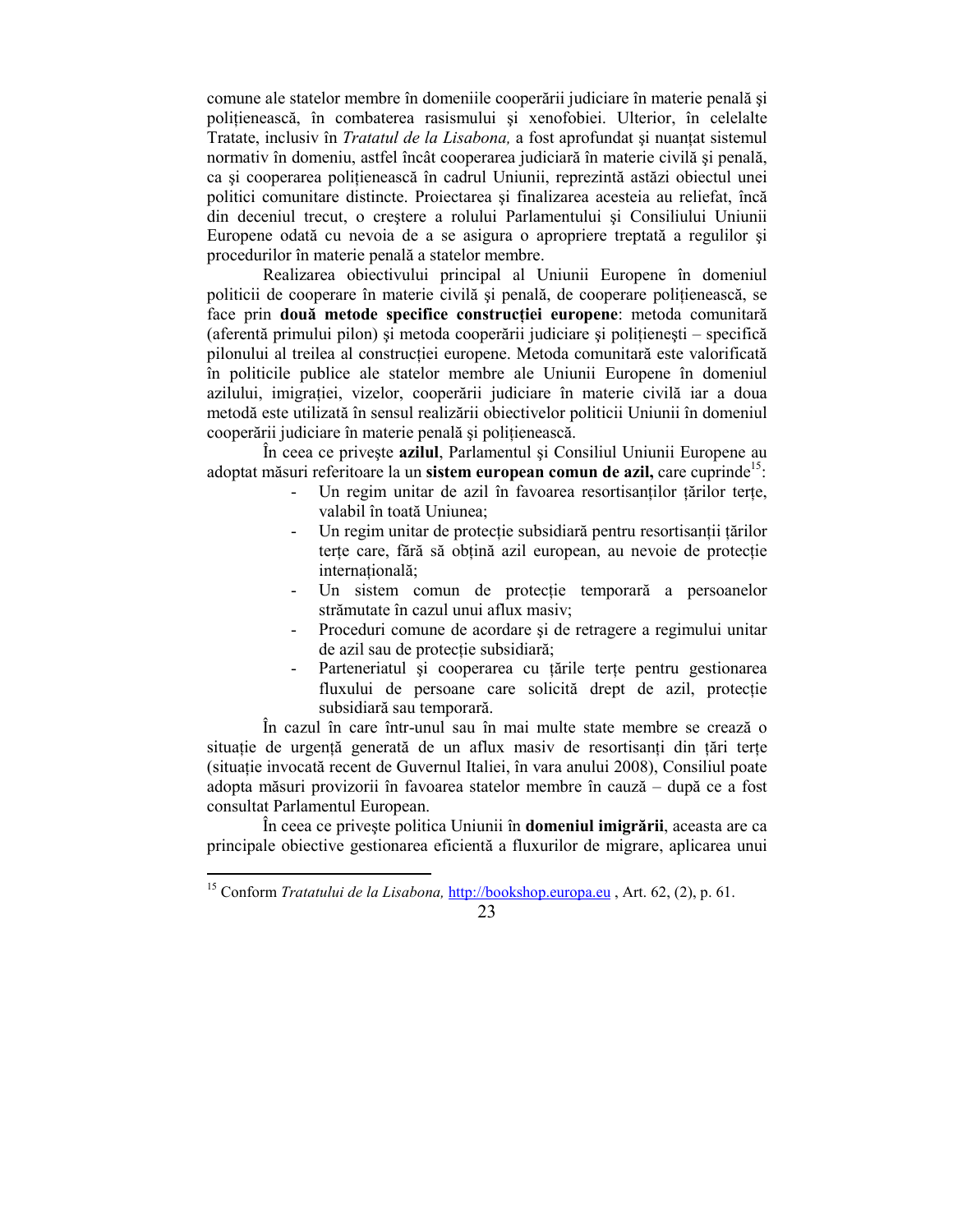comune ale statelor membre în domeniile cooperării judiciare în materie penală şi poliţienească, în combaterea rasismului şi xenofobiei. Ulterior, în celelalte Tratate, inclusiv în *Tratatul de la Lisabona,* a fost aprofundat şi nuanţat sistemul normativ în domeniu, astfel încât cooperarea judiciară în materie civilă şi penală, ca şi cooperarea poliţienească în cadrul Uniunii, reprezintă astăzi obiectul unei politici comunitare distincte. Proiectarea şi finalizarea acesteia au reliefat, încă din deceniul trecut, o creştere a rolului Parlamentului şi Consiliului Uniunii Europene odată cu nevoia de a se asigura o apropriere treptată a regulilor şi procedurilor în materie penală a statelor membre.

Realizarea obiectivului principal al Uniunii Europene în domeniul politicii de cooperare în materie civilă şi penală, de cooperare poliţienească, se face prin **două metode specifice construcţiei europene**: metoda comunitară (aferentă primului pilon) şi metoda cooperării judiciare şi poliţieneşti – specifică pilonului al treilea al construcţiei europene. Metoda comunitară este valorificată în politicile publice ale statelor membre ale Uniunii Europene în domeniul azilului, imigraţiei, vizelor, cooperării judiciare în materie civilă iar a doua metodă este utilizată în sensul realizării obiectivelor politicii Uniunii în domeniul cooperării judiciare în materie penală şi poliţienească.

În ceea ce priveşte **azilul**, Parlamentul şi Consiliul Uniunii Europene au adoptat măsuri referitoare la un **sistem european comun de azil,** care cuprinde[15]:

- Un regim unitar de azil în favoarea resortisanţilor ţărilor terţe, valabil în toată Uniunea;
- Un regim unitar de protecţie subsidiară pentru resortisanţii ţărilor terţe care, fără să obţină azil european, au nevoie de protecţie internaţională;
- Un sistem comun de protecţie temporară a persoanelor strămutate în cazul unui aflux masiv;
- Proceduri comune de acordare şi de retragere a regimului unitar de azil sau de protecţie subsidiară;
- Parteneriatul şi cooperarea cu ţările terţe pentru gestionarea fluxului de persoane care solicită drept de azil, protecţie subsidiară sau temporară.

În cazul în care într-unul sau în mai multe state membre se crează o situaţie de urgenţă generată de un aflux masiv de resortisanţi din ţări terţe (situaţie invocată recent de Guvernul Italiei, în vara anului 2008), Consiliul poate adopta măsuri provizorii în favoarea statelor membre în cauză – după ce a fost consultat Parlamentul European.

În ceea ce priveşte politica Uniunii în **domeniul imigrării**, aceasta are ca principale obiective gestionarea eficientă a fluxurilor de migrare, aplicarea unui

[15] Conform *Tratatului de la Lisabona,* http://bookshop.europa.eu , Art. 62, (2), p. 61.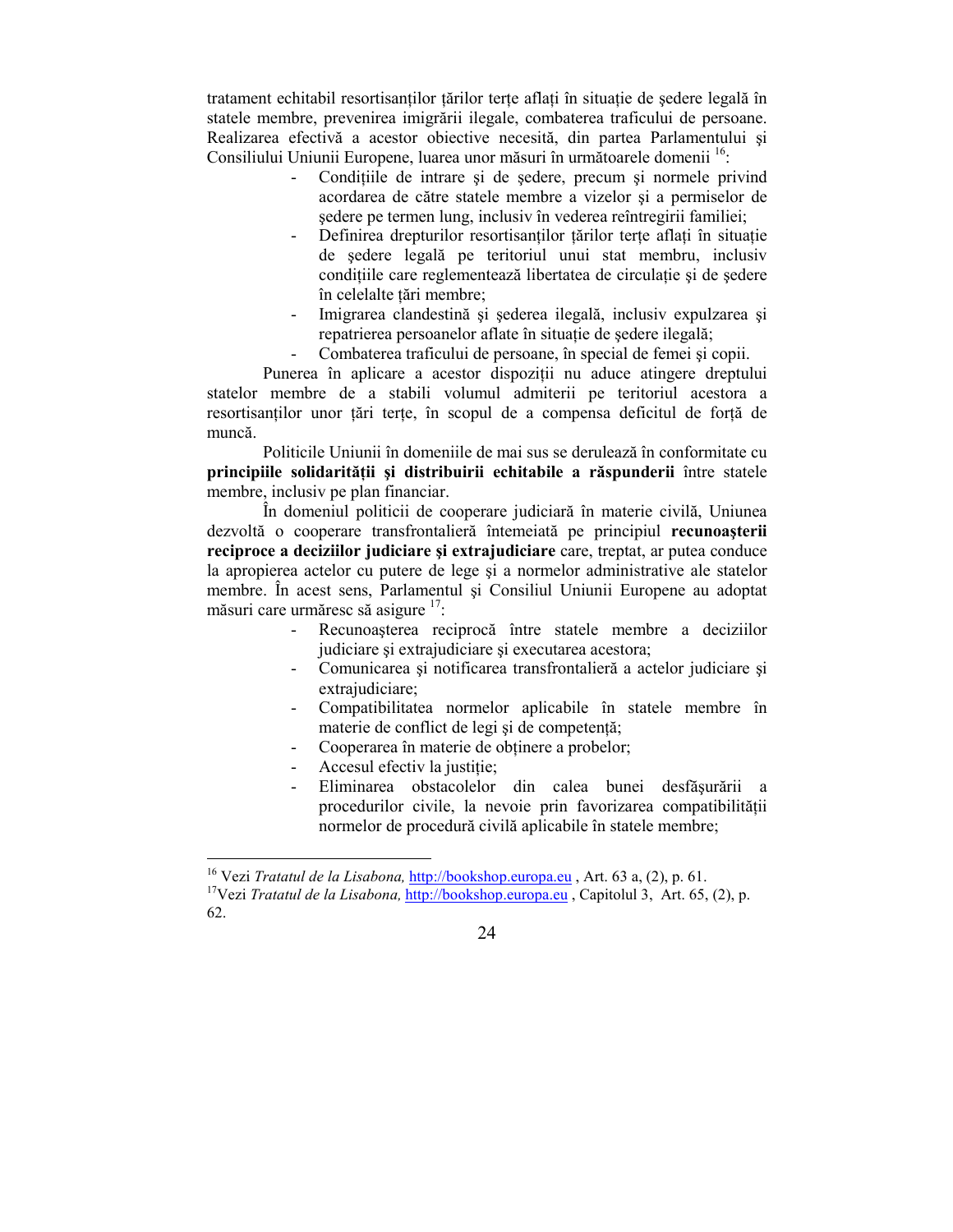tratament echitabil resortisanților țărilor terțe aflați în situație de ședere legală în statele membre, prevenirea imigrării ilegale, combaterea traficului de persoane. Realizarea efectivă a acestor obiective necesită, din partea Parlamentului şi Consiliului Uniunii Europene, luarea unor măsuri în următoarele domenii [16]:

- Condițiile de intrare şi de şedere, precum şi normele privind acordarea de către statele membre a vizelor şi a permiselor de şedere pe termen lung, inclusiv în vederea reîntregirii familiei;
- Definirea drepturilor resortisanților țărilor terțe aflați în situație de şedere legală pe teritoriul unui stat membru, inclusiv condițiile care reglementează libertatea de circulație şi de şedere în celelalte țări membre;
- Imigrarea clandestină şi şederea ilegală, inclusiv expulzarea şi repatrierea persoanelor aflate în situație de şedere ilegală;
- Combaterea traficului de persoane, în special de femei şi copii.

Punerea în aplicare a acestor dispoziții nu aduce atingere dreptului statelor membre de a stabili volumul admiterii pe teritoriul acestora a resortisanților unor țări terțe, în scopul de a compensa deficitul de forță de muncă.

Politicile Uniunii în domeniile de mai sus se derulează în conformitate cu **principiile solidarității şi distribuirii echitabile a răspunderii** între statele membre, inclusiv pe plan financiar.

În domeniul politicii de cooperare judiciară în materie civilă, Uniunea dezvoltă o cooperare transfrontalieră întemeiată pe principiul **recunoaşterii reciproce a deciziilor judiciare şi extrajudiciare** care, treptat, ar putea conduce la apropierea actelor cu putere de lege şi a normelor administrative ale statelor membre. În acest sens, Parlamentul şi Consiliul Uniunii Europene au adoptat măsuri care urmăresc să asigure [17]:

- Recunoaşterea reciprocă între statele membre a deciziilor judiciare şi extrajudiciare şi executarea acestora;
- Comunicarea şi notificarea transfrontalieră a actelor judiciare şi extrajudiciare;
- Compatibilitatea normelor aplicabile în statele membre în materie de conflict de legi şi de competență;
- Cooperarea în materie de obținere a probelor;
- Accesul efectiv la justiție;
- Eliminarea obstacolelor din calea bunei desfăşurării a procedurilor civile, la nevoie prin favorizarea compatibilității normelor de procedură civilă aplicabile în statele membre;

---

[16] Vezi *Tratatul de la Lisabona,* http://bookshop.europa.eu , Art. 63 a, (2), p. 61.
[17] Vezi *Tratatul de la Lisabona,* http://bookshop.europa.eu , Capitolul 3, Art. 65, (2), p. 62.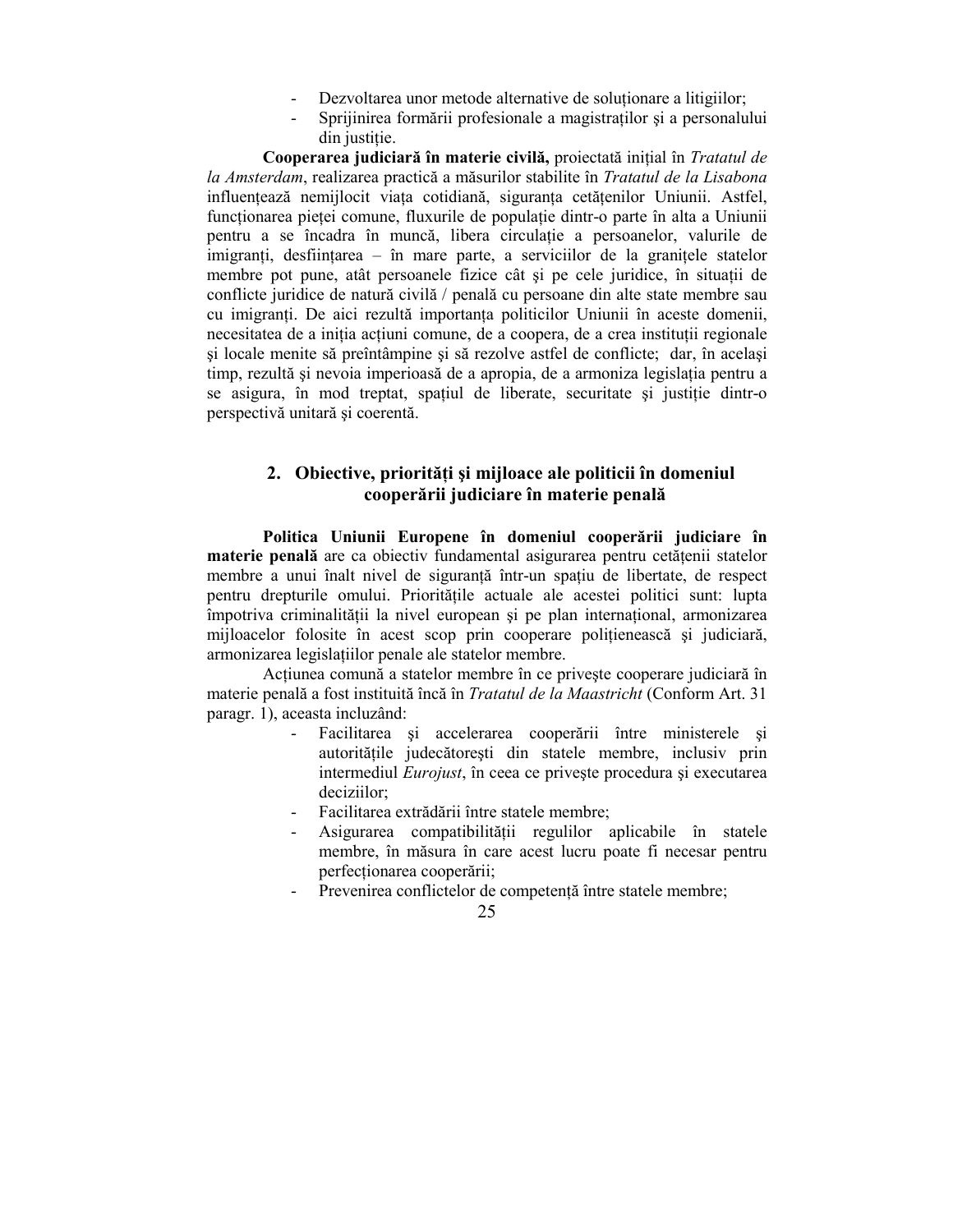- Dezvoltarea unor metode alternative de soluționare a litigiilor;
- Sprijinirea formării profesionale a magistraților şi a personalului din justiție.

**Cooperarea judiciară în materie civilă,** proiectată inițial în *Tratatul de la Amsterdam*, realizarea practică a măsurilor stabilite în *Tratatul de la Lisabona* influențează nemijlocit viața cotidiană, siguranța cetățenilor Uniunii. Astfel, funcționarea pieței comune, fluxurile de populație dintr-o parte în alta a Uniunii pentru a se încadra în muncă, libera circulație a persoanelor, valurile de imigranți, desființarea – în mare parte, a serviciilor de la granițele statelor membre pot pune, atât persoanele fizice cât şi pe cele juridice, în situații de conflicte juridice de natură civilă / penală cu persoane din alte state membre sau cu imigranți. De aici rezultă importanța politicilor Uniunii în aceste domenii, necesitatea de a iniția acțiuni comune, de a coopera, de a crea instituții regionale şi locale menite să preîntâmpine şi să rezolve astfel de conflicte; dar, în acelaşi timp, rezultă şi nevoia imperioasă de a apropia, de a armoniza legislația pentru a se asigura, în mod treptat, spațiul de liberate, securitate şi justiție dintr-o perspectivă unitară şi coerentă.

## 2. Obiective, priorități şi mijloace ale politicii în domeniul cooperării judiciare în materie penală

**Politica Uniunii Europene în domeniul cooperării judiciare în materie penală** are ca obiectiv fundamental asigurarea pentru cetățenii statelor membre a unui înalt nivel de siguranță într-un spațiu de libertate, de respect pentru drepturile omului. Prioritățile actuale ale acestei politici sunt: lupta împotriva criminalității la nivel european şi pe plan internațional, armonizarea mijloacelor folosite în acest scop prin cooperare polițienească şi judiciară, armonizarea legislațiilor penale ale statelor membre.

Acțiunea comună a statelor membre în ce priveşte cooperare judiciară în materie penală a fost instituită încă în *Tratatul de la Maastricht* (Conform Art. 31 paragr. 1), aceasta incluzând:

- Facilitarea şi accelerarea cooperării între ministerele şi autoritățile judecătoreşti din statele membre, inclusiv prin intermediul *Eurojust*, în ceea ce priveşte procedura şi executarea deciziilor;
- Facilitarea extrădării între statele membre;
- Asigurarea compatibilității regulilor aplicabile în statele membre, în măsura în care acest lucru poate fi necesar pentru perfecționarea cooperării;
- Prevenirea conflictelor de competență între statele membre;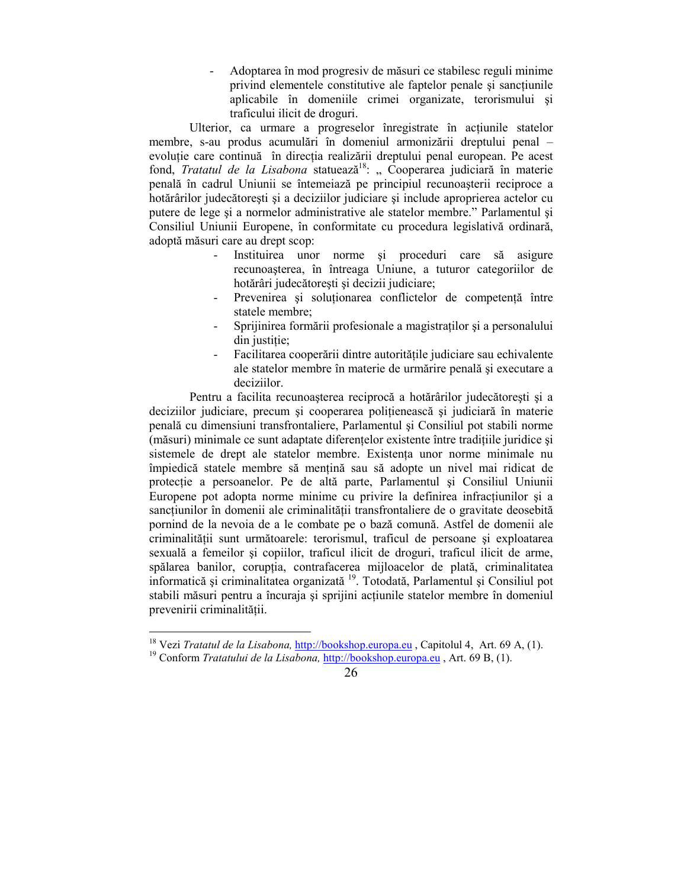- Adoptarea în mod progresiv de măsuri ce stabilesc reguli minime privind elementele constitutive ale faptelor penale şi sancţiunile aplicabile în domeniile crimei organizate, terorismului şi traficului ilicit de droguri.

Ulterior, ca urmare a progreselor înregistrate în acţiunile statelor membre, s-au produs acumulări în domeniul armonizării dreptului penal – evoluţie care continuă în direcţia realizării dreptului penal european. Pe acest fond, *Tratatul de la Lisabona* statuează[18]: „ Cooperarea judiciară în materie penală în cadrul Uniunii se întemeiază pe principiul recunoaşterii reciproce a hotărârilor judecătoreşti şi a deciziilor judiciare şi include apropierea actelor cu putere de lege şi a normelor administrative ale statelor membre." Parlamentul şi Consiliul Uniunii Europene, în conformitate cu procedura legislativă ordinară, adoptă măsuri care au drept scop:

- Instituirea unor norme şi proceduri care să asigure recunoaşterea, în întreaga Uniune, a tuturor categoriilor de hotărâri judecătoreşti şi decizii judiciare;
- Prevenirea şi soluţionarea conflictelor de competenţă între statele membre;
- Sprijinirea formării profesionale a magistraţilor şi a personalului din justiţie;
- Facilitarea cooperării dintre autorităţile judiciare sau echivalente ale statelor membre în materie de urmărire penală şi executare a deciziilor.

Pentru a facilita recunoaşterea reciprocă a hotărârilor judecătoreşti şi a deciziilor judiciare, precum şi cooperarea poliţienească şi judiciară în materie penală cu dimensiuni transfrontaliere, Parlamentul şi Consiliul pot stabili norme (măsuri) minimale ce sunt adaptate diferenţelor existente între tradiţiile juridice şi sistemele de drept ale statelor membre. Existenţa unor norme minimale nu împiedică statele membre să menţină sau să adopte un nivel mai ridicat de protecţie a persoanelor. Pe de altă parte, Parlamentul şi Consiliul Uniunii Europene pot adopta norme minime cu privire la definirea infracţiunilor şi a sancţiunilor în domenii ale criminalităţii transfrontaliere de o gravitate deosebită pornind de la nevoia de a le combate pe o bază comună. Astfel de domenii ale criminalităţii sunt următoarele: terorismul, traficul de persoane şi exploatarea sexuală a femeilor şi copiilor, traficul ilicit de droguri, traficul ilicit de arme, spălarea banilor, corupţia, contrafacerea mijloacelor de plată, criminalitatea informatică şi criminalitatea organizată [19]. Totodată, Parlamentul şi Consiliul pot stabili măsuri pentru a încuraja şi sprijini acţiunile statelor membre în domeniul prevenirii criminalităţii.

---

[18] Vezi *Tratatul de la Lisabona,* http://bookshop.europa.eu , Capitolul 4, Art. 69 A, (1).

[19] Conform *Tratatului de la Lisabona,* http://bookshop.europa.eu , Art. 69 B, (1).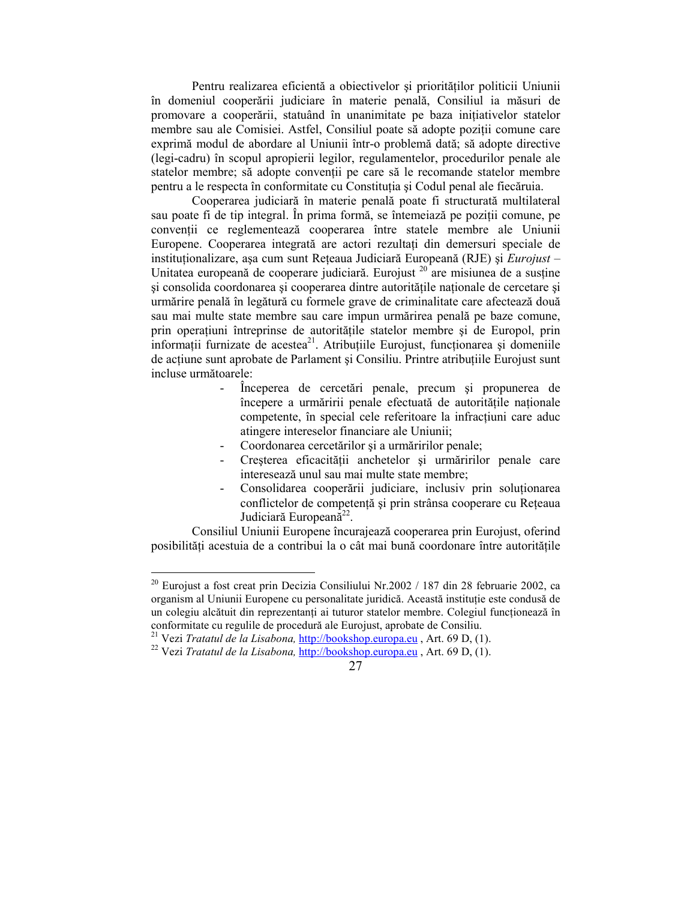Pentru realizarea eficientă a obiectivelor şi priorităţilor politicii Uniunii în domeniul cooperării judiciare în materie penală, Consiliul ia măsuri de promovare a cooperării, statuând în unanimitate pe baza iniţiativelor statelor membre sau ale Comisiei. Astfel, Consiliul poate să adopte poziţii comune care exprimă modul de abordare al Uniunii într-o problemă dată; să adopte directive (legi-cadru) în scopul apropierii legilor, regulamentelor, procedurilor penale ale statelor membre; să adopte convenţii pe care să le recomande statelor membre pentru a le respecta în conformitate cu Constituţia şi Codul penal ale fiecăruia.

Cooperarea judiciară în materie penală poate fi structurată multilateral sau poate fi de tip integral. În prima formă, se întemeiază pe poziţii comune, pe convenţii ce reglementează cooperarea între statele membre ale Uniunii Europene. Cooperarea integrată are actori rezultaţi din demersuri speciale de instituţionalizare, aşa cum sunt Reţeaua Judiciară Europeană (RJE) şi *Eurojust* – Unitatea europeană de cooperare judiciară. Eurojust [20] are misiunea de a susţine şi consolida coordonarea şi cooperarea dintre autorităţile naţionale de cercetare şi urmărire penală în legătură cu formele grave de criminalitate care afectează două sau mai multe state membre sau care impun urmărirea penală pe baze comune, prin operaţiuni întreprinse de autorităţile statelor membre şi de Europol, prin informaţii furnizate de acestea[21]. Atribuţiile Eurojust, funcţionarea şi domeniile de acţiune sunt aprobate de Parlament şi Consiliu. Printre atribuţiile Eurojust sunt incluse următoarele:

- Începerea de cercetări penale, precum şi propunerea de începere a urmăririi penale efectuată de autorităţile naţionale competente, în special cele referitoare la infracţiuni care aduc atingere intereselor financiare ale Uniunii;
- Coordonarea cercetărilor şi a urmăririlor penale;
- Creşterea eficacităţii anchetelor şi urmăririlor penale care interesează unul sau mai multe state membre;
- Consolidarea cooperării judiciare, inclusiv prin soluţionarea conflictelor de competenţă şi prin strânsa cooperare cu Reţeaua Judiciară Europeană[22].

Consiliul Uniunii Europene încurajează cooperarea prin Eurojust, oferind posibilităţi acestuia de a contribui la o cât mai bună coordonare între autorităţile

---

[20] Eurojust a fost creat prin Decizia Consiliului Nr.2002 / 187 din 28 februarie 2002, ca organism al Uniunii Europene cu personalitate juridică. Această instituţie este condusă de un colegiu alcătuit din reprezentanţi ai tuturor statelor membre. Colegiul funcţionează în conformitate cu regulile de procedură ale Eurojust, aprobate de Consiliu.

[21] Vezi *Tratatul de la Lisabona,* http://bookshop.europa.eu , Art. 69 D, (1).

[22] Vezi *Tratatul de la Lisabona,* http://bookshop.europa.eu , Art. 69 D, (1).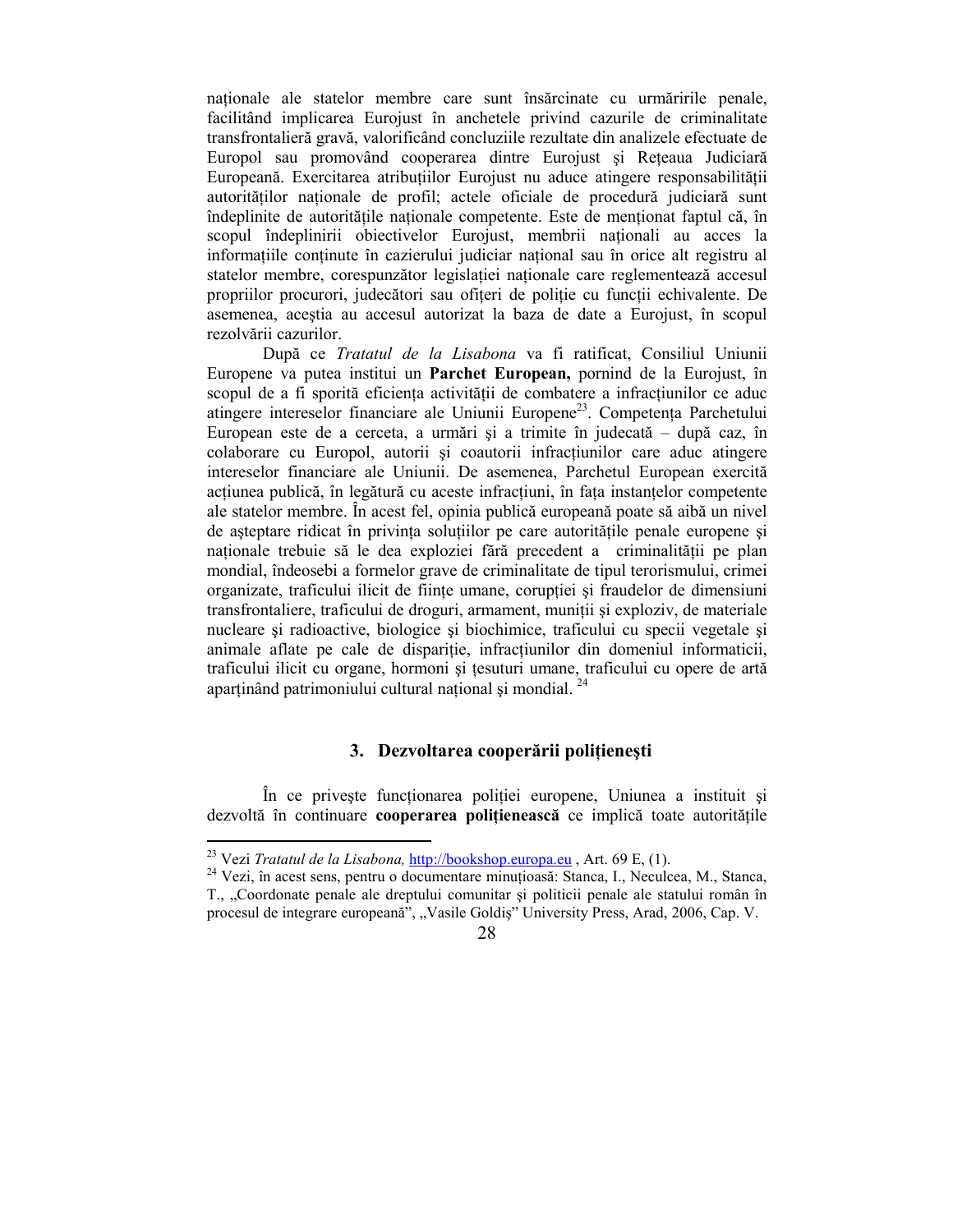naționale ale statelor membre care sunt însărcinate cu urmăririle penale, facilitând implicarea Eurojust în anchetele privind cazurile de criminalitate transfrontalieră gravă, valorificând concluziile rezultate din analizele efectuate de Europol sau promovând cooperarea dintre Eurojust și Rețeaua Judiciară Europeană. Exercitarea atribuțiilor Eurojust nu aduce atingere responsabilității autorităților naționale de profil; actele oficiale de procedură judiciară sunt îndeplinite de autoritățile naționale competente. Este de menționat faptul că, în scopul îndeplinirii obiectivelor Eurojust, membrii naționali au acces la informațiile conținute în cazierului judiciar național sau în orice alt registru al statelor membre, corespunzător legislației naționale care reglementează accesul propriilor procurori, judecători sau ofițeri de poliție cu funcții echivalente. De asemenea, aceștia au accesul autorizat la baza de date a Eurojust, în scopul rezolvării cazurilor.

După ce *Tratatul de la Lisabona* va fi ratificat, Consiliul Uniunii Europene va putea institui un **Parchet European,** pornind de la Eurojust, în scopul de a fi sporită eficiența activității de combatere a infracțiunilor ce aduc atingere intereselor financiare ale Uniunii Europene[23]. Competența Parchetului European este de a cerceta, a urmări și a trimite în judecată – după caz, în colaborare cu Europol, autorii și coautorii infracțiunilor care aduc atingere intereselor financiare ale Uniunii. De asemenea, Parchetul European exercită acțiunea publică, în legătură cu aceste infracțiuni, în fața instanțelor competente ale statelor membre. În acest fel, opinia publică europeană poate să aibă un nivel de așteptare ridicat în privința soluțiilor pe care autoritățile penale europene și naționale trebuie să le dea exploziei fără precedent a criminalității pe plan mondial, îndeosebi a formelor grave de criminalitate de tipul terorismului, crimei organizate, traficului ilicit de ființe umane, corupției și fraudelor de dimensiuni transfrontaliere, traficului de droguri, armament, muniții și exploziv, de materiale nucleare și radioactive, biologice și biochimice, traficului cu specii vegetale și animale aflate pe cale de dispariție, infracțiunilor din domeniul informaticii, traficului ilicit cu organe, hormoni și țesuturi umane, traficului cu opere de artă aparținând patrimoniului cultural național și mondial. [24]

## 3. Dezvoltarea cooperării polițienești

În ce privește funcționarea poliției europene, Uniunea a instituit și dezvoltă în continuare **cooperarea polițienească** ce implică toate autoritățile

---

[23] Vezi *Tratatul de la Lisabona,* http://bookshop.europa.eu , Art. 69 E, (1).

[24] Vezi, în acest sens, pentru o documentare minuțioasă: Stanca, I., Neculcea, M., Stanca, T., „Coordonate penale ale dreptului comunitar și politicii penale ale statului român în procesul de integrare europeană", „Vasile Goldiș" University Press, Arad, 2006, Cap. V.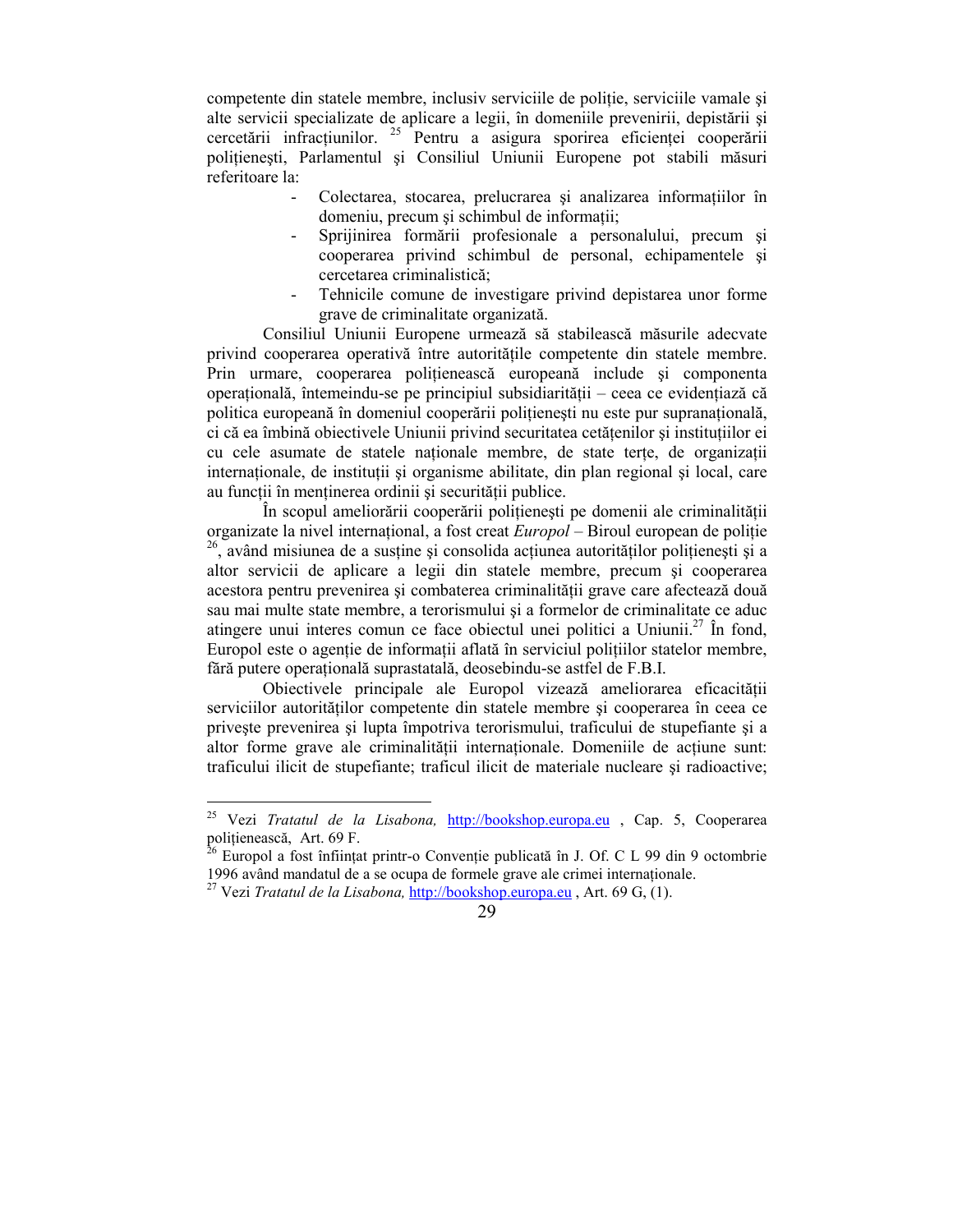competente din statele membre, inclusiv serviciile de poliție, serviciile vamale şi alte servicii specializate de aplicare a legii, în domeniile prevenirii, depistării şi cercetării infracțiunilor. [25] Pentru a asigura sporirea eficienței cooperării polițieneşti, Parlamentul şi Consiliul Uniunii Europene pot stabili măsuri referitoare la:

- Colectarea, stocarea, prelucrarea şi analizarea informațiilor în domeniu, precum şi schimbul de informații;
- Sprijinirea formării profesionale a personalului, precum şi cooperarea privind schimbul de personal, echipamentele şi cercetarea criminalistică;
- Tehnicile comune de investigare privind depistarea unor forme grave de criminalitate organizată.

Consiliul Uniunii Europene urmează să stabilească măsurile adecvate privind cooperarea operativă între autoritățile competente din statele membre. Prin urmare, cooperarea polițienească europeană include şi componenta operațională, întemeindu-se pe principiul subsidiarității – ceea ce evidențiază că politica europeană în domeniul cooperării polițieneşti nu este pur supranațională, ci că ea îmbină obiectivele Uniunii privind securitatea cetățenilor şi instituțiilor ei cu cele asumate de statele naționale membre, de state terțe, de organizații internaționale, de instituții şi organisme abilitate, din plan regional şi local, care au funcții în menținerea ordinii şi securității publice.

În scopul ameliorării cooperării polițieneşti pe domenii ale criminalității organizate la nivel internațional, a fost creat *Europol* – Biroul european de poliție [26], având misiunea de a susține şi consolida acțiunea autorităților polițieneşti şi a altor servicii de aplicare a legii din statele membre, precum şi cooperarea acestora pentru prevenirea şi combaterea criminalității grave care afectează două sau mai multe state membre, a terorismului şi a formelor de criminalitate ce aduc atingere unui interes comun ce face obiectul unei politici a Uniunii.[27] În fond, Europol este o agenție de informații aflată în serviciul polițiilor statelor membre, fără putere operațională suprastatală, deosebindu-se astfel de F.B.I.

Obiectivele principale ale Europol vizează ameliorarea eficacității serviciilor autorităților competente din statele membre şi cooperarea în ceea ce priveşte prevenirea şi lupta împotriva terorismului, traficului de stupefiante şi a altor forme grave ale criminalității internaționale. Domeniile de acțiune sunt: traficului ilicit de stupefiante; traficul ilicit de materiale nucleare şi radioactive;

---

[25] Vezi *Tratatul de la Lisabona,* http://bookshop.europa.eu , Cap. 5, Cooperarea polițienească, Art. 69 F.

[26] Europol a fost înființat printr-o Convenție publicată în J. Of. C L 99 din 9 octombrie 1996 având mandatul de a se ocupa de formele grave ale crimei internaționale.

[27] Vezi *Tratatul de la Lisabona,* http://bookshop.europa.eu , Art. 69 G, (1).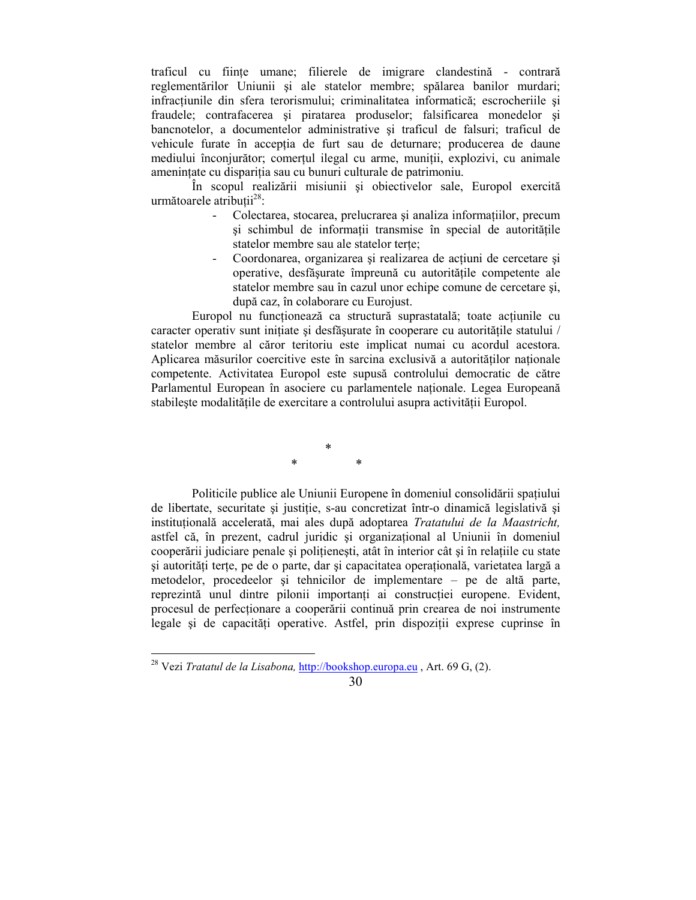traficul cu ființe umane; filierele de imigrare clandestină - contrară reglementărilor Uniunii şi ale statelor membre; spălarea banilor murdari; infracțiunile din sfera terorismului; criminalitatea informatică; escrocheriile şi fraudele; contrafacerea şi piratarea produselor; falsificarea monedelor şi bancnotelor, a documentelor administrative şi traficul de falsuri; traficul de vehicule furate în accepția de furt sau de deturnare; producerea de daune mediului înconjurător; comerțul ilegal cu arme, muniții, explozivi, cu animale amenințate cu dispariția sau cu bunuri culturale de patrimoniu.

În scopul realizării misiunii şi obiectivelor sale, Europol exercită următoarele atribuții[28]:

- Colectarea, stocarea, prelucrarea şi analiza informațiilor, precum şi schimbul de informații transmise în special de autoritățile statelor membre sau ale statelor terțe;
- Coordonarea, organizarea şi realizarea de acțiuni de cercetare şi operative, desfăşurate împreună cu autoritățile competente ale statelor membre sau în cazul unor echipe comune de cercetare şi, după caz, în colaborare cu Eurojust.

Europol nu funcționează ca structură suprastatală; toate acțiunile cu caracter operativ sunt inițiate şi desfăşurate în cooperare cu autoritățile statului / statelor membre al căror teritoriu este implicat numai cu acordul acestora. Aplicarea măsurilor coercitive este în sarcina exclusivă a autorităților naționale competente. Activitatea Europol este supusă controlului democratic de către Parlamentul European în asociere cu parlamentele naționale. Legea Europeană stabileşte modalitățile de exercitare a controlului asupra activității Europol.

\*

\*  \*

Politicile publice ale Uniunii Europene în domeniul consolidării spațiului de libertate, securitate şi justiție, s-au concretizat într-o dinamică legislativă şi instituțională accelerată, mai ales după adoptarea *Tratatului de la Maastricht,* astfel că, în prezent, cadrul juridic şi organizațional al Uniunii în domeniul cooperării judiciare penale şi polițieneşti, atât în interior cât şi în relațiile cu state şi autorități terțe, pe de o parte, dar şi capacitatea operațională, varietatea largă a metodelor, procedeelor şi tehnicilor de implementare – pe de altă parte, reprezintă unul dintre pilonii importanți ai construcției europene. Evident, procesul de perfecționare a cooperării continuă prin crearea de noi instrumente legale şi de capacități operative. Astfel, prin dispoziții exprese cuprinse în

---

[28] Vezi *Tratatul de la Lisabona,* http://bookshop.europa.eu , Art. 69 G, (2).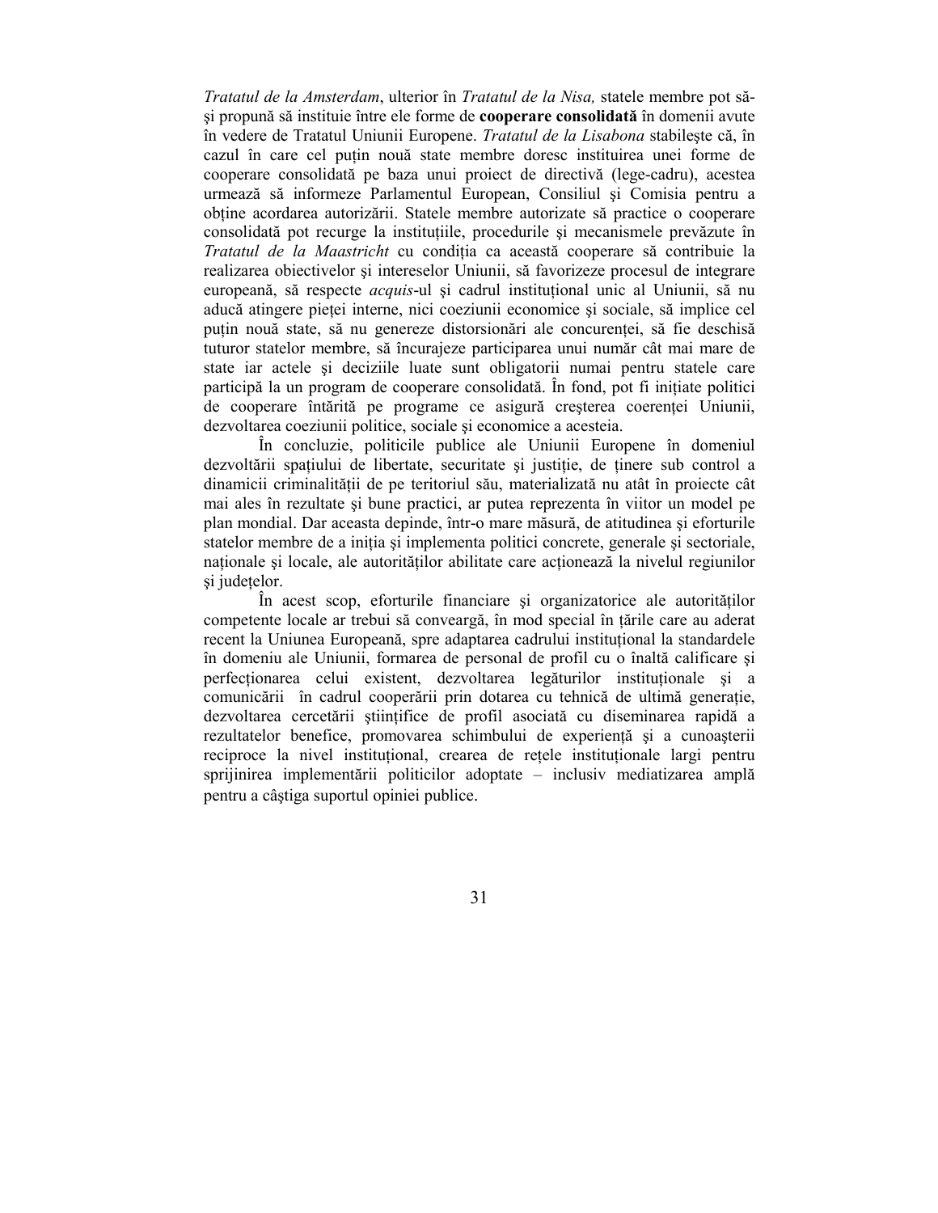*Tratatul de la Amsterdam*, ulterior în *Tratatul de la Nisa,* statele membre pot să-şi propună să instituie între ele forme de **cooperare consolidată** în domenii avute în vedere de Tratatul Uniunii Europene. *Tratatul de la Lisabona* stabileşte că, în cazul în care cel puţin nouă state membre doresc instituirea unei forme de cooperare consolidată pe baza unui proiect de directivă (lege-cadru), acestea urmează să informeze Parlamentul European, Consiliul şi Comisia pentru a obţine acordarea autorizării. Statele membre autorizate să practice o cooperare consolidată pot recurge la instituţiile, procedurile şi mecanismele prevăzute în *Tratatul de la Maastricht* cu condiţia ca această cooperare să contribuie la realizarea obiectivelor şi intereselor Uniunii, să favorizeze procesul de integrare europeană, să respecte *acquis*-ul şi cadrul instituţional unic al Uniunii, să nu aducă atingere pieţei interne, nici coeziunii economice şi sociale, să implice cel puţin nouă state, să nu genereze distorsionări ale concurenţei, să fie deschisă tuturor statelor membre, să încurajeze participarea unui număr cât mai mare de state iar actele şi deciziile luate sunt obligatorii numai pentru statele care participă la un program de cooperare consolidată. În fond, pot fi iniţiate politici de cooperare întărită pe programe ce asigură creşterea coerenţei Uniunii, dezvoltarea coeziunii politice, sociale şi economice a acesteia.

În concluzie, politicile publice ale Uniunii Europene în domeniul dezvoltării spaţiului de libertate, securitate şi justiţie, de ţinere sub control a dinamicii criminalităţii de pe teritoriul său, materializată nu atât în proiecte cât mai ales în rezultate şi bune practici, ar putea reprezenta în viitor un model pe plan mondial. Dar aceasta depinde, într-o mare măsură, de atitudinea şi eforturile statelor membre de a iniţia şi implementa politici concrete, generale şi sectoriale, naţionale şi locale, ale autorităţilor abilitate care acţionează la nivelul regiunilor şi judeţelor.

În acest scop, eforturile financiare şi organizatorice ale autorităţilor competente locale ar trebui să conveargă, în mod special în ţările care au aderat recent la Uniunea Europeană, spre adaptarea cadrului instituţional la standardele în domeniu ale Uniunii, formarea de personal de profil cu o înaltă calificare şi perfecţionarea celui existent, dezvoltarea legăturilor instituţionale şi a comunicării în cadrul cooperării prin dotarea cu tehnică de ultimă generaţie, dezvoltarea cercetării ştiinţifice de profil asociată cu diseminarea rapidă a rezultatelor benefice, promovarea schimbului de experienţă şi a cunoaşterii reciproce la nivel instituţional, crearea de reţele instituţionale largi pentru sprijinirea implementării politicilor adoptate – inclusiv mediatizarea amplă pentru a câştiga suportul opiniei publice.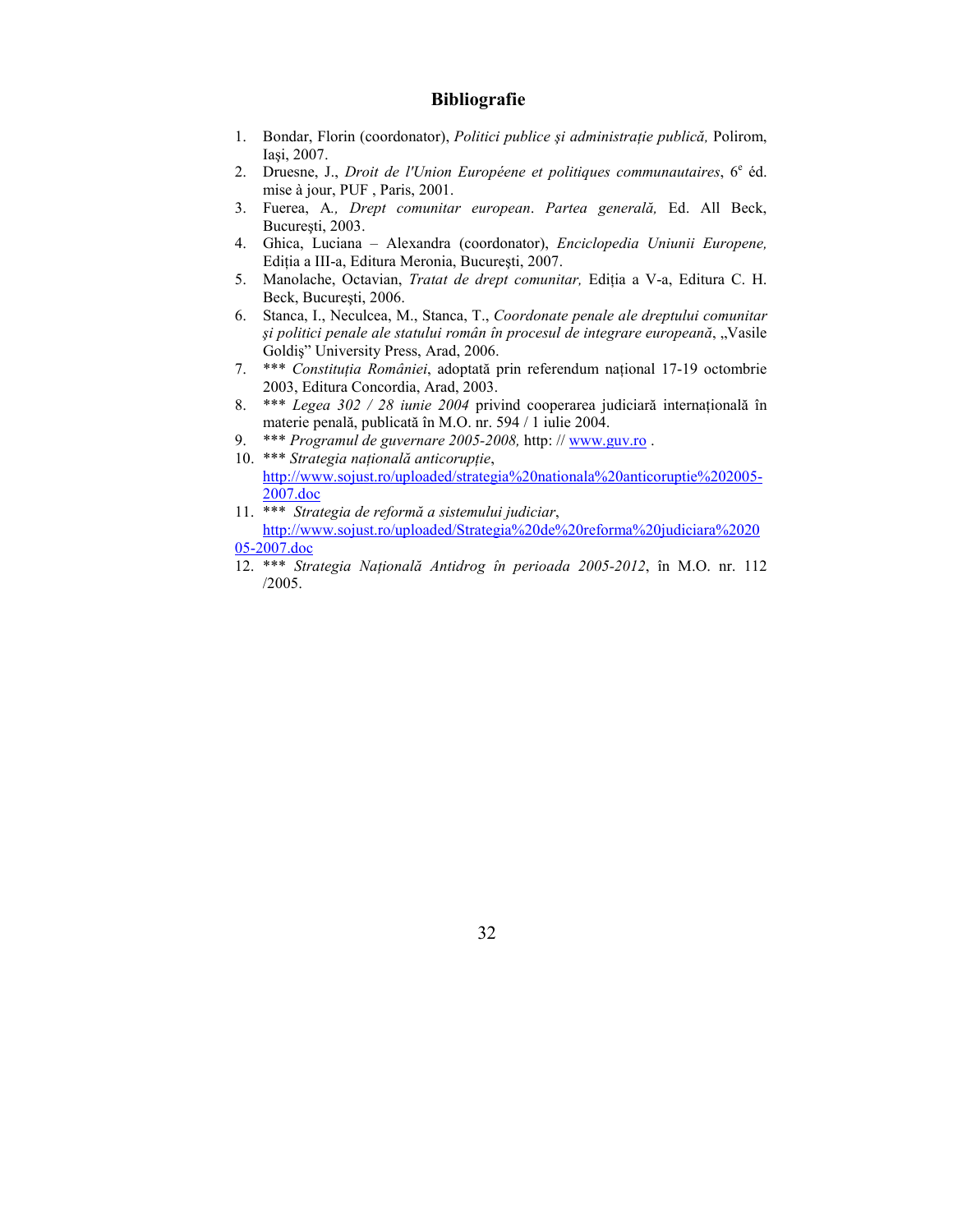## Bibliografie

1. Bondar, Florin (coordonator), *Politici publice şi administraţie publică,* Polirom, Iaşi, 2007.
2. Druesne, J., *Droit de l'Union Européene et politiques communautaires*, 6e éd. mise à jour, PUF , Paris, 2001.
3. Fuerea, A*., Drept comunitar european*. *Partea generală,* Ed. All Beck, Bucureşti, 2003.
4. Ghica, Luciana – Alexandra (coordonator), *Enciclopedia Uniunii Europene,* Ediţia a III-a, Editura Meronia, Bucureşti, 2007.
5. Manolache, Octavian, *Tratat de drept comunitar,* Ediţia a V-a, Editura C. H. Beck, Bucureşti, 2006.
6. Stanca, I., Neculcea, M., Stanca, T., *Coordonate penale ale dreptului comunitar şi politici penale ale statului român în procesul de integrare europeană*, „Vasile Goldiş" University Press, Arad, 2006.
7. \*\*\* *Constituţia României*, adoptată prin referendum naţional 17-19 octombrie 2003, Editura Concordia, Arad, 2003.
8. \*\*\* *Legea 302 / 28 iunie 2004* privind cooperarea judiciară internaţională în materie penală, publicată în M.O. nr. 594 / 1 iulie 2004.
9. \*\*\* *Programul de guvernare 2005-2008,* http: // www.guv.ro .
10. \*\*\* *Strategia naţională anticorupţie*, http://www.sojust.ro/uploaded/strategia%20nationala%20anticoruptie%202005-2007.doc
11. \*\*\* *Strategia de reformă a sistemului judiciar*, http://www.sojust.ro/uploaded/Strategia%20de%20reforma%20judiciara%202005-2007.doc
12. \*\*\* *Strategia Naţională Antidrog în perioada 2005-2012*, în M.O. nr. 112 /2005.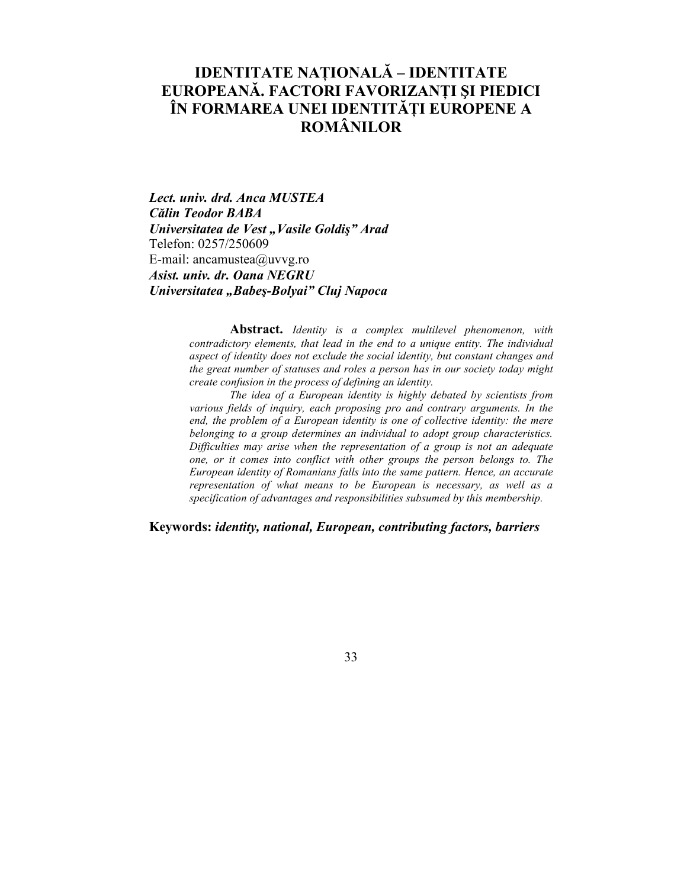# IDENTITATE NAȚIONALĂ – IDENTITATE EUROPEANĂ. FACTORI FAVORIZANȚI ŞI PIEDICI ÎN FORMAREA UNEI IDENTITĂȚI EUROPENE A ROMÂNILOR

***Lect. univ. drd. Anca MUSTEA***
***Călin Teodor BABA***
***Universitatea de Vest „Vasile Goldiş" Arad***
Telefon: 0257/250609
E-mail: ancamustea@uvvg.ro
***Asist. univ. dr. Oana NEGRU***
***Universitatea „Babeş-Bolyai" Cluj Napoca***

**Abstract.** *Identity is a complex multilevel phenomenon, with contradictory elements, that lead in the end to a unique entity. The individual aspect of identity does not exclude the social identity, but constant changes and the great number of statuses and roles a person has in our society today might create confusion in the process of defining an identity.*

*The idea of a European identity is highly debated by scientists from various fields of inquiry, each proposing pro and contrary arguments. In the end, the problem of a European identity is one of collective identity: the mere belonging to a group determines an individual to adopt group characteristics. Difficulties may arise when the representation of a group is not an adequate one, or it comes into conflict with other groups the person belongs to. The European identity of Romanians falls into the same pattern. Hence, an accurate representation of what means to be European is necessary, as well as a specification of advantages and responsibilities subsumed by this membership.*

**Keywords:** ***identity, national, European, contributing factors, barriers***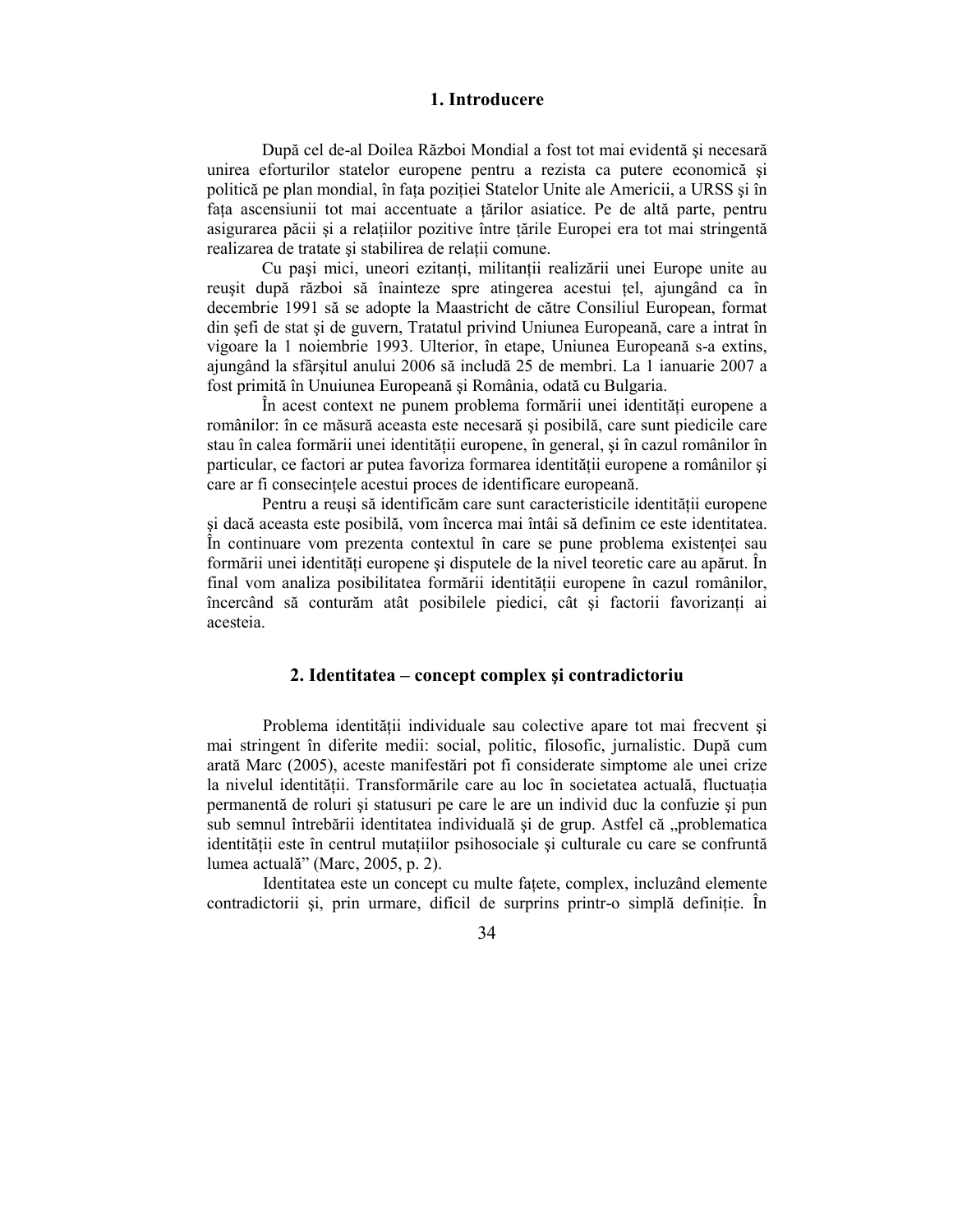## 1. Introducere

După cel de-al Doilea Război Mondial a fost tot mai evidentă şi necesară unirea eforturilor statelor europene pentru a rezista ca putere economică şi politică pe plan mondial, în fața poziției Statelor Unite ale Americii, a URSS şi în fața ascensiunii tot mai accentuate a țărilor asiatice. Pe de altă parte, pentru asigurarea păcii şi a relațiilor pozitive între țările Europei era tot mai stringentă realizarea de tratate şi stabilirea de relații comune.

Cu paşi mici, uneori ezitanți, militanții realizării unei Europe unite au reuşit după război să înainteze spre atingerea acestui țel, ajungând ca în decembrie 1991 să se adopte la Maastricht de către Consiliul European, format din şefi de stat şi de guvern, Tratatul privind Uniunea Europeană, care a intrat în vigoare la 1 noiembrie 1993. Ulterior, în etape, Uniunea Europeană s-a extins, ajungând la sfârşitul anului 2006 să includă 25 de membri. La 1 ianuarie 2007 a fost primită în Unuiunea Europeană şi România, odată cu Bulgaria.

În acest context ne punem problema formării unei identități europene a românilor: în ce măsură aceasta este necesară şi posibilă, care sunt piedicile care stau în calea formării unei identității europene, în general, şi în cazul românilor în particular, ce factori ar putea favoriza formarea identității europene a românilor şi care ar fi consecințele acestui proces de identificare europeană.

Pentru a reuşi să identificăm care sunt caracteristicile identității europene şi dacă aceasta este posibilă, vom încerca mai întâi să definim ce este identitatea. În continuare vom prezenta contextul în care se pune problema existenței sau formării unei identități europene şi disputele de la nivel teoretic care au apărut. În final vom analiza posibilitatea formării identității europene în cazul românilor, încercând să conturăm atât posibilele piedici, cât şi factorii favorizanți ai acesteia.

## 2. Identitatea – concept complex şi contradictoriu

Problema identității individuale sau colective apare tot mai frecvent şi mai stringent în diferite medii: social, politic, filosofic, jurnalistic. După cum arată Marc (2005), aceste manifestări pot fi considerate simptome ale unei crize la nivelul identității. Transformările care au loc în societatea actuală, fluctuația permanentă de roluri şi statusuri pe care le are un individ duc la confuzie şi pun sub semnul întrebării identitatea individuală şi de grup. Astfel că „problematica identității este în centrul mutațiilor psihosociale şi culturale cu care se confruntă lumea actuală” (Marc, 2005, p. 2).

Identitatea este un concept cu multe fațete, complex, incluzând elemente contradictorii şi, prin urmare, dificil de surprins printr-o simplă definiție. În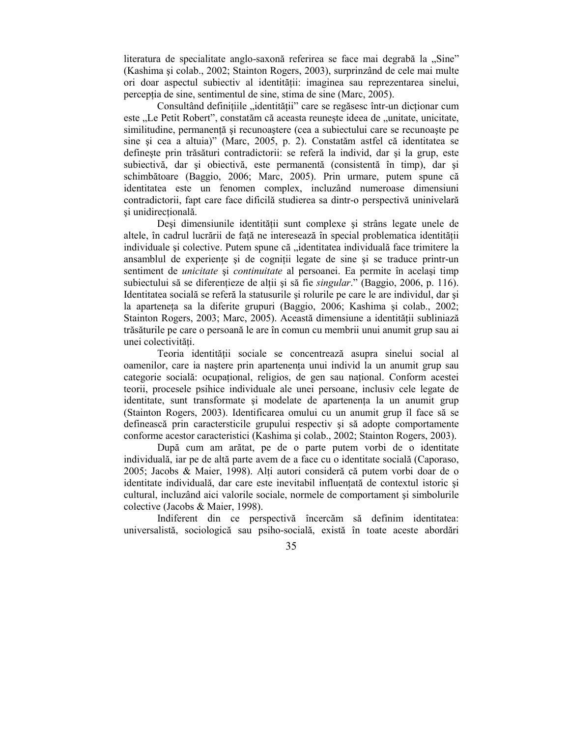literatura de specialitate anglo-saxonă referirea se face mai degrabă la „Sine" (Kashima şi colab., 2002; Stainton Rogers, 2003), surprinzând de cele mai multe ori doar aspectul subiectiv al identităţii: imaginea sau reprezentarea sinelui, percepţia de sine, sentimentul de sine, stima de sine (Marc, 2005).

Consultând definiţiile „identităţii" care se regăsesc într-un dicţionar cum este „Le Petit Robert", constatăm că aceasta reuneşte ideea de „unitate, unicitate, similitudine, permanenţă şi recunoaştere (cea a subiectului care se recunoaşte pe sine şi cea a altuia)" (Marc, 2005, p. 2). Constatăm astfel că identitatea se defineşte prin trăsături contradictorii: se referă la individ, dar şi la grup, este subiectivă, dar şi obiectivă, este permanentă (consistentă în timp), dar şi schimbătoare (Baggio, 2006; Marc, 2005). Prin urmare, putem spune că identitatea este un fenomen complex, incluzând numeroase dimensiuni contradictorii, fapt care face dificilă studierea sa dintr-o perspectivă uninivelară şi unidirecţională.

Deşi dimensiunile identităţii sunt complexe şi strâns legate unele de altele, în cadrul lucrării de faţă ne interesează în special problematica identităţii individuale şi colective. Putem spune că „identitatea individuală face trimitere la ansamblul de experienţe şi de cogniţii legate de sine şi se traduce printr-un sentiment de *unicitate* şi *continuitate* al persoanei. Ea permite în acelaşi timp subiectului să se diferenţieze de alţii şi să fie *singular*." (Baggio, 2006, p. 116). Identitatea socială se referă la statusurile şi rolurile pe care le are individul, dar şi la aparteneţa sa la diferite grupuri (Baggio, 2006; Kashima şi colab., 2002; Stainton Rogers, 2003; Marc, 2005). Această dimensiune a identităţii subliniază trăsăturile pe care o persoană le are în comun cu membrii unui anumit grup sau ai unei colectivităţi.

Teoria identităţii sociale se concentrează asupra sinelui social al oamenilor, care ia naştere prin apartenenţa unui individ la un anumit grup sau categorie socială: ocupaţional, religios, de gen sau naţional. Conform acestei teorii, procesele psihice individuale ale unei persoane, inclusiv cele legate de identitate, sunt transformate şi modelate de apartenenţa la un anumit grup (Stainton Rogers, 2003). Identificarea omului cu un anumit grup îl face să se definească prin caractersticile grupului respectiv şi să adopte comportamente conforme acestor caracteristici (Kashima şi colab., 2002; Stainton Rogers, 2003).

După cum am arătat, pe de o parte putem vorbi de o identitate individuală, iar pe de altă parte avem de a face cu o identitate socială (Caporaso, 2005; Jacobs & Maier, 1998). Alţi autori consideră că putem vorbi doar de o identitate individuală, dar care este inevitabil influenţată de contextul istoric şi cultural, incluzând aici valorile sociale, normele de comportament şi simbolurile colective (Jacobs & Maier, 1998).

Indiferent din ce perspectivă încercăm să definim identitatea: universalistă, sociologică sau psiho-socială, există în toate aceste abordări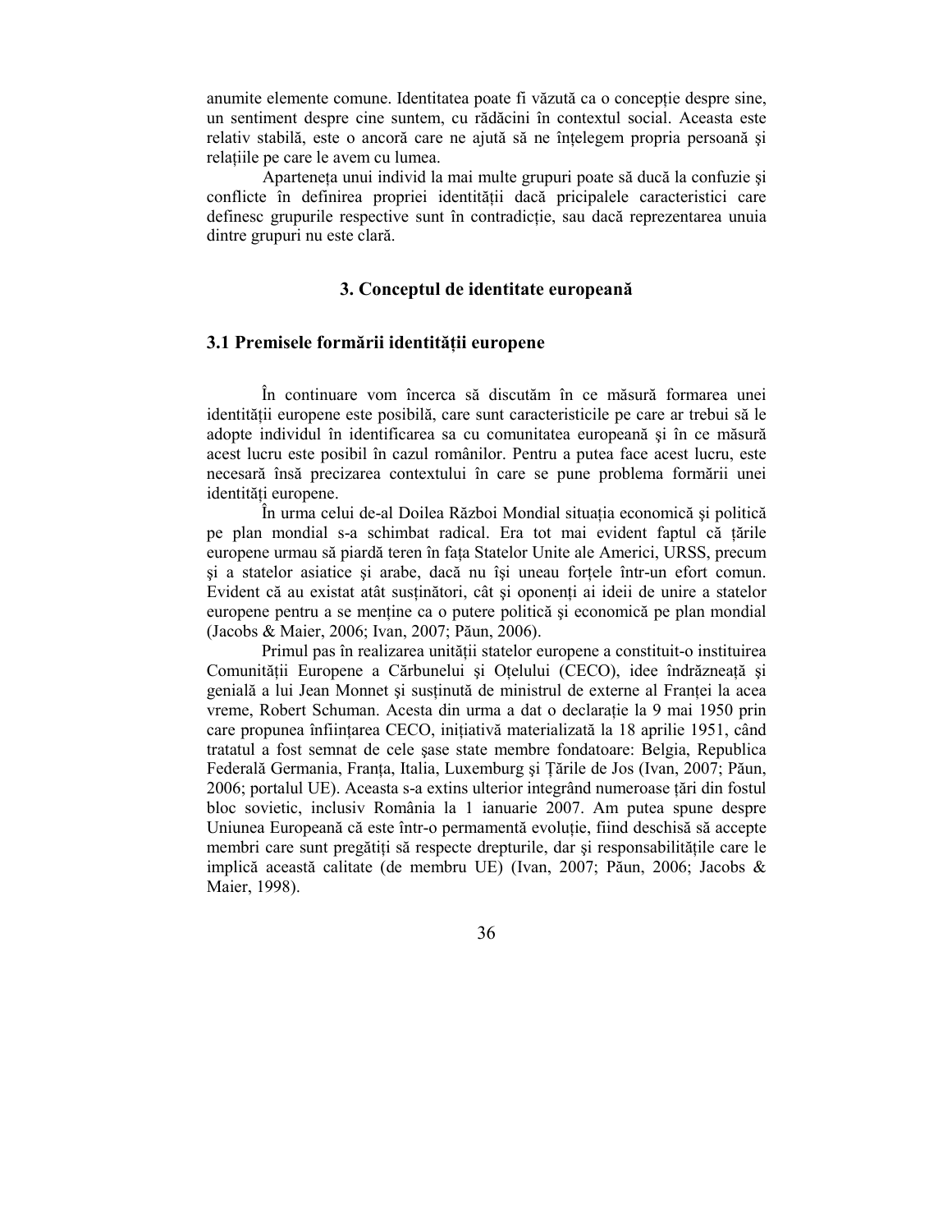anumite elemente comune. Identitatea poate fi văzută ca o concepție despre sine, un sentiment despre cine suntem, cu rădăcini în contextul social. Aceasta este relativ stabilă, este o ancoră care ne ajută să ne înțelegem propria persoană şi relațiile pe care le avem cu lumea.

Aparteneța unui individ la mai multe grupuri poate să ducă la confuzie şi conflicte în definirea propriei identității dacă pricipalele caracteristici care definesc grupurile respective sunt în contradicție, sau dacă reprezentarea unuia dintre grupuri nu este clară.

## 3. Conceptul de identitate europeană

### 3.1 Premisele formării identității europene

În continuare vom încerca să discutăm în ce măsură formarea unei identității europene este posibilă, care sunt caracteristicile pe care ar trebui să le adopte individul în identificarea sa cu comunitatea europeană şi în ce măsură acest lucru este posibil în cazul românilor. Pentru a putea face acest lucru, este necesară însă precizarea contextului în care se pune problema formării unei identităţi europene.

În urma celui de-al Doilea Război Mondial situația economică şi politică pe plan mondial s-a schimbat radical. Era tot mai evident faptul că țările europene urmau să piardă teren în fața Statelor Unite ale Americi, URSS, precum şi a statelor asiatice şi arabe, dacă nu îşi uneau forțele într-un efort comun. Evident că au existat atât susținători, cât şi oponenți ai ideii de unire a statelor europene pentru a se menține ca o putere politică şi economică pe plan mondial (Jacobs & Maier, 2006; Ivan, 2007; Păun, 2006).

Primul pas în realizarea unității statelor europene a constituit-o instituirea Comunității Europene a Cărbunelui şi Oțelului (CECO), idee îndrăzneață şi genială a lui Jean Monnet şi susținută de ministrul de externe al Franței la acea vreme, Robert Schuman. Acesta din urma a dat o declarație la 9 mai 1950 prin care propunea înființarea CECO, inițiativă materializată la 18 aprilie 1951, când tratatul a fost semnat de cele şase state membre fondatoare: Belgia, Republica Federală Germania, Franța, Italia, Luxemburg şi Țările de Jos (Ivan, 2007; Păun, 2006; portalul UE). Aceasta s-a extins ulterior integrând numeroase țări din fostul bloc sovietic, inclusiv România la 1 ianuarie 2007. Am putea spune despre Uniunea Europeană că este într-o permamentă evoluție, fiind deschisă să accepte membri care sunt pregătiți să respecte drepturile, dar şi responsabilitățile care le implică această calitate (de membru UE) (Ivan, 2007; Păun, 2006; Jacobs & Maier, 1998).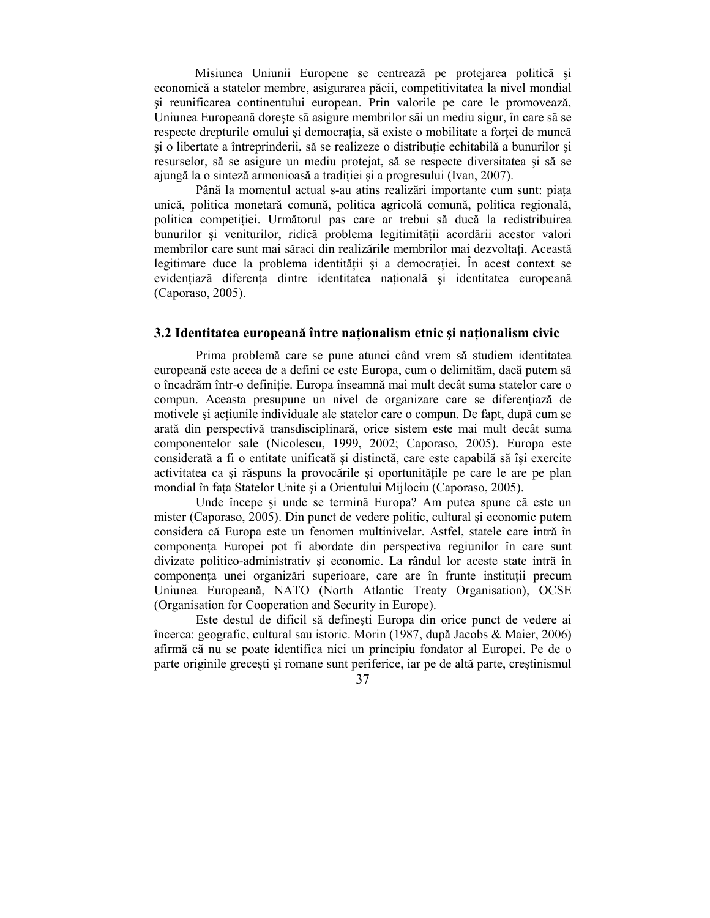Misiunea Uniunii Europene se centrează pe protejarea politică şi economică a statelor membre, asigurarea păcii, competitivitatea la nivel mondial şi reunificarea continentului european. Prin valorile pe care le promovează, Uniunea Europeană doreşte să asigure membrilor săi un mediu sigur, în care să se respecte drepturile omului şi democrația, să existe o mobilitate a forței de muncă şi o libertate a întreprinderii, să se realizeze o distribuție echitabilă a bunurilor şi resurselor, să se asigure un mediu protejat, să se respecte diversitatea şi să se ajungă la o sinteză armonioasă a tradiției şi a progresului (Ivan, 2007).

Până la momentul actual s-au atins realizări importante cum sunt: piața unică, politica monetară comună, politica agricolă comună, politica regională, politica competiției. Următorul pas care ar trebui să ducă la redistribuirea bunurilor şi veniturilor, ridică problema legitimității acordării acestor valori membrilor care sunt mai săraci din realizările membrilor mai dezvoltați. Această legitimare duce la problema identității şi a democrației. În acest context se evidențiază diferența dintre identitatea națională şi identitatea europeană (Caporaso, 2005).

## 3.2 Identitatea europeană între naționalism etnic şi naționalism civic

Prima problemă care se pune atunci când vrem să studiem identitatea europeană este aceea de a defini ce este Europa, cum o delimităm, dacă putem să o încadrăm într-o definiție. Europa înseamnă mai mult decât suma statelor care o compun. Aceasta presupune un nivel de organizare care se diferențiază de motivele şi acțiunile individuale ale statelor care o compun. De fapt, după cum se arată din perspectivă transdisciplinară, orice sistem este mai mult decât suma componentelor sale (Nicolescu, 1999, 2002; Caporaso, 2005). Europa este considerată a fi o entitate unificată şi distinctă, care este capabilă să îşi exercite activitatea ca şi răspuns la provocările şi oportunitățile pe care le are pe plan mondial în fața Statelor Unite şi a Orientului Mijlociu (Caporaso, 2005).

Unde începe şi unde se termină Europa? Am putea spune că este un mister (Caporaso, 2005). Din punct de vedere politic, cultural şi economic putem considera că Europa este un fenomen multinivelar. Astfel, statele care intră în componența Europei pot fi abordate din perspectiva regiunilor în care sunt divizate politico-administrativ şi economic. La rândul lor aceste state intră în componența unei organizări superioare, care are în frunte instituții precum Uniunea Europeană, NATO (North Atlantic Treaty Organisation), OCSE (Organisation for Cooperation and Security in Europe).

Este destul de dificil să defineşti Europa din orice punct de vedere ai încerca: geografic, cultural sau istoric. Morin (1987, după Jacobs & Maier, 2006) afirmă că nu se poate identifica nici un principiu fondator al Europei. Pe de o parte originile greceşti şi romane sunt periferice, iar pe de altă parte, creştinismul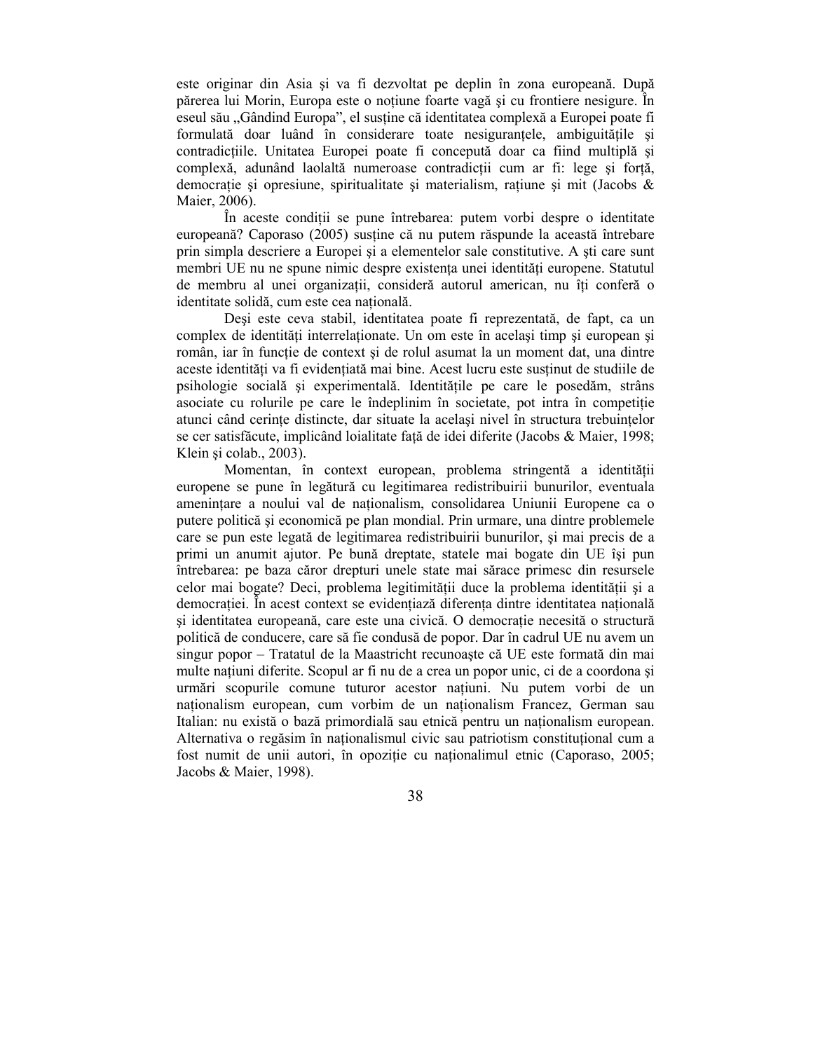este originar din Asia şi va fi dezvoltat pe deplin în zona europeană. După părerea lui Morin, Europa este o noțiune foarte vagă şi cu frontiere nesigure. În eseul său „Gândind Europa", el susține că identitatea complexă a Europei poate fi formulată doar luând în considerare toate nesiguranțele, ambiguitățile şi contradicțiile. Unitatea Europei poate fi concepută doar ca fiind multiplă şi complexă, adunând laolaltă numeroase contradicții cum ar fi: lege şi forță, democrație şi opresiune, spiritualitate şi materialism, rațiune şi mit (Jacobs & Maier, 2006).

În aceste condiții se pune întrebarea: putem vorbi despre o identitate europeană? Caporaso (2005) susține că nu putem răspunde la această întrebare prin simpla descriere a Europei şi a elementelor sale constitutive. A şti care sunt membri UE nu ne spune nimic despre existența unei identități europene. Statutul de membru al unei organizații, consideră autorul american, nu îți conferă o identitate solidă, cum este cea națională.

Deşi este ceva stabil, identitatea poate fi reprezentată, de fapt, ca un complex de identități interrelaționate. Un om este în acelaşi timp şi european şi român, iar în funcție de context şi de rolul asumat la un moment dat, una dintre aceste identități va fi evidențiată mai bine. Acest lucru este susținut de studiile de psihologie socială şi experimentală. Identitățile pe care le posedăm, strâns asociate cu rolurile pe care le îndeplinim în societate, pot intra în competiție atunci când cerințe distincte, dar situate la acelaşi nivel în structura trebuințelor se cer satisfăcute, implicând loialitate față de idei diferite (Jacobs & Maier, 1998; Klein şi colab., 2003).

Momentan, în context european, problema stringentă a identității europene se pune în legătură cu legitimarea redistribuirii bunurilor, eventuala amenințare a noului val de naționalism, consolidarea Uniunii Europene ca o putere politică şi economică pe plan mondial. Prin urmare, una dintre problemele care se pun este legată de legitimarea redistribuirii bunurilor, şi mai precis de a primi un anumit ajutor. Pe bună dreptate, statele mai bogate din UE îşi pun întrebarea: pe baza căror drepturi unele state mai sărace primesc din resursele celor mai bogate? Deci, problema legitimității duce la problema identității şi a democrației. În acest context se evidențiază diferența dintre identitatea națională şi identitatea europeană, care este una civică. O democrație necesită o structură politică de conducere, care să fie condusă de popor. Dar în cadrul UE nu avem un singur popor – Tratatul de la Maastricht recunoaşte că UE este formată din mai multe națiuni diferite. Scopul ar fi nu de a crea un popor unic, ci de a coordona şi urmări scopurile comune tuturor acestor națiuni. Nu putem vorbi de un naționalism european, cum vorbim de un naționalism Francez, German sau Italian: nu există o bază primordială sau etnică pentru un naționalism european. Alternativa o regăsim în naționalismul civic sau patriotism constituțional cum a fost numit de unii autori, în opoziție cu naționalimul etnic (Caporaso, 2005; Jacobs & Maier, 1998).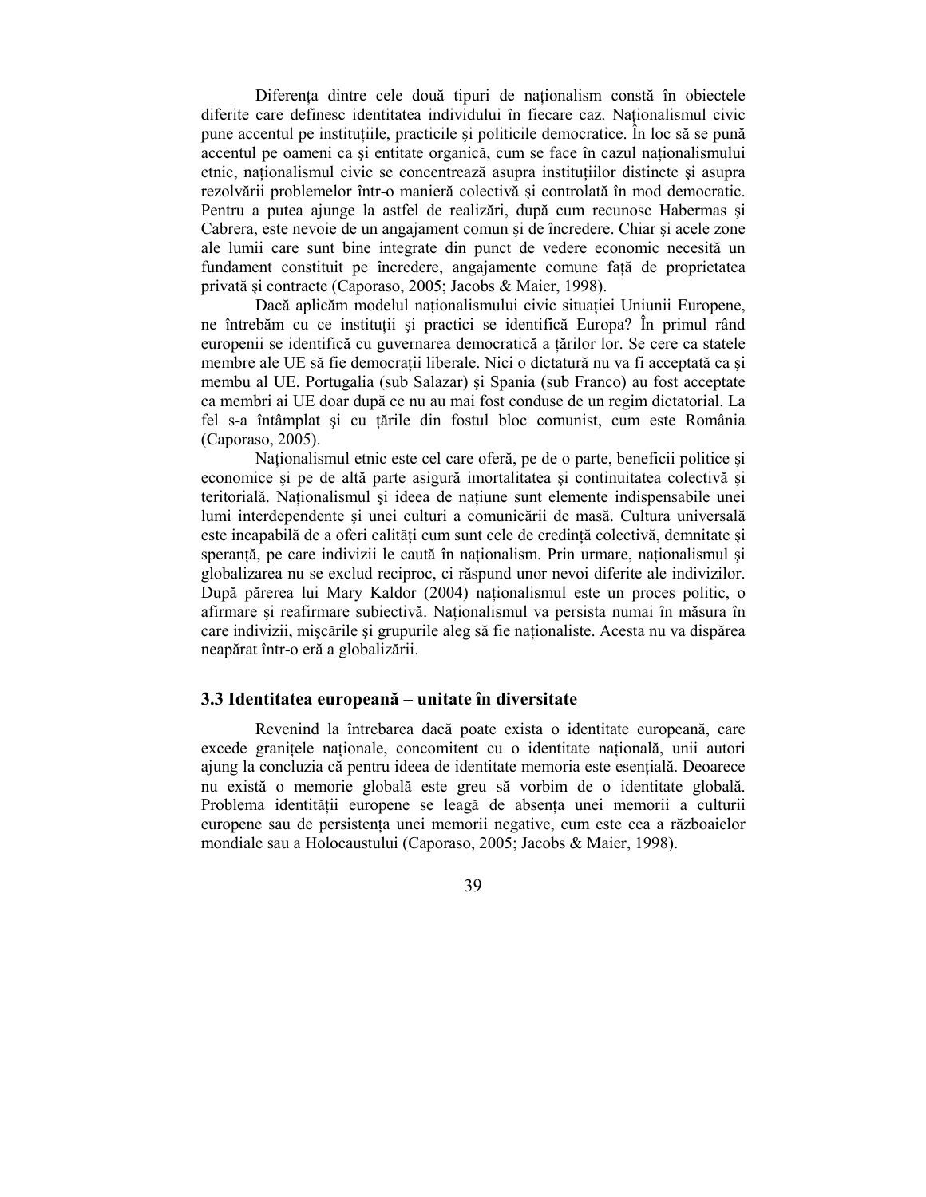Diferența dintre cele două tipuri de naționalism constă în obiectele diferite care definesc identitatea individului în fiecare caz. Naționalismul civic pune accentul pe instituțiile, practicile şi politicile democratice. În loc să se pună accentul pe oameni ca şi entitate organică, cum se face în cazul naționalismului etnic, naționalismul civic se concentrează asupra instituțiilor distincte şi asupra rezolvării problemelor într-o manieră colectivă şi controlată în mod democratic. Pentru a putea ajunge la astfel de realizări, după cum recunosc Habermas şi Cabrera, este nevoie de un angajament comun şi de încredere. Chiar şi acele zone ale lumii care sunt bine integrate din punct de vedere economic necesită un fundament constituit pe încredere, angajamente comune față de proprietatea privată şi contracte (Caporaso, 2005; Jacobs & Maier, 1998).

Dacă aplicăm modelul naționalismului civic situației Uniunii Europene, ne întrebăm cu ce instituții şi practici se identifică Europa? În primul rând europenii se identifică cu guvernarea democratică a țărilor lor. Se cere ca statele membre ale UE să fie democrații liberale. Nici o dictatură nu va fi acceptată ca şi membu al UE. Portugalia (sub Salazar) şi Spania (sub Franco) au fost acceptate ca membri ai UE doar după ce nu au mai fost conduse de un regim dictatorial. La fel s-a întâmplat şi cu țările din fostul bloc comunist, cum este România (Caporaso, 2005).

Naționalismul etnic este cel care oferă, pe de o parte, beneficii politice şi economice şi pe de altă parte asigură imortalitatea şi continuitatea colectivă şi teritorială. Naționalismul şi ideea de națiune sunt elemente indispensabile unei lumi interdependente şi unei culturi a comunicării de masă. Cultura universală este incapabilă de a oferi calități cum sunt cele de credință colectivă, demnitate şi speranță, pe care indivizii le caută în naționalism. Prin urmare, naționalismul şi globalizarea nu se exclud reciproc, ci răspund unor nevoi diferite ale indivizilor. După părerea lui Mary Kaldor (2004) naționalismul este un proces politic, o afirmare şi reafirmare subiectivă. Naționalismul va persista numai în măsura în care indivizii, mişcările şi grupurile aleg să fie naționaliste. Acesta nu va dispărea neapărat într-o eră a globalizării.

### 3.3 Identitatea europeană – unitate în diversitate

Revenind la întrebarea dacă poate exista o identitate europeană, care excede granițele naționale, concomitent cu o identitate națională, unii autori ajung la concluzia că pentru ideea de identitate memoria este esențială. Deoarece nu există o memorie globală este greu să vorbim de o identitate globală. Problema identității europene se leagă de absența unei memorii a culturii europene sau de persistența unei memorii negative, cum este cea a războaielor mondiale sau a Holocaustului (Caporaso, 2005; Jacobs & Maier, 1998).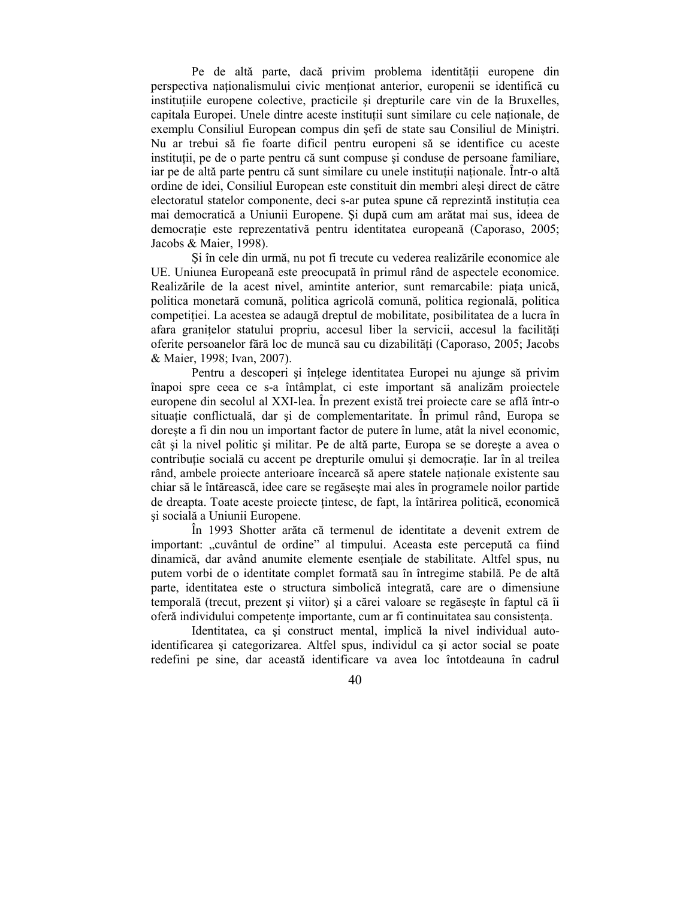Pe de altă parte, dacă privim problema identității europene din perspectiva naționalismului civic menționat anterior, europenii se identifică cu instituțiile europene colective, practicile şi drepturile care vin de la Bruxelles, capitala Europei. Unele dintre aceste instituții sunt similare cu cele naționale, de exemplu Consiliul European compus din şefi de state sau Consiliul de Miniştri. Nu ar trebui să fie foarte dificil pentru europeni să se identifice cu aceste instituții, pe de o parte pentru că sunt compuse şi conduse de persoane familiare, iar pe de altă parte pentru că sunt similare cu unele instituții naționale. Într-o altă ordine de idei, Consiliul European este constituit din membri aleşi direct de către electoratul statelor componente, deci s-ar putea spune că reprezintă instituția cea mai democratică a Uniunii Europene. Şi după cum am arătat mai sus, ideea de democrație este reprezentativă pentru identitatea europeană (Caporaso, 2005; Jacobs & Maier, 1998).

Şi în cele din urmă, nu pot fi trecute cu vederea realizările economice ale UE. Uniunea Europeană este preocupată în primul rând de aspectele economice. Realizările de la acest nivel, amintite anterior, sunt remarcabile: piața unică, politica monetară comună, politica agricolă comună, politica regională, politica competiției. La acestea se adaugă dreptul de mobilitate, posibilitatea de a lucra în afara granițelor statului propriu, accesul liber la servicii, accesul la facilități oferite persoanelor fără loc de muncă sau cu dizabilități (Caporaso, 2005; Jacobs & Maier, 1998; Ivan, 2007).

Pentru a descoperi şi înțelege identitatea Europei nu ajunge să privim înapoi spre ceea ce s-a întâmplat, ci este important să analizăm proiectele europene din secolul al XXI-lea. În prezent există trei proiecte care se află într-o situație conflictuală, dar şi de complementaritate. În primul rând, Europa se doreşte a fi din nou un important factor de putere în lume, atât la nivel economic, cât şi la nivel politic şi militar. Pe de altă parte, Europa se se doreşte a avea o contribuție socială cu accent pe drepturile omului şi democrație. Iar în al treilea rând, ambele proiecte anterioare încearcă să apere statele naționale existente sau chiar să le întărească, idee care se regăseşte mai ales în programele noilor partide de dreapta. Toate aceste proiecte țintesc, de fapt, la întărirea politică, economică şi socială a Uniunii Europene.

În 1993 Shotter arăta că termenul de identitate a devenit extrem de important: „cuvântul de ordine" al timpului. Aceasta este percepută ca fiind dinamică, dar având anumite elemente esențiale de stabilitate. Altfel spus, nu putem vorbi de o identitate complet formată sau în întregime stabilă. Pe de altă parte, identitatea este o structura simbolică integrată, care are o dimensiune temporală (trecut, prezent şi viitor) şi a cărei valoare se regăseşte în faptul că îi oferă individului competențe importante, cum ar fi continuitatea sau consistența.

Identitatea, ca şi construct mental, implică la nivel individual auto-identificarea şi categorizarea. Altfel spus, individul ca şi actor social se poate redefini pe sine, dar această identificare va avea loc întotdeauna în cadrul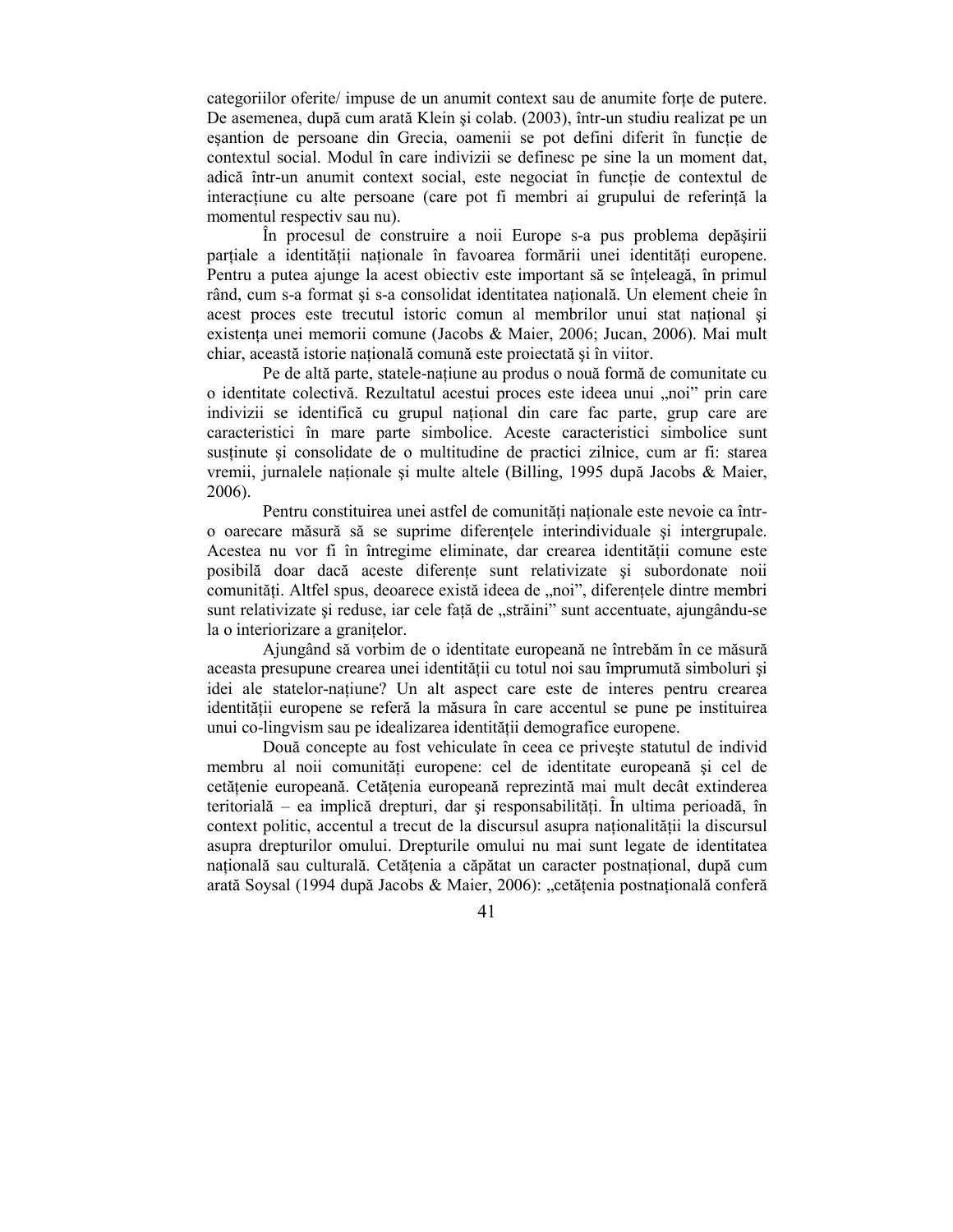categoriilor oferite/ impuse de un anumit context sau de anumite forțe de putere. De asemenea, după cum arată Klein şi colab. (2003), într-un studiu realizat pe un eşantion de persoane din Grecia, oamenii se pot defini diferit în funcție de contextul social. Modul în care indivizii se definesc pe sine la un moment dat, adică într-un anumit context social, este negociat în funcție de contextul de interacțiune cu alte persoane (care pot fi membri ai grupului de referință la momentul respectiv sau nu).

În procesul de construire a noii Europe s-a pus problema depăşirii parțiale a identității naționale în favoarea formării unei identități europene. Pentru a putea ajunge la acest obiectiv este important să se înțeleagă, în primul rând, cum s-a format şi s-a consolidat identitatea națională. Un element cheie în acest proces este trecutul istoric comun al membrilor unui stat național şi existența unei memorii comune (Jacobs & Maier, 2006; Jucan, 2006). Mai mult chiar, această istorie națională comună este proiectată şi în viitor.

Pe de altă parte, statele-națiune au produs o nouă formă de comunitate cu o identitate colectivă. Rezultatul acestui proces este ideea unui „noi" prin care indivizii se identifică cu grupul național din care fac parte, grup care are caracteristici în mare parte simbolice. Aceste caracteristici simbolice sunt susținute şi consolidate de o multitudine de practici zilnice, cum ar fi: starea vremii, jurnalele naționale şi multe altele (Billing, 1995 după Jacobs & Maier, 2006).

Pentru constituirea unei astfel de comunități naționale este nevoie ca într-o oarecare măsură să se suprime diferențele interindividuale şi intergrupale. Acestea nu vor fi în întregime eliminate, dar crearea identității comune este posibilă doar dacă aceste diferențe sunt relativizate şi subordonate noii comunități. Altfel spus, deoarece există ideea de „noi", diferențele dintre membri sunt relativizate şi reduse, iar cele față de „străini" sunt accentuate, ajungându-se la o interiorizare a granițelor.

Ajungând să vorbim de o identitate europeană ne întrebăm în ce măsură aceasta presupune crearea unei identitășii cu totul noi sau împrumută simboluri şi idei ale statelor-națiune? Un alt aspect care este de interes pentru crearea identității europene se referă la măsura în care accentul se pune pe instituirea unui co-lingvism sau pe idealizarea identității demografice europene.

Două concepte au fost vehiculate în ceea ce priveşte statutul de individ membru al noii comunități europene: cel de identitate europeană şi cel de cetățenie europeană. Cetățenia europeană reprezintă mai mult decât extinderea teritorială – ea implică drepturi, dar şi responsabilități. În ultima perioadă, în context politic, accentul a trecut de la discursul asupra naționalității la discursul asupra drepturilor omului. Drepturile omului nu mai sunt legate de identitatea națională sau culturală. Cetățenia a căpătat un caracter postnațional, după cum arată Soysal (1994 după Jacobs & Maier, 2006): „cetățenia postnațională conferă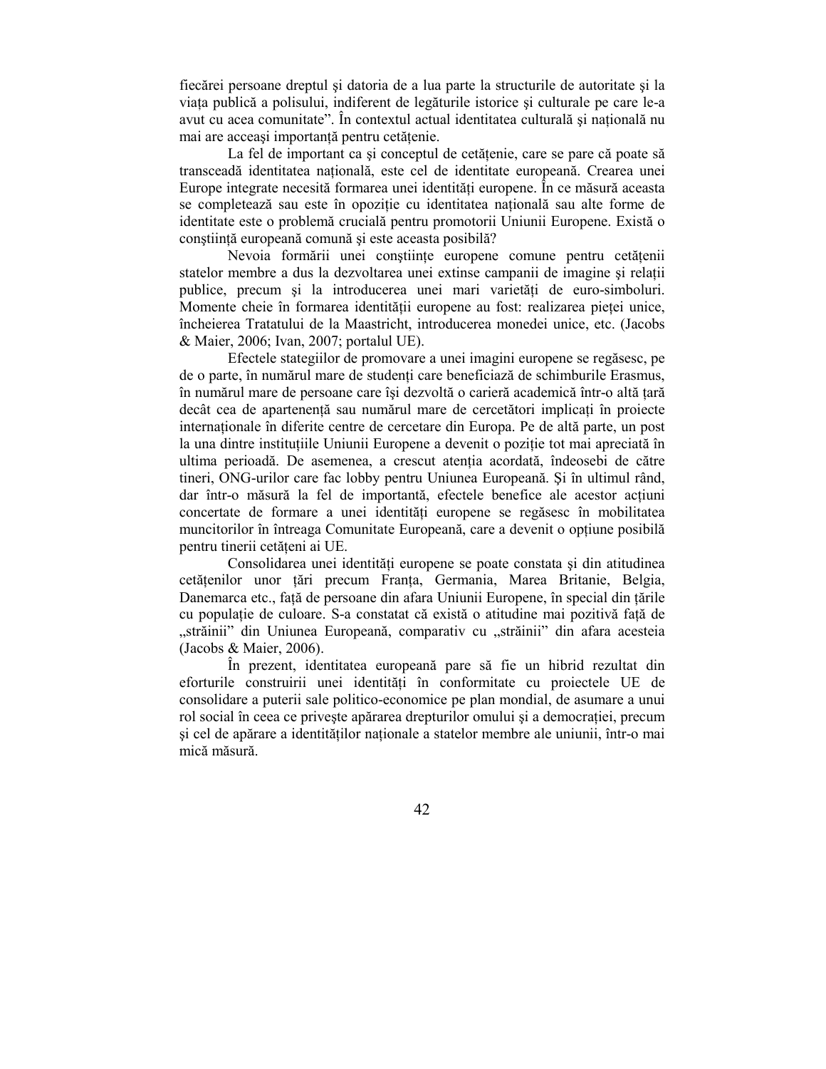fiecărei persoane dreptul şi datoria de a lua parte la structurile de autoritate şi la viaţa publică a polisului, indiferent de legăturile istorice şi culturale pe care le-a avut cu acea comunitate". În contextul actual identitatea culturală şi naţională nu mai are aceeaşi importanţă pentru cetăţenie.

La fel de important ca şi conceptul de cetăţenie, care se pare că poate să transceadă identitatea naţională, este cel de identitate europeană. Crearea unei Europe integrate necesită formarea unei identităţi europene. În ce măsură aceasta se completează sau este în opoziţie cu identitatea naţională sau alte forme de identitate este o problemă crucială pentru promotorii Uniunii Europene. Există o conştiinţă europeană comună şi este aceasta posibilă?

Nevoia formării unei conştiinţe europene comune pentru cetăţenii statelor membre a dus la dezvoltarea unei extinse campanii de imagine şi relaţii publice, precum şi la introducerea unei mari varietăţi de euro-simboluri. Momente cheie în formarea identităţii europene au fost: realizarea pieţei unice, încheierea Tratatului de la Maastricht, introducerea monedei unice, etc. (Jacobs & Maier, 2006; Ivan, 2007; portalul UE).

Efectele stategiilor de promovare a unei imagini europene se regăsesc, pe de o parte, în numărul mare de studenţi care beneficiază de schimburile Erasmus, în numărul mare de persoane care îşi dezvoltă o carieră academică într-o altă ţară decât cea de apartenenţă sau numărul mare de cercetători implicaţi în proiecte internaţionale în diferite centre de cercetare din Europa. Pe de altă parte, un post la una dintre instituţiile Uniunii Europene a devenit o poziţie tot mai apreciată în ultima perioadă. De asemenea, a crescut atenţia acordată, îndeosebi de către tineri, ONG-urilor care fac lobby pentru Uniunea Europeană. Şi în ultimul rând, dar într-o măsură la fel de importantă, efectele benefice ale acestor acţiuni concertate de formare a unei identităţi europene se regăsesc în mobilitatea muncitorilor în întreaga Comunitate Europeană, care a devenit o opţiune posibilă pentru tinerii cetăţeni ai UE.

Consolidarea unei identităţi europene se poate constata şi din atitudinea cetăţenilor unor ţări precum Franţa, Germania, Marea Britanie, Belgia, Danemarca etc., faţă de persoane din afara Uniunii Europene, în special din ţările cu populaţie de culoare. S-a constatat că există o atitudine mai pozitivă faţă de „străinii" din Uniunea Europeană, comparativ cu „străinii" din afara acesteia (Jacobs & Maier, 2006).

În prezent, identitatea europeană pare să fie un hibrid rezultat din eforturile construirii unei identităţi în conformitate cu proiectele UE de consolidare a puterii sale politico-economice pe plan mondial, de asumare a unui rol social în ceea ce priveşte apărarea drepturilor omului şi a democraţiei, precum şi cel de apărare a identităţilor naţionale a statelor membre ale uniunii, într-o mai mică măsură.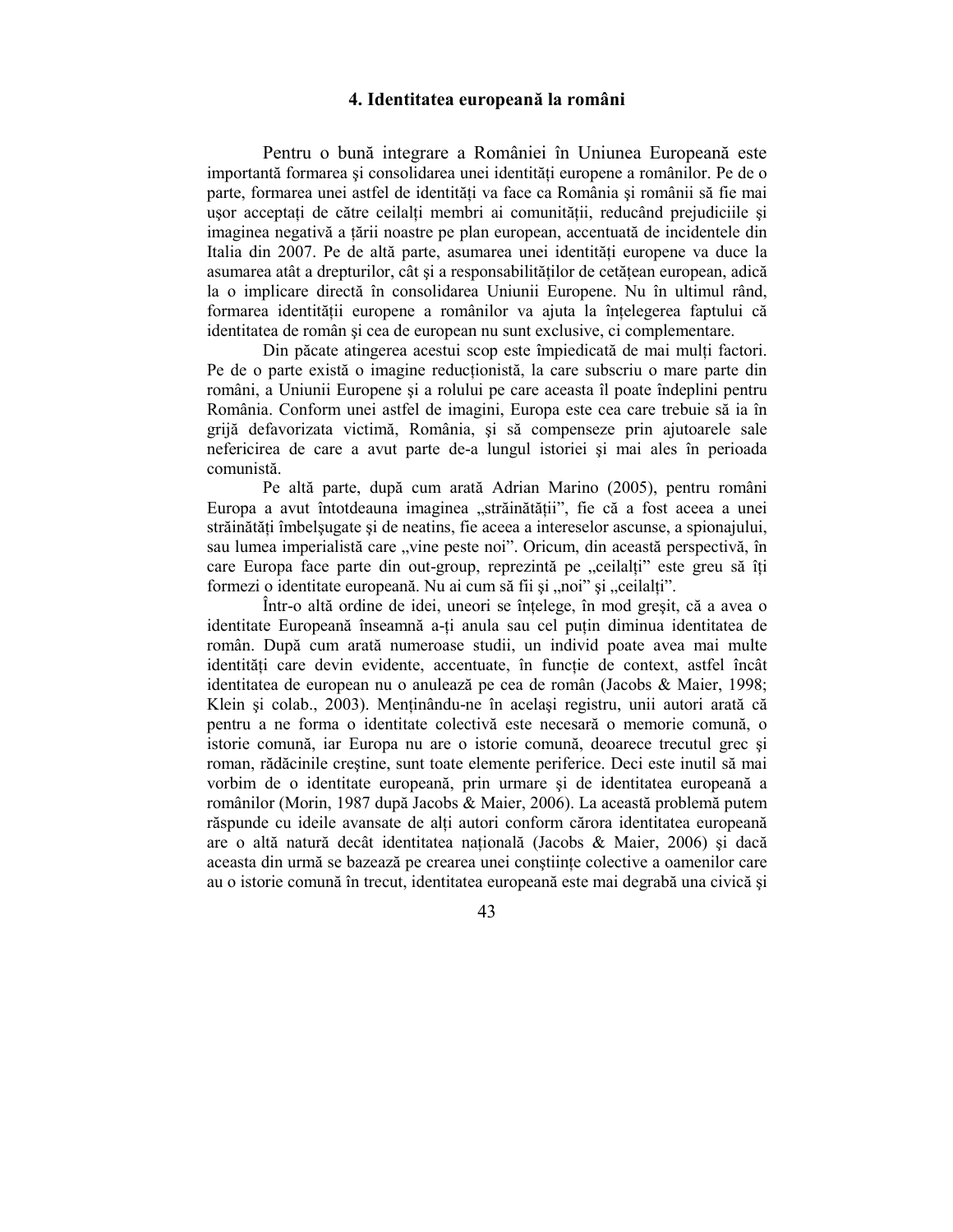## 4. Identitatea europeană la români

Pentru o bună integrare a României în Uniunea Europeană este importantă formarea şi consolidarea unei identităţi europene a românilor. Pe de o parte, formarea unei astfel de identităţi va face ca România şi românii să fie mai uşor acceptaţi de către ceilalţi membri ai comunităţii, reducând prejudiciile şi imaginea negativă a ţării noastre pe plan european, accentuată de incidentele din Italia din 2007. Pe de altă parte, asumarea unei identităţi europene va duce la asumarea atât a drepturilor, cât şi a responsabilităţilor de cetăţean european, adică la o implicare directă în consolidarea Uniunii Europene. Nu în ultimul rând, formarea identităţii europene a românilor va ajuta la înţelegerea faptului că identitatea de român şi cea de european nu sunt exclusive, ci complementare.

Din păcate atingerea acestui scop este împiedicată de mai mulţi factori. Pe de o parte există o imagine reducţionistă, la care subscriu o mare parte din români, a Uniunii Europene şi a rolului pe care aceasta îl poate îndeplini pentru România. Conform unei astfel de imagini, Europa este cea care trebuie să ia în grijă defavorizata victimă, România, şi să compenseze prin ajutoarele sale nefericirea de care a avut parte de-a lungul istoriei şi mai ales în perioada comunistă.

Pe altă parte, după cum arată Adrian Marino (2005), pentru români Europa a avut întotdeauna imaginea „străinătăţii", fie că a fost aceea a unei străinătăţi îmbelşugate şi de neatins, fie aceea a intereselor ascunse, a spionajului, sau lumea imperialistă care „vine peste noi". Oricum, din această perspectivă, în care Europa face parte din out-group, reprezintă pe „ceilalţi" este greu să îţi formezi o identitate europeană. Nu ai cum să fii şi „noi" şi „ceilalţi".

Într-o altă ordine de idei, uneori se înţelege, în mod greşit, că a avea o identitate Europeană înseamnă a-ţi anula sau cel puţin diminua identitatea de român. După cum arată numeroase studii, un individ poate avea mai multe identităţi care devin evidente, accentuate, în funcţie de context, astfel încât identitatea de european nu o anulează pe cea de român (Jacobs & Maier, 1998; Klein şi colab., 2003). Menţinându-ne în acelaşi registru, unii autori arată că pentru a ne forma o identitate colectivă este necesară o memorie comună, o istorie comună, iar Europa nu are o istorie comună, deoarece trecutul grec şi roman, rădăcinile creştine, sunt toate elemente periferice. Deci este inutil să mai vorbim de o identitate europeană, prin urmare şi de identitatea europeană a românilor (Morin, 1987 după Jacobs & Maier, 2006). La această problemă putem răspunde cu ideile avansate de alţi autori conform cărora identitatea europeană are o altă natură decât identitatea naţională (Jacobs & Maier, 2006) şi dacă aceasta din urmă se bazează pe crearea unei conştiinţe colective a oamenilor care au o istorie comună în trecut, identitatea europeană este mai degrabă una civică şi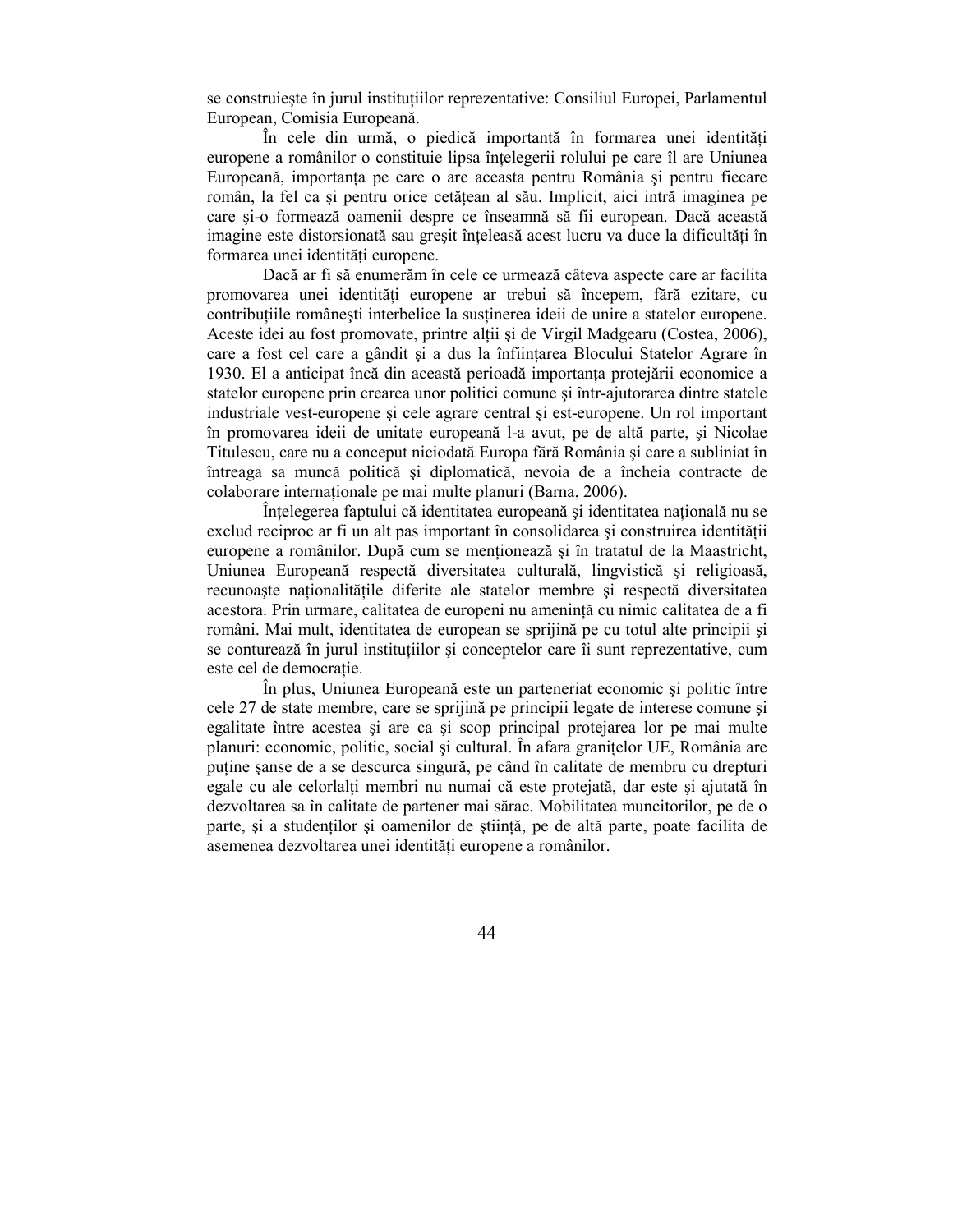se construieşte în jurul instituţiilor reprezentative: Consiliul Europei, Parlamentul European, Comisia Europeană.

În cele din urmă, o piedică importantă în formarea unei identităţi europene a românilor o constituie lipsa înţelegerii rolului pe care îl are Uniunea Europeană, importanţa pe care o are aceasta pentru România şi pentru fiecare român, la fel ca şi pentru orice cetăţean al său. Implicit, aici intră imaginea pe care şi-o formează oamenii despre ce înseamnă să fii european. Dacă această imagine este distorsionată sau greşit înţeleasă acest lucru va duce la dificultăţi în formarea unei identităţi europene.

Dacă ar fi să enumerăm în cele ce urmează câteva aspecte care ar facilita promovarea unei identităţi europene ar trebui să începem, fără ezitare, cu contribuţiile româneşti interbelice la susţinerea ideii de unire a statelor europene. Aceste idei au fost promovate, printre alţii şi de Virgil Madgearu (Costea, 2006), care a fost cel care a gândit şi a dus la înfiinţarea Blocului Statelor Agrare în 1930. El a anticipat încă din această perioadă importanţa protejării economice a statelor europene prin crearea unor politici comune şi într-ajutorarea dintre statele industriale vest-europene şi cele agrare central şi est-europene. Un rol important în promovarea ideii de unitate europeană l-a avut, pe de altă parte, şi Nicolae Titulescu, care nu a conceput niciodată Europa fără România şi care a subliniat în întreaga sa muncă politică şi diplomatică, nevoia de a încheia contracte de colaborare internaţionale pe mai multe planuri (Barna, 2006).

Înţelegerea faptului că identitatea europeană şi identitatea naţională nu se exclud reciproc ar fi un alt pas important în consolidarea şi construirea identităţii europene a românilor. După cum se menţionează şi în tratatul de la Maastricht, Uniunea Europeană respectă diversitatea culturală, lingvistică şi religioasă, recunoaşte naţionalităţile diferite ale statelor membre şi respectă diversitatea acestora. Prin urmare, calitatea de europeni nu ameninţă cu nimic calitatea de a fi români. Mai mult, identitatea de european se sprijină pe cu totul alte principii şi se conturează în jurul instituţiilor şi conceptelor care îi sunt reprezentative, cum este cel de democraţie.

În plus, Uniunea Europeană este un parteneriat economic şi politic între cele 27 de state membre, care se sprijină pe principii legate de interese comune şi egalitate între acestea şi are ca şi scop principal protejarea lor pe mai multe planuri: economic, politic, social şi cultural. În afara graniţelor UE, România are puţine şanse de a se descurca singură, pe când în calitate de membru cu drepturi egale cu ale celorlalţi membri nu numai că este protejată, dar este şi ajutată în dezvoltarea sa în calitate de partener mai sărac. Mobilitatea muncitorilor, pe de o parte, şi a studenţilor şi oamenilor de ştiinţă, pe de altă parte, poate facilita de asemenea dezvoltarea unei identităţi europene a românilor.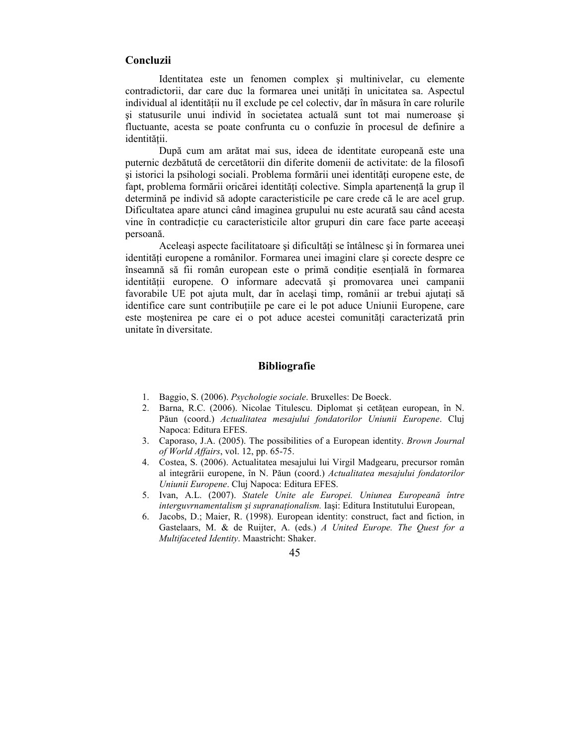## Concluzii

Identitatea este un fenomen complex şi multinivelar, cu elemente contradictorii, dar care duc la formarea unei unităţi în unicitatea sa. Aspectul individual al identităţii nu îl exclude pe cel colectiv, dar în măsura în care rolurile şi statusurile unui individ în societatea actuală sunt tot mai numeroase şi fluctuante, acesta se poate confrunta cu o confuzie în procesul de definire a identităţii.

După cum am arătat mai sus, ideea de identitate europeană este una puternic dezbătută de cercetătorii din diferite domenii de activitate: de la filosofi şi istorici la psihologi sociali. Problema formării unei identităţi europene este, de fapt, problema formării oricărei identităţi colective. Simpla apartenenţă la grup îl determină pe individ să adopte caracteristicile pe care crede că le are acel grup. Dificultatea apare atunci când imaginea grupului nu este acurată sau când acesta vine în contradicţie cu caracteristicile altor grupuri din care face parte aceeaşi persoană.

Aceleaşi aspecte facilitatoare şi dificultăţi se întâlnesc şi în formarea unei identităţi europene a românilor. Formarea unei imagini clare şi corecte despre ce înseamnă să fii român european este o primă condiţie esenţială în formarea identităţii europene. O informare adecvată şi promovarea unei campanii favorabile UE pot ajuta mult, dar în acelaşi timp, românii ar trebui ajutaţi să identifice care sunt contribuţiile pe care ei le pot aduce Uniunii Europene, care este moştenirea pe care ei o pot aduce acestei comunităţi caracterizată prin unitate în diversitate.

## Bibliografie

1. Baggio, S. (2006). *Psychologie sociale*. Bruxelles: De Boeck.
2. Barna, R.C. (2006). Nicolae Titulescu. Diplomat şi cetăţean european, în N. Păun (coord.) *Actualitatea mesajului fondatorilor Uniunii Europene*. Cluj Napoca: Editura EFES.
3. Caporaso, J.A. (2005). The possibilities of a European identity. *Brown Journal of World Affairs*, vol. 12, pp. 65-75.
4. Costea, S. (2006). Actualitatea mesajului lui Virgil Madgearu, precursor român al integrării europene, în N. Păun (coord.) *Actualitatea mesajului fondatorilor Uniunii Europene*. Cluj Napoca: Editura EFES.
5. Ivan, A.L. (2007). *Statele Unite ale Europei. Uniunea Europeană între interguvrnamentalism şi supranaţionalism.* Iaşi: Editura Institutului European,
6. Jacobs, D.; Maier, R. (1998). European identity: construct, fact and fiction, in Gastelaars, M. & de Ruijter, A. (eds.) *A United Europe. The Quest for a Multifaceted Identity*. Maastricht: Shaker.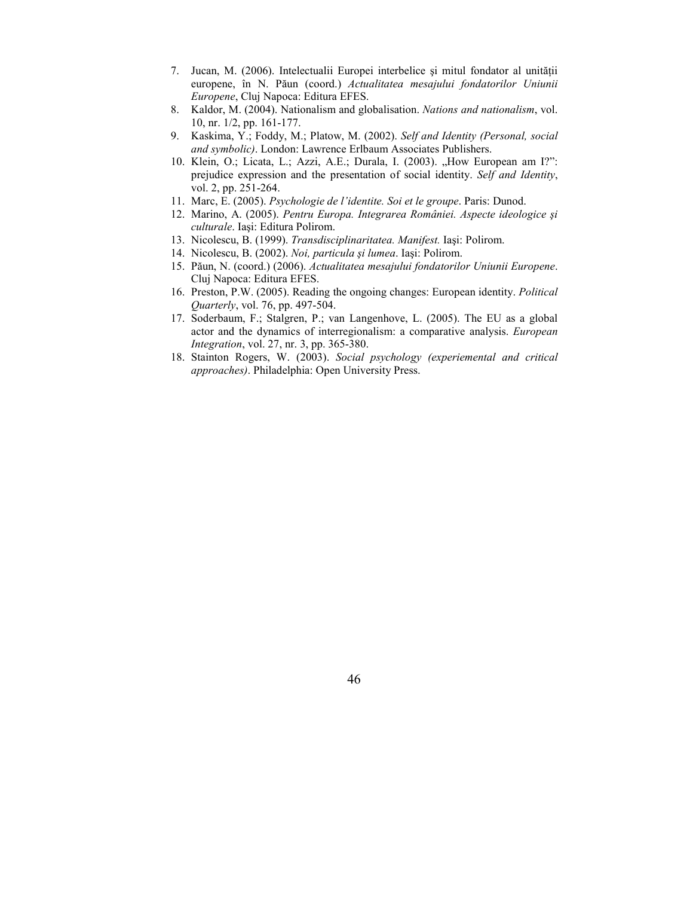7. Jucan, M. (2006). Intelectualii Europei interbelice şi mitul fondator al unităţii europene, în N. Păun (coord.) *Actualitatea mesajului fondatorilor Uniunii Europene*, Cluj Napoca: Editura EFES.
8. Kaldor, M. (2004). Nationalism and globalisation. *Nations and nationalism*, vol. 10, nr. 1/2, pp. 161-177.
9. Kaskima, Y.; Foddy, M.; Platow, M. (2002). *Self and Identity (Personal, social and symbolic)*. London: Lawrence Erlbaum Associates Publishers.
10. Klein, O.; Licata, L.; Azzi, A.E.; Durala, I. (2003). „How European am I?": prejudice expression and the presentation of social identity. *Self and Identity*, vol. 2, pp. 251-264.
11. Marc, E. (2005). *Psychologie de l'identite. Soi et le groupe*. Paris: Dunod.
12. Marino, A. (2005). *Pentru Europa. Integrarea României. Aspecte ideologice şi culturale*. Iaşi: Editura Polirom.
13. Nicolescu, B. (1999). *Transdisciplinaritatea. Manifest.* Iaşi: Polirom.
14. Nicolescu, B. (2002). *Noi, particula şi lumea*. Iaşi: Polirom.
15. Păun, N. (coord.) (2006). *Actualitatea mesajului fondatorilor Uniunii Europene*. Cluj Napoca: Editura EFES.
16. Preston, P.W. (2005). Reading the ongoing changes: European identity. *Political Quarterly*, vol. 76, pp. 497-504.
17. Soderbaum, F.; Stalgren, P.; van Langenhove, L. (2005). The EU as a global actor and the dynamics of interregionalism: a comparative analysis. *European Integration*, vol. 27, nr. 3, pp. 365-380.
18. Stainton Rogers, W. (2003). *Social psychology (experiemental and critical approaches)*. Philadelphia: Open University Press.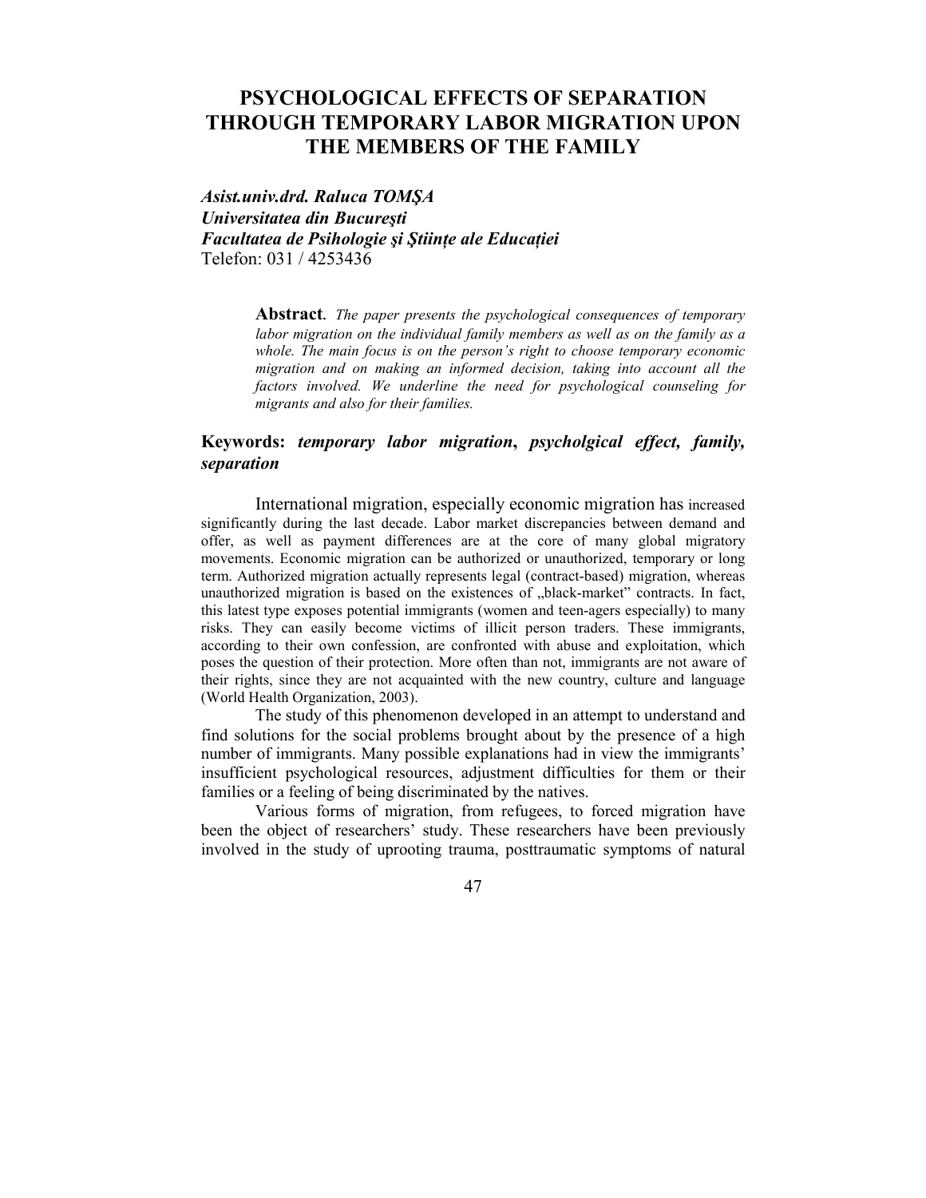# PSYCHOLOGICAL EFFECTS OF SEPARATION THROUGH TEMPORARY LABOR MIGRATION UPON THE MEMBERS OF THE FAMILY

***Asist.univ.drd. Raluca TOMŞA***
***Universitatea din Bucureşti***
***Facultatea de Psihologie şi Ştiinţe ale Educaţiei***
Telefon: 031 / 4253436

**Abstract.** *The paper presents the psychological consequences of temporary labor migration on the individual family members as well as on the family as a whole. The main focus is on the person's right to choose temporary economic migration and on making an informed decision, taking into account all the factors involved. We underline the need for psychological counseling for migrants and also for their families.*

**Keywords:** ***temporary labor migration*****,** ***psycholgical effect, family, separation***

International migration, especially economic migration has increased significantly during the last decade. Labor market discrepancies between demand and offer, as well as payment differences are at the core of many global migratory movements. Economic migration can be authorized or unauthorized, temporary or long term. Authorized migration actually represents legal (contract-based) migration, whereas unauthorized migration is based on the existences of „black-market" contracts. In fact, this latest type exposes potential immigrants (women and teen-agers especially) to many risks. They can easily become victims of illicit person traders. These immigrants, according to their own confession, are confronted with abuse and exploitation, which poses the question of their protection. More often than not, immigrants are not aware of their rights, since they are not acquainted with the new country, culture and language (World Health Organization, 2003).

The study of this phenomenon developed in an attempt to understand and find solutions for the social problems brought about by the presence of a high number of immigrants. Many possible explanations had in view the immigrants' insufficient psychological resources, adjustment difficulties for them or their families or a feeling of being discriminated by the natives.

Various forms of migration, from refugees, to forced migration have been the object of researchers' study. These researchers have been previously involved in the study of uprooting trauma, posttraumatic symptoms of natural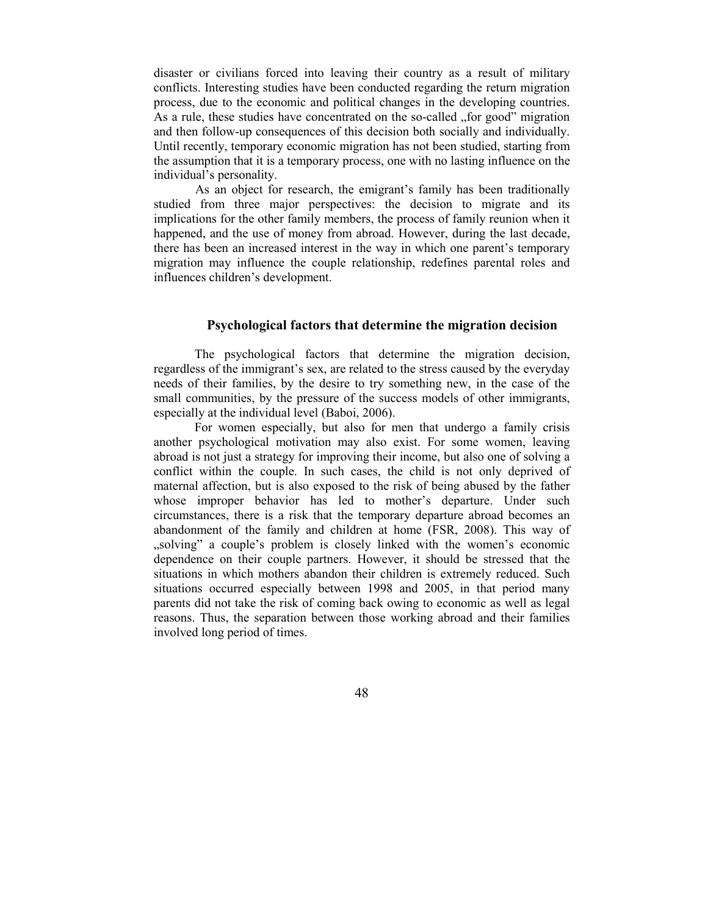disaster or civilians forced into leaving their country as a result of military conflicts. Interesting studies have been conducted regarding the return migration process, due to the economic and political changes in the developing countries. As a rule, these studies have concentrated on the so-called „for good" migration and then follow-up consequences of this decision both socially and individually. Until recently, temporary economic migration has not been studied, starting from the assumption that it is a temporary process, one with no lasting influence on the individual's personality.

As an object for research, the emigrant's family has been traditionally studied from three major perspectives: the decision to migrate and its implications for the other family members, the process of family reunion when it happened, and the use of money from abroad. However, during the last decade, there has been an increased interest in the way in which one parent's temporary migration may influence the couple relationship, redefines parental roles and influences children's development.

## Psychological factors that determine the migration decision

The psychological factors that determine the migration decision, regardless of the immigrant's sex, are related to the stress caused by the everyday needs of their families, by the desire to try something new, in the case of the small communities, by the pressure of the success models of other immigrants, especially at the individual level (Baboi, 2006).

For women especially, but also for men that undergo a family crisis another psychological motivation may also exist. For some women, leaving abroad is not just a strategy for improving their income, but also one of solving a conflict within the couple. In such cases, the child is not only deprived of maternal affection, but is also exposed to the risk of being abused by the father whose improper behavior has led to mother's departure. Under such circumstances, there is a risk that the temporary departure abroad becomes an abandonment of the family and children at home (FSR, 2008). This way of „solving" a couple's problem is closely linked with the women's economic dependence on their couple partners. However, it should be stressed that the situations in which mothers abandon their children is extremely reduced. Such situations occurred especially between 1998 and 2005, in that period many parents did not take the risk of coming back owing to economic as well as legal reasons. Thus, the separation between those working abroad and their families involved long period of times.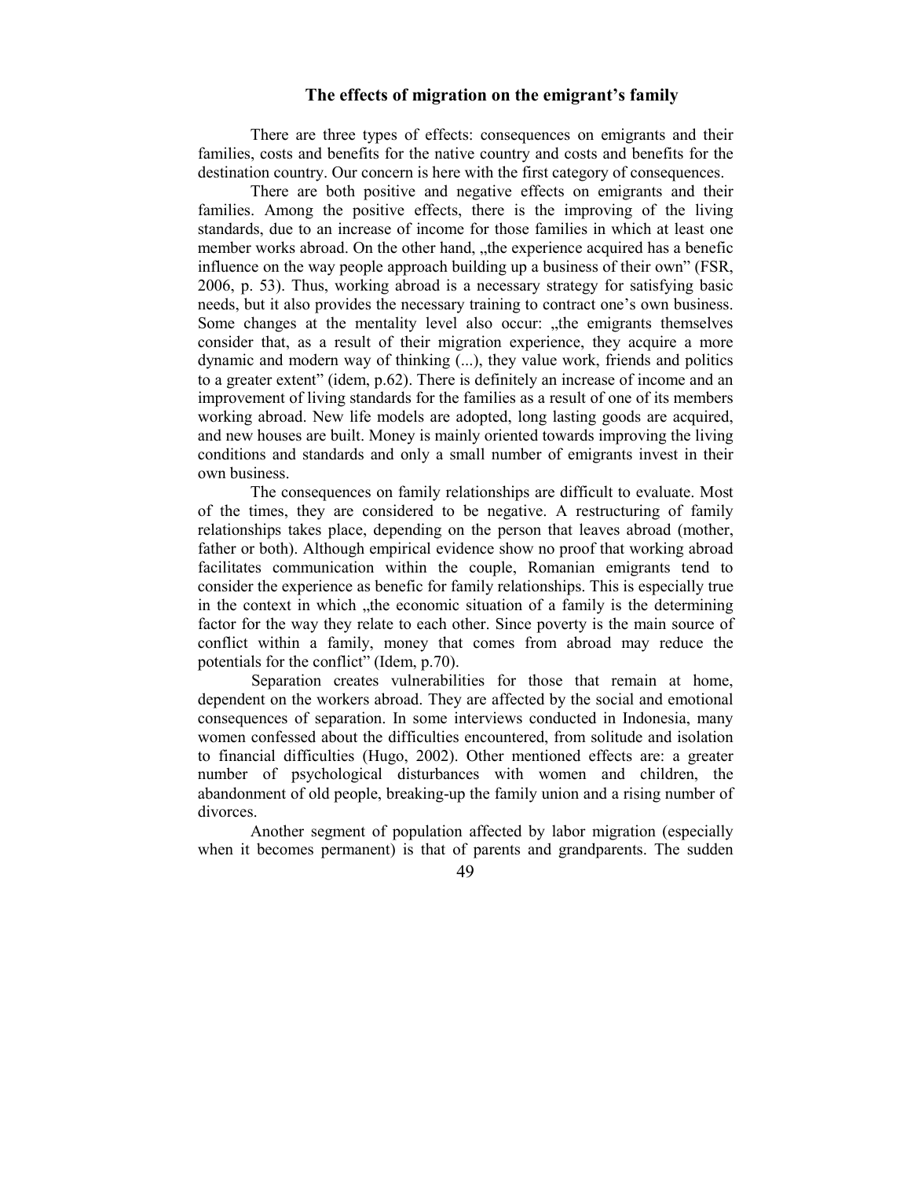## The effects of migration on the emigrant's family

There are three types of effects: consequences on emigrants and their families, costs and benefits for the native country and costs and benefits for the destination country. Our concern is here with the first category of consequences.

There are both positive and negative effects on emigrants and their families. Among the positive effects, there is the improving of the living standards, due to an increase of income for those families in which at least one member works abroad. On the other hand, „the experience acquired has a benefic influence on the way people approach building up a business of their own" (FSR, 2006, p. 53). Thus, working abroad is a necessary strategy for satisfying basic needs, but it also provides the necessary training to contract one's own business. Some changes at the mentality level also occur: „the emigrants themselves consider that, as a result of their migration experience, they acquire a more dynamic and modern way of thinking (...), they value work, friends and politics to a greater extent" (idem, p.62). There is definitely an increase of income and an improvement of living standards for the families as a result of one of its members working abroad. New life models are adopted, long lasting goods are acquired, and new houses are built. Money is mainly oriented towards improving the living conditions and standards and only a small number of emigrants invest in their own business.

The consequences on family relationships are difficult to evaluate. Most of the times, they are considered to be negative. A restructuring of family relationships takes place, depending on the person that leaves abroad (mother, father or both). Although empirical evidence show no proof that working abroad facilitates communication within the couple, Romanian emigrants tend to consider the experience as benefic for family relationships. This is especially true in the context in which „the economic situation of a family is the determining factor for the way they relate to each other. Since poverty is the main source of conflict within a family, money that comes from abroad may reduce the potentials for the conflict" (Idem, p.70).

Separation creates vulnerabilities for those that remain at home, dependent on the workers abroad. They are affected by the social and emotional consequences of separation. In some interviews conducted in Indonesia, many women confessed about the difficulties encountered, from solitude and isolation to financial difficulties (Hugo, 2002). Other mentioned effects are: a greater number of psychological disturbances with women and children, the abandonment of old people, breaking-up the family union and a rising number of divorces.

Another segment of population affected by labor migration (especially when it becomes permanent) is that of parents and grandparents. The sudden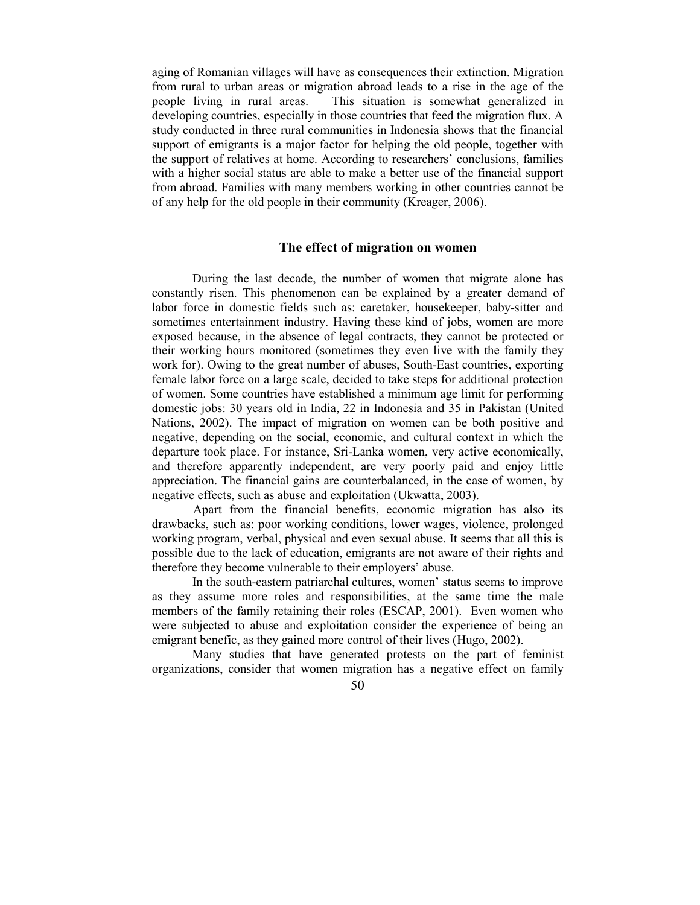aging of Romanian villages will have as consequences their extinction. Migration from rural to urban areas or migration abroad leads to a rise in the age of the people living in rural areas. This situation is somewhat generalized in developing countries, especially in those countries that feed the migration flux. A study conducted in three rural communities in Indonesia shows that the financial support of emigrants is a major factor for helping the old people, together with the support of relatives at home. According to researchers' conclusions, families with a higher social status are able to make a better use of the financial support from abroad. Families with many members working in other countries cannot be of any help for the old people in their community (Kreager, 2006).

## The effect of migration on women

During the last decade, the number of women that migrate alone has constantly risen. This phenomenon can be explained by a greater demand of labor force in domestic fields such as: caretaker, housekeeper, baby-sitter and sometimes entertainment industry. Having these kind of jobs, women are more exposed because, in the absence of legal contracts, they cannot be protected or their working hours monitored (sometimes they even live with the family they work for). Owing to the great number of abuses, South-East countries, exporting female labor force on a large scale, decided to take steps for additional protection of women. Some countries have established a minimum age limit for performing domestic jobs: 30 years old in India, 22 in Indonesia and 35 in Pakistan (United Nations, 2002). The impact of migration on women can be both positive and negative, depending on the social, economic, and cultural context in which the departure took place. For instance, Sri-Lanka women, very active economically, and therefore apparently independent, are very poorly paid and enjoy little appreciation. The financial gains are counterbalanced, in the case of women, by negative effects, such as abuse and exploitation (Ukwatta, 2003).

Apart from the financial benefits, economic migration has also its drawbacks, such as: poor working conditions, lower wages, violence, prolonged working program, verbal, physical and even sexual abuse. It seems that all this is possible due to the lack of education, emigrants are not aware of their rights and therefore they become vulnerable to their employers' abuse.

In the south-eastern patriarchal cultures, women' status seems to improve as they assume more roles and responsibilities, at the same time the male members of the family retaining their roles (ESCAP, 2001). Even women who were subjected to abuse and exploitation consider the experience of being an emigrant benefic, as they gained more control of their lives (Hugo, 2002).

Many studies that have generated protests on the part of feminist organizations, consider that women migration has a negative effect on family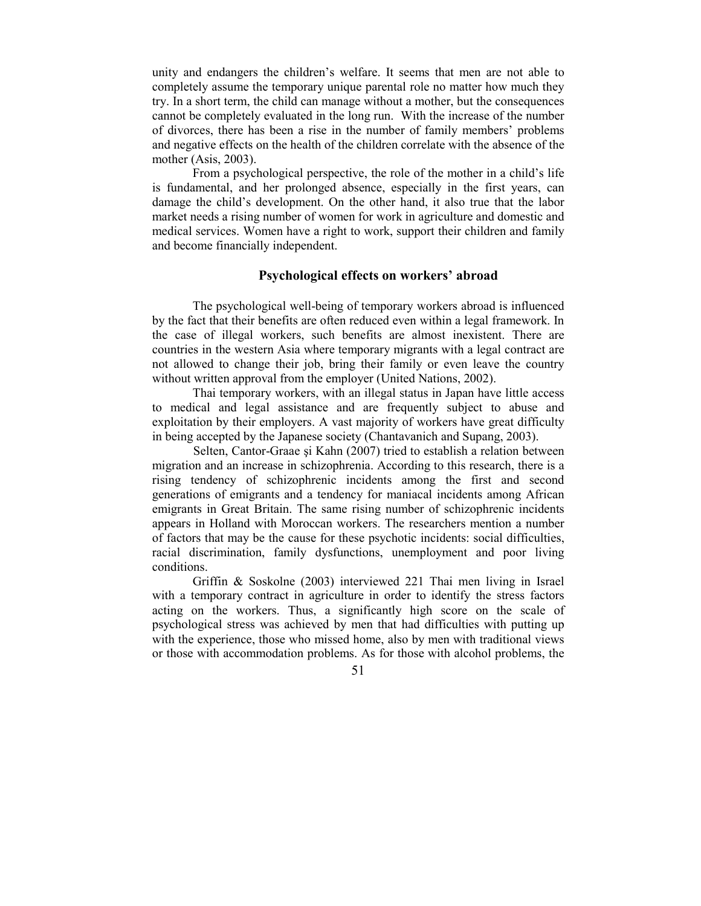unity and endangers the children's welfare. It seems that men are not able to completely assume the temporary unique parental role no matter how much they try. In a short term, the child can manage without a mother, but the consequences cannot be completely evaluated in the long run. With the increase of the number of divorces, there has been a rise in the number of family members' problems and negative effects on the health of the children correlate with the absence of the mother (Asis, 2003).

From a psychological perspective, the role of the mother in a child's life is fundamental, and her prolonged absence, especially in the first years, can damage the child's development. On the other hand, it also true that the labor market needs a rising number of women for work in agriculture and domestic and medical services. Women have a right to work, support their children and family and become financially independent.

## Psychological effects on workers' abroad

The psychological well-being of temporary workers abroad is influenced by the fact that their benefits are often reduced even within a legal framework. In the case of illegal workers, such benefits are almost inexistent. There are countries in the western Asia where temporary migrants with a legal contract are not allowed to change their job, bring their family or even leave the country without written approval from the employer (United Nations, 2002).

Thai temporary workers, with an illegal status in Japan have little access to medical and legal assistance and are frequently subject to abuse and exploitation by their employers. A vast majority of workers have great difficulty in being accepted by the Japanese society (Chantavanich and Supang, 2003).

Selten, Cantor-Graae şi Kahn (2007) tried to establish a relation between migration and an increase in schizophrenia. According to this research, there is a rising tendency of schizophrenic incidents among the first and second generations of emigrants and a tendency for maniacal incidents among African emigrants in Great Britain. The same rising number of schizophrenic incidents appears in Holland with Moroccan workers. The researchers mention a number of factors that may be the cause for these psychotic incidents: social difficulties, racial discrimination, family dysfunctions, unemployment and poor living conditions.

Griffin & Soskolne (2003) interviewed 221 Thai men living in Israel with a temporary contract in agriculture in order to identify the stress factors acting on the workers. Thus, a significantly high score on the scale of psychological stress was achieved by men that had difficulties with putting up with the experience, those who missed home, also by men with traditional views or those with accommodation problems. As for those with alcohol problems, the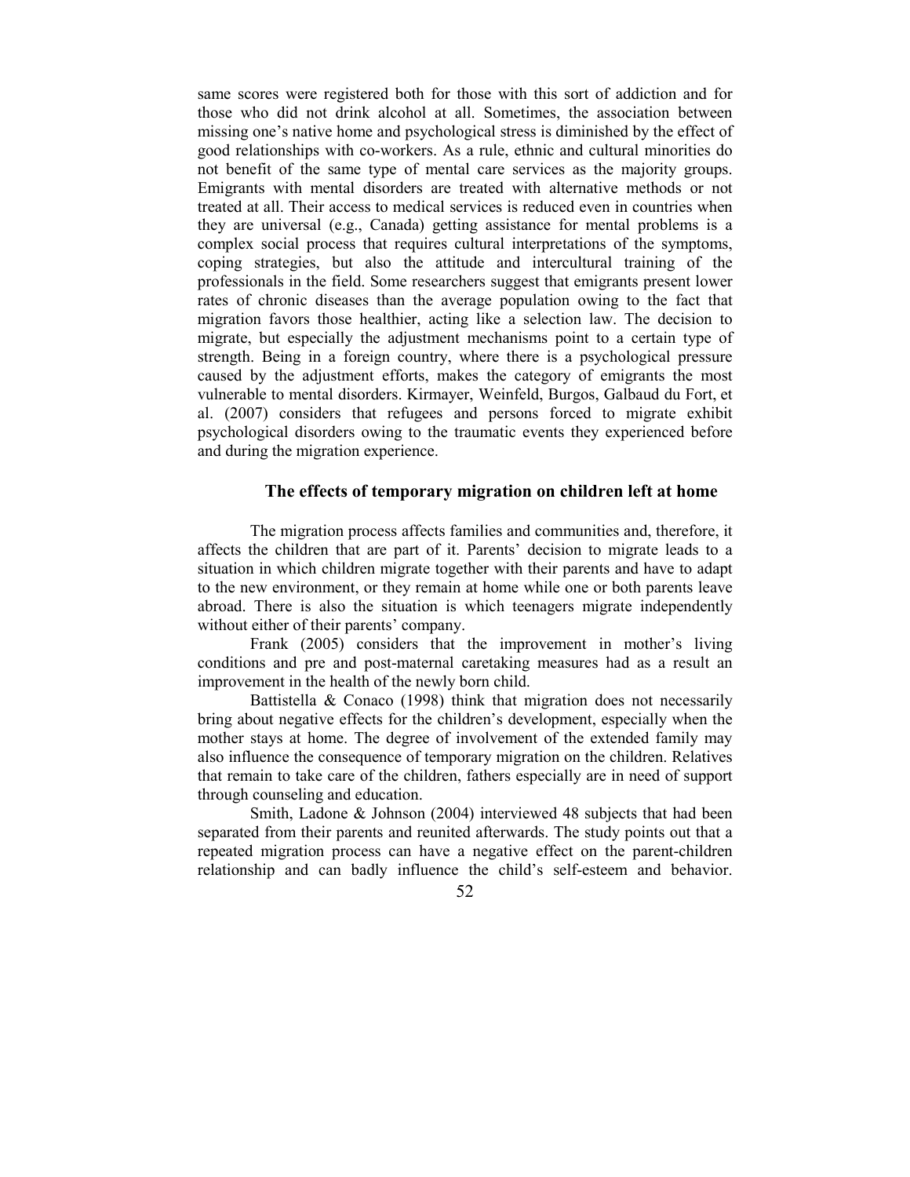same scores were registered both for those with this sort of addiction and for those who did not drink alcohol at all. Sometimes, the association between missing one's native home and psychological stress is diminished by the effect of good relationships with co-workers. As a rule, ethnic and cultural minorities do not benefit of the same type of mental care services as the majority groups. Emigrants with mental disorders are treated with alternative methods or not treated at all. Their access to medical services is reduced even in countries when they are universal (e.g., Canada) getting assistance for mental problems is a complex social process that requires cultural interpretations of the symptoms, coping strategies, but also the attitude and intercultural training of the professionals in the field. Some researchers suggest that emigrants present lower rates of chronic diseases than the average population owing to the fact that migration favors those healthier, acting like a selection law. The decision to migrate, but especially the adjustment mechanisms point to a certain type of strength. Being in a foreign country, where there is a psychological pressure caused by the adjustment efforts, makes the category of emigrants the most vulnerable to mental disorders. Kirmayer, Weinfeld, Burgos, Galbaud du Fort, et al. (2007) considers that refugees and persons forced to migrate exhibit psychological disorders owing to the traumatic events they experienced before and during the migration experience.

## The effects of temporary migration on children left at home

The migration process affects families and communities and, therefore, it affects the children that are part of it. Parents' decision to migrate leads to a situation in which children migrate together with their parents and have to adapt to the new environment, or they remain at home while one or both parents leave abroad. There is also the situation is which teenagers migrate independently without either of their parents' company.

Frank (2005) considers that the improvement in mother's living conditions and pre and post-maternal caretaking measures had as a result an improvement in the health of the newly born child.

Battistella & Conaco (1998) think that migration does not necessarily bring about negative effects for the children's development, especially when the mother stays at home. The degree of involvement of the extended family may also influence the consequence of temporary migration on the children. Relatives that remain to take care of the children, fathers especially are in need of support through counseling and education.

Smith, Ladone & Johnson (2004) interviewed 48 subjects that had been separated from their parents and reunited afterwards. The study points out that a repeated migration process can have a negative effect on the parent-children relationship and can badly influence the child's self-esteem and behavior.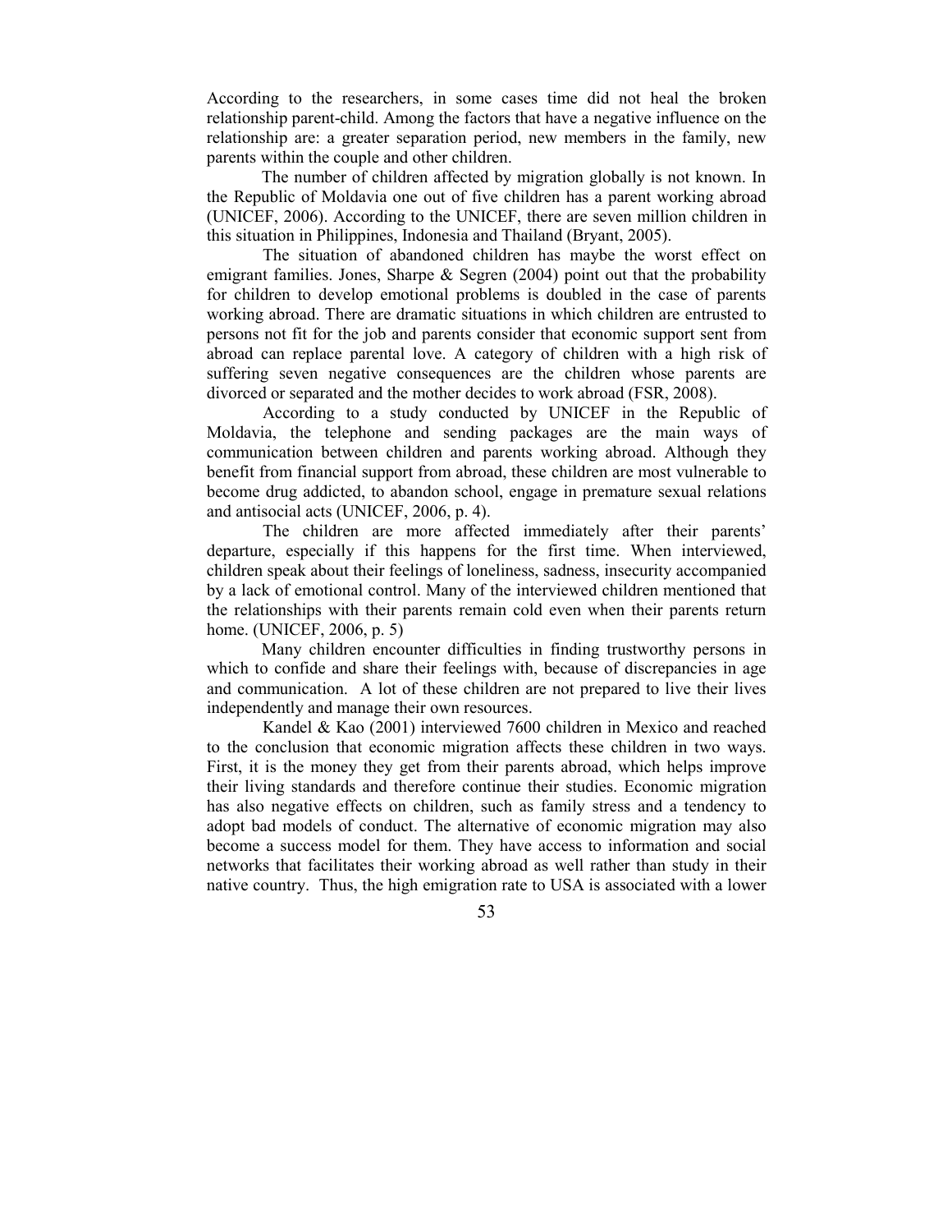According to the researchers, in some cases time did not heal the broken relationship parent-child. Among the factors that have a negative influence on the relationship are: a greater separation period, new members in the family, new parents within the couple and other children.

The number of children affected by migration globally is not known. In the Republic of Moldavia one out of five children has a parent working abroad (UNICEF, 2006). According to the UNICEF, there are seven million children in this situation in Philippines, Indonesia and Thailand (Bryant, 2005).

The situation of abandoned children has maybe the worst effect on emigrant families. Jones, Sharpe & Segren (2004) point out that the probability for children to develop emotional problems is doubled in the case of parents working abroad. There are dramatic situations in which children are entrusted to persons not fit for the job and parents consider that economic support sent from abroad can replace parental love. A category of children with a high risk of suffering seven negative consequences are the children whose parents are divorced or separated and the mother decides to work abroad (FSR, 2008).

According to a study conducted by UNICEF in the Republic of Moldavia, the telephone and sending packages are the main ways of communication between children and parents working abroad. Although they benefit from financial support from abroad, these children are most vulnerable to become drug addicted, to abandon school, engage in premature sexual relations and antisocial acts (UNICEF, 2006, p. 4).

The children are more affected immediately after their parents' departure, especially if this happens for the first time. When interviewed, children speak about their feelings of loneliness, sadness, insecurity accompanied by a lack of emotional control. Many of the interviewed children mentioned that the relationships with their parents remain cold even when their parents return home. (UNICEF, 2006, p. 5)

Many children encounter difficulties in finding trustworthy persons in which to confide and share their feelings with, because of discrepancies in age and communication. A lot of these children are not prepared to live their lives independently and manage their own resources.

Kandel & Kao (2001) interviewed 7600 children in Mexico and reached to the conclusion that economic migration affects these children in two ways. First, it is the money they get from their parents abroad, which helps improve their living standards and therefore continue their studies. Economic migration has also negative effects on children, such as family stress and a tendency to adopt bad models of conduct. The alternative of economic migration may also become a success model for them. They have access to information and social networks that facilitates their working abroad as well rather than study in their native country. Thus, the high emigration rate to USA is associated with a lower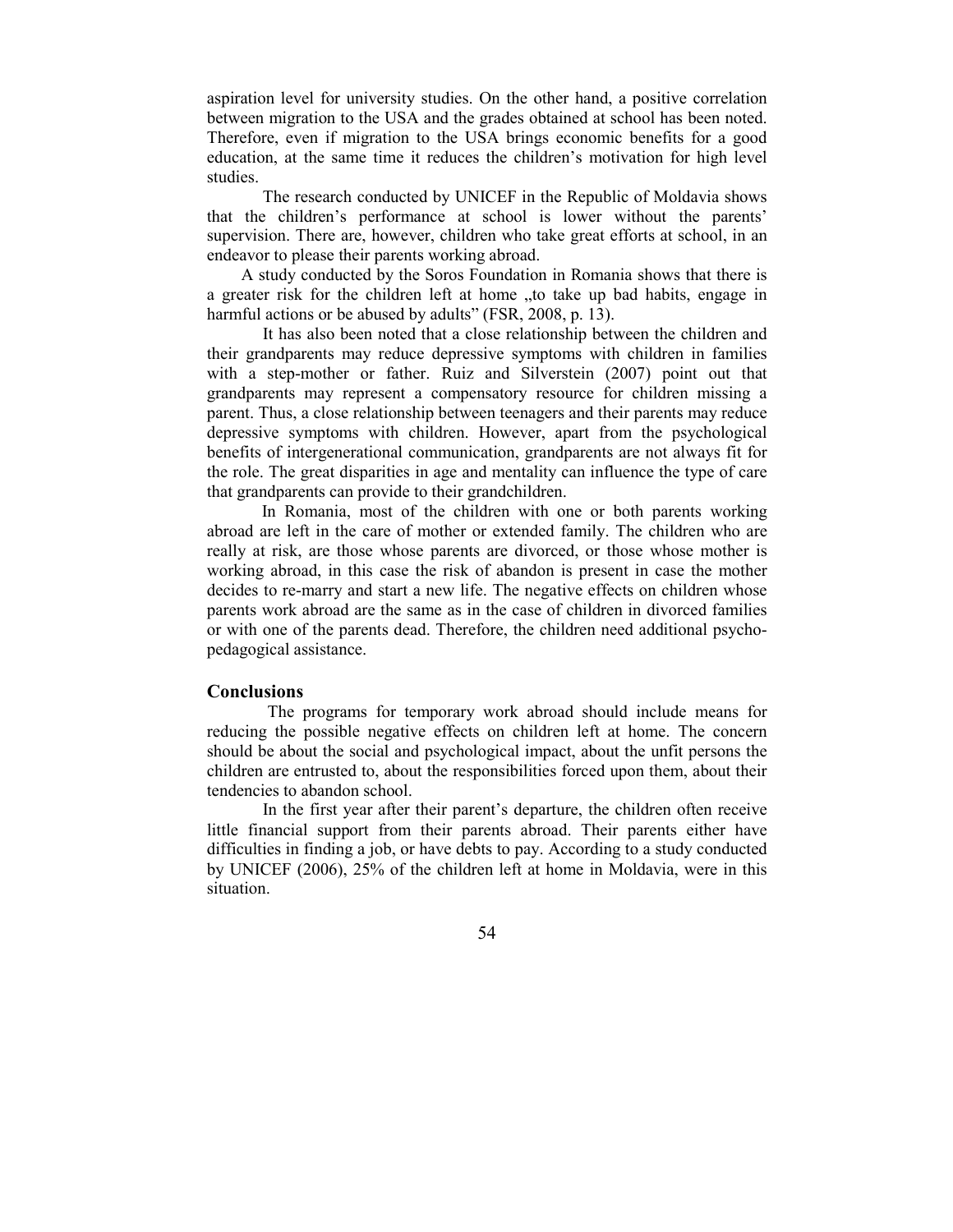aspiration level for university studies. On the other hand, a positive correlation between migration to the USA and the grades obtained at school has been noted. Therefore, even if migration to the USA brings economic benefits for a good education, at the same time it reduces the children's motivation for high level studies.

The research conducted by UNICEF in the Republic of Moldavia shows that the children's performance at school is lower without the parents' supervision. There are, however, children who take great efforts at school, in an endeavor to please their parents working abroad.

A study conducted by the Soros Foundation in Romania shows that there is a greater risk for the children left at home „to take up bad habits, engage in harmful actions or be abused by adults" (FSR, 2008, p. 13).

It has also been noted that a close relationship between the children and their grandparents may reduce depressive symptoms with children in families with a step-mother or father. Ruiz and Silverstein (2007) point out that grandparents may represent a compensatory resource for children missing a parent. Thus, a close relationship between teenagers and their parents may reduce depressive symptoms with children. However, apart from the psychological benefits of intergenerational communication, grandparents are not always fit for the role. The great disparities in age and mentality can influence the type of care that grandparents can provide to their grandchildren.

In Romania, most of the children with one or both parents working abroad are left in the care of mother or extended family. The children who are really at risk, are those whose parents are divorced, or those whose mother is working abroad, in this case the risk of abandon is present in case the mother decides to re-marry and start a new life. The negative effects on children whose parents work abroad are the same as in the case of children in divorced families or with one of the parents dead. Therefore, the children need additional psycho-pedagogical assistance.

## Conclusions

The programs for temporary work abroad should include means for reducing the possible negative effects on children left at home. The concern should be about the social and psychological impact, about the unfit persons the children are entrusted to, about the responsibilities forced upon them, about their tendencies to abandon school.

In the first year after their parent's departure, the children often receive little financial support from their parents abroad. Their parents either have difficulties in finding a job, or have debts to pay. According to a study conducted by UNICEF (2006), 25% of the children left at home in Moldavia, were in this situation.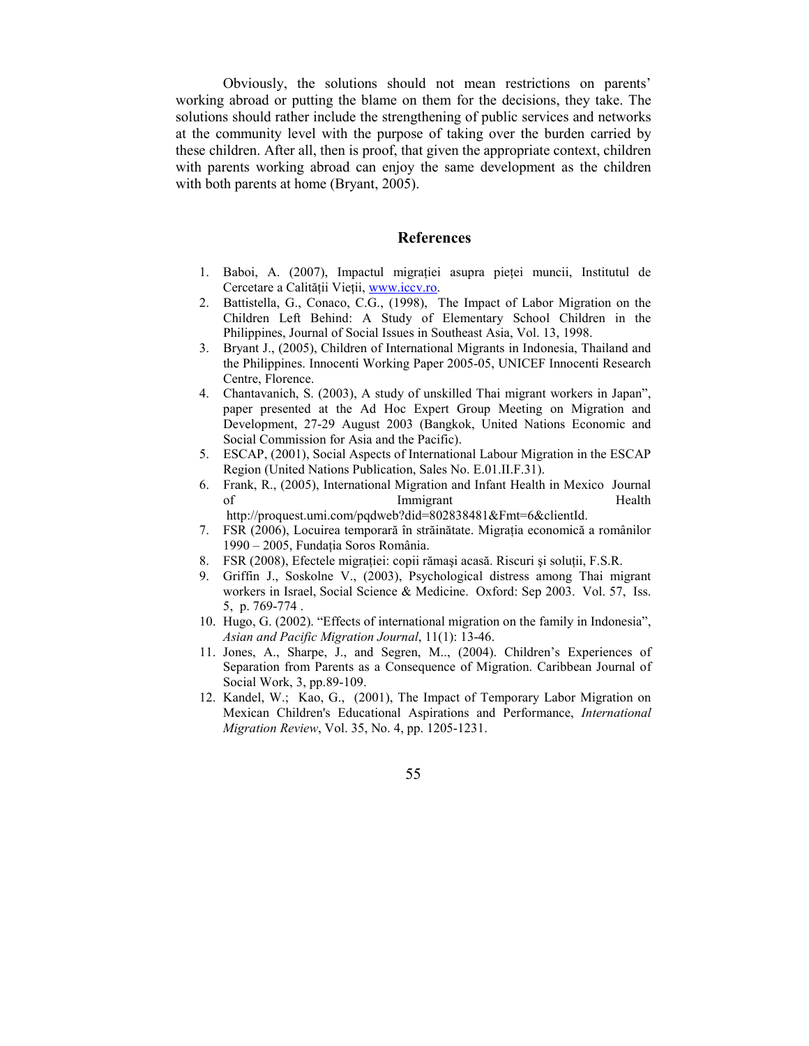Obviously, the solutions should not mean restrictions on parents' working abroad or putting the blame on them for the decisions, they take. The solutions should rather include the strengthening of public services and networks at the community level with the purpose of taking over the burden carried by these children. After all, then is proof, that given the appropriate context, children with parents working abroad can enjoy the same development as the children with both parents at home (Bryant, 2005).

## References

1. Baboi, A. (2007), Impactul migrației asupra pieței muncii, Institutul de Cercetare a Calității Vieții, www.iccv.ro.
2. Battistella, G., Conaco, C.G., (1998), The Impact of Labor Migration on the Children Left Behind: A Study of Elementary School Children in the Philippines, Journal of Social Issues in Southeast Asia, Vol. 13, 1998.
3. Bryant J., (2005), Children of International Migrants in Indonesia, Thailand and the Philippines. Innocenti Working Paper 2005-05, UNICEF Innocenti Research Centre, Florence.
4. Chantavanich, S. (2003), A study of unskilled Thai migrant workers in Japan", paper presented at the Ad Hoc Expert Group Meeting on Migration and Development, 27-29 August 2003 (Bangkok, United Nations Economic and Social Commission for Asia and the Pacific).
5. ESCAP, (2001), Social Aspects of International Labour Migration in the ESCAP Region (United Nations Publication, Sales No. E.01.II.F.31).
6. Frank, R., (2005), International Migration and Infant Health in Mexico Journal of Immigrant Health http://proquest.umi.com/pqdweb?did=802838481&Fmt=6&clientId.
7. FSR (2006), Locuirea temporară în străinătate. Migrația economică a românilor 1990 – 2005, Fundația Soros România.
8. FSR (2008), Efectele migrației: copii rămași acasă. Riscuri și soluții, F.S.R.
9. Griffin J., Soskolne V., (2003), Psychological distress among Thai migrant workers in Israel, Social Science & Medicine. Oxford: Sep 2003. Vol. 57, Iss. 5, p. 769-774 .
10. Hugo, G. (2002). "Effects of international migration on the family in Indonesia", *Asian and Pacific Migration Journal*, 11(1): 13-46.
11. Jones, A., Sharpe, J., and Segren, M.., (2004). Children's Experiences of Separation from Parents as a Consequence of Migration. Caribbean Journal of Social Work, 3, pp.89-109.
12. Kandel, W.; Kao, G., (2001), The Impact of Temporary Labor Migration on Mexican Children's Educational Aspirations and Performance, *International Migration Review*, Vol. 35, No. 4, pp. 1205-1231.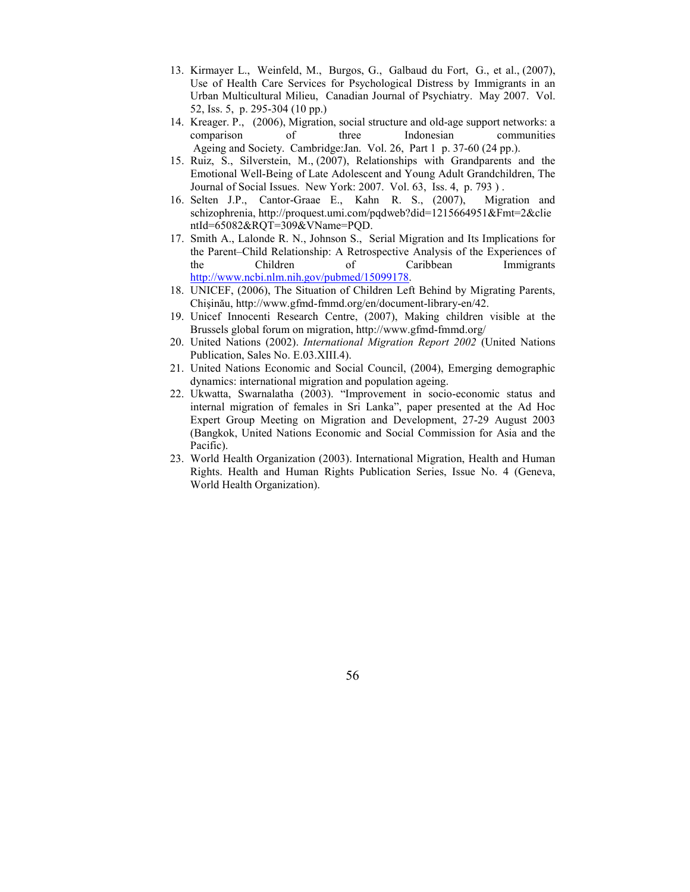13. Kirmayer L., Weinfeld, M., Burgos, G., Galbaud du Fort, G., et al., (2007), Use of Health Care Services for Psychological Distress by Immigrants in an Urban Multicultural Milieu, Canadian Journal of Psychiatry. May 2007. Vol. 52, Iss. 5, p. 295-304 (10 pp.)
14. Kreager. P., (2006), Migration, social structure and old-age support networks: a comparison of three Indonesian communities Ageing and Society. Cambridge:Jan. Vol. 26, Part 1 p. 37-60 (24 pp.).
15. Ruiz, S., Silverstein, M., (2007), Relationships with Grandparents and the Emotional Well-Being of Late Adolescent and Young Adult Grandchildren, The Journal of Social Issues. New York: 2007. Vol. 63, Iss. 4, p. 793 ) .
16. Selten J.P., Cantor-Graae E., Kahn R. S., (2007), Migration and schizophrenia, http://proquest.umi.com/pqdweb?did=1215664951&Fmt=2&clientId=65082&RQT=309&VName=PQD.
17. Smith A., Lalonde R. N., Johnson S., Serial Migration and Its Implications for the Parent–Child Relationship: A Retrospective Analysis of the Experiences of the Children of Caribbean Immigrants http://www.ncbi.nlm.nih.gov/pubmed/15099178.
18. UNICEF, (2006), The Situation of Children Left Behind by Migrating Parents, Chişinău, http://www.gfmd-fmmd.org/en/document-library-en/42.
19. Unicef Innocenti Research Centre, (2007), Making children visible at the Brussels global forum on migration, http://www.gfmd-fmmd.org/
20. United Nations (2002). *International Migration Report 2002* (United Nations Publication, Sales No. E.03.XIII.4).
21. United Nations Economic and Social Council, (2004), Emerging demographic dynamics: international migration and population ageing.
22. Ukwatta, Swarnalatha (2003). "Improvement in socio-economic status and internal migration of females in Sri Lanka", paper presented at the Ad Hoc Expert Group Meeting on Migration and Development, 27-29 August 2003 (Bangkok, United Nations Economic and Social Commission for Asia and the Pacific).
23. World Health Organization (2003). International Migration, Health and Human Rights. Health and Human Rights Publication Series, Issue No. 4 (Geneva, World Health Organization).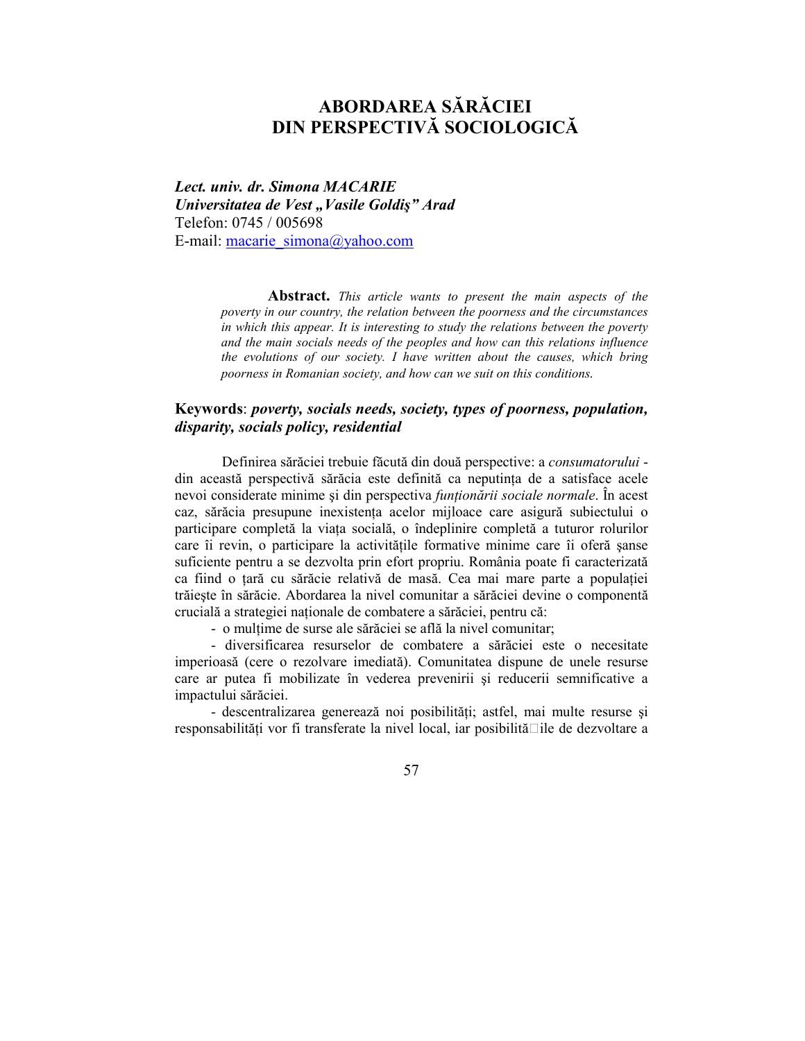# ABORDAREA SĂRĂCIEI DIN PERSPECTIVĂ SOCIOLOGICĂ

***Lect. univ. dr. Simona MACARIE***
***Universitatea de Vest „Vasile Goldiş” Arad***
Telefon: 0745 / 005698
E-mail: macarie_simona@yahoo.com

> **Abstract.** *This article wants to present the main aspects of the poverty in our country, the relation between the poorness and the circumstances in which this appear. It is interesting to study the relations between the poverty and the main socials needs of the peoples and how can this relations influence the evolutions of our society. I have written about the causes, which bring poorness in Romanian society, and how can we suit on this conditions.*

**Keywords**: ***poverty, socials needs, society, types of poorness, population, disparity, socials policy, residential***

Definirea sărăciei trebuie făcută din două perspective: a *consumatorului* - din această perspectivă sărăcia este definită ca neputinţa de a satisface acele nevoi considerate minime şi din perspectiva *funţionării sociale normale*. În acest caz, sărăcia presupune inexistenţa acelor mijloace care asigură subiectului o participare completă la viaţa socială, o îndeplinire completă a tuturor rolurilor care îi revin, o participare la activităţile formative minime care îi oferă şanse suficiente pentru a se dezvolta prin efort propriu. România poate fi caracterizată ca fiind o ţară cu sărăcie relativă de masă. Cea mai mare parte a populaţiei trăieşte în sărăcie. Abordarea la nivel comunitar a sărăciei devine o componentă crucială a strategiei naţionale de combatere a sărăciei, pentru că:

- o mulţime de surse ale sărăciei se află la nivel comunitar;
- diversificarea resurselor de combatere a sărăciei este o necesitate imperioasă (cere o rezolvare imediată). Comunitatea dispune de unele resurse care ar putea fi mobilizate în vederea prevenirii şi reducerii semnificative a impactului sărăciei.
- descentralizarea generează noi posibilităţi; astfel, mai multe resurse şi responsabilităţi vor fi transferate la nivel local, iar posibilităţile de dezvoltare a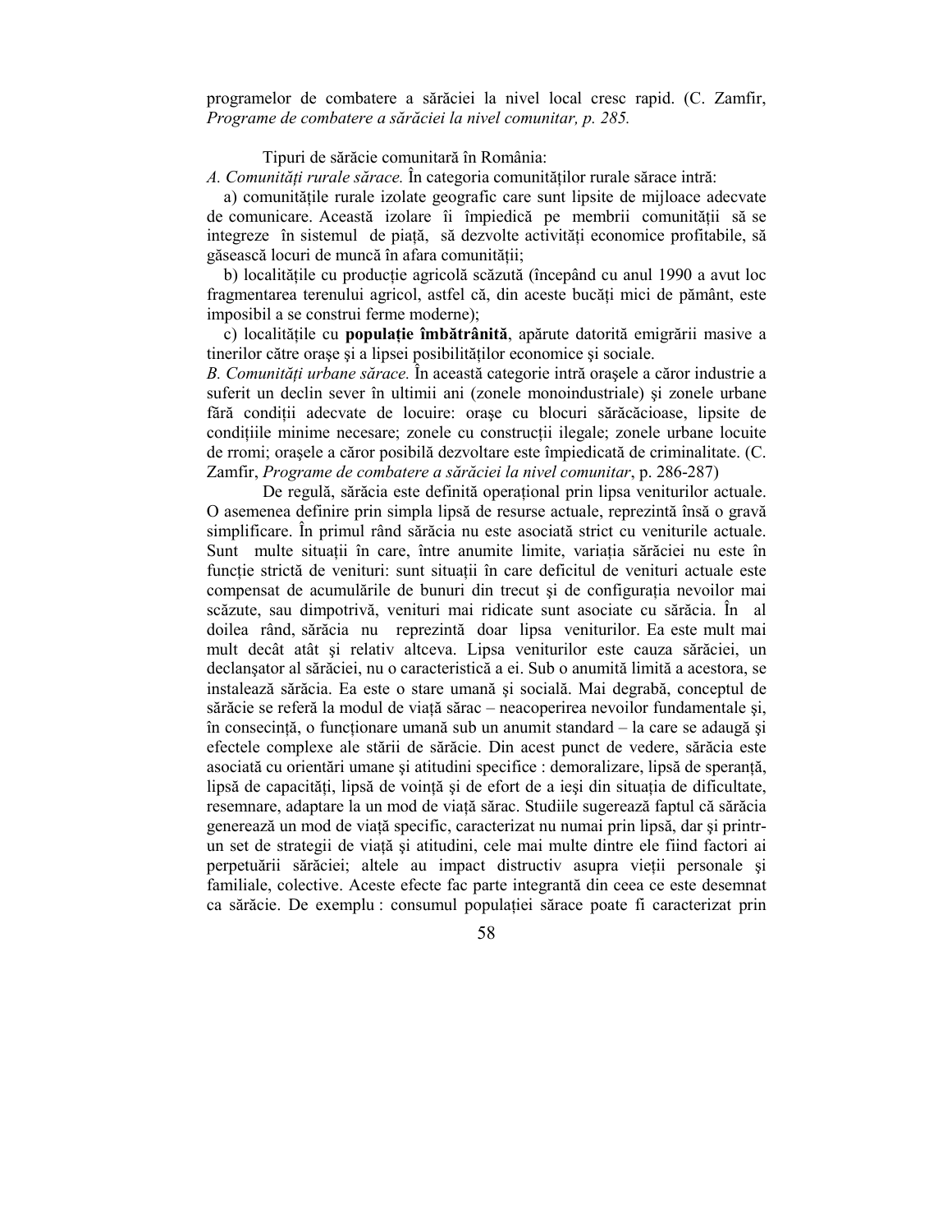programelor de combatere a sărăciei la nivel local cresc rapid. (C. Zamfir, *Programe de combatere a sărăciei la nivel comunitar, p. 285.*

Tipuri de sărăcie comunitară în România:

*A. Comunități rurale sărace.* În categoria comunităților rurale sărace intră:

a) comunitățile rurale izolate geografic care sunt lipsite de mijloace adecvate de comunicare. Această izolare îi împiedică pe membrii comunității să se integreze în sistemul de piață, să dezvolte activități economice profitabile, să găsească locuri de muncă în afara comunității;

b) localitățile cu producție agricolă scăzută (începând cu anul 1990 a avut loc fragmentarea terenului agricol, astfel că, din aceste bucăți mici de pământ, este imposibil a se construi ferme moderne);

c) localitățile cu **populație îmbătrânită**, apărute datorită emigrării masive a tinerilor către orașe şi a lipsei posibilităților economice şi sociale.

*B. Comunități urbane sărace.* În această categorie intră orașele a căror industrie a suferit un declin sever în ultimii ani (zonele monoindustriale) şi zonele urbane fără condiții adecvate de locuire: orașe cu blocuri sărăcăcioase, lipsite de condițiile minime necesare; zonele cu construcții ilegale; zonele urbane locuite de rromi; orașele a căror posibilă dezvoltare este împiedicată de criminalitate. (C. Zamfir, *Programe de combatere a sărăciei la nivel comunitar*, p. 286-287)

De regulă, sărăcia este definită operațional prin lipsa veniturilor actuale. O asemenea definire prin simpla lipsă de resurse actuale, reprezintă însă o gravă simplificare. În primul rând sărăcia nu este asociată strict cu veniturile actuale. Sunt multe situații în care, între anumite limite, variația sărăciei nu este în funcție strictă de venituri: sunt situații în care deficitul de venituri actuale este compensat de acumulările de bunuri din trecut şi de configurația nevoilor mai scăzute, sau dimpotrivă, venituri mai ridicate sunt asociate cu sărăcia. În al doilea rând, sărăcia nu reprezintă doar lipsa veniturilor. Ea este mult mai mult decât atât şi relativ altceva. Lipsa veniturilor este cauza sărăciei, un declanşator al sărăciei, nu o caracteristică a ei. Sub o anumită limită a acestora, se instalează sărăcia. Ea este o stare umană şi socială. Mai degrabă, conceptul de sărăcie se referă la modul de viață sărac – neacoperirea nevoilor fundamentale şi, în consecință, o funcționare umană sub un anumit standard – la care se adaugă şi efectele complexe ale stării de sărăcie. Din acest punct de vedere, sărăcia este asociată cu orientări umane şi atitudini specifice : demoralizare, lipsă de speranță, lipsă de capacități, lipsă de voință şi de efort de a ieşi din situația de dificultate, resemnare, adaptare la un mod de viață sărac. Studiile sugerează faptul că sărăcia generează un mod de viață specific, caracterizat nu numai prin lipsă, dar şi printr-un set de strategii de viață şi atitudini, cele mai multe dintre ele fiind factori ai perpetuării sărăciei; altele au impact distructiv asupra vieții personale şi familiale, colective. Aceste efecte fac parte integrantă din ceea ce este desemnat ca sărăcie. De exemplu : consumul populației sărace poate fi caracterizat prin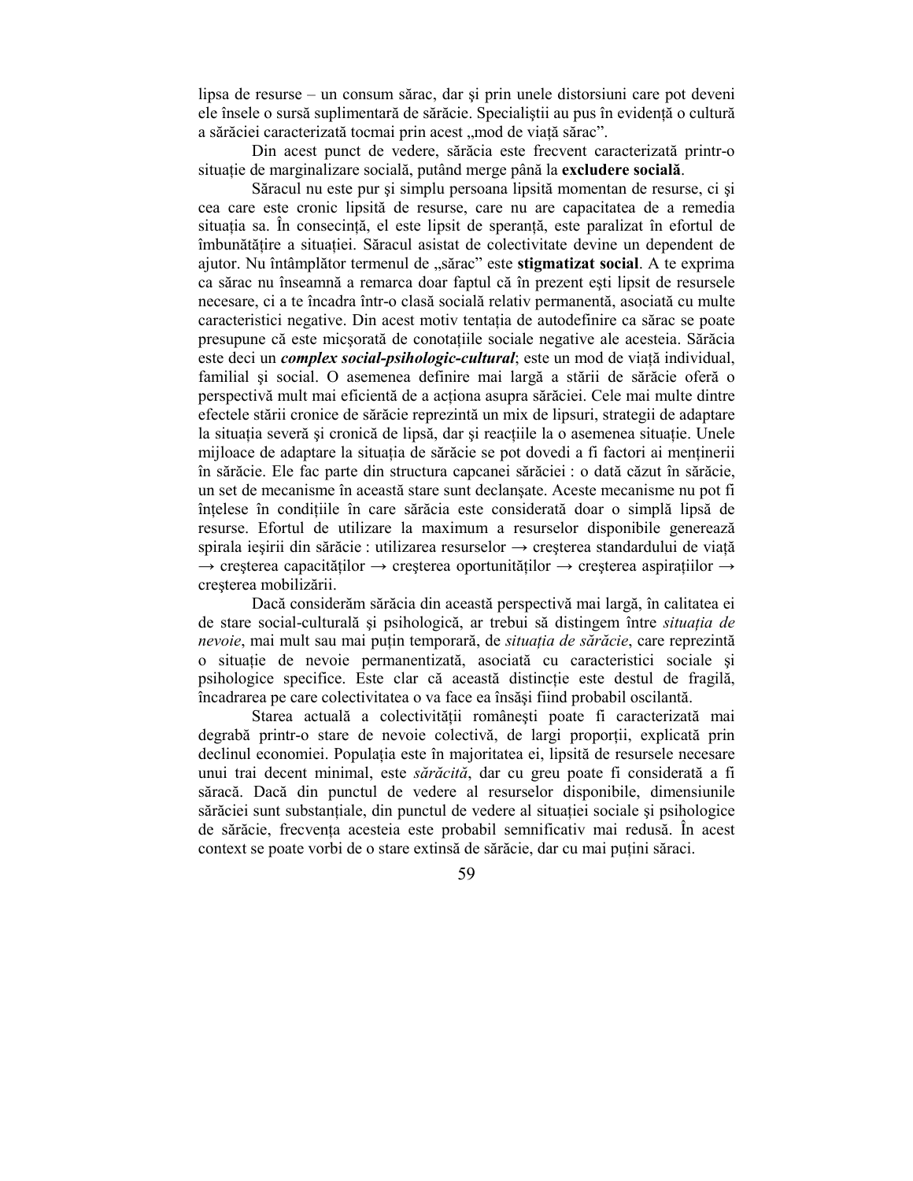lipsa de resurse – un consum sărac, dar şi prin unele distorsiuni care pot deveni ele însele o sursă suplimentară de sărăcie. Specialiştii au pus în evidenţă o cultură a sărăciei caracterizată tocmai prin acest „mod de viaţă sărac”.

Din acest punct de vedere, sărăcia este frecvent caracterizată printr-o situaţie de marginalizare socială, putând merge până la **excludere socială**.

Săracul nu este pur şi simplu persoana lipsită momentan de resurse, ci şi cea care este cronic lipsită de resurse, care nu are capacitatea de a remedia situaţia sa. În consecinţă, el este lipsit de speranţă, este paralizat în efortul de îmbunătăţire a situaţiei. Săracul asistat de colectivitate devine un dependent de ajutor. Nu întâmplător termenul de „sărac” este **stigmatizat social**. A te exprima ca sărac nu înseamnă a remarca doar faptul că în prezent eşti lipsit de resursele necesare, ci a te încadra într-o clasă socială relativ permanentă, asociată cu multe caracteristici negative. Din acest motiv tentaţia de autodefinire ca sărac se poate presupune că este micşorată de conotaţiile sociale negative ale acesteia. Sărăcia este deci un ***complex social-psihologic-cultural***; este un mod de viaţă individual, familial şi social. O asemenea definire mai largă a stării de sărăcie oferă o perspectivă mult mai eficientă de a acţiona asupra sărăciei. Cele mai multe dintre efectele stării cronice de sărăcie reprezintă un mix de lipsuri, strategii de adaptare la situaţia severă şi cronică de lipsă, dar şi reacţiile la o asemenea situaţie. Unele mijloace de adaptare la situaţia de sărăcie se pot dovedi a fi factori ai menţinerii în sărăcie. Ele fac parte din structura capcanei sărăciei : o dată căzut în sărăcie, un set de mecanisme în această stare sunt declanşate. Aceste mecanisme nu pot fi înţelese în condiţiile în care sărăcia este considerată doar o simplă lipsă de resurse. Efortul de utilizare la maximum a resurselor disponibile generează spirala ieşirii din sărăcie : utilizarea resurselor → creşterea standardului de viaţă → creşterea capacităţilor → creşterea oportunităţilor → creşterea aspiraţiilor → creşterea mobilizării.

Dacă considerăm sărăcia din această perspectivă mai largă, în calitatea ei de stare social-culturală şi psihologică, ar trebui să distingem între *situaţia de nevoie*, mai mult sau mai puţin temporară, de *situaţia de sărăcie*, care reprezintă o situaţie de nevoie permanentizată, asociată cu caracteristici sociale şi psihologice specifice. Este clar că această distincţie este destul de fragilă, încadrarea pe care colectivitatea o va face ea însăşi fiind probabil oscilantă.

Starea actuală a colectivităţii româneşti poate fi caracterizată mai degrabă printr-o stare de nevoie colectivă, de largi proporţii, explicată prin declinul economiei. Populaţia este în majoritatea ei, lipsită de resursele necesare unui trai decent minimal, este *sărăcită*, dar cu greu poate fi considerată a fi săracă. Dacă din punctul de vedere al resurselor disponibile, dimensiunile sărăciei sunt substanţiale, din punctul de vedere al situaţiei sociale şi psihologice de sărăcie, frecvenţa acesteia este probabil semnificativ mai redusă. În acest context se poate vorbi de o stare extinsă de sărăcie, dar cu mai puţini săraci.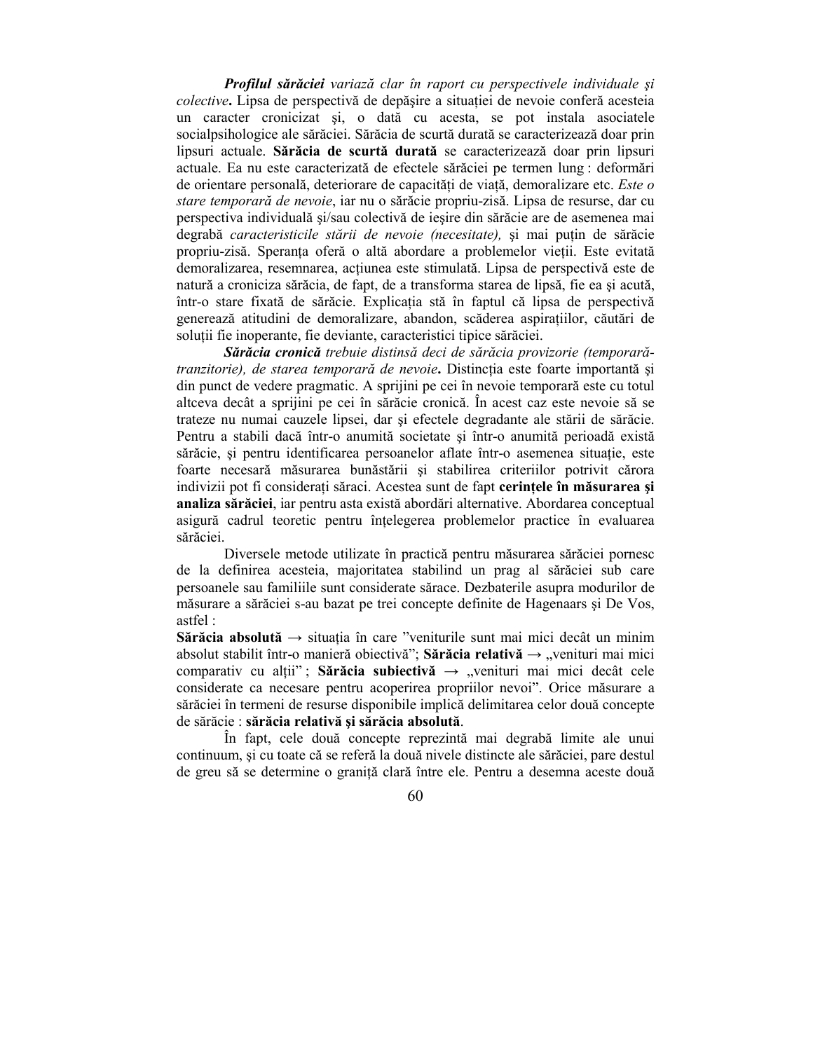***Profilul sărăciei** variază clar în raport cu perspectivele individuale şi colective***. Lipsa de perspectivă de depăşire a situaţiei de nevoie conferă acesteia un caracter cronicizat şi, o dată cu acesta, se pot instala asociatele socialpsihologice ale sărăciei. Sărăcia de scurtă durată se caracterizează doar prin lipsuri actuale. **Sărăcia de scurtă durată** se caracterizează doar prin lipsuri actuale. Ea nu este caracterizată de efectele sărăciei pe termen lung : deformări de orientare personală, deteriorare de capacităţi de viaţă, demoralizare etc. *Este o stare temporară de nevoie*, iar nu o sărăcie propriu-zisă. Lipsa de resurse, dar cu perspectiva individuală şi/sau colectivă de ieşire din sărăcie are de asemenea mai degrabă *caracteristicile stării de nevoie (necesitate),* şi mai puţin de sărăcie propriu-zisă. Speranţa oferă o altă abordare a problemelor vieţii. Este evitată demoralizarea, resemnarea, acţiunea este stimulată. Lipsa de perspectivă este de natură a croniciza sărăcia, de fapt, de a transforma starea de lipsă, fie ea şi acută, într-o stare fixată de sărăcie. Explicaţia stă în faptul că lipsa de perspectivă generează atitudini de demoralizare, abandon, scăderea aspiraţiilor, căutări de soluţii fie inoperante, fie deviante, caracteristici tipice sărăciei.

***Sărăcia cronică** trebuie distinsă deci de sărăcia provizorie (temporară-tranzitorie), de starea temporară de nevoie***. Distincţia este foarte importantă şi din punct de vedere pragmatic. A sprijini pe cei în nevoie temporară este cu totul altceva decât a sprijini pe cei în sărăcie cronică. În acest caz este nevoie să se trateze nu numai cauzele lipsei, dar şi efectele degradante ale stării de sărăcie. Pentru a stabili dacă într-o anumită societate şi într-o anumită perioadă există sărăcie, şi pentru identificarea persoanelor aflate într-o asemenea situaţie, este foarte necesară măsurarea bunăstării şi stabilirea criteriilor potrivit cărora indivizii pot fi consideraţi săraci. Acestea sunt de fapt **cerinţele în măsurarea şi analiza sărăciei**, iar pentru asta există abordări alternative. Abordarea conceptual asigură cadrul teoretic pentru înţelegerea problemelor practice în evaluarea sărăciei.

Diversele metode utilizate în practică pentru măsurarea sărăciei pornesc de la definirea acesteia, majoritatea stabilind un prag al sărăciei sub care persoanele sau familiile sunt considerate sărace. Dezbaterile asupra modurilor de măsurare a sărăciei s-au bazat pe trei concepte definite de Hagenaars şi De Vos, astfel :

**Sărăcia absolută** → situaţia în care "veniturile sunt mai mici decât un minim absolut stabilit într-o manieră obiectivă"; **Sărăcia relativă** → „venituri mai mici comparativ cu alţii" ; **Sărăcia subiectivă** → „venituri mai mici decât cele considerate ca necesare pentru acoperirea propriilor nevoi". Orice măsurare a sărăciei în termeni de resurse disponibile implică delimitarea celor două concepte de sărăcie : **sărăcia relativă şi sărăcia absolută**.

În fapt, cele două concepte reprezintă mai degrabă limite ale unui continuum, şi cu toate că se referă la două nivele distincte ale sărăciei, pare destul de greu să se determine o graniţă clară între ele. Pentru a desemna aceste două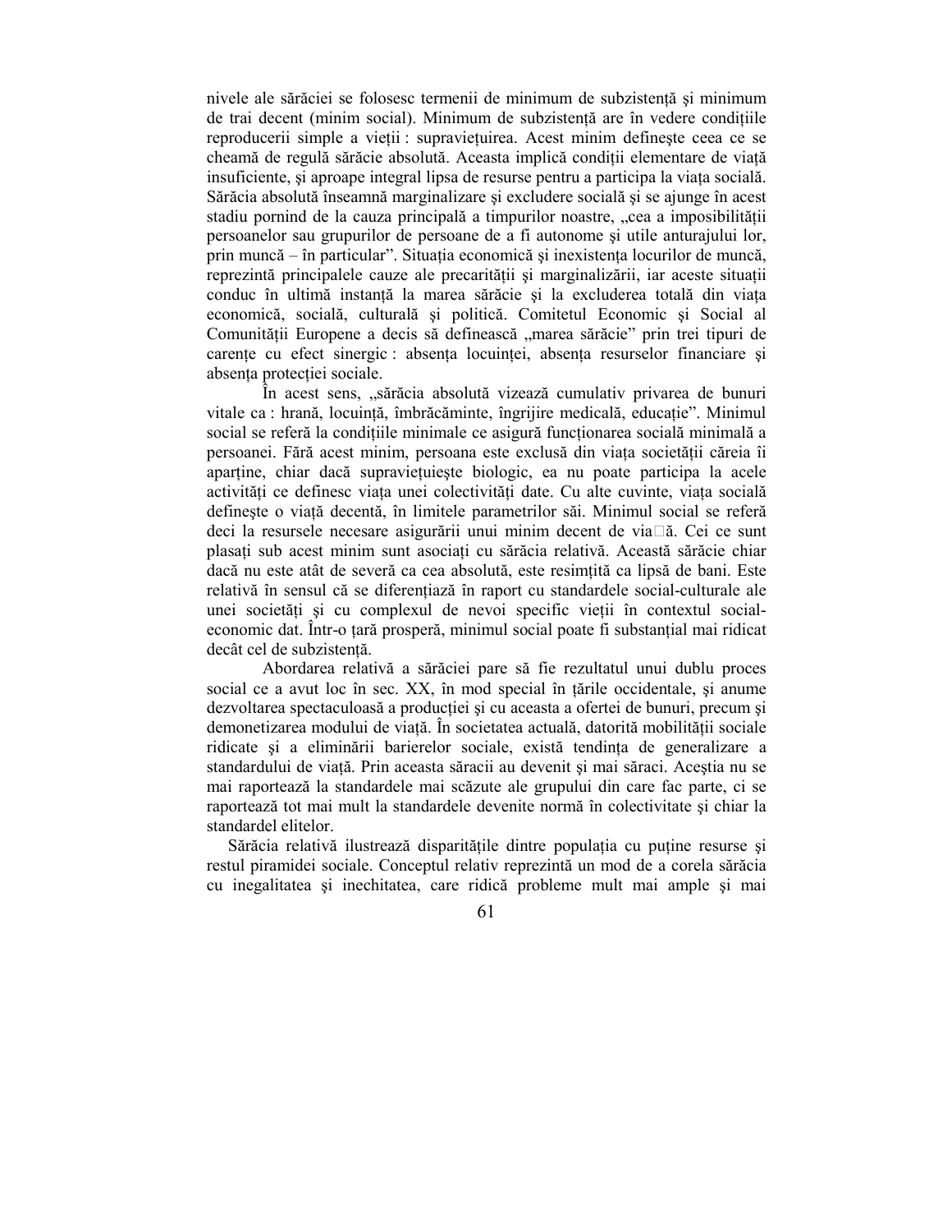nivele ale sărăciei se folosesc termenii de minimum de subzistenţă şi minimum de trai decent (minim social). Minimum de subzistenţă are în vedere condiţiile reproducerii simple a vieţii : supravieţuirea. Acest minim defineşte ceea ce se cheamă de regulă sărăcie absolută. Aceasta implică condiţii elementare de viaţă insuficiente, şi aproape integral lipsa de resurse pentru a participa la viaţa socială. Sărăcia absolută înseamnă marginalizare şi excludere socială şi se ajunge în acest stadiu pornind de la cauza principală a timpurilor noastre, „cea a imposibilităţii persoanelor sau grupurilor de persoane de a fi autonome şi utile anturajului lor, prin muncă – în particular". Situaţia economică şi inexistenţa locurilor de muncă, reprezintă principalele cauze ale precarităţii şi marginalizării, iar aceste situaţii conduc în ultimă instanţă la marea sărăcie şi la excluderea totală din viaţa economică, socială, culturală şi politică. Comitetul Economic şi Social al Comunităţii Europene a decis să definească „marea sărăcie" prin trei tipuri de carenţe cu efect sinergic : absenţa locuinţei, absenţa resurselor financiare şi absenţa protecţiei sociale.

În acest sens, „sărăcia absolută vizează cumulativ privarea de bunuri vitale ca : hrană, locuinţă, îmbrăcăminte, îngrijire medicală, educaţie". Minimul social se referă la condiţiile minimale ce asigură funcţionarea socială minimală a persoanei. Fără acest minim, persoana este exclusă din viaţa societăţii căreia îi aparţine, chiar dacă supravieţuieşte biologic, ea nu poate participa la acele activităţi ce definesc viaţa unei colectivităţi date. Cu alte cuvinte, viaţa socială defineşte o viaţă decentă, în limitele parametrilor săi. Minimul social se referă deci la resursele necesare asigurării unui minim decent de via□ă. Cei ce sunt plasaţi sub acest minim sunt asociaţi cu sărăcia relativă. Această sărăcie chiar dacă nu este atât de severă ca cea absolută, este resimţită ca lipsă de bani. Este relativă în sensul că se diferenţiază în raport cu standardele social-culturale ale unei societăţi şi cu complexul de nevoi specific vieţii în contextul social-economic dat. Într-o ţară prosperă, minimul social poate fi substanţial mai ridicat decât cel de subzistenţă.

Abordarea relativă a sărăciei pare să fie rezultatul unui dublu proces social ce a avut loc în sec. XX, în mod special în ţările occidentale, şi anume dezvoltarea spectaculoasă a producţiei şi cu aceasta a ofertei de bunuri, precum şi demonetizarea modului de viaţă. În societatea actuală, datorită mobilităţii sociale ridicate şi a eliminării barierelor sociale, există tendinţa de generalizare a standardului de viaţă. Prin aceasta săracii au devenit şi mai săraci. Aceştia nu se mai raportează la standardele mai scăzute ale grupului din care fac parte, ci se raportează tot mai mult la standardele devenite normă în colectivitate şi chiar la standardel elitelor.

Sărăcia relativă ilustrează disparităţile dintre populaţia cu puţine resurse şi restul piramidei sociale. Conceptul relativ reprezintă un mod de a corela sărăcia cu inegalitatea şi inechitatea, care ridică probleme mult mai ample şi mai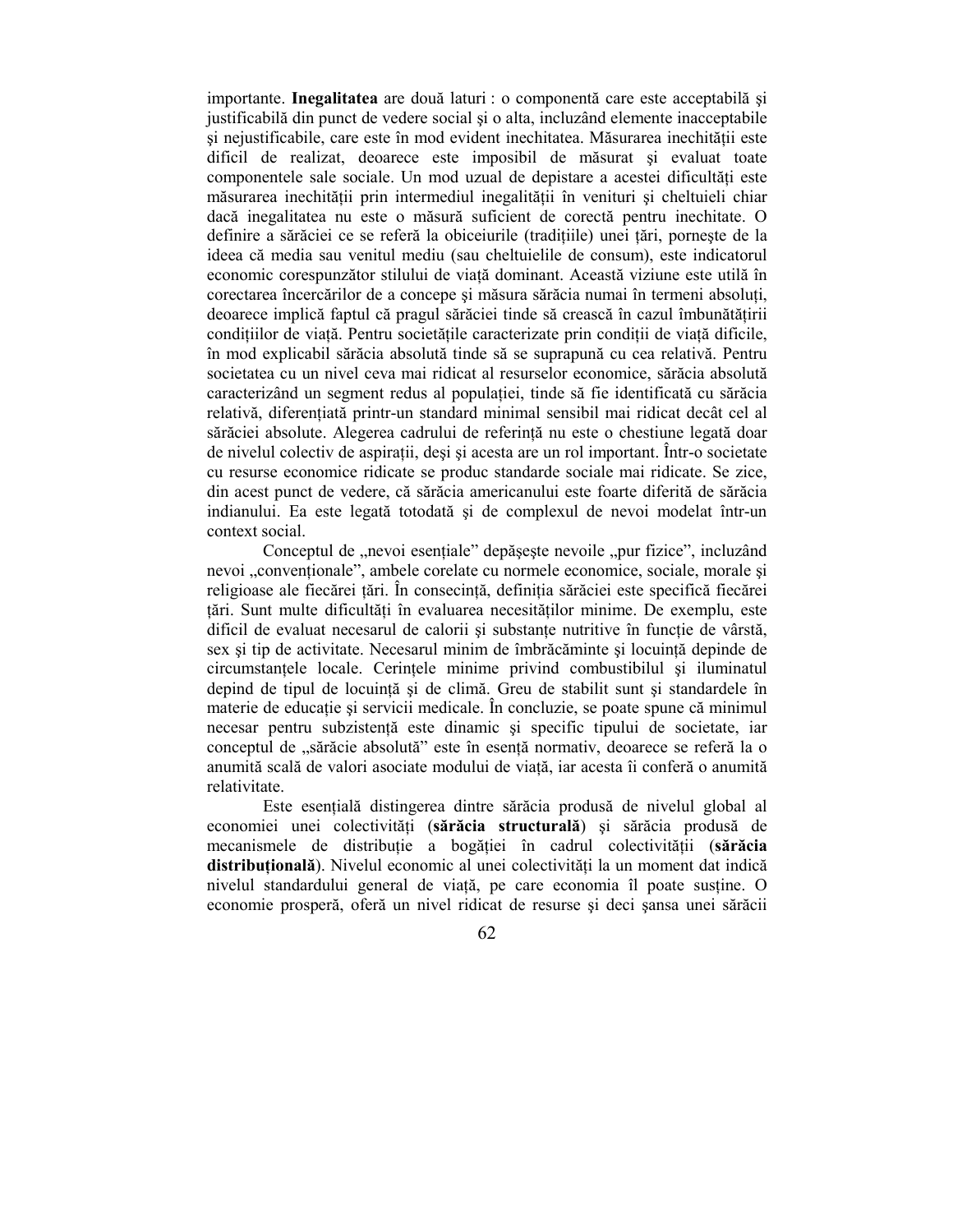importante. **Inegalitatea** are două laturi : o componentă care este acceptabilă şi justificabilă din punct de vedere social şi o alta, incluzând elemente inacceptabile şi nejustificabile, care este în mod evident inechitatea. Măsurarea inechităţii este dificil de realizat, deoarece este imposibil de măsurat şi evaluat toate componentele sale sociale. Un mod uzual de depistare a acestei dificultăţi este măsurarea inechităţii prin intermediul inegalităţii în venituri şi cheltuieli chiar dacă inegalitatea nu este o măsură suficient de corectă pentru inechitate. O definire a sărăciei ce se referă la obiceiurile (tradiţiile) unei ţări, porneşte de la ideea că media sau venitul mediu (sau cheltuielile de consum), este indicatorul economic corespunzător stilului de viaţă dominant. Această viziune este utilă în corectarea încercărilor de a concepe şi măsura sărăcia numai în termeni absoluţi, deoarece implică faptul că pragul sărăciei tinde să crească în cazul îmbunătăţirii condiţiilor de viaţă. Pentru societăţile caracterizate prin condiţii de viaţă dificile, în mod explicabil sărăcia absolută tinde să se suprapună cu cea relativă. Pentru societatea cu un nivel ceva mai ridicat al resurselor economice, sărăcia absolută caracterizând un segment redus al populaţiei, tinde să fie identificată cu sărăcia relativă, diferenţiată printr-un standard minimal sensibil mai ridicat decât cel al sărăciei absolute. Alegerea cadrului de referinţă nu este o chestiune legată doar de nivelul colectiv de aspiraţii, deşi şi acesta are un rol important. Într-o societate cu resurse economice ridicate se produc standarde sociale mai ridicate. Se zice, din acest punct de vedere, că sărăcia americanului este foarte diferită de sărăcia indianului. Ea este legată totodată şi de complexul de nevoi modelat într-un context social.

Conceptul de „nevoi esenţiale” depăşeşte nevoile „pur fizice”, incluzând nevoi „convenţionale”, ambele corelate cu normele economice, sociale, morale şi religioase ale fiecărei ţări. În consecinţă, definiţia sărăciei este specifică fiecărei ţări. Sunt multe dificultăţi în evaluarea necesităţilor minime. De exemplu, este dificil de evaluat necesarul de calorii şi substanţe nutritive în funcţie de vârstă, sex şi tip de activitate. Necesarul minim de îmbrăcăminte şi locuinţă depinde de circumstanţele locale. Cerinţele minime privind combustibilul şi iluminatul depind de tipul de locuinţă şi de climă. Greu de stabilit sunt şi standardele în materie de educaţie şi servicii medicale. În concluzie, se poate spune că minimul necesar pentru subzistenţă este dinamic şi specific tipului de societate, iar conceptul de „sărăcie absolută” este în esenţă normativ, deoarece se referă la o anumită scală de valori asociate modului de viaţă, iar acesta îi conferă o anumită relativitate.

Este esenţială distingerea dintre sărăcia produsă de nivelul global al economiei unei colectivităţi (**sărăcia structurală**) şi sărăcia produsă de mecanismele de distribuţie a bogăţiei în cadrul colectivităţii (**sărăcia distribuţională**). Nivelul economic al unei colectivităţi la un moment dat indică nivelul standardului general de viaţă, pe care economia îl poate susţine. O economie prosperă, oferă un nivel ridicat de resurse şi deci şansa unei sărăcii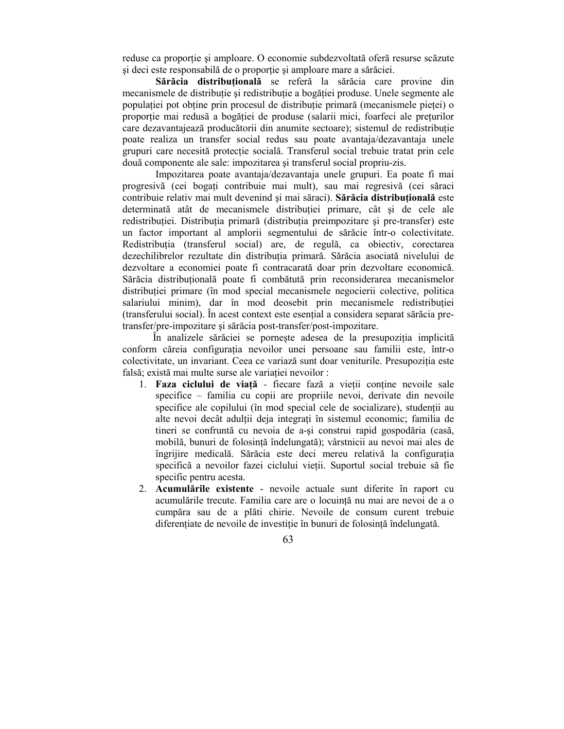reduse ca proporție și amploare. O economie subdezvoltată oferă resurse scăzute și deci este responsabilă de o proporție și amploare mare a sărăciei.

**Sărăcia distribuțională** se referă la sărăcia care provine din mecanismele de distribuție și redistribuție a bogăției produse. Unele segmente ale populației pot obține prin procesul de distribuție primară (mecanismele pieței) o proporție mai redusă a bogăției de produse (salarii mici, foarfeci ale prețurilor care dezavantajează producătorii din anumite sectoare); sistemul de redistribuție poate realiza un transfer social redus sau poate avantaja/dezavantaja unele grupuri care necesită protecție socială. Transferul social trebuie tratat prin cele două componente ale sale: impozitarea și transferul social propriu-zis.

Impozitarea poate avantaja/dezavantaja unele grupuri. Ea poate fi mai progresivă (cei bogați contribuie mai mult), sau mai regresivă (cei săraci contribuie relativ mai mult devenind și mai săraci). **Sărăcia distribuțională** este determinată atât de mecanismele distribuției primare, cât și de cele ale redistribuției. Distribuția primară (distribuția preimpozitare și pre-transfer) este un factor important al amplorii segmentului de sărăcie într-o colectivitate. Redistribuția (transferul social) are, de regulă, ca obiectiv, corectarea dezechilibrelor rezultate din distribuția primară. Sărăcia asociată nivelului de dezvoltare a economiei poate fi contracarată doar prin dezvoltare economică. Sărăcia distribuțională poate fi combătută prin reconsiderarea mecanismelor distribuției primare (în mod special mecanismele negocierii colective, politica salariului minim), dar în mod deosebit prin mecanismele redistribuției (transferului social). În acest context este esențial a considera separat sărăcia pre-transfer/pre-impozitare și sărăcia post-transfer/post-impozitare.

În analizele sărăciei se pornește adesea de la presupoziția implicită conform căreia configurația nevoilor unei persoane sau familii este, într-o colectivitate, un invariant. Ceea ce variază sunt doar veniturile. Presupoziția este falsă; există mai multe surse ale variației nevoilor :

1. **Faza ciclului de viață** - fiecare fază a vieții conține nevoile sale specifice – familia cu copii are propriile nevoi, derivate din nevoile specifice ale copilului (în mod special cele de socializare), studenții au alte nevoi decât adulții deja integrați în sistemul economic; familia de tineri se confruntă cu nevoia de a-și construi rapid gospodăria (casă, mobilă, bunuri de folosință îndelungată); vârstnicii au nevoi mai ales de îngrijire medicală. Sărăcia este deci mereu relativă la configurația specifică a nevoilor fazei ciclului vieții. Suportul social trebuie să fie specific pentru acesta.
2. **Acumulările existente** - nevoile actuale sunt diferite în raport cu acumulările trecute. Familia care are o locuință nu mai are nevoi de a o cumpăra sau de a plăti chirie. Nevoile de consum curent trebuie diferențiate de nevoile de investiție în bunuri de folosință îndelungată.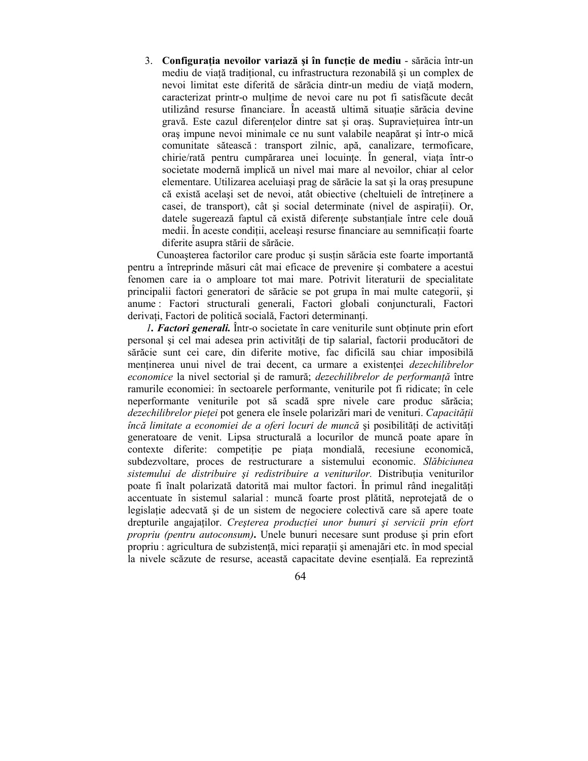3. **Configurația nevoilor variază și în funcție de mediu** - sărăcia într-un mediu de viață tradițional, cu infrastructura rezonabilă și un complex de nevoi limitat este diferită de sărăcia dintr-un mediu de viață modern, caracterizat printr-o mulțime de nevoi care nu pot fi satisfăcute decât utilizând resurse financiare. În această ultimă situație sărăcia devine gravă. Este cazul diferențelor dintre sat și oraș. Supraviețuirea într-un oraș impune nevoi minimale ce nu sunt valabile neapărat și într-o mică comunitate sătească : transport zilnic, apă, canalizare, termoficare, chirie/rată pentru cumpărarea unei locuințe. În general, viața într-o societate modernă implică un nivel mai mare al nevoilor, chiar al celor elementare. Utilizarea aceluiași prag de sărăcie la sat și la oraș presupune că există același set de nevoi, atât obiective (cheltuieli de întreținere a casei, de transport), cât și social determinate (nivel de aspirații). Or, datele sugerează faptul că există diferențe substanțiale între cele două medii. În aceste condiții, aceleași resurse financiare au semnificații foarte diferite asupra stării de sărăcie.

Cunoașterea factorilor care produc și susțin sărăcia este foarte importantă pentru a întreprinde măsuri cât mai eficace de prevenire și combatere a acestui fenomen care ia o amploare tot mai mare. Potrivit literaturii de specialitate principalii factori generatori de sărăcie se pot grupa în mai multe categorii, și anume : Factori structurali generali, Factori globali conjuncturali, Factori derivați, Factori de politică socială, Factori determinanți.

***1. Factori generali.*** Într-o societate în care veniturile sunt obținute prin efort personal și cel mai adesea prin activități de tip salarial, factorii producători de sărăcie sunt cei care, din diferite motive, fac dificilă sau chiar imposibilă menținerea unui nivel de trai decent, ca urmare a existenței *dezechilibrelor economice* la nivel sectorial și de ramură; *dezechilibrelor de performanță* între ramurile economiei: în sectoarele performante, veniturile pot fi ridicate; în cele neperformante veniturile pot să scadă spre nivele care produc sărăcia; *dezechilibrelor pieței* pot genera ele însele polarizări mari de venituri. *Capacității încă limitate a economiei de a oferi locuri de muncă* și posibilități de activități generatoare de venit. Lipsa structurală a locurilor de muncă poate apare în contexte diferite: competiție pe piața mondială, recesiune economică, subdezvoltare, proces de restructurare a sistemului economic. *Slăbiciunea sistemului de distribuire și redistribuire a veniturilor.* Distribuția veniturilor poate fi înalt polarizată datorită mai multor factori. În primul rând inegalități accentuate în sistemul salarial : muncă foarte prost plătită, neprotejată de o legislație adecvată și de un sistem de negociere colectivă care să apere toate drepturile angajaților. *Creșterea producției unor bunuri și servicii prin efort propriu (pentru autoconsum)***.** Unele bunuri necesare sunt produse și prin efort propriu : agricultura de subzistență, mici reparații și amenajări etc. în mod special la nivele scăzute de resurse, această capacitate devine esențială. Ea reprezintă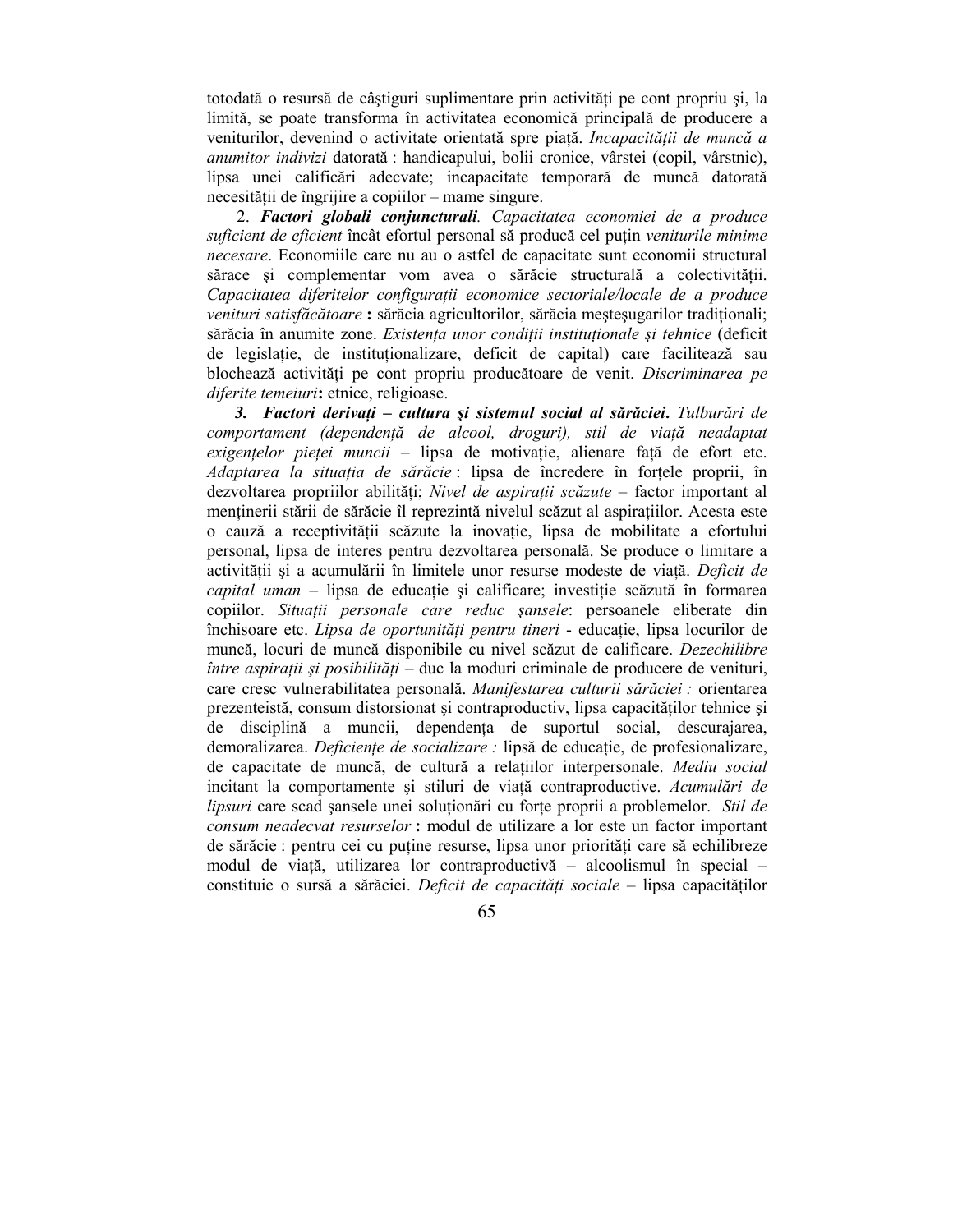totodată o resursă de câştiguri suplimentare prin activităţi pe cont propriu şi, la limită, se poate transforma în activitatea economică principală de producere a veniturilor, devenind o activitate orientată spre piaţă. *Incapacităţii de muncă a anumitor indivizi* datorată : handicapului, bolii cronice, vârstei (copil, vârstnic), lipsa unei calificări adecvate; incapacitate temporară de muncă datorată necesităţii de îngrijire a copiilor – mame singure.

2. ***Factori globali conjuncturali****. Capacitatea economiei de a produce suficient de eficient* încât efortul personal să producă cel puţin *veniturile minime necesare*. Economiile care nu au o astfel de capacitate sunt economii structural sărace şi complementar vom avea o sărăcie structurală a colectivităţii. *Capacitatea diferitelor configuraţii economice sectoriale/locale de a produce venituri satisfăcătoare* **:** sărăcia agricultorilor, sărăcia meşteşugarilor tradiţionali; sărăcia în anumite zone. *Existenţa unor condiţii instituţionale şi tehnice* (deficit de legislaţie, de instituţionalizare, deficit de capital) care facilitează sau blochează activităţi pe cont propriu producătoare de venit. *Discriminarea pe diferite temeiuri***:** etnice, religioase.

***3. Factori derivaţi – cultura şi sistemul social al sărăciei****. Tulburări de comportament (dependenţă de alcool, droguri), stil de viaţă neadaptat exigenţelor pieţei muncii* – lipsa de motivaţie, alienare faţă de efort etc. *Adaptarea la situaţia de sărăcie* : lipsa de încredere în forţele proprii, în dezvoltarea propriilor abilităţi; *Nivel de aspiraţii scăzute* – factor important al menţinerii stării de sărăcie îl reprezintă nivelul scăzut al aspiraţiilor. Acesta este o cauză a receptivităţii scăzute la inovaţie, lipsa de mobilitate a efortului personal, lipsa de interes pentru dezvoltarea personală. Se produce o limitare a activităţii şi a acumulării în limitele unor resurse modeste de viaţă. *Deficit de capital uman* – lipsa de educaţie şi calificare; investiţie scăzută în formarea copiilor. *Situaţii personale care reduc şansele*: persoanele eliberate din închisoare etc. *Lipsa de oportunităţi pentru tineri* - educaţie, lipsa locurilor de muncă, locuri de muncă disponibile cu nivel scăzut de calificare. *Dezechilibre între aspiraţii şi posibilităţi* – duc la moduri criminale de producere de venituri, care cresc vulnerabilitatea personală. *Manifestarea culturii sărăciei :* orientarea prezenteistă, consum distorsionat şi contraproductiv, lipsa capacităţilor tehnice şi de disciplină a muncii, dependenţa de suportul social, descurajarea, demoralizarea. *Deficienţe de socializare :* lipsă de educaţie, de profesionalizare, de capacitate de muncă, de cultură a relaţiilor interpersonale. *Mediu social* incitant la comportamente şi stiluri de viaţă contraproductive. *Acumulări de lipsuri* care scad şansele unei soluţionări cu forţe proprii a problemelor. *Stil de consum neadecvat resurselor* **:** modul de utilizare a lor este un factor important de sărăcie : pentru cei cu puţine resurse, lipsa unor priorităţi care să echilibreze modul de viaţă, utilizarea lor contraproductivă – alcoolismul în special – constituie o sursă a sărăciei. *Deficit de capacităţi sociale* – lipsa capacităţilor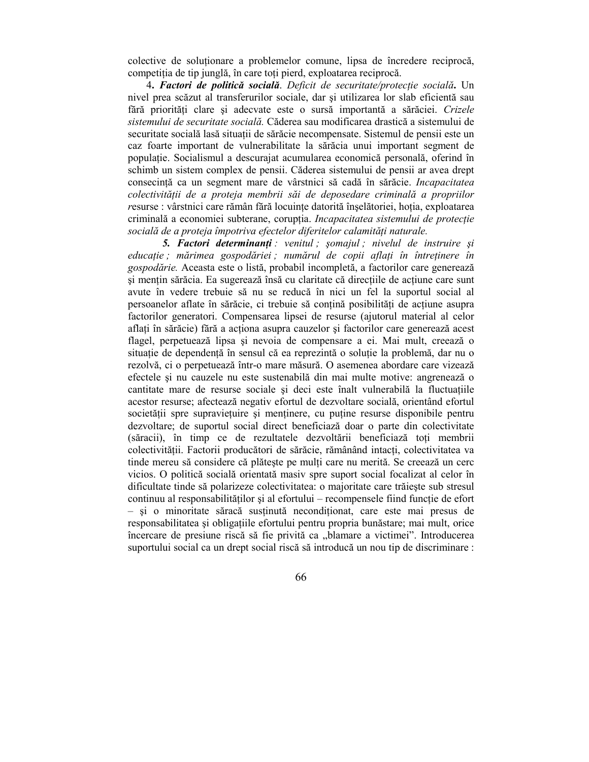colective de soluționare a problemelor comune, lipsa de încredere reciprocă, competiția de tip junglă, în care toți pierd, exploatarea reciprocă.

4**. *Factori de politică socială*.** *Deficit de securitate/protecție socială***.** Un nivel prea scăzut al transferurilor sociale, dar şi utilizarea lor slab eficientă sau fără priorități clare şi adecvate este o sursă importantă a sărăciei. *Crizele sistemului de securitate socială.* Căderea sau modificarea drastică a sistemului de securitate socială lasă situații de sărăcie necompensate. Sistemul de pensii este un caz foarte important de vulnerabilitate la sărăcia unui important segment de populație. Socialismul a descurajat acumularea economică personală, oferind în schimb un sistem complex de pensii. Căderea sistemului de pensii ar avea drept consecință ca un segment mare de vârstnici să cadă în sărăcie. *Incapacitatea colectivității de a proteja membrii săi de deposedare criminală a propriilor resurse* : vârstnici care rămân fără locuințe datorită înşelătoriei, hoția, exploatarea criminală a economiei subterane, corupția. *Incapacitatea sistemului de protecție socială de a proteja împotriva efectelor diferitelor calamități naturale.*

***5. Factori determinanți** : venitul ; şomajul ; nivelul de instruire şi educație ; mărimea gospodăriei ; numărul de copii aflați în întreținere în gospodărie.* Aceasta este o listă, probabil incompletă, a factorilor care generează şi mențin sărăcia. Ea sugerează însă cu claritate că direcțiile de acțiune care sunt avute în vedere trebuie să nu se reducă în nici un fel la suportul social al persoanelor aflate în sărăcie, ci trebuie să conțină posibilități de acțiune asupra factorilor generatori. Compensarea lipsei de resurse (ajutorul material al celor aflați în sărăcie) fără a acționa asupra cauzelor şi factorilor care generează acest flagel, perpetuează lipsa şi nevoia de compensare a ei. Mai mult, creează o situație de dependență în sensul că ea reprezintă o soluție la problemă, dar nu o rezolvă, ci o perpetuează într-o mare măsură. O asemenea abordare care vizează efectele şi nu cauzele nu este sustenabilă din mai multe motive: angrenează o cantitate mare de resurse sociale şi deci este înalt vulnerabilă la fluctuațiile acestor resurse; afectează negativ efortul de dezvoltare socială, orientând efortul societății spre supraviețuire şi menținere, cu puține resurse disponibile pentru dezvoltare; de suportul social direct beneficiază doar o parte din colectivitate (săracii), în timp ce de rezultatele dezvoltării beneficiază toți membrii colectivității. Factorii producători de sărăcie, rămânând intacți, colectivitatea va tinde mereu să considere că plăteşte pe mulți care nu merită. Se creează un cerc vicios. O politică socială orientată masiv spre suport social focalizat al celor în dificultate tinde să polarizeze colectivitatea: o majoritate care trăieşte sub stresul continuu al responsabilităților şi al efortului – recompensele fiind funcție de efort – şi o minoritate săracă susținută necondiționat, care este mai presus de responsabilitatea şi obligațiile efortului pentru propria bunăstare; mai mult, orice încercare de presiune riscă să fie privită ca „blamare a victimei". Introducerea suportului social ca un drept social riscă să introducă un nou tip de discriminare :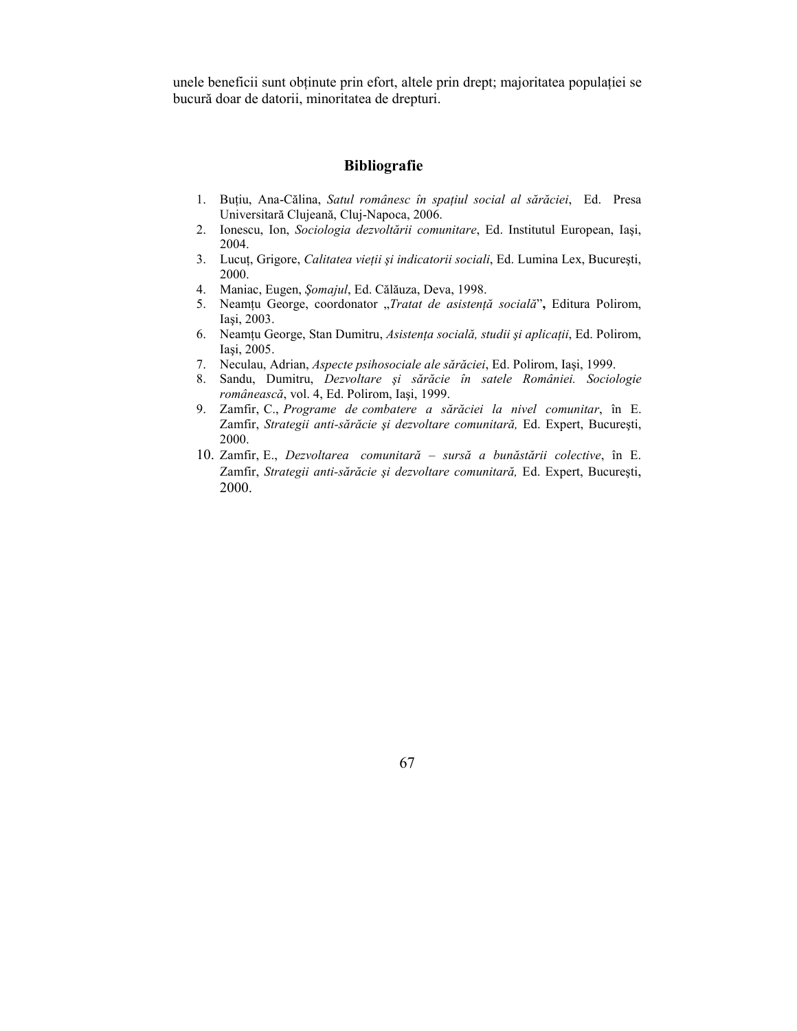unele beneficii sunt obținute prin efort, altele prin drept; majoritatea populației se bucură doar de datorii, minoritatea de drepturi.

## Bibliografie

1. Buțiu, Ana-Călina, *Satul românesc în spațiul social al sărăciei*, Ed. Presa Universitară Clujeană, Cluj-Napoca, 2006.
2. Ionescu, Ion, *Sociologia dezvoltării comunitare*, Ed. Institutul European, Iaşi, 2004.
3. Lucuț, Grigore, *Calitatea vieții şi indicatorii sociali*, Ed. Lumina Lex, Bucureşti, 2000.
4. Maniac, Eugen, *Şomajul*, Ed. Călăuza, Deva, 1998.
5. Neamțu George, coordonator „*Tratat de asistență socială*”**,** Editura Polirom, Iaşi, 2003.
6. Neamțu George, Stan Dumitru, *Asistența socială, studii şi aplicații*, Ed. Polirom, Iaşi, 2005.
7. Neculau, Adrian, *Aspecte psihosociale ale sărăciei*, Ed. Polirom, Iaşi, 1999.
8. Sandu, Dumitru, *Dezvoltare şi sărăcie în satele României. Sociologie românească*, vol. 4, Ed. Polirom, Iaşi, 1999.
9. Zamfir, C., *Programe de combatere a sărăciei la nivel comunitar*, în E. Zamfir, *Strategii anti-sărăcie şi dezvoltare comunitară,* Ed. Expert, Bucureşti, 2000.
10. Zamfir, E., *Dezvoltarea comunitară – sursă a bunăstării colective*, în E. Zamfir, *Strategii anti-sărăcie şi dezvoltare comunitară,* Ed. Expert, Bucureşti, 2000.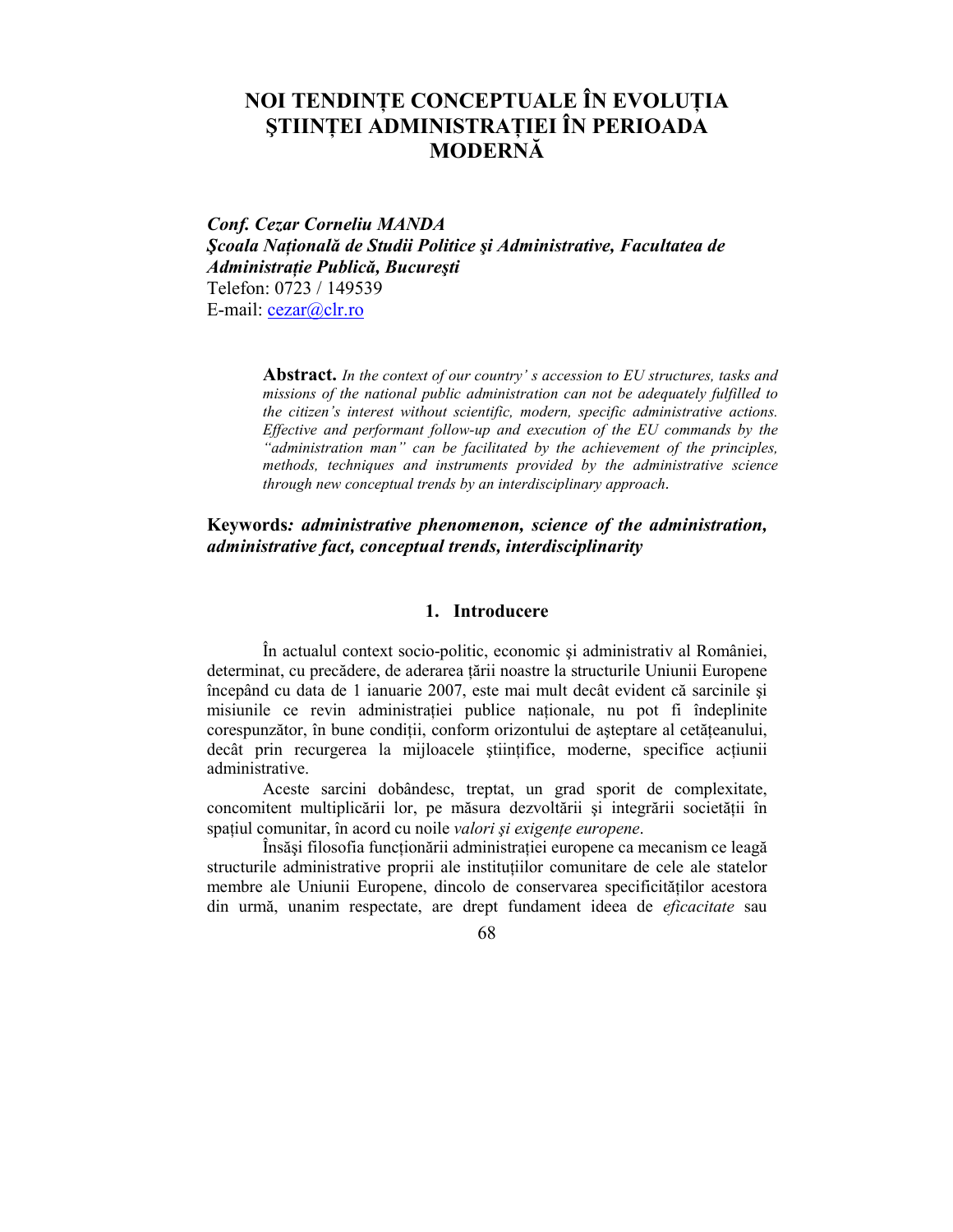# NOI TENDINȚE CONCEPTUALE ÎN EVOLUȚIA ŞTIINȚEI ADMINISTRAȚIEI ÎN PERIOADA MODERNĂ

***Conf. Cezar Corneliu MANDA***
***Şcoala Națională de Studii Politice şi Administrative, Facultatea de Administrație Publică, Bucureşti***
Telefon: 0723 / 149539
E-mail: cezar@clr.ro

**Abstract.** *In the context of our country' s accession to EU structures, tasks and missions of the national public administration can not be adequately fulfilled to the citizen's interest without scientific, modern, specific administrative actions. Effective and performant follow-up and execution of the EU commands by the "administration man" can be facilitated by the achievement of the principles, methods, techniques and instruments provided by the administrative science through new conceptual trends by an interdisciplinary approach*.

**Keywords*: administrative phenomenon, science of the administration, administrative fact, conceptual trends, interdisciplinarity***

## 1. Introducere

În actualul context socio-politic, economic şi administrativ al României, determinat, cu precădere, de aderarea țării noastre la structurile Uniunii Europene începând cu data de 1 ianuarie 2007, este mai mult decât evident că sarcinile şi misiunile ce revin administrației publice naționale, nu pot fi îndeplinite corespunzător, în bune condiții, conform orizontului de aşteptare al cetățeanului, decât prin recurgerea la mijloacele ştiințifice, moderne, specifice acțiunii administrative.

Aceste sarcini dobândesc, treptat, un grad sporit de complexitate, concomitent multiplicării lor, pe măsura dezvoltării şi integrării societății în spațiul comunitar, în acord cu noile *valori şi exigențe europene*.

Însăşi filosofia funcționării administrației europene ca mecanism ce leagă structurile administrative proprii ale instituțiilor comunitare de cele ale statelor membre ale Uniunii Europene, dincolo de conservarea specificităților acestora din urmă, unanim respectate, are drept fundament ideea de *eficacitate* sau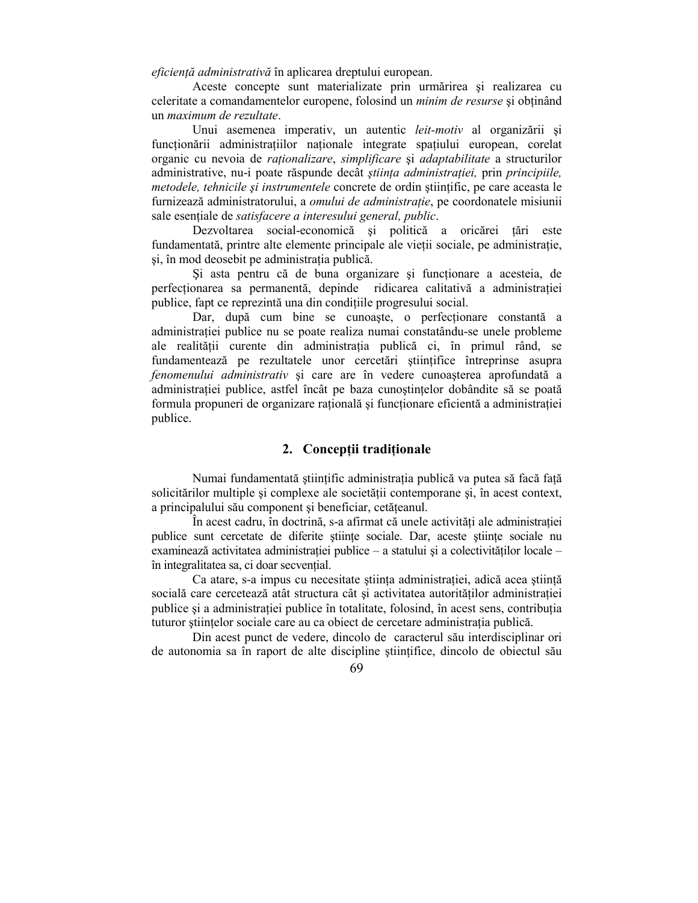*eficiență administrativă* în aplicarea dreptului european.

Aceste concepte sunt materializate prin urmărirea şi realizarea cu celeritate a comandamentelor europene, folosind un *minim de resurse* şi obținând un *maximum de rezultate*.

Unui asemenea imperativ, un autentic *leit-motiv* al organizării şi funcționării administrațiilor naționale integrate spațiului european, corelat organic cu nevoia de *raționalizare*, *simplificare* şi *adaptabilitate* a structurilor administrative, nu-i poate răspunde decât *ştiința administrației,* prin *principiile, metodele, tehnicile şi instrumentele* concrete de ordin științific, pe care aceasta le furnizează administratorului, a *omului de administrație*, pe coordonatele misiunii sale esențiale de *satisfacere a interesului general, public*.

Dezvoltarea social-economică şi politică a oricărei țări este fundamentată, printre alte elemente principale ale vieții sociale, pe administrație, şi, în mod deosebit pe administrația publică.

Şi asta pentru că de buna organizare şi funcționare a acesteia, de perfecționarea sa permanentă, depinde ridicarea calitativă a administrației publice, fapt ce reprezintă una din condițiile progresului social.

Dar, după cum bine se cunoaşte, o perfecționare constantă a administrației publice nu se poate realiza numai constatându-se unele probleme ale realității curente din administrația publică ci, în primul rând, se fundamentează pe rezultatele unor cercetări ştiințifice întreprinse asupra *fenomenului administrativ* şi care are în vedere cunoaşterea aprofundată a administrației publice, astfel încât pe baza cunoştințelor dobândite să se poată formula propuneri de organizare rațională şi funcționare eficientă a administrației publice.

## 2. Concepții tradiționale

Numai fundamentată ştiințific administrația publică va putea să facă față solicitărilor multiple şi complexe ale societății contemporane şi, în acest context, a principalului său component şi beneficiar, cetățeanul.

În acest cadru, în doctrină, s-a afirmat că unele activități ale administrației publice sunt cercetate de diferite ştiințe sociale. Dar, aceste ştiințe sociale nu examinează activitatea administrației publice – a statului şi a colectivităților locale – în integralitatea sa, ci doar secvențial.

Ca atare, s-a impus cu necesitate ştiința administrației, adică acea ştiință socială care cercetează atât structura cât şi activitatea autorităților administrației publice şi a administrației publice în totalitate, folosind, în acest sens, contribuția tuturor ştiințelor sociale care au ca obiect de cercetare administrația publică.

Din acest punct de vedere, dincolo de caracterul său interdisciplinar ori de autonomia sa în raport de alte discipline ştiințifice, dincolo de obiectul său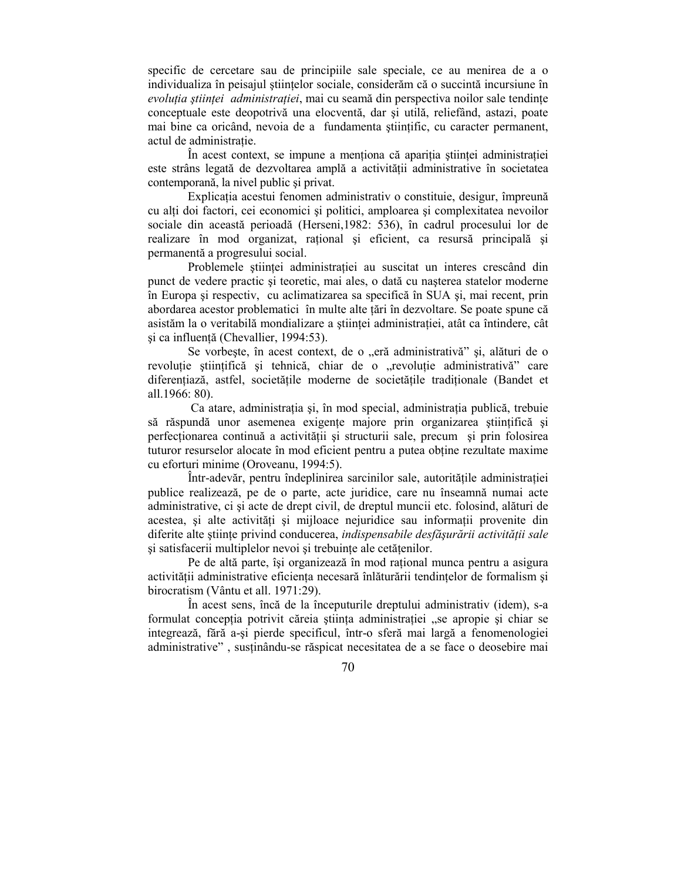specific de cercetare sau de principiile sale speciale, ce au menirea de a o individualiza în peisajul ştiinţelor sociale, considerăm că o succintă incursiune în *evoluţia ştiinţei administraţiei*, mai cu seamă din perspectiva noilor sale tendinţe conceptuale este deopotrivă una elocventă, dar şi utilă, reliefând, astazi, poate mai bine ca oricând, nevoia de a fundamenta ştiinţific, cu caracter permanent, actul de administraţie.

În acest context, se impune a menţiona că apariţia ştiinţei administraţiei este strâns legată de dezvoltarea amplă a activităţii administrative în societatea contemporană, la nivel public şi privat.

Explicaţia acestui fenomen administrativ o constituie, desigur, împreună cu alţi doi factori, cei economici şi politici, amploarea şi complexitatea nevoilor sociale din această perioadă (Herseni,1982: 536), în cadrul procesului lor de realizare în mod organizat, raţional şi eficient, ca resursă principală şi permanentă a progresului social.

Problemele ştiinţei administraţiei au suscitat un interes crescând din punct de vedere practic şi teoretic, mai ales, o dată cu naşterea statelor moderne în Europa şi respectiv, cu aclimatizarea sa specifică în SUA şi, mai recent, prin abordarea acestor problematici în multe alte ţări în dezvoltare. Se poate spune că asistăm la o veritabilă mondializare a ştiinţei administraţiei, atât ca întindere, cât şi ca influenţă (Chevallier, 1994:53).

Se vorbeşte, în acest context, de o „eră administrativă" şi, alături de o revoluţie ştiinţifică şi tehnică, chiar de o „revoluţie administrativă" care diferenţiază, astfel, societăţile moderne de societăţile tradiţionale (Bandet et all.1966: 80).

Ca atare, administraţia şi, în mod special, administraţia publică, trebuie să răspundă unor asemenea exigenţe majore prin organizarea ştiinţifică şi perfecţionarea continuă a activităţii şi structurii sale, precum şi prin folosirea tuturor resurselor alocate în mod eficient pentru a putea obţine rezultate maxime cu eforturi minime (Oroveanu, 1994:5).

Într-adevăr, pentru îndeplinirea sarcinilor sale, autorităţile administraţiei publice realizează, pe de o parte, acte juridice, care nu înseamnă numai acte administrative, ci şi acte de drept civil, de dreptul muncii etc. folosind, alături de acestea, şi alte activităţi şi mijloace nejuridice sau informaţii provenite din diferite alte ştiinţe privind conducerea, *indispensabile desfăşurării activităţii sale* şi satisfacerii multiplelor nevoi şi trebuinţe ale cetăţenilor.

Pe de altă parte, îşi organizează în mod raţional munca pentru a asigura activităţii administrative eficienţa necesară înlăturării tendinţelor de formalism şi birocratism (Vântu et all. 1971:29).

În acest sens, încă de la începuturile dreptului administrativ (idem), s-a formulat concepţia potrivit căreia ştiinţa administraţiei „se apropie şi chiar se integrează, fără a-şi pierde specificul, într-o sferă mai largă a fenomenologiei administrative" , susţinându-se răspicat necesitatea de a se face o deosebire mai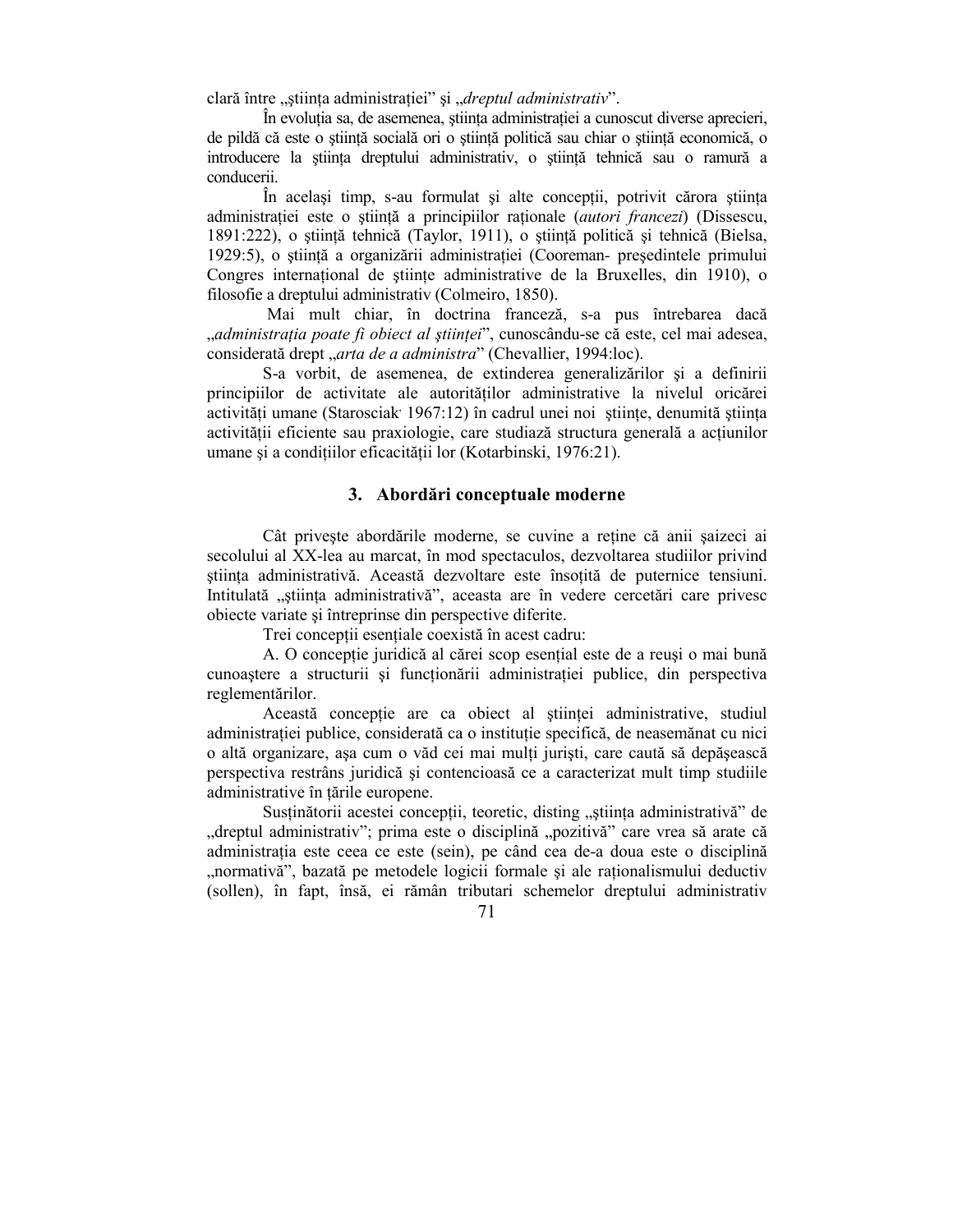clară între „ştiinţa administraţiei" şi „*dreptul administrativ*".

În evoluţia sa, de asemenea, ştiinţa administraţiei a cunoscut diverse aprecieri, de pildă că este o ştiinţă socială ori o ştiinţă politică sau chiar o ştiinţă economică, o introducere la ştiinţa dreptului administrativ, o ştiinţă tehnică sau o ramură a conducerii.

În acelaşi timp, s-au formulat şi alte concepţii, potrivit cărora ştiinţa administraţiei este o ştiinţă a principiilor raţionale (*autori francezi*) (Dissescu, 1891:222), o ştiinţă tehnică (Taylor, 1911), o ştiinţă politică şi tehnică (Bielsa, 1929:5), o ştiinţă a organizării administraţiei (Cooreman- preşedintele primului Congres internaţional de ştiinţe administrative de la Bruxelles, din 1910), o filosofie a dreptului administrativ (Colmeiro, 1850).

Mai mult chiar, în doctrina franceză, s-a pus întrebarea dacă „*administraţia poate fi obiect al ştiinţei*", cunoscându-se că este, cel mai adesea, considerată drept „*arta de a administra*" (Chevallier, 1994:loc).

S-a vorbit, de asemenea, de extinderea generalizărilor şi a definirii principiilor de activitate ale autorităţilor administrative la nivelul oricărei activităţi umane (Starosciak, 1967:12) în cadrul unei noi ştiinţe, denumită ştiinţa activităţii eficiente sau praxiologie, care studiază structura generală a acţiunilor umane şi a condiţiilor eficacităţii lor (Kotarbinski, 1976:21).

## 3. Abordări conceptuale moderne

Cât priveşte abordările moderne, se cuvine a reţine că anii şaizeci ai secolului al XX-lea au marcat, în mod spectaculos, dezvoltarea studiilor privind ştiinţa administrativă. Această dezvoltare este însoţită de puternice tensiuni. Intitulată „ştiinţa administrativă", aceasta are în vedere cercetări care privesc obiecte variate şi întreprinse din perspective diferite.

Trei concepţii esenţiale coexistă în acest cadru:

A. O concepţie juridică al cărei scop esenţial este de a reuşi o mai bună cunoaştere a structurii şi funcţionării administraţiei publice, din perspectiva reglementărilor.

Această concepţie are ca obiect al ştiinţei administrative, studiul administraţiei publice, considerată ca o instituţie specifică, de neasemănat cu nici o altă organizare, aşa cum o văd cei mai mulţi jurişti, care caută să depăşească perspectiva restrâns juridică şi contencioasă ce a caracterizat mult timp studiile administrative în ţările europene.

Susţinătorii acestei concepţii, teoretic, disting „ştiinţa administrativă" de „dreptul administrativ"; prima este o disciplină „pozitivă" care vrea să arate că administraţia este ceea ce este (sein), pe când cea de-a doua este o disciplină „normativă", bazată pe metodele logicii formale şi ale raţionalismului deductiv (sollen), în fapt, însă, ei rămân tributari schemelor dreptului administrativ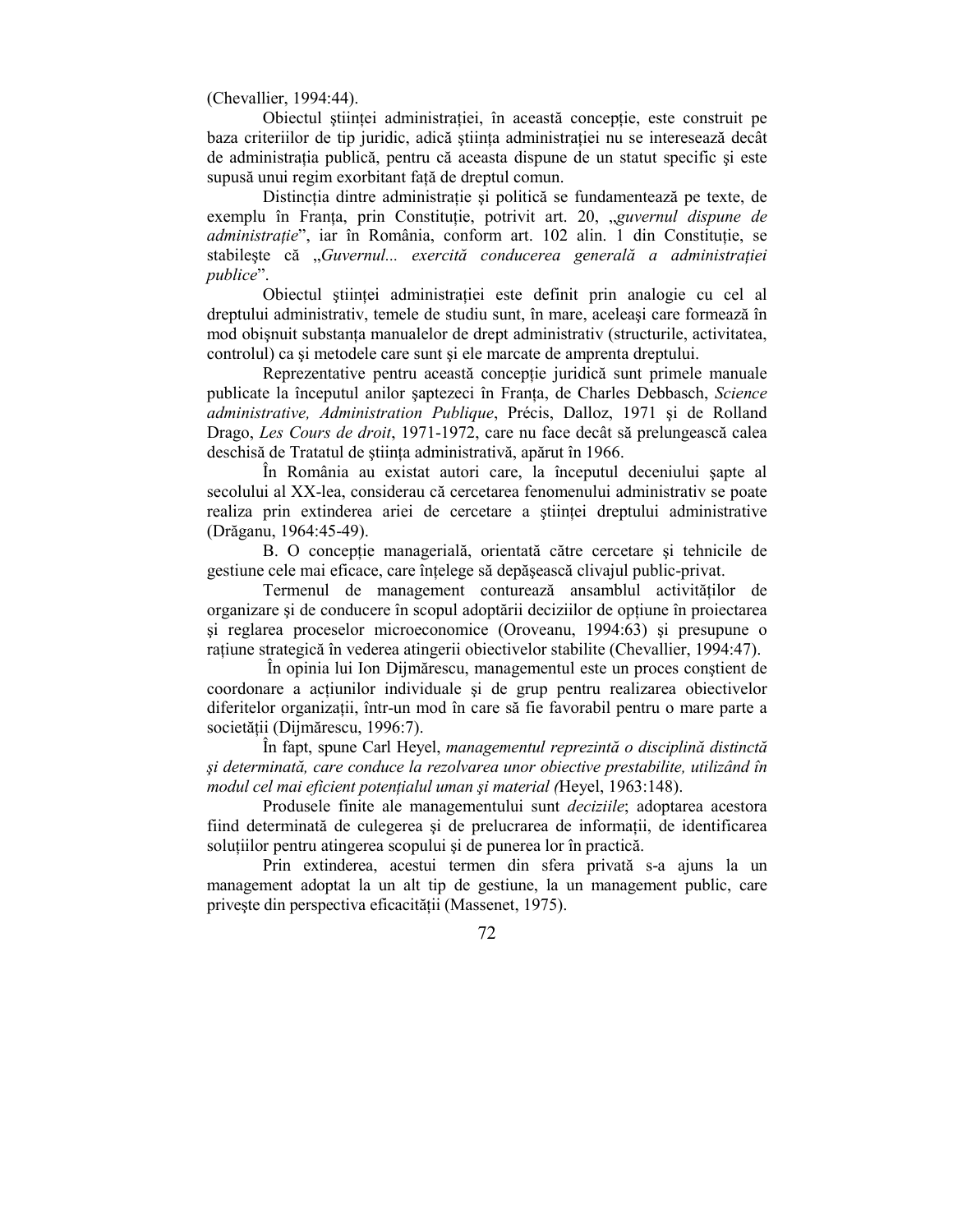(Chevallier, 1994:44).

Obiectul științei administrației, în această concepție, este construit pe baza criteriilor de tip juridic, adică știința administrației nu se interesează decât de administrația publică, pentru că aceasta dispune de un statut specific și este supusă unui regim exorbitant față de dreptul comun.

Distincția dintre administrație și politică se fundamentează pe texte, de exemplu în Franța, prin Constituție, potrivit art. 20, „*guvernul dispune de administrație*", iar în România, conform art. 102 alin. 1 din Constituție, se stabilește că „*Guvernul... exercită conducerea generală a administrației publice*".

Obiectul științei administrației este definit prin analogie cu cel al dreptului administrativ, temele de studiu sunt, în mare, aceleași care formează în mod obișnuit substanța manualelor de drept administrativ (structurile, activitatea, controlul) ca și metodele care sunt și ele marcate de amprenta dreptului.

Reprezentative pentru această concepție juridică sunt primele manuale publicate la începutul anilor șaptezeci în Franța, de Charles Debbasch, *Science administrative, Administration Publique*, Précis, Dalloz, 1971 și de Rolland Drago, *Les Cours de droit*, 1971-1972, care nu face decât să prelungească calea deschisă de Tratatul de știința administrativă, apărut în 1966.

În România au existat autori care, la începutul deceniului șapte al secolului al XX-lea, considerau că cercetarea fenomenului administrativ se poate realiza prin extinderea ariei de cercetare a științei dreptului administrative (Drăganu, 1964:45-49).

B. O concepție managerială, orientată către cercetare și tehnicile de gestiune cele mai eficace, care înțelege să depășească clivajul public-privat.

Termenul de management conturează ansamblul activităților de organizare și de conducere în scopul adoptării deciziilor de opțiune în proiectarea și reglarea proceselor microeconomice (Oroveanu, 1994:63) și presupune o rațiune strategică în vederea atingerii obiectivelor stabilite (Chevallier, 1994:47).

În opinia lui Ion Dijmărescu, managementul este un proces conștient de coordonare a acțiunilor individuale și de grup pentru realizarea obiectivelor diferitelor organizații, într-un mod în care să fie favorabil pentru o mare parte a societății (Dijmărescu, 1996:7).

În fapt, spune Carl Heyel, *managementul reprezintă o disciplină distinctă și determinată, care conduce la rezolvarea unor obiective prestabilite, utilizând în modul cel mai eficient potențialul uman și material (*Heyel, 1963:148).

Produsele finite ale managementului sunt *deciziile*; adoptarea acestora fiind determinată de culegerea și de prelucrarea de informații, de identificarea soluțiilor pentru atingerea scopului și de punerea lor în practică.

Prin extinderea, acestui termen din sfera privată s-a ajuns la un management adoptat la un alt tip de gestiune, la un management public, care privește din perspectiva eficacității (Massenet, 1975).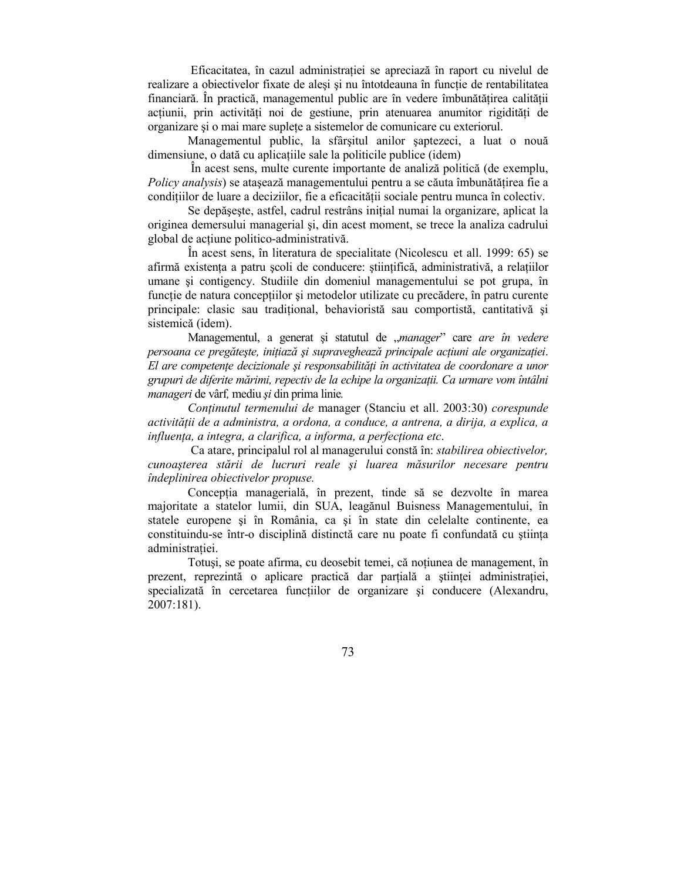Eficacitatea, în cazul administrației se apreciază în raport cu nivelul de realizare a obiectivelor fixate de aleşi şi nu întotdeauna în funcție de rentabilitatea financiară. În practică, managementul public are în vedere îmbunătățirea calității acțiunii, prin activități noi de gestiune, prin atenuarea anumitor rigidități de organizare şi o mai mare suplețe a sistemelor de comunicare cu exteriorul.

Managementul public, la sfârşitul anilor şaptezeci, a luat o nouă dimensiune, o dată cu aplicațiile sale la politicile publice (idem)

În acest sens, multe curente importante de analiză politică (de exemplu, *Policy analysis*) se ataşează managementului pentru a se căuta îmbunătățirea fie a condițiilor de luare a deciziilor, fie a eficacității sociale pentru munca în colectiv.

Se depăşeşte, astfel, cadrul restrâns inițial numai la organizare, aplicat la originea demersului managerial şi, din acest moment, se trece la analiza cadrului global de acțiune politico-administrativă.

În acest sens, în literatura de specialitate (Nicolescu et all. 1999: 65) se afirmă existența a patru şcoli de conducere: ştiințifică, administrativă, a relațiilor umane şi contigency. Studiile din domeniul managementului se pot grupa, în funcție de natura concepțiilor şi metodelor utilizate cu precădere, în patru curente principale: clasic sau tradițional, behavioristă sau comportistă, cantitativă şi sistemică (idem).

Managementul, a generat şi statutul de „*manager*" care *are în vedere persoana ce pregăteşte, inițiază şi supraveghează principale acțiuni ale organizației. El are competențe decizionale şi responsabilități în activitatea de coordonare a unor grupuri de diferite mărimi, repectiv de la echipe la organizații. Ca urmare vom întâlni manageri* de vârf*,* mediu *şi* din prima linie*.*

*Conținutul termenului de* manager (Stanciu et all. 2003:30) *corespunde activității de a administra, a ordona, a conduce, a antrena, a dirija, a explica, a influența, a integra, a clarifica, a informa, a perfecționa etc*.

Ca atare, principalul rol al managerului constă în: *stabilirea obiectivelor, cunoaşterea stării de lucruri reale şi luarea măsurilor necesare pentru îndeplinirea obiectivelor propuse.*

Concepția managerială, în prezent, tinde să se dezvolte în marea majoritate a statelor lumii, din SUA, leagănul Buisness Managementului, în statele europene şi în România, ca şi în state din celelalte continente, ea constituindu-se într-o disciplină distinctă care nu poate fi confundată cu ştiința administrației.

Totuşi, se poate afirma, cu deosebit temei, că noțiunea de management, în prezent, reprezintă o aplicare practică dar parțială a ştiinței administrației, specializată în cercetarea funcțiilor de organizare şi conducere (Alexandru, 2007:181).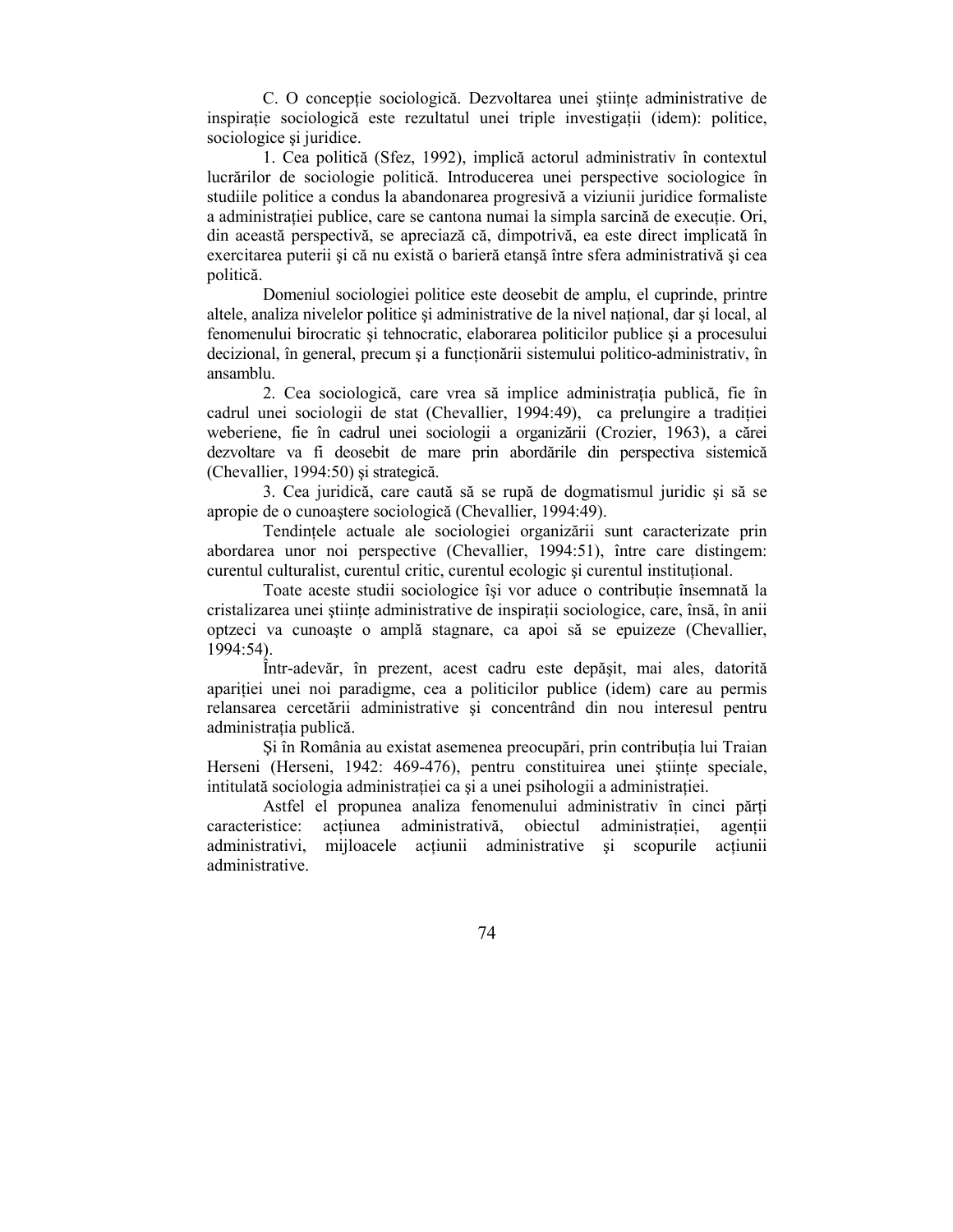C. O concepție sociologică. Dezvoltarea unei științe administrative de inspirație sociologică este rezultatul unei triple investigații (idem): politice, sociologice și juridice.

1. Cea politică (Sfez, 1992), implică actorul administrativ în contextul lucrărilor de sociologie politică. Introducerea unei perspective sociologice în studiile politice a condus la abandonarea progresivă a viziunii juridice formaliste a administrației publice, care se cantona numai la simpla sarcină de execuție. Ori, din această perspectivă, se apreciază că, dimpotrivă, ea este direct implicată în exercitarea puterii și că nu există o barieră etanșă între sfera administrativă și cea politică.

Domeniul sociologiei politice este deosebit de amplu, el cuprinde, printre altele, analiza nivelelor politice și administrative de la nivel național, dar și local, al fenomenului birocratic și tehnocratic, elaborarea politicilor publice și a procesului decizional, în general, precum și a funcționării sistemului politico-administrativ, în ansamblu.

2. Cea sociologică, care vrea să implice administrația publică, fie în cadrul unei sociologii de stat (Chevallier, 1994:49), ca prelungire a tradiției weberiene, fie în cadrul unei sociologii a organizării (Crozier, 1963), a cărei dezvoltare va fi deosebit de mare prin abordările din perspectiva sistemică (Chevallier, 1994:50) și strategică.

3. Cea juridică, care caută să se rupă de dogmatismul juridic și să se apropie de o cunoaștere sociologică (Chevallier, 1994:49).

Tendințele actuale ale sociologiei organizării sunt caracterizate prin abordarea unor noi perspective (Chevallier, 1994:51), între care distingem: curentul culturalist, curentul critic, curentul ecologic și curentul instituțional.

Toate aceste studii sociologice își vor aduce o contribuție însemnată la cristalizarea unei științe administrative de inspirații sociologice, care, însă, în anii optzeci va cunoaște o amplă stagnare, ca apoi să se epuizeze (Chevallier, 1994:54).

Într-adevăr, în prezent, acest cadru este depășit, mai ales, datorită apariției unei noi paradigme, cea a politicilor publice (idem) care au permis relansarea cercetării administrative și concentrând din nou interesul pentru administrația publică.

Și în România au existat asemenea preocupări, prin contribuția lui Traian Herseni (Herseni, 1942: 469-476), pentru constituirea unei științe speciale, intitulată sociologia administrației ca și a unei psihologii a administrației.

Astfel el propunea analiza fenomenului administrativ în cinci părți caracteristice: acțiunea administrativă, obiectul administrației, agenții administrativi, mijloacele acțiunii administrative și scopurile acțiunii administrative.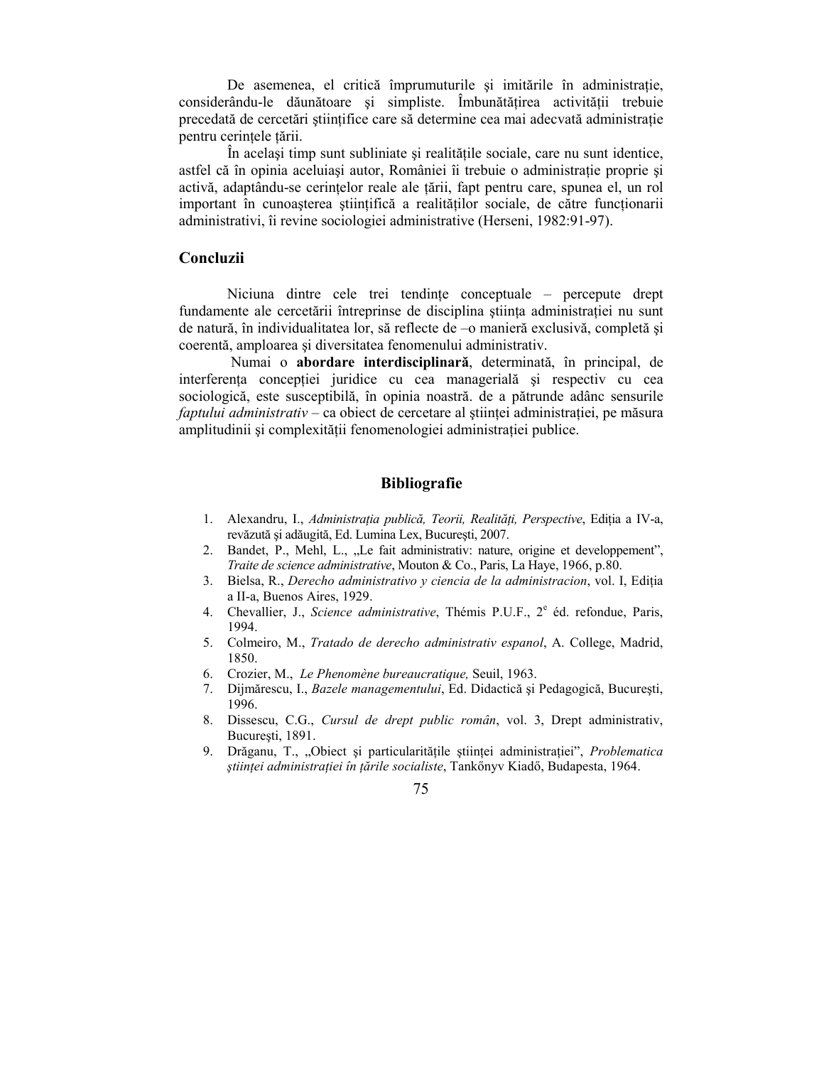De asemenea, el critică împrumuturile şi imitările în administraţie, considerându-le dăunătoare şi simpliste. Îmbunătăţirea activităţii trebuie precedată de cercetări ştiinţifice care să determine cea mai adecvată administraţie pentru cerinţele ţării.

În acelaşi timp sunt subliniate şi realităţile sociale, care nu sunt identice, astfel că în opinia aceluiaşi autor, României îi trebuie o administraţie proprie şi activă, adaptându-se cerinţelor reale ale ţării, fapt pentru care, spunea el, un rol important în cunoaşterea ştiinţifică a realităţilor sociale, de către funcţionarii administrativi, îi revine sociologiei administrative (Herseni, 1982:91-97).

## Concluzii

Niciuna dintre cele trei tendinţe conceptuale – percepute drept fundamente ale cercetării întreprinse de disciplina ştiinţa administraţiei nu sunt de natură, în individualitatea lor, să reflecte de –o manieră exclusivă, completă şi coerentă, amploarea şi diversitatea fenomenului administrativ.

Numai o **abordare interdisciplinară**, determinată, în principal, de interferenţa concepţiei juridice cu cea managerială şi respectiv cu cea sociologică, este susceptibilă, în opinia noastră. de a pătrunde adânc sensurile *faptului administrativ* – ca obiect de cercetare al ştiinţei administraţiei, pe măsura amplitudinii şi complexităţii fenomenologiei administraţiei publice.

## Bibliografie

1. Alexandru, I., *Administraţia publică, Teorii, Realităţi, Perspective*, Ediţia a IV-a, revăzută şi adăugită, Ed. Lumina Lex, Bucureşti, 2007.
2. Bandet, P., Mehl, L., „Le fait administrativ: nature, origine et developpement", *Traite de science administrative*, Mouton & Co., Paris, La Haye, 1966, p.80.
3. Bielsa, R., *Derecho administrativo y ciencia de la administracion*, vol. I, Ediţia a II-a, Buenos Aires, 1929.
4. Chevallier, J., *Science administrative*, Thémis P.U.F., 2e éd. refondue, Paris, 1994.
5. Colmeiro, M., *Tratado de derecho administrativ espanol*, A. College, Madrid, 1850.
6. Crozier, M., *Le Phenomène bureaucratique,* Seuil, 1963.
7. Dijmărescu, I., *Bazele managementului*, Ed. Didactică şi Pedagogică, Bucureşti, 1996.
8. Dissescu, C.G., *Cursul de drept public român*, vol. 3, Drept administrativ, Bucureşti, 1891.
9. Drăganu, T., „Obiect şi particularităţile ştiinţei administraţiei", *Problematica ştiinţei administraţiei în ţările socialiste*, Tankőnyv Kiadő, Budapesta, 1964.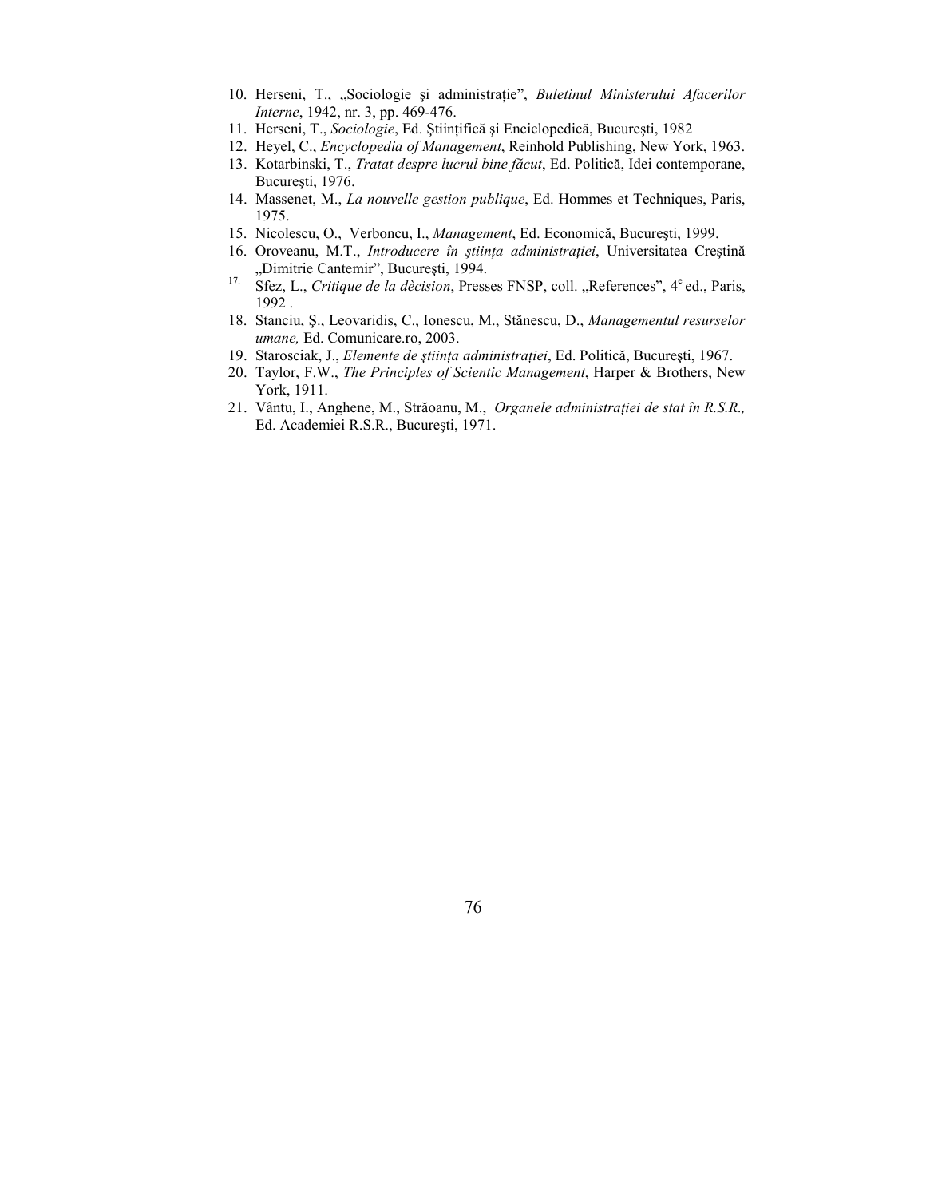10. Herseni, T., „Sociologie şi administraţie”, *Buletinul Ministerului Afacerilor Interne*, 1942, nr. 3, pp. 469-476.
11. Herseni, T., *Sociologie*, Ed. Ştiinţifică şi Enciclopedică, Bucureşti, 1982
12. Heyel, C., *Encyclopedia of Management*, Reinhold Publishing, New York, 1963.
13. Kotarbinski, T., *Tratat despre lucrul bine făcut*, Ed. Politică, Idei contemporane, Bucureşti, 1976.
14. Massenet, M., *La nouvelle gestion publique*, Ed. Hommes et Techniques, Paris, 1975.
15. Nicolescu, O., Verboncu, I., *Management*, Ed. Economică, Bucureşti, 1999.
16. Oroveanu, M.T., *Introducere în ştiinţa administraţiei*, Universitatea Creştină „Dimitrie Cantemir”, Bucureşti, 1994.
17. Sfez, L., *Critique de la dècision*, Presses FNSP, coll. „References”, 4e ed., Paris, 1992 .
18. Stanciu, Ş., Leovaridis, C., Ionescu, M., Stănescu, D., *Managementul resurselor umane,* Ed. Comunicare.ro, 2003.
19. Starosciak, J., *Elemente de ştiinţa administraţiei*, Ed. Politică, Bucureşti, 1967.
20. Taylor, F.W., *The Principles of Scientic Management*, Harper & Brothers, New York, 1911.
21. Vântu, I., Anghene, M., Străoanu, M., *Organele administraţiei de stat în R.S.R.,* Ed. Academiei R.S.R., Bucureşti, 1971.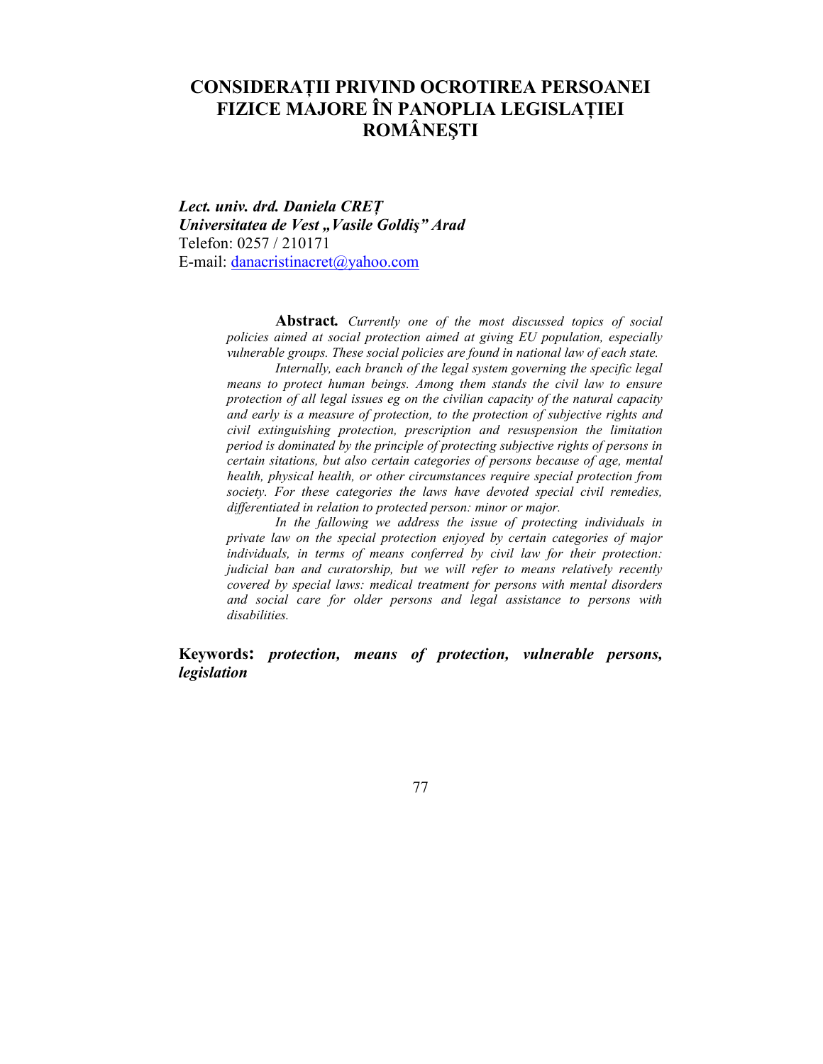# CONSIDERAȚII PRIVIND OCROTIREA PERSOANEI FIZICE MAJORE ÎN PANOPLIA LEGISLAȚIEI ROMÂNEŞTI

***Lect. univ. drd. Daniela CREȚ***
***Universitatea de Vest „Vasile Goldiş" Arad***
Telefon: 0257 / 210171
E-mail: danacristinacret@yahoo.com

**Abstract.** *Currently one of the most discussed topics of social policies aimed at social protection aimed at giving EU population, especially vulnerable groups. These social policies are found in national law of each state.*

*Internally, each branch of the legal system governing the specific legal means to protect human beings. Among them stands the civil law to ensure protection of all legal issues eg on the civilian capacity of the natural capacity and early is a measure of protection, to the protection of subjective rights and civil extinguishing protection, prescription and resuspension the limitation period is dominated by the principle of protecting subjective rights of persons in certain sitations, but also certain categories of persons because of age, mental health, physical health, or other circumstances require special protection from society. For these categories the laws have devoted special civil remedies, differentiated in relation to protected person: minor or major.*

*In the fallowing we address the issue of protecting individuals in private law on the special protection enjoyed by certain categories of major individuals, in terms of means conferred by civil law for their protection: judicial ban and curatorship, but we will refer to means relatively recently covered by special laws: medical treatment for persons with mental disorders and social care for older persons and legal assistance to persons with disabilities.*

**Keywords:** ***protection, means of protection, vulnerable persons, legislation***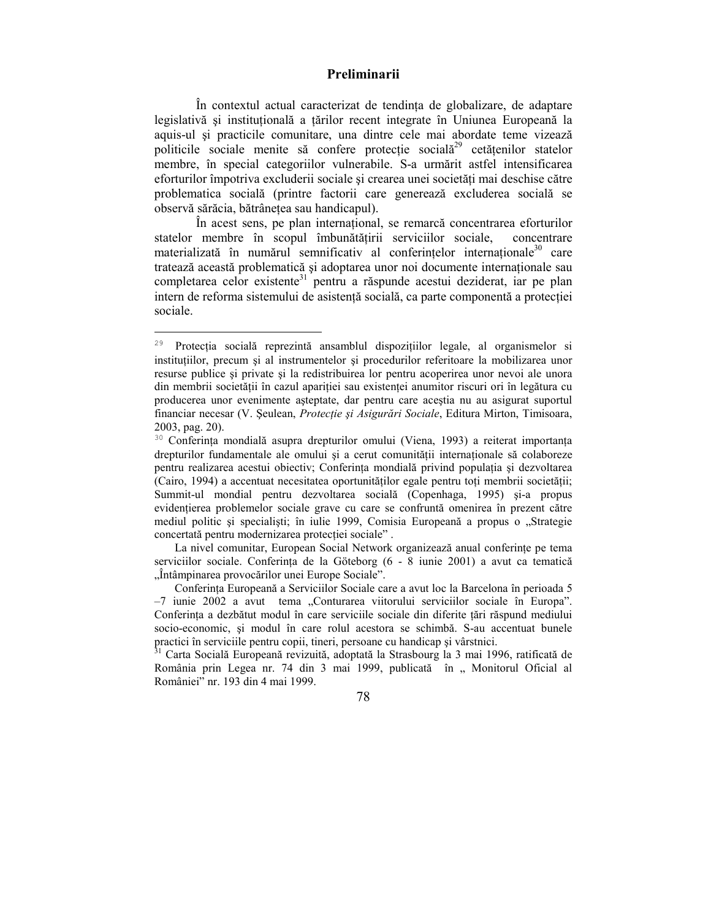## Preliminarii

În contextul actual caracterizat de tendința de globalizare, de adaptare legislativă şi instituțională a țărilor recent integrate în Uniunea Europeană la aquis-ul şi practicile comunitare, una dintre cele mai abordate teme vizează politicile sociale menite să confere protecție socială[29] cetățenilor statelor membre, în special categoriilor vulnerabile. S-a urmărit astfel intensificarea eforturilor împotriva excluderii sociale şi crearea unei societăți mai deschise către problematica socială (printre factorii care generează excluderea socială se observă sărăcia, bătrânețea sau handicapul).

În acest sens, pe plan internațional, se remarcă concentrarea eforturilor statelor membre în scopul îmbunătățirii serviciilor sociale, concentrare materializată în numărul semnificativ al conferințelor internaționale[30] care tratează această problematică şi adoptarea unor noi documente internaționale sau completarea celor existente[31] pentru a răspunde acestui deziderat, iar pe plan intern de reforma sistemului de asistență socială, ca parte componentă a protecției sociale.

---

[29] Protecția socială reprezintă ansamblul dispozițiilor legale, al organismelor si instituțiilor, precum şi al instrumentelor şi procedurilor referitoare la mobilizarea unor resurse publice şi private şi la redistribuirea lor pentru acoperirea unor nevoi ale unora din membrii societății în cazul apariției sau existenței anumitor riscuri ori în legătura cu producerea unor evenimente aşteptate, dar pentru care aceştia nu au asigurat suportul financiar necesar (V. Şeulean, *Protecție şi Asigurări Sociale*, Editura Mirton, Timisoara, 2003, pag. 20).

[30] Conferința mondială asupra drepturilor omului (Viena, 1993) a reiterat importanța drepturilor fundamentale ale omului şi a cerut comunității internaționale să colaboreze pentru realizarea acestui obiectiv; Conferința mondială privind populația şi dezvoltarea (Cairo, 1994) a accentuat necesitatea oportunităților egale pentru toți membrii societății; Summit-ul mondial pentru dezvoltarea socială (Copenhaga, 1995) şi-a propus evidențierea problemelor sociale grave cu care se confruntă omenirea în prezent către mediul politic şi specialişti; în iulie 1999, Comisia Europeană a propus o „Strategie concertată pentru modernizarea protecției sociale" .

La nivel comunitar, European Social Network organizează anual conferințe pe tema serviciilor sociale. Conferința de la Göteborg (6 - 8 iunie 2001) a avut ca tematică „Întâmpinarea provocărilor unei Europe Sociale".

Conferința Europeană a Serviciilor Sociale care a avut loc la Barcelona în perioada 5 –7 iunie 2002 a avut tema „Conturarea viitorului serviciilor sociale în Europa". Conferința a dezbătut modul în care serviciile sociale din diferite țări răspund mediului socio-economic, şi modul în care rolul acestora se schimbă. S-au accentuat bunele practici în serviciile pentru copii, tineri, persoane cu handicap şi vârstnici.

[31] Carta Socială Europeană revizuită, adoptată la Strasbourg la 3 mai 1996, ratificată de România prin Legea nr. 74 din 3 mai 1999, publicată în „ Monitorul Oficial al României" nr. 193 din 4 mai 1999.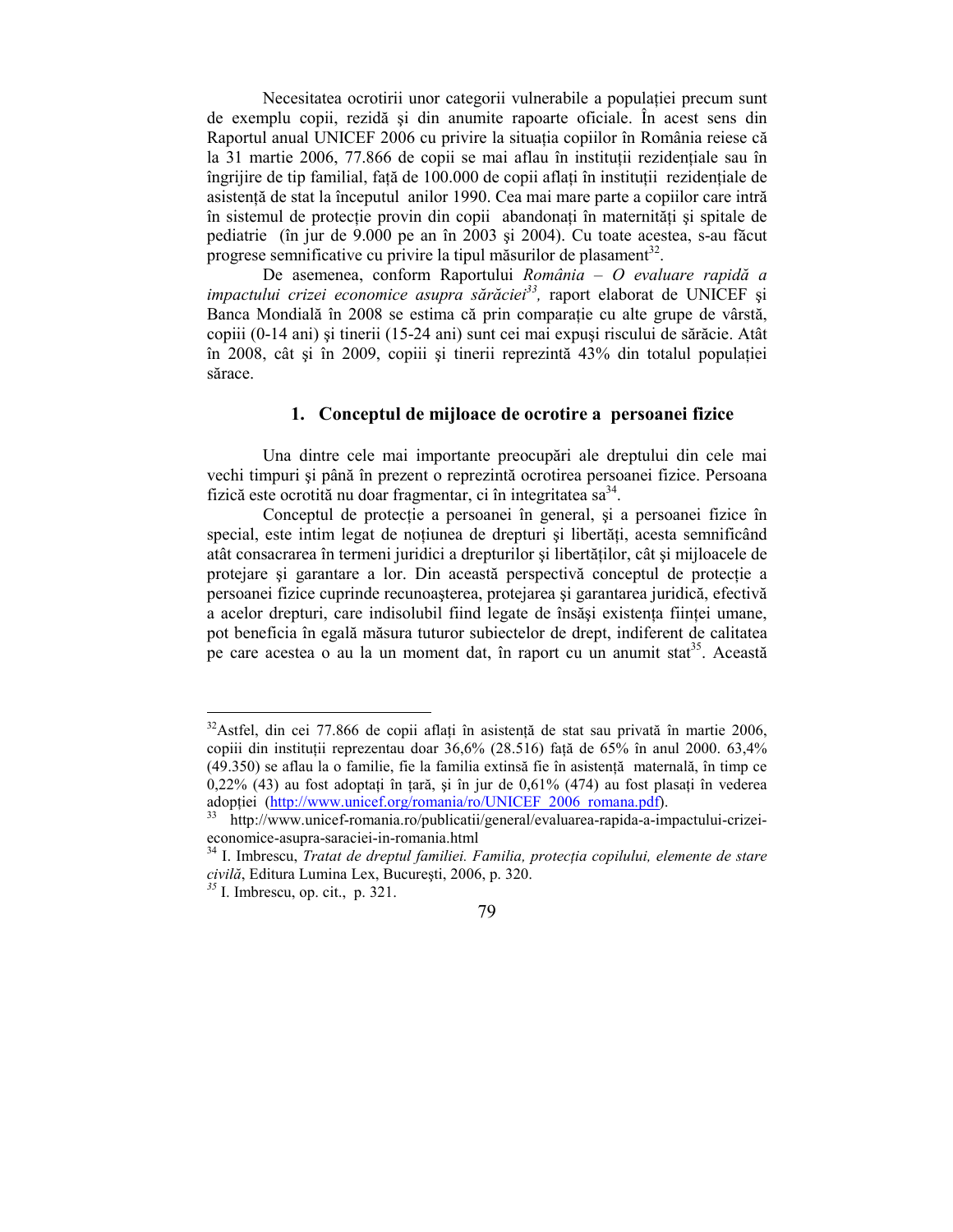Necesitatea ocrotirii unor categorii vulnerabile a populației precum sunt de exemplu copii, rezidă și din anumite rapoarte oficiale. În acest sens din Raportul anual UNICEF 2006 cu privire la situația copiilor în România reiese că la 31 martie 2006, 77.866 de copii se mai aflau în instituții rezidențiale sau în îngrijire de tip familial, față de 100.000 de copii aflați în instituții rezidențiale de asistență de stat la începutul anilor 1990. Cea mai mare parte a copiilor care intră în sistemul de protecție provin din copii abandonați în maternități și spitale de pediatrie (în jur de 9.000 pe an în 2003 și 2004). Cu toate acestea, s-au făcut progrese semnificative cu privire la tipul măsurilor de plasament[32].

De asemenea, conform Raportului *România – O evaluare rapidă a impactului crizei economice asupra sărăciei*[33], raport elaborat de UNICEF și Banca Mondială în 2008 se estima că prin comparație cu alte grupe de vârstă, copiii (0-14 ani) și tinerii (15-24 ani) sunt cei mai expuși riscului de sărăcie. Atât în 2008, cât și în 2009, copiii și tinerii reprezintă 43% din totalul populației sărace.

## 1. Conceptul de mijloace de ocrotire a persoanei fizice

Una dintre cele mai importante preocupări ale dreptului din cele mai vechi timpuri și până în prezent o reprezintă ocrotirea persoanei fizice. Persoana fizică este ocrotită nu doar fragmentar, ci în integritatea sa[34].

Conceptul de protecție a persoanei în general, și a persoanei fizice în special, este intim legat de noțiunea de drepturi și libertăți, acesta semnificând atât consacrarea în termeni juridici a drepturilor și libertăților, cât și mijloacele de protejare și garantare a lor. Din această perspectivă conceptul de protecție a persoanei fizice cuprinde recunoașterea, protejarea și garantarea juridică, efectivă a acelor drepturi, care indisolubil fiind legate de însăși existența ființei umane, pot beneficia în egală măsura tuturor subiectelor de drept, indiferent de calitatea pe care acestea o au la un moment dat, în raport cu un anumit stat[35]. Această

---

[32] Astfel, din cei 77.866 de copii aflați în asistență de stat sau privată în martie 2006, copiii din instituții reprezentau doar 36,6% (28.516) față de 65% în anul 2000. 63,4% (49.350) se aflau la o familie, fie la familia extinsă fie în asistență maternală, în timp ce 0,22% (43) au fost adoptați în țară, și în jur de 0,61% (474) au fost plasați în vederea adopției (http://www.unicef.org/romania/ro/UNICEF_2006_romana.pdf).

[33] http://www.unicef-romania.ro/publicatii/general/evaluarea-rapida-a-impactului-crizei-economice-asupra-saraciei-in-romania.html

[34] I. Imbrescu, *Tratat de dreptul familiei. Familia, protecția copilului, elemente de stare civilă*, Editura Lumina Lex, București, 2006, p. 320.

[35] I. Imbrescu, op. cit., p. 321.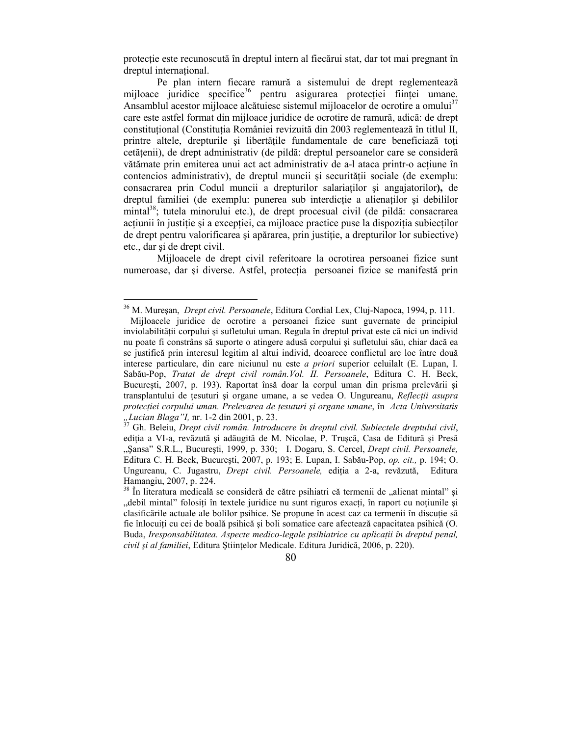protecție este recunoscută în dreptul intern al fiecărui stat, dar tot mai pregnant în dreptul internațional.

Pe plan intern fiecare ramură a sistemului de drept reglementează mijloace juridice specifice[36] pentru asigurarea protecției ființei umane. Ansamblul acestor mijloace alcătuiesc sistemul mijloacelor de ocrotire a omului[37] care este astfel format din mijloace juridice de ocrotire de ramură, adică: de drept constituțional (Constituția României revizuită din 2003 reglementează în titlul II, printre altele, drepturile și libertățile fundamentale de care beneficiază toți cetățenii), de drept administrativ (de pildă: dreptul persoanelor care se consideră vătămate prin emiterea unui act act administrativ de a-l ataca printr-o acțiune în contencios administrativ), de dreptul muncii și securității sociale (de exemplu: consacrarea prin Codul muncii a drepturilor salariaților și angajatorilor**),** de dreptul familiei (de exemplu: punerea sub interdicție a alienaților și debililor mintal[38]; tutela minorului etc.), de drept procesual civil (de pildă: consacrarea acțiunii în justiție și a excepției, ca mijloace practice puse la dispoziția subiecților de drept pentru valorificarea și apărarea, prin justiție, a drepturilor lor subiective) etc., dar și de drept civil.

Mijloacele de drept civil referitoare la ocrotirea persoanei fizice sunt numeroase, dar și diverse. Astfel, protecția persoanei fizice se manifestă prin

---

[36] M. Mureșan, *Drept civil. Persoanele*, Editura Cordial Lex, Cluj-Napoca, 1994, p. 111.
Mijloacele juridice de ocrotire a persoanei fizice sunt guvernate de principiul inviolabilității corpului și sufletului uman. Regula în dreptul privat este că nici un individ nu poate fi constrâns să suporte o atingere adusă corpului și sufletului său, chiar dacă ea se justifică prin interesul legitim al altui individ, deoarece conflictul are loc între două interese particulare, din care niciunul nu este *a priori* superior celuilalt (E. Lupan, I. Sabău-Pop, *Tratat de drept civil român.Vol. II. Persoanele*, Editura C. H. Beck, București, 2007, p. 193). Raportat însă doar la corpul uman din prisma prelevării și transplantului de țesuturi și organe umane, a se vedea O. Ungureanu, *Reflecții asupra protecției corpului uman. Prelevarea de țesuturi și organe umane*, în *Acta Universitatis „Lucian Blaga"I,* nr. 1-2 din 2001, p. 23.

[37] Gh. Beleiu, *Drept civil român. Introducere în dreptul civil. Subiectele dreptului civil*, ediția a VI-a, revăzută și adăugită de M. Nicolae, P. Trușcă, Casa de Editură și Presă „Șansa" S.R.L., București, 1999, p. 330; I. Dogaru, S. Cercel, *Drept civil. Persoanele,* Editura C. H. Beck, București, 2007, p. 193; E. Lupan, I. Sabău-Pop, *op. cit.,* p. 194; O. Ungureanu, C. Jugastru, *Drept civil. Persoanele,* ediția a 2-a, revăzută, Editura Hamangiu, 2007, p. 224.

[38] În literatura medicală se consideră de către psihiatri că termenii de „alienat mintal" și „debil mintal" folosiți în textele juridice nu sunt riguros exacți, în raport cu noțiunile și clasificările actuale ale bolilor psihice. Se propune în acest caz ca termenii în discuție să fie înlocuiți cu cei de boală psihică și boli somatice care afectează capacitatea psihică (O. Buda, *Iresponsabilitatea. Aspecte medico-legale psihiatrice cu aplicații în dreptul penal, civil și al familiei*, Editura Științelor Medicale. Editura Juridică, 2006, p. 220).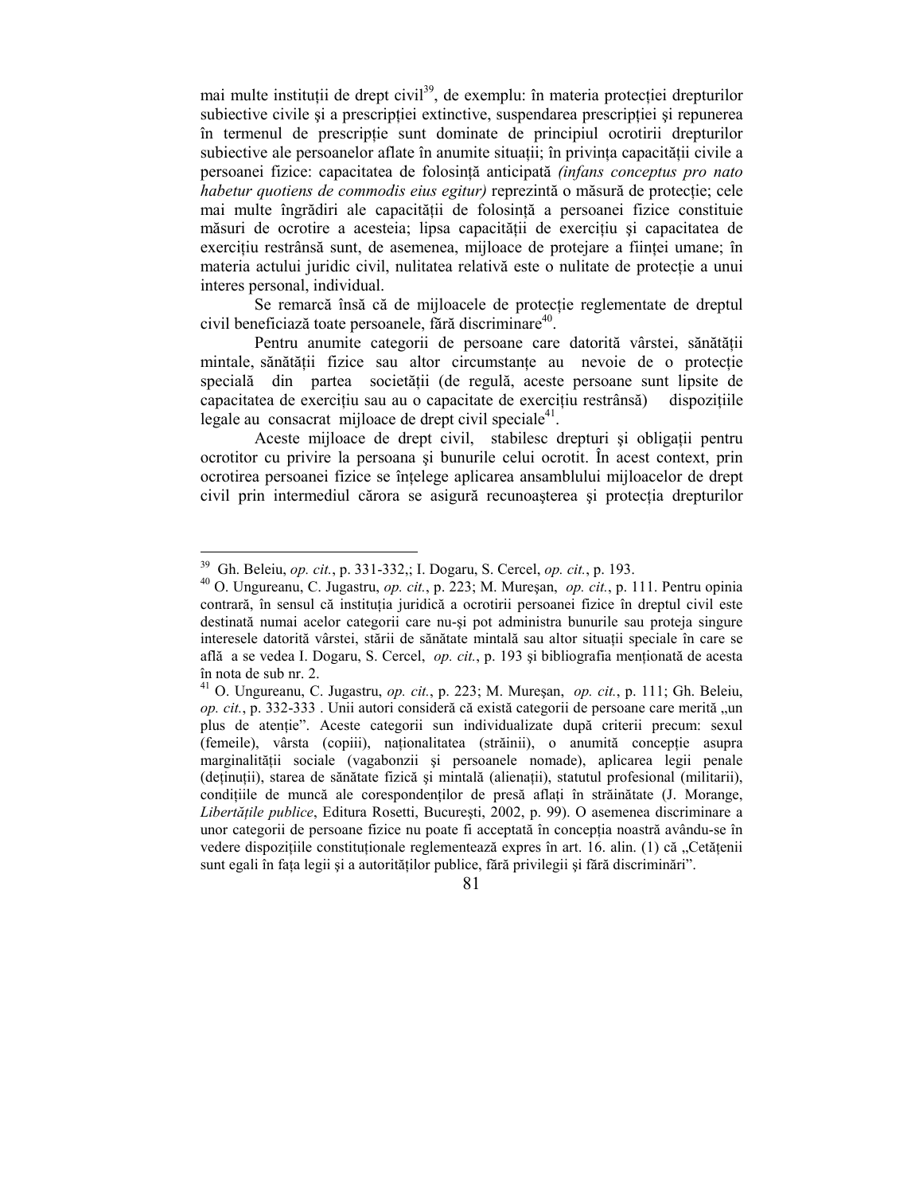mai multe instituții de drept civil[39], de exemplu: în materia protecției drepturilor subiective civile şi a prescripției extinctive, suspendarea prescripției şi repunerea în termenul de prescripție sunt dominate de principiul ocrotirii drepturilor subiective ale persoanelor aflate în anumite situații; în privința capacității civile a persoanei fizice: capacitatea de folosință anticipată *(infans conceptus pro nato habetur quotiens de commodis eius egitur)* reprezintă o măsură de protecție; cele mai multe îngrădiri ale capacității de folosință a persoanei fizice constituie măsuri de ocrotire a acesteia; lipsa capacității de exercițiu şi capacitatea de exercițiu restrânsă sunt, de asemenea, mijloace de protejare a ființei umane; în materia actului juridic civil, nulitatea relativă este o nulitate de protecție a unui interes personal, individual.

Se remarcă însă că de mijloacele de protecție reglementate de dreptul civil beneficiază toate persoanele, fără discriminare[40].

Pentru anumite categorii de persoane care datorită vârstei, sănătății mintale, sănătății fizice sau altor circumstanțe au nevoie de o protecție specială din partea societății (de regulă, aceste persoane sunt lipsite de capacitatea de exercițiu sau au o capacitate de exercițiu restrânsă) dispozițiile legale au consacrat mijloace de drept civil speciale[41].

Aceste mijloace de drept civil, stabilesc drepturi şi obligații pentru ocrotitor cu privire la persoana şi bunurile celui ocrotit. În acest context, prin ocrotirea persoanei fizice se înțelege aplicarea ansamblului mijloacelor de drept civil prin intermediul cărora se asigură recunoaşterea şi protecția drepturilor

---

[39] Gh. Beleiu, *op. cit.*, p. 331-332,; I. Dogaru, S. Cercel, *op. cit.*, p. 193.

[40] O. Ungureanu, C. Jugastru, *op. cit.*, p. 223; M. Mureşan, *op. cit.*, p. 111. Pentru opinia contrară, în sensul că instituția juridică a ocrotirii persoanei fizice în dreptul civil este destinată numai acelor categorii care nu-şi pot administra bunurile sau proteja singure interesele datorită vârstei, stării de sănătate mintală sau altor situații speciale în care se află a se vedea I. Dogaru, S. Cercel, *op. cit.*, p. 193 şi bibliografia menționată de acesta în nota de sub nr. 2.

[41] O. Ungureanu, C. Jugastru, *op. cit.*, p. 223; M. Mureşan, *op. cit.*, p. 111; Gh. Beleiu, *op. cit.*, p. 332-333 . Unii autori consideră că există categorii de persoane care merită „un plus de atenție". Aceste categorii sun individualizate după criterii precum: sexul (femeile), vârsta (copiii), naționalitatea (străinii), o anumită concepție asupra marginalității sociale (vagabonzii şi persoanele nomade), aplicarea legii penale (deținuții), starea de sănătate fizică şi mintală (alienații), statutul profesional (militarii), condițiile de muncă ale corespondenților de presă aflați în străinătate (J. Morange, *Libertățile publice*, Editura Rosetti, Bucureşti, 2002, p. 99). O asemenea discriminare a unor categorii de persoane fizice nu poate fi acceptată în concepția noastră avându-se în vedere dispozițiile constituționale reglementează expres în art. 16. alin. (1) că „Cetățenii sunt egali în fața legii şi a autorităților publice, fără privilegii şi fără discriminări".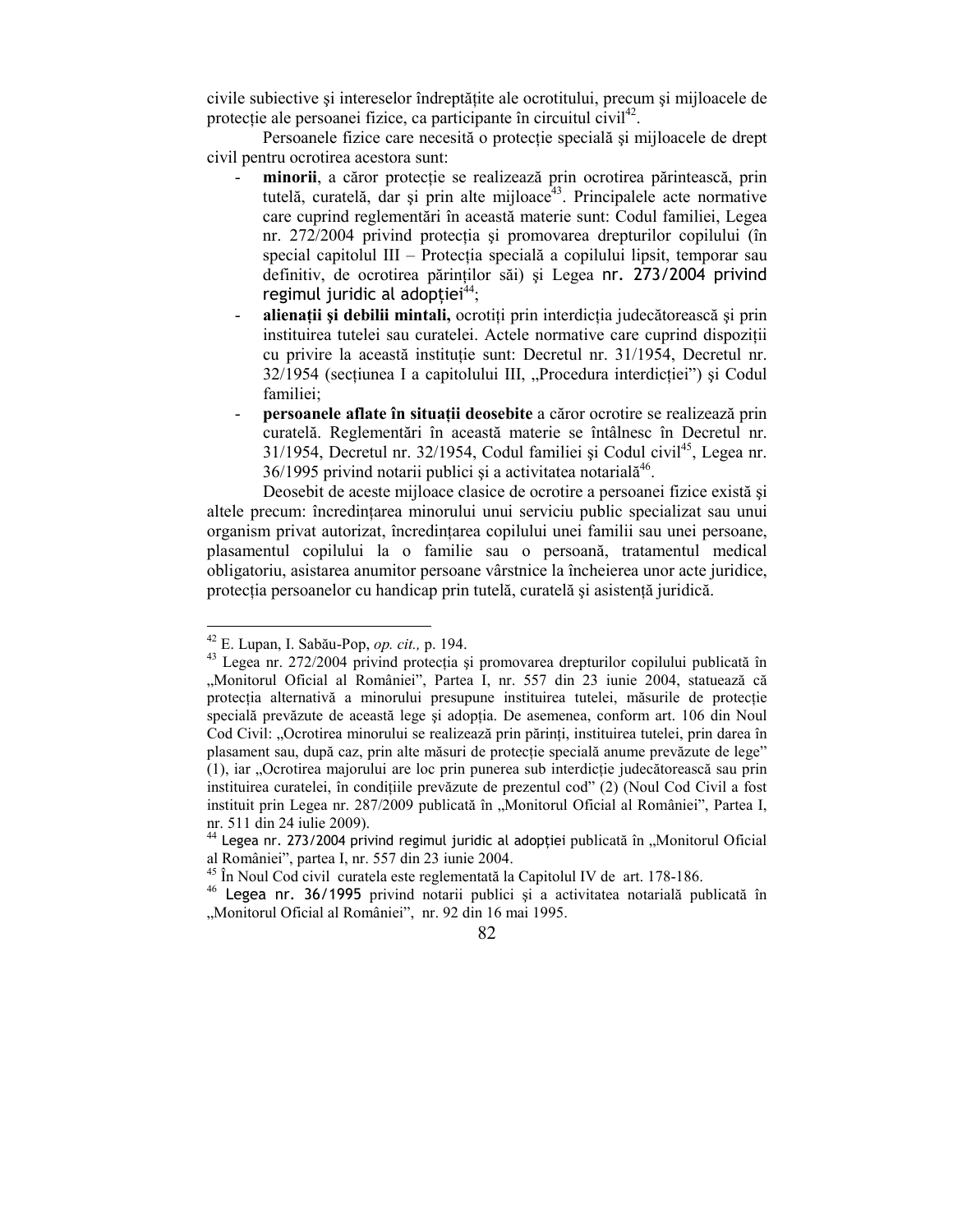civile subiective şi intereselor îndreptăţite ale ocrotitului, precum şi mijloacele de protecţie ale persoanei fizice, ca participante în circuitul civil[42].

Persoanele fizice care necesită o protecţie specială şi mijloacele de drept civil pentru ocrotirea acestora sunt:

- **minorii**, a căror protecţie se realizează prin ocrotirea părintească, prin tutelă, curatelă, dar şi prin alte mijloace[43]. Principalele acte normative care cuprind reglementări în această materie sunt: Codul familiei, Legea nr. 272/2004 privind protecţia şi promovarea drepturilor copilului (în special capitolul III – Protecţia specială a copilului lipsit, temporar sau definitiv, de ocrotirea părinţilor săi) şi Legea nr. 273/2004 privind regimul juridic al adopţiei[44];
- **alienaţii şi debilii mintali,** ocrotiţi prin interdicţia judecătorească şi prin instituirea tutelei sau curatelei. Actele normative care cuprind dispoziţii cu privire la această instituţie sunt: Decretul nr. 31/1954, Decretul nr. 32/1954 (secţiunea I a capitolului III, „Procedura interdicţiei") şi Codul familiei;
- **persoanele aflate în situaţii deosebite** a căror ocrotire se realizează prin curatelă. Reglementări în această materie se întâlnesc în Decretul nr. 31/1954, Decretul nr. 32/1954, Codul familiei şi Codul civil[45], Legea nr. 36/1995 privind notarii publici şi a activitatea notarială[46].

Deosebit de aceste mijloace clasice de ocrotire a persoanei fizice există şi altele precum: încredinţarea minorului unui serviciu public specializat sau unui organism privat autorizat, încredinţarea copilului unei familii sau unei persoane, plasamentul copilului la o familie sau o persoană, tratamentul medical obligatoriu, asistarea anumitor persoane vârstnice la încheierea unor acte juridice, protecţia persoanelor cu handicap prin tutelă, curatelă şi asistenţă juridică.

---

[42] E. Lupan, I. Sabău-Pop, *op. cit.,* p. 194.

[43] Legea nr. 272/2004 privind protecţia şi promovarea drepturilor copilului publicată în „Monitorul Oficial al României", Partea I, nr. 557 din 23 iunie 2004, statuează că protecţia alternativă a minorului presupune instituirea tutelei, măsurile de protecţie specială prevăzute de această lege şi adopţia. De asemenea, conform art. 106 din Noul Cod Civil: „Ocrotirea minorului se realizează prin părinţi, instituirea tutelei, prin darea în plasament sau, după caz, prin alte măsuri de protecţie specială anume prevăzute de lege" (1), iar „Ocrotirea majorului are loc prin punerea sub interdicţie judecătorească sau prin instituirea curatelei, în condiţiile prevăzute de prezentul cod" (2) (Noul Cod Civil a fost instituit prin Legea nr. 287/2009 publicată în „Monitorul Oficial al României", Partea I, nr. 511 din 24 iulie 2009).

[44] Legea nr. 273/2004 privind regimul juridic al adopţiei publicată în „Monitorul Oficial al României", partea I, nr. 557 din 23 iunie 2004.

[45] În Noul Cod civil curatela este reglementată la Capitolul IV de art. 178-186.

[46] Legea nr. 36/1995 privind notarii publici şi a activitatea notarială publicată în „Monitorul Oficial al României", nr. 92 din 16 mai 1995.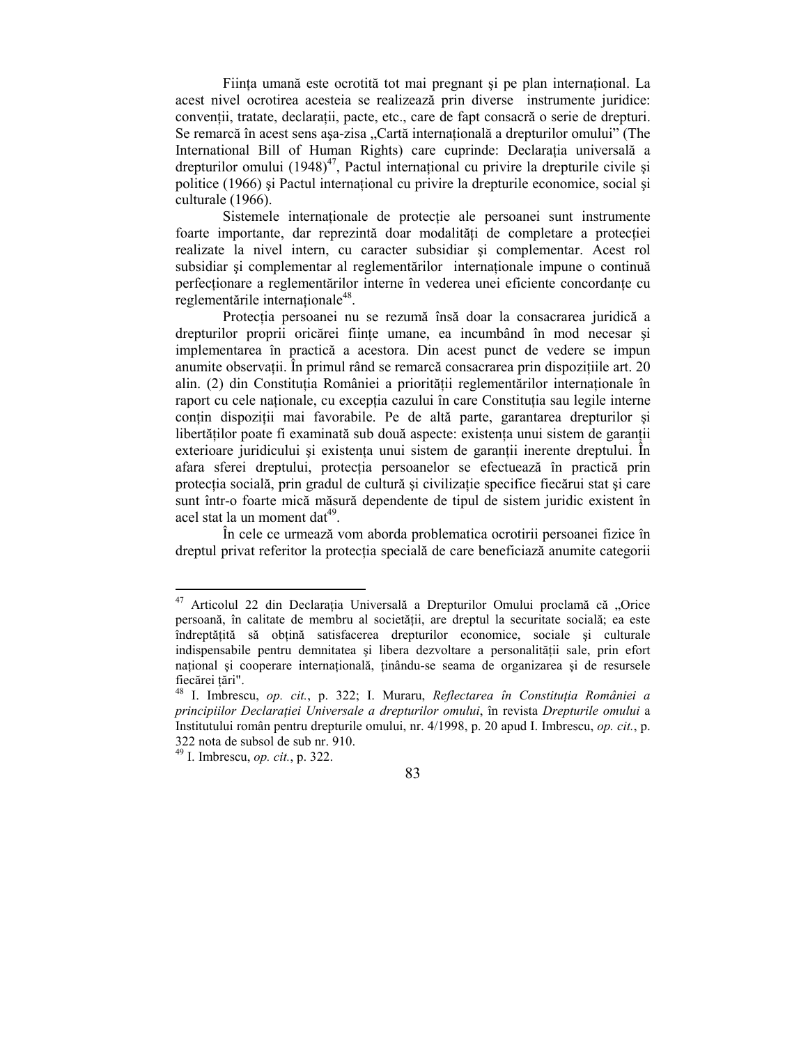Ființa umană este ocrotită tot mai pregnant și pe plan internațional. La acest nivel ocrotirea acesteia se realizează prin diverse instrumente juridice: convenții, tratate, declarații, pacte, etc., care de fapt consacră o serie de drepturi. Se remarcă în acest sens așa-zisa „Cartă internațională a drepturilor omului” (The International Bill of Human Rights) care cuprinde: Declarația universală a drepturilor omului (1948)[47], Pactul internațional cu privire la drepturile civile și politice (1966) și Pactul internațional cu privire la drepturile economice, social și culturale (1966).

Sistemele internaționale de protecție ale persoanei sunt instrumente foarte importante, dar reprezintă doar modalități de completare a protecției realizate la nivel intern, cu caracter subsidiar și complementar. Acest rol subsidiar și complementar al reglementărilor internaționale impune o continuă perfecționare a reglementărilor interne în vederea unei eficiente concordanțe cu reglementările internaționale[48].

Protecția persoanei nu se rezumă însă doar la consacrarea juridică a drepturilor proprii oricărei ființe umane, ea incumbând în mod necesar și implementarea în practică a acestora. Din acest punct de vedere se impun anumite observații. În primul rând se remarcă consacrarea prin dispozițiile art. 20 alin. (2) din Constituția României a priorității reglementărilor internaționale în raport cu cele naționale, cu excepția cazului în care Constituția sau legile interne conțin dispoziții mai favorabile. Pe de altă parte, garantarea drepturilor și libertăților poate fi examinată sub două aspecte: existența unui sistem de garanții exterioare juridicului și existența unui sistem de garanții inerente dreptului. În afara sferei dreptului, protecția persoanelor se efectuează în practică prin protecția socială, prin gradul de cultură și civilizație specifice fiecărui stat și care sunt într-o foarte mică măsură dependente de tipul de sistem juridic existent în acel stat la un moment dat[49].

În cele ce urmează vom aborda problematica ocrotirii persoanei fizice în dreptul privat referitor la protecția specială de care beneficiază anumite categorii

---

[47] Articolul 22 din Declarația Universală a Drepturilor Omului proclamă că „Orice persoană, în calitate de membru al societății, are dreptul la securitate socială; ea este îndreptățită să obțină satisfacerea drepturilor economice, sociale și culturale indispensabile pentru demnitatea și libera dezvoltare a personalității sale, prin efort național și cooperare internațională, ținându-se seama de organizarea și de resursele fiecărei țări".

[48] I. Imbrescu, *op. cit.*, p. 322; I. Muraru, *Reflectarea în Constituția României a principiilor Declarației Universale a drepturilor omului*, în revista *Drepturile omului* a Institutului român pentru drepturile omului, nr. 4/1998, p. 20 apud I. Imbrescu, *op. cit.*, p. 322 nota de subsol de sub nr. 910.

[49] I. Imbrescu, *op. cit.*, p. 322.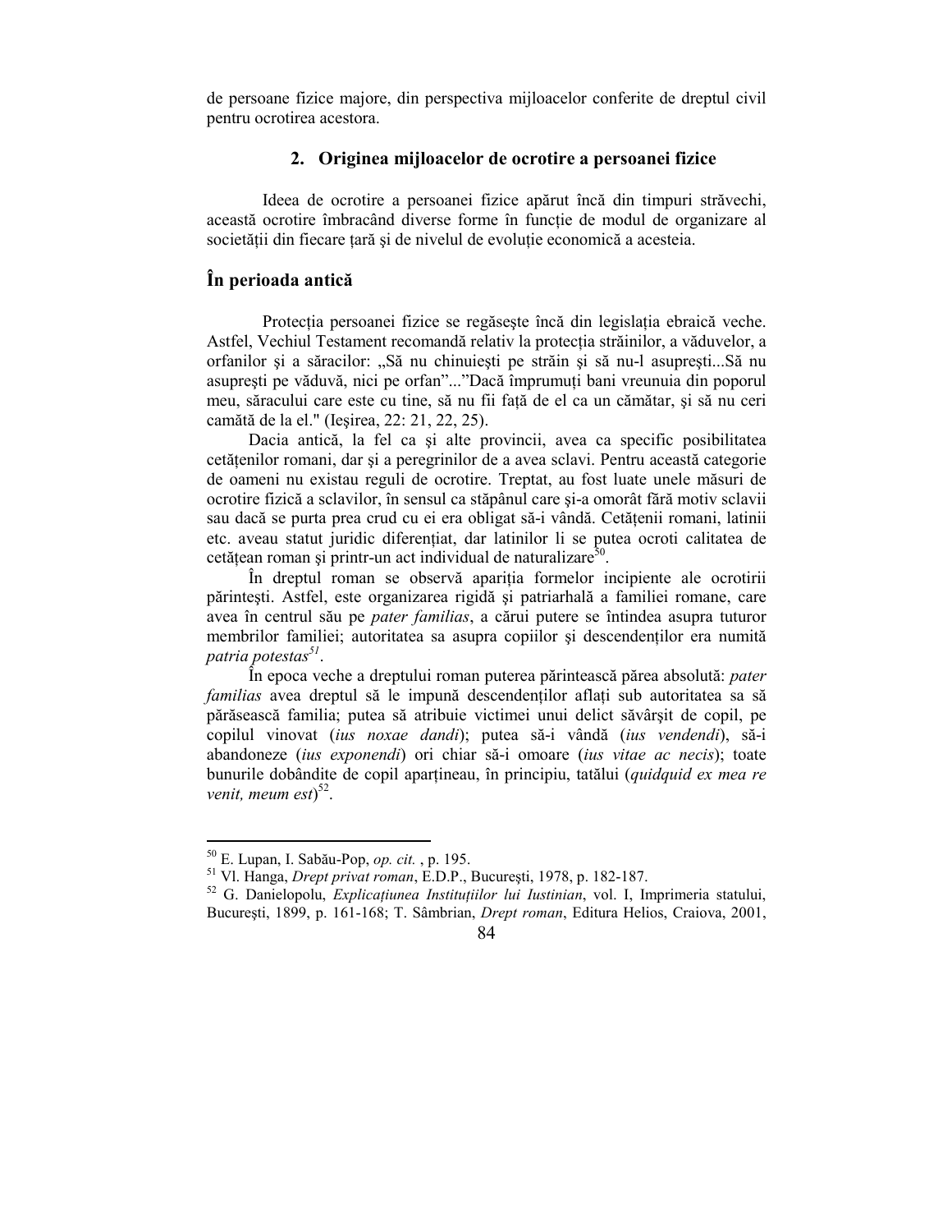de persoane fizice majore, din perspectiva mijloacelor conferite de dreptul civil pentru ocrotirea acestora.

## 2. Originea mijloacelor de ocrotire a persoanei fizice

Ideea de ocrotire a persoanei fizice apărut încă din timpuri străvechi, această ocrotire îmbrăcând diverse forme în funcție de modul de organizare al societății din fiecare țară și de nivelul de evoluție economică a acesteia.

## În perioada antică

Protecția persoanei fizice se regăsește încă din legislația ebraică veche. Astfel, Vechiul Testament recomandă relativ la protecția străinilor, a văduvelor, a orfanilor și a săracilor: „Să nu chinuiești pe străin și să nu-l asuprești...Să nu asuprești pe văduvă, nici pe orfan"..."Dacă împrumuți bani vreunuia din poporul meu, săracului care este cu tine, să nu fii față de el ca un cămătar, și să nu ceri camătă de la el." (Ieșirea, 22: 21, 22, 25).

Dacia antică, la fel ca și alte provincii, avea ca specific posibilitatea cetățenilor romani, dar și a peregrinilor de a avea sclavi. Pentru această categorie de oameni nu existau reguli de ocrotire. Treptat, au fost luate unele măsuri de ocrotire fizică a sclavilor, în sensul ca stăpânul care și-a omorât fără motiv sclavii sau dacă se purta prea crud cu ei era obligat să-i vândă. Cetățenii romani, latinii etc. aveau statut juridic diferențiat, dar latinilor li se putea ocroti calitatea de cetățean roman și printr-un act individual de naturalizare[50].

În dreptul roman se observă apariția formelor incipiente ale ocrotirii părintești. Astfel, este organizarea rigidă și patriarhală a familiei romane, care avea în centrul său pe *pater familias*, a cărui putere se întindea asupra tuturor membrilor familiei; autoritatea sa asupra copiilor și descendenților era numită *patria potestas*[51].

În epoca veche a dreptului roman puterea părintească părea absolută: *pater familias* avea dreptul să le impună descendenților aflați sub autoritatea sa să părăsească familia; putea să atribuie victimei unui delict săvârșit de copil, pe copilul vinovat (*ius noxae dandi*); putea să-i vândă (*ius vendendi*), să-i abandoneze (*ius exponendi*) ori chiar să-i omoare (*ius vitae ac necis*); toate bunurile dobândite de copil aparțineau, în principiu, tatălui (*quidquid ex mea re venit, meum est*)[52].

---

[50] E. Lupan, I. Sabău-Pop, *op. cit.* , p. 195.

[51] Vl. Hanga, *Drept privat roman*, E.D.P., București, 1978, p. 182-187.

[52] G. Danielopolu, *Explicațiunea Instituțiilor lui Iustinian*, vol. I, Imprimeria statului, București, 1899, p. 161-168; T. Sâmbrian, *Drept roman*, Editura Helios, Craiova, 2001,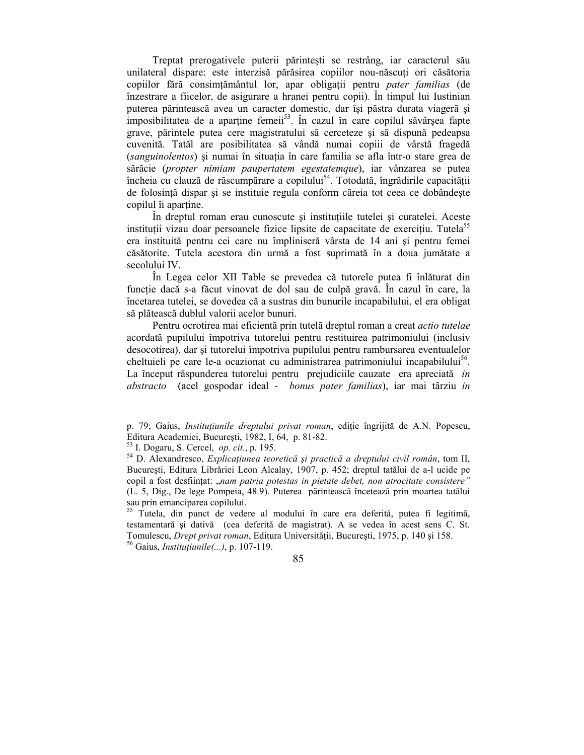Treptat prerogativele puterii părintești se restrâng, iar caracterul său unilateral dispare: este interzisă părăsirea copiilor nou-născuți ori căsătoria copiilor fără consimțământul lor, apar obligații pentru *pater familias* (de înzestrare a fiicelor, de asigurare a hranei pentru copii). În timpul lui Iustinian puterea părintească avea un caracter domestic, dar își păstra durata viageră și imposibilitatea de a aparține femeii[53]. În cazul în care copilul săvârșea fapte grave, părintele putea cere magistratului să cerceteze și să dispună pedeapsa cuvenită. Tatăl are posibilitatea să vândă numai copiii de vârstă fragedă (*sanguinolentos*) și numai în situația în care familia se afla într-o stare grea de sărăcie (*propter nimiam paupertatem egestatemque*), iar vânzarea se putea încheia cu clauză de răscumpărare a copilului[54]. Totodată, îngrădirile capacității de folosință dispar și se instituie regula conform căreia tot ceea ce dobândește copilul îi aparține.

În dreptul roman erau cunoscute și instituțiile tutelei și curatelei. Aceste instituții vizau doar persoanele fizice lipsite de capacitate de exercițiu. Tutela[55] era instituită pentru cei care nu împliniseră vârsta de 14 ani și pentru femei căsătorite. Tutela acestora din urmă a fost suprimată în a doua jumătate a secolului IV.

În Legea celor XII Table se prevedea că tutorele putea fi înlăturat din funcție dacă s-a făcut vinovat de dol sau de culpă gravă. În cazul în care, la încetarea tutelei, se dovedea că a sustras din bunurile incapabilului, el era obligat să plătească dublul valorii acelor bunuri.

Pentru ocrotirea mai eficientă prin tutelă dreptul roman a creat *actio tutelae* acordată pupilului împotriva tutorelui pentru restituirea patrimoniului (inclusiv desocotirea), dar și tutorelui împotriva pupilului pentru rambursarea eventualelor cheltuieli pe care le-a ocazionat cu administrarea patrimoniului incapabilului[56]. La început răspunderea tutorelui pentru prejudiciile cauzate era apreciată *in abstracto* (acel gospodar ideal - *bonus pater familias*), iar mai târziu *in*

---

p. 79; Gaius, *Instituțiunile dreptului privat roman*, ediție îngrijită de A.N. Popescu, Editura Academiei, București, 1982, I, 64, p. 81-82.

[53] I. Dogaru, S. Cercel, *op. cit.*, p. 195.

[54] D. Alexandresco, *Explicațiunea teoretică și practică a dreptului civil român*, tom II, București, Editura Librăriei Leon Alcalay, 1907, p. 452; dreptul tatălui de a-l ucide pe copil a fost desființat: „*nam patria potestas in pietate debet, non atrocitate consistere”* (L. 5, Dig., De lege Pompeia, 48.9). Puterea părintească încetează prin moartea tatălui sau prin emanciparea copilului.

[55] Tutela, din punct de vedere al modului în care era deferită, putea fi legitimă, testamentară și dativă (cea deferită de magistrat). A se vedea în acest sens C. St. Tomulescu, *Drept privat roman*, Editura Universității, București, 1975, p. 140 și 158.

[56] Gaius, *Instituțiunile(...)*, p. 107-119.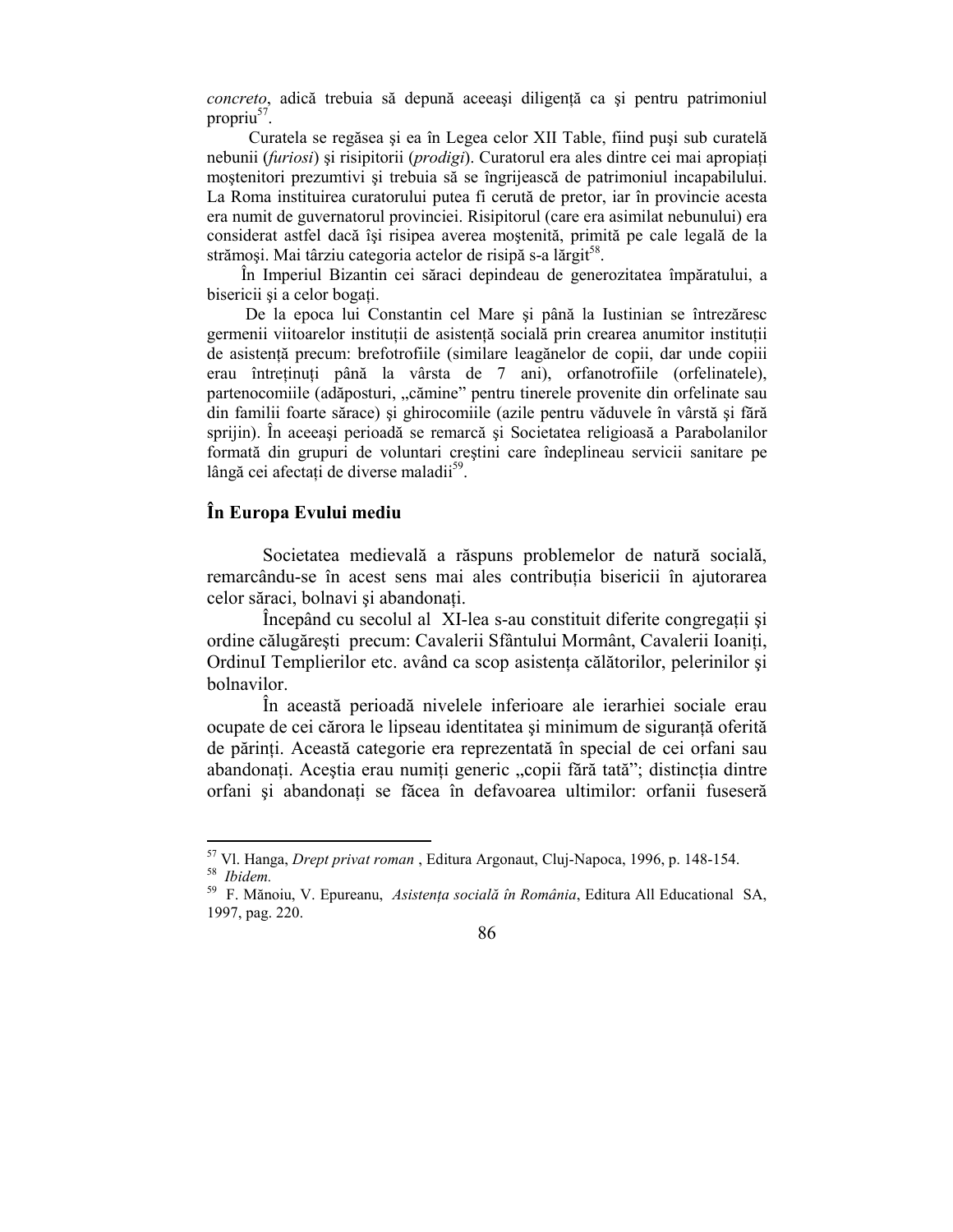*concreto*, adică trebuia să depună aceeaşi diligenţă ca şi pentru patrimoniul propriu[57].

Curatela se regăsea şi ea în Legea celor XII Table, fiind puşi sub curatelă nebunii (*furiosi*) şi risipitorii (*prodigi*). Curatorul era ales dintre cei mai apropiaţi moştenitori prezumtivi şi trebuia să se îngrijească de patrimoniul incapabilului. La Roma instituirea curatorului putea fi cerută de pretor, iar în provincie acesta era numit de guvernatorul provinciei. Risipitorul (care era asimilat nebunului) era considerat astfel dacă îşi risipea averea moştenită, primită pe cale legală de la strămoşi. Mai târziu categoria actelor de risipă s-a lărgit[58].

În Imperiul Bizantin cei săraci depindeau de generozitatea împăratului, a bisericii şi a celor bogaţi.

De la epoca lui Constantin cel Mare şi până la Iustinian se întrezăresc germenii viitoarelor instituţii de asistenţă socială prin crearea anumitor instituţii de asistenţă precum: brefotrofiile (similare leagănelor de copii, dar unde copiii erau întreţinuţi până la vârsta de 7 ani), orfanotrofiile (orfelinatele), partenocomiile (adăposturi, „cămine" pentru tinerele provenite din orfelinate sau din familii foarte sărace) şi ghirocomiile (azile pentru văduvele în vârstă şi fără sprijin). În aceeaşi perioadă se remarcă şi Societatea religioasă a Parabolanilor formată din grupuri de voluntari creştini care îndeplineau servicii sanitare pe lângă cei afectaţi de diverse maladii[59].

## În Europa Evului mediu

Societatea medievală a răspuns problemelor de natură socială, remarcându-se în acest sens mai ales contribuţia bisericii în ajutorarea celor săraci, bolnavi şi abandonaţi.

Începând cu secolul al XI-lea s-au constituit diferite congregaţii şi ordine călugăreşti precum: Cavalerii Sfântului Mormânt, Cavalerii Ioaniţi, OrdinuI Templierilor etc. având ca scop asistenţa călătorilor, pelerinilor şi bolnavilor.

În această perioadă nivelele inferioare ale ierarhiei sociale erau ocupate de cei cărora le lipseau identitatea şi minimum de siguranţă oferită de părinţi. Această categorie era reprezentată în special de cei orfani sau abandonaţi. Aceştia erau numiţi generic „copii fără tată"; distincţia dintre orfani şi abandonaţi se făcea în defavoarea ultimilor: orfanii fuseseră

---

[57] Vl. Hanga, *Drept privat roman* , Editura Argonaut, Cluj-Napoca, 1996, p. 148-154.

[58] *Ibidem.*

[59] F. Mănoiu, V. Epureanu, *Asistenţa socială în România*, Editura All Educational SA, 1997, pag. 220.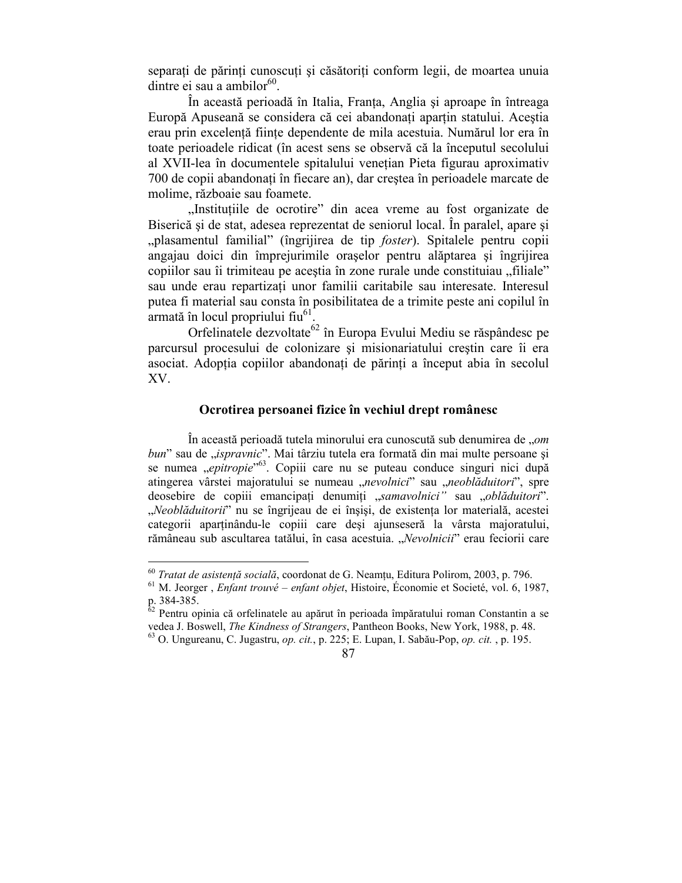separați de părinți cunoscuți şi căsătoriți conform legii, de moartea unuia dintre ei sau a ambilor[60].

În această perioadă în Italia, Franța, Anglia şi aproape în întreaga Europă Apuseană se considera că cei abandonați aparțin statului. Aceştia erau prin excelență ființe dependente de mila acestuia. Numărul lor era în toate perioadele ridicat (în acest sens se observă că la începutul secolului al XVII-lea în documentele spitalului venețian Pieta figurau aproximativ 700 de copii abandonați în fiecare an), dar creştea în perioadele marcate de molime, războaie sau foamete.

„Instituțiile de ocrotire" din acea vreme au fost organizate de Biserică şi de stat, adesea reprezentat de seniorul local. În paralel, apare şi „plasamentul familial" (îngrijirea de tip *foster*). Spitalele pentru copii angajau doici din împrejurimile oraşelor pentru alăptarea şi îngrijirea copiilor sau îi trimiteau pe aceştia în zone rurale unde constituiau „filiale" sau unde erau repartizați unor familii caritabile sau interesate. Interesul putea fi material sau consta în posibilitatea de a trimite peste ani copilul în armată în locul propriului fiu[61].

Orfelinatele dezvoltate[62] în Europa Evului Mediu se răspândesc pe parcursul procesului de colonizare şi misionariatului creştin care îi era asociat. Adopția copiilor abandonați de părinți a început abia în secolul XV.

### Ocrotirea persoanei fizice în vechiul drept românesc

În această perioadă tutela minorului era cunoscută sub denumirea de „*om bun*" sau de „*ispravnic*". Mai târziu tutela era formată din mai multe persoane şi se numea „*epitropie*"[63]. Copiii care nu se puteau conduce singuri nici după atingerea vârstei majoratului se numeau „*nevolnici*" sau „*neoblăduitori*", spre deosebire de copiii emancipați denumiți „*samavolnici"* sau „*oblăduitori*". „*Neoblăduitorii*" nu se îngrijeau de ei înşişi, de existența lor materială, acestei categorii aparținându-le copiii care deşi ajunseseră la vârsta majoratului, rămâneau sub ascultarea tatălui, în casa acestuia. „*Nevolnicii*" erau feciorii care

---

[60] *Tratat de asistență socială*, coordonat de G. Neamțu, Editura Polirom, 2003, p. 796.

[61] M. Jeorger , *Enfant trouvé – enfant objet*, Histoire, Économie et Societé, vol. 6, 1987, p. 384-385.

[62] Pentru opinia că orfelinatele au apărut în perioada împăratului roman Constantin a se vedea J. Boswell, *The Kindness of Strangers*, Pantheon Books, New York, 1988, p. 48.

[63] O. Ungureanu, C. Jugastru, *op. cit.*, p. 225; E. Lupan, I. Sabău-Pop, *op. cit.* , p. 195.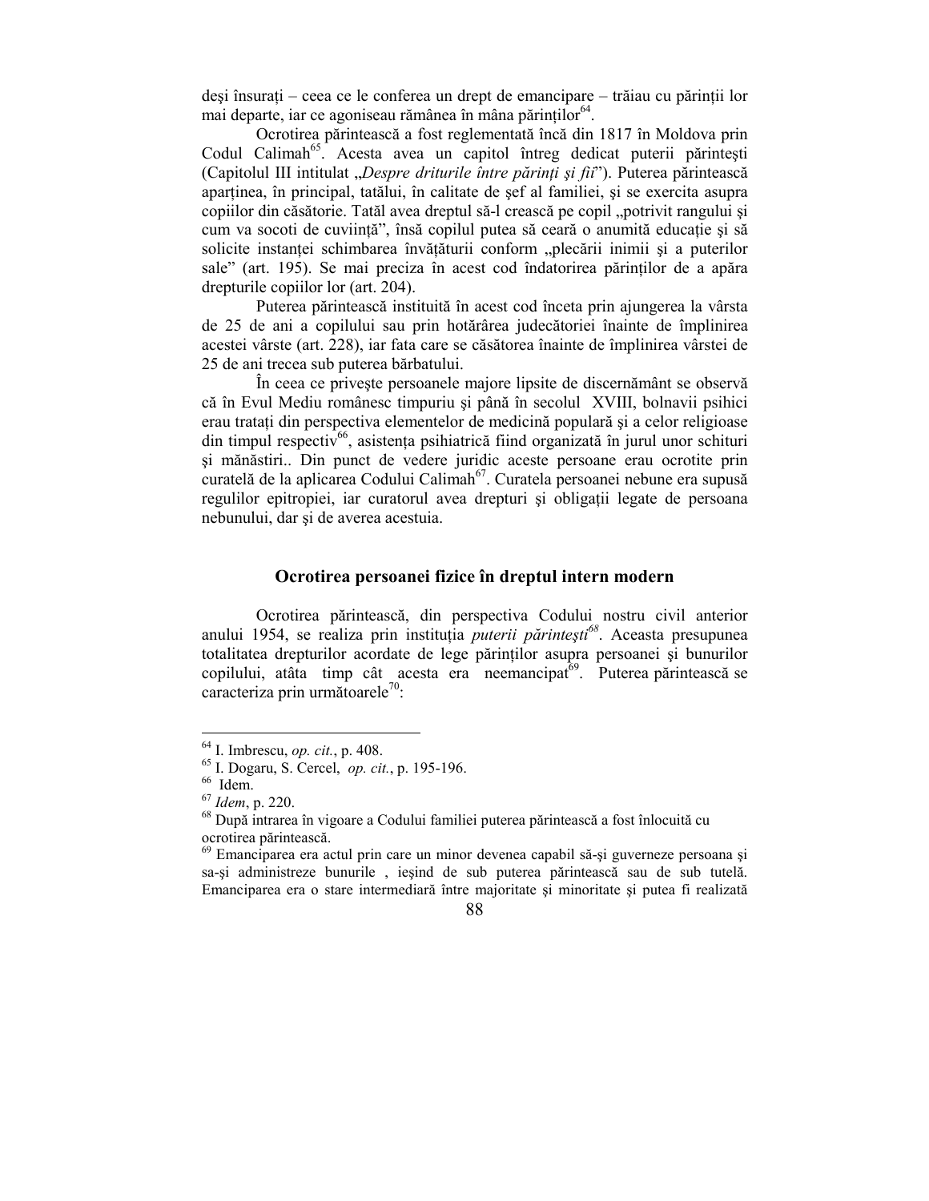deşi însuraţi – ceea ce le conferea un drept de emancipare – trăiau cu părinţii lor mai departe, iar ce agoniseau rămânea în mâna părinţilor[64].

Ocrotirea părintească a fost reglementată încă din 1817 în Moldova prin Codul Calimah[65]. Acesta avea un capitol întreg dedicat puterii părinteşti (Capitolul III intitulat „*Despre driturile între părinţi şi fii*"). Puterea părintească aparţinea, în principal, tatălui, în calitate de şef al familiei, şi se exercita asupra copiilor din căsătorie. Tatăl avea dreptul să-l crească pe copil „potrivit rangului şi cum va socoti de cuviinţă", însă copilul putea să ceară o anumită educaţie şi să solicite instanţei schimbarea învăţăturii conform „plecării inimii şi a puterilor sale" (art. 195). Se mai preciza în acest cod îndatorirea părinţilor de a apăra drepturile copiilor lor (art. 204).

Puterea părintească instituită în acest cod înceta prin ajungerea la vârsta de 25 de ani a copilului sau prin hotărârea judecătoriei înainte de împlinirea acestei vârste (art. 228), iar fata care se căsătorea înainte de împlinirea vârstei de 25 de ani trecea sub puterea bărbatului.

În ceea ce priveşte persoanele majore lipsite de discernământ se observă că în Evul Mediu românesc timpuriu şi până în secolul XVIII, bolnavii psihici erau trataţi din perspectiva elementelor de medicină populară şi a celor religioase din timpul respectiv[66], asistenţa psihiatrică fiind organizată în jurul unor schituri şi mănăstiri.. Din punct de vedere juridic aceste persoane erau ocrotite prin curatelă de la aplicarea Codului Calimah[67]. Curatela persoanei nebune era supusă regulilor epitropiei, iar curatorul avea drepturi şi obligaţii legate de persoana nebunului, dar şi de averea acestuia.

### Ocrotirea persoanei fizice în dreptul intern modern

Ocrotirea părintească, din perspectiva Codului nostru civil anterior anului 1954, se realiza prin instituţia *puterii părinteşti*[68]. Aceasta presupunea totalitatea drepturilor acordate de lege părinţilor asupra persoanei şi bunurilor copilului, atâta timp cât acesta era neemancipat[69]. Puterea părintească se caracteriza prin următoarele[70]:

---

[64] I. Imbrescu, *op. cit.*, p. 408.

[65] I. Dogaru, S. Cercel, *op. cit.*, p. 195-196.

[66] Idem.

[67] *Idem*, p. 220.

[68] După intrarea în vigoare a Codului familiei puterea părintească a fost înlocuită cu ocrotirea părintească.

[69] Emanciparea era actul prin care un minor devenea capabil să-şi guverneze persoana şi sa-şi administreze bunurile , ieşind de sub puterea părintească sau de sub tutelă. Emanciparea era o stare intermediară între majoritate şi minoritate şi putea fi realizată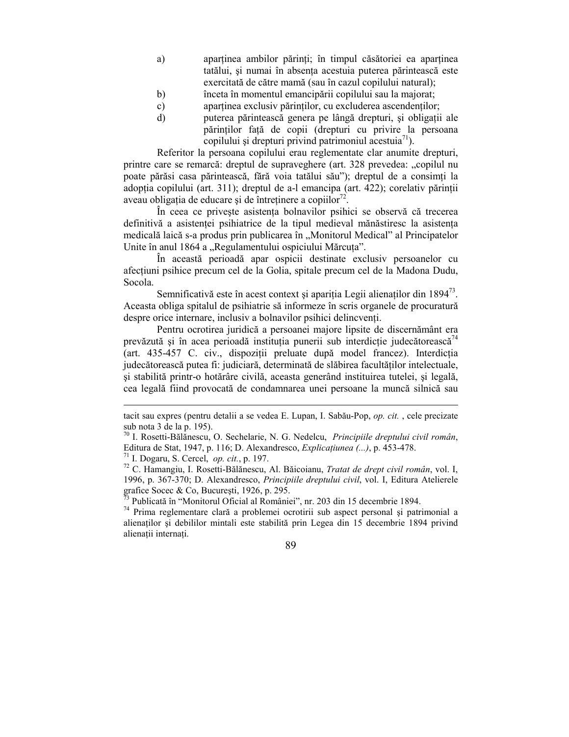a) aparținea ambilor părinți; în timpul căsătoriei ea aparținea tatălui, şi numai în absența acestuia puterea părintească este exercitată de către mamă (sau în cazul copilului natural);
b) înceta în momentul emancipării copilului sau la majorat;
c) aparținea exclusiv părinților, cu excluderea ascendenților;
d) puterea părintească genera pe lângă drepturi, şi obligații ale părinților față de copii (drepturi cu privire la persoana copilului şi drepturi privind patrimoniul acestuia[71]).

Referitor la persoana copilului erau reglementate clar anumite drepturi, printre care se remarcă: dreptul de supraveghere (art. 328 prevedea: „copilul nu poate părăsi casa părintească, fără voia tatălui său"); dreptul de a consimți la adopția copilului (art. 311); dreptul de a-l emancipa (art. 422); corelativ părinții aveau obligația de educare şi de întreținere a copiilor[72].

În ceea ce priveşte asistența bolnavilor psihici se observă că trecerea definitivă a asistenței psihiatrice de la tipul medieval mănăstiresc la asistența medicală laică s-a produs prin publicarea în „Monitorul Medical" al Principatelor Unite în anul 1864 a „Regulamentului ospiciului Mărcuța".

În această perioadă apar ospicii destinate exclusiv persoanelor cu afecțiuni psihice precum cel de la Golia, spitale precum cel de la Madona Dudu, Socola.

Semnificativă este în acest context şi apariția Legii alienaților din 1894[73]. Aceasta obliga spitalul de psihiatrie să informeze în scris organele de procuratură despre orice internare, inclusiv a bolnavilor psihici delincvenți.

Pentru ocrotirea juridică a persoanei majore lipsite de discernământ era prevăzută şi în acea perioadă instituția punerii sub interdicție judecătorească[74] (art. 435-457 C. civ., dispoziții preluate după model francez). Interdicția judecătorească putea fi: judiciară, determinată de slăbirea facultăților intelectuale, şi stabilită printr-o hotărâre civilă, aceasta generând instituirea tutelei, şi legală, cea legală fiind provocată de condamnarea unei persoane la muncă silnică sau

---

tacit sau expres (pentru detalii a se vedea E. Lupan, I. Sabău-Pop, *op. cit.* , cele precizate sub nota 3 de la p. 195).

[70] I. Rosetti-Bălănescu, O. Sechelarie, N. G. Nedelcu, *Principiile dreptului civil român*, Editura de Stat, 1947, p. 116; D. Alexandresco, *Explicațiunea (...)*, p. 453-478.

[71] I. Dogaru, S. Cercel, *op. cit.*, p. 197.

[72] C. Hamangiu, I. Rosetti-Bălănescu, Al. Băicoianu, *Tratat de drept civil român*, vol. I, 1996, p. 367-370; D. Alexandresco, *Principiile dreptului civil*, vol. I, Editura Atelierele grafice Socec & Co, Bucureşti, 1926, p. 295.

[73] Publicată în "Monitorul Oficial al României", nr. 203 din 15 decembrie 1894.

[74] Prima reglementare clară a problemei ocrotirii sub aspect personal şi patrimonial a alienaților şi debililor mintali este stabilită prin Legea din 15 decembrie 1894 privind alienații internați.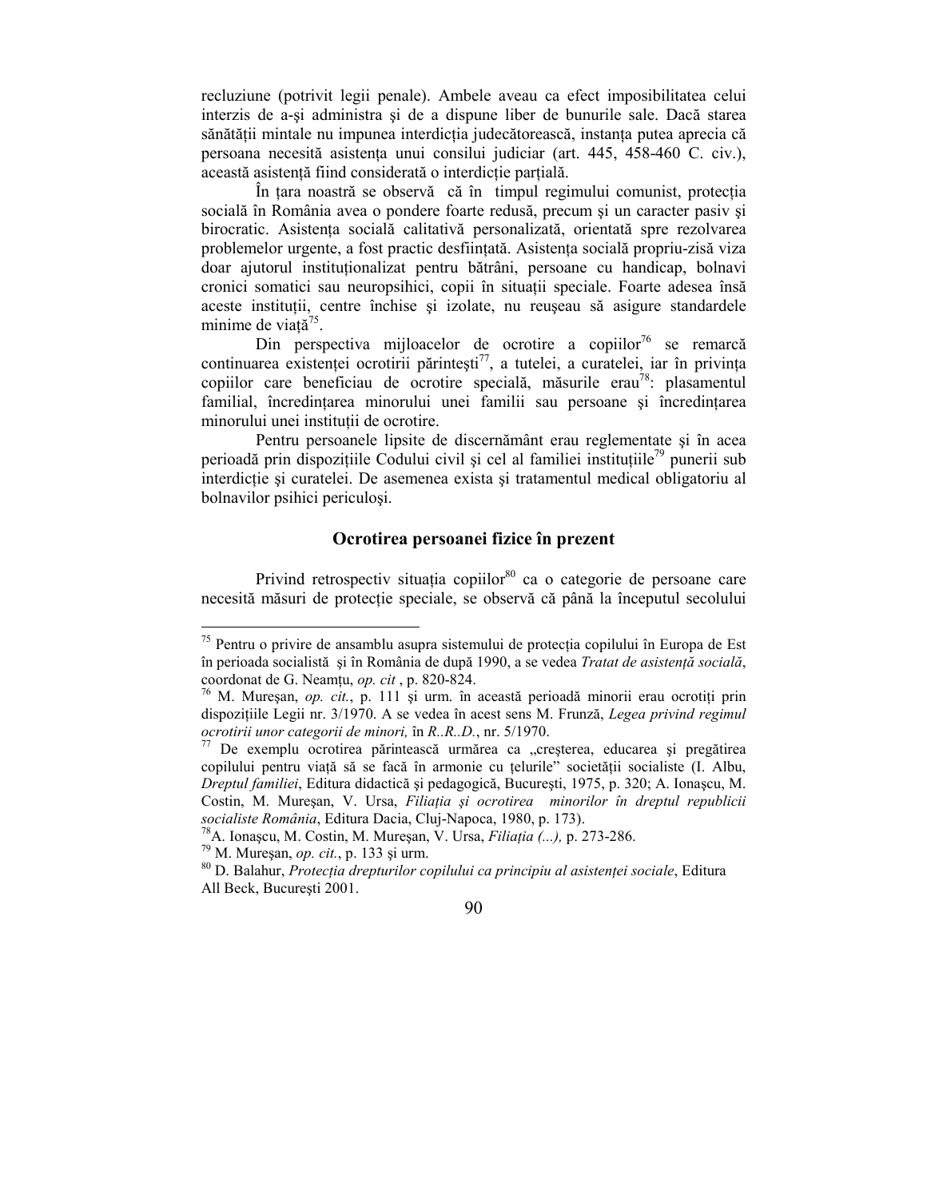recluziune (potrivit legii penale). Ambele aveau ca efect imposibilitatea celui interzis de a-şi administra şi de a dispune liber de bunurile sale. Dacă starea sănătăţii mintale nu impunea interdicţia judecătorească, instanţa putea aprecia că persoana necesită asistenţa unui consiliu judiciar (art. 445, 458-460 C. civ.), această asistenţă fiind considerată o interdicţie parţială.

În ţara noastră se observă că în timpul regimului comunist, protecţia socială în România avea o pondere foarte redusă, precum şi un caracter pasiv şi birocratic. Asistenţa socială calitativă personalizată, orientată spre rezolvarea problemelor urgente, a fost practic desfiinţată. Asistenţa socială propriu-zisă viza doar ajutorul instituţionalizat pentru bătrâni, persoane cu handicap, bolnavi cronici somatici sau neuropsihici, copii în situaţii speciale. Foarte adesea însă aceste instituţii, centre închise şi izolate, nu reuşeau să asigure standardele minime de viaţă[75].

Din perspectiva mijloacelor de ocrotire a copiilor[76] se remarcă continuarea existenţei ocrotirii părinteşti[77], a tutelei, a curatelei, iar în privinţa copiilor care beneficiau de ocrotire specială, măsurile erau[78]: plasamentul familial, încredinţarea minorului unei familii sau persoane şi încredinţarea minorului unei instituţii de ocrotire.

Pentru persoanele lipsite de discernământ erau reglementate şi în acea perioadă prin dispoziţiile Codului civil şi cel al familiei instituţiile[79] punerii sub interdicţie şi curatelei. De asemenea exista şi tratamentul medical obligatoriu al bolnavilor psihici periculoşi.

## Ocrotirea persoanei fizice în prezent

Privind retrospectiv situaţia copiilor[80] ca o categorie de persoane care necesită măsuri de protecţie speciale, se observă că până la începutul secolului

---

[75] Pentru o privire de ansamblu asupra sistemului de protecţia copilului în Europa de Est în perioada socialistă şi în România de după 1990, a se vedea *Tratat de asistenţă socială*, coordonat de G. Neamţu, *op. cit* , p. 820-824.

[76] M. Mureşan, *op. cit.*, p. 111 şi urm. în această perioadă minorii erau ocrotiţi prin dispoziţiile Legii nr. 3/1970. A se vedea în acest sens M. Frunză, *Legea privind regimul ocrotirii unor categorii de minori,* în *R..R..D.*, nr. 5/1970.

[77] De exemplu ocrotirea părintească urmărea ca „creşterea, educarea şi pregătirea copilului pentru viaţă să se facă în armonie cu ţelurile" societăţii socialiste (I. Albu, *Dreptul familiei*, Editura didactică şi pedagogică, Bucureşti, 1975, p. 320; A. Ionaşcu, M. Costin, M. Mureşan, V. Ursa, *Filiaţia şi ocrotirea minorilor în dreptul republicii socialiste România*, Editura Dacia, Cluj-Napoca, 1980, p. 173).

[78] A. Ionaşcu, M. Costin, M. Mureşan, V. Ursa, *Filiaţia (...),* p. 273-286.

[79] M. Mureşan, *op. cit.*, p. 133 şi urm.

[80] D. Balahur, *Protecţia drepturilor copilului ca principiu al asistenţei sociale*, Editura All Beck, Bucureşti 2001.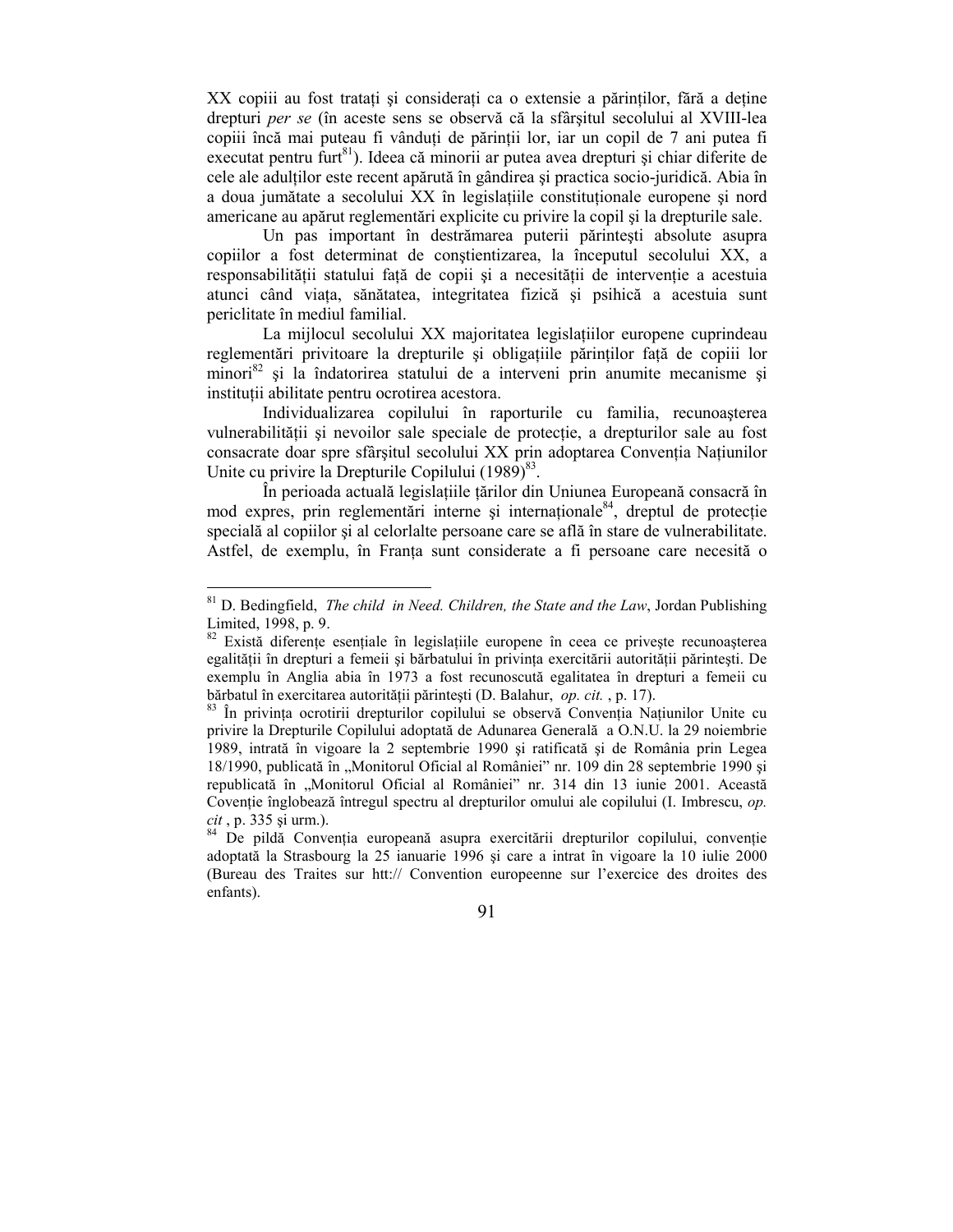XX copiii au fost tratați și considerați ca o extensie a părinților, fără a deține drepturi *per se* (în aceste sens se observă că la sfârșitul secolului al XVIII-lea copiii încă mai puteau fi vânduți de părinții lor, iar un copil de 7 ani putea fi executat pentru furt[81]). Ideea că minorii ar putea avea drepturi și chiar diferite de cele ale adulților este recent apărută în gândirea și practica socio-juridică. Abia în a doua jumătate a secolului XX în legislațiile constituționale europene și nord americane au apărut reglementări explicite cu privire la copil și la drepturile sale.

Un pas important în destrămarea puterii părintești absolute asupra copiilor a fost determinat de conștientizarea, la începutul secolului XX, a responsabilității statului față de copii și a necesității de intervenție a acestuia atunci când viața, sănătatea, integritatea fizică și psihică a acestuia sunt periclitate în mediul familial.

La mijlocul secolului XX majoritatea legislațiilor europene cuprindeau reglementări privitoare la drepturile și obligațiile părinților față de copiii lor minori[82] și la îndatorirea statului de a interveni prin anumite mecanisme și instituții abilitate pentru ocrotirea acestora.

Individualizarea copilului în raporturile cu familia, recunoașterea vulnerabilității și nevoilor sale speciale de protecție, a drepturilor sale au fost consacrate doar spre sfârșitul secolului XX prin adoptarea Convenția Națiunilor Unite cu privire la Drepturile Copilului (1989)[83].

În perioada actuală legislațiile țărilor din Uniunea Europeană consacră în mod expres, prin reglementări interne și internaționale[84], dreptul de protecție specială al copiilor și al celorlalte persoane care se află în stare de vulnerabilitate. Astfel, de exemplu, în Franța sunt considerate a fi persoane care necesită o

---

[81] D. Bedingfield, *The child in Need. Children, the State and the Law*, Jordan Publishing Limited, 1998, p. 9.

[82] Există diferențe esențiale în legislațiile europene în ceea ce privește recunoașterea egalității în drepturi a femeii și bărbatului în privința exercitării autorității părintești. De exemplu în Anglia abia în 1973 a fost recunoscută egalitatea în drepturi a femeii cu bărbatul în exercitarea autorității părintești (D. Balahur, *op. cit.* , p. 17).

[83] În privința ocrotirii drepturilor copilului se observă Convenția Națiunilor Unite cu privire la Drepturile Copilului adoptată de Adunarea Generală a O.N.U. la 29 noiembrie 1989, intrată în vigoare la 2 septembrie 1990 și ratificată și de România prin Legea 18/1990, publicată în „Monitorul Oficial al României" nr. 109 din 28 septembrie 1990 și republicată în „Monitorul Oficial al României" nr. 314 din 13 iunie 2001. Această Coveție înglobează întregul spectru al drepturilor omului ale copilului (I. Imbrescu, *op. cit* , p. 335 și urm.).

[84] De pildă Convenția europeană asupra exercitării drepturilor copilului, convenție adoptată la Strasbourg la 25 ianuarie 1996 și care a intrat în vigoare la 10 iulie 2000 (Bureau des Traites sur htt:// Convention europeenne sur l'exercice des droites des enfants).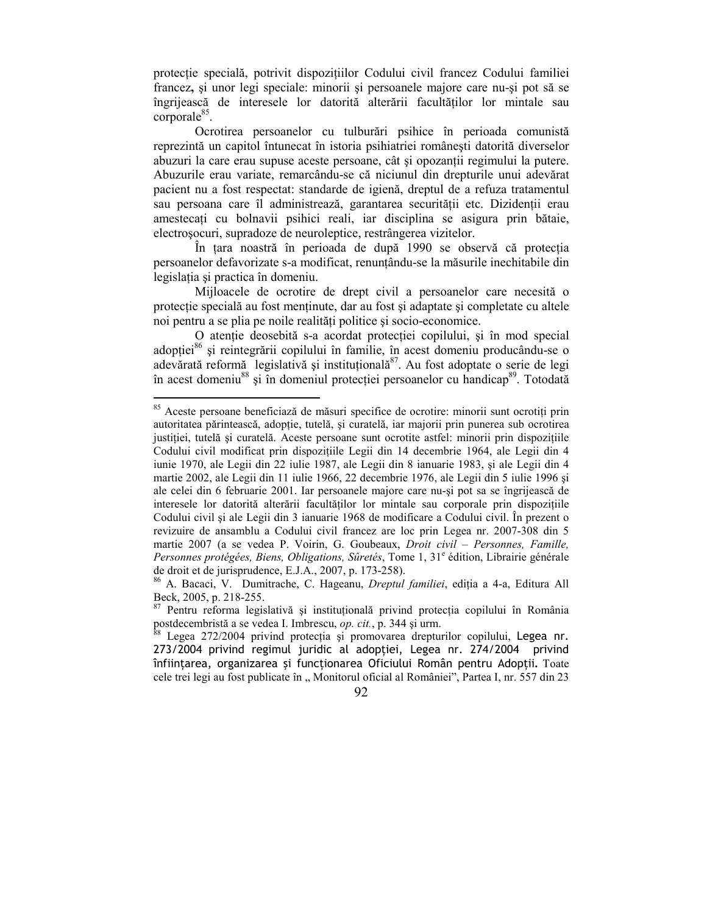protecție specială, potrivit dispozițiilor Codului civil francez Codului familiei francez**,** și unor legi speciale: minorii și persoanele majore care nu-și pot să se îngrijească de interesele lor datorită alterării facultăților lor mintale sau corporale[85].

Ocrotirea persoanelor cu tulburări psihice în perioada comunistă reprezintă un capitol întunecat în istoria psihiatriei românești datorită diverselor abuzuri la care erau supuse aceste persoane, cât și opozanții regimului la putere. Abuzurile erau variate, remarcându-se că niciunul din drepturile unui adevărat pacient nu a fost respectat: standarde de igienă, dreptul de a refuza tratamentul sau persoana care îl administrează, garantarea securității etc. Dizidenții erau amestecați cu bolnavii psihici reali, iar disciplina se asigura prin bătaie, electroșocuri, supradoze de neuroleptice, restrângerea vizitelor.

În țara noastră în perioada de după 1990 se observă că protecția persoanelor defavorizate s-a modificat, renunțându-se la măsurile inechitabile din legislația și practica în domeniu.

Mijloacele de ocrotire de drept civil a persoanelor care necesită o protecție specială au fost menținute, dar au fost și adaptate și completate cu altele noi pentru a se plia pe noile realități politice și socio-economice.

O atenție deosebită s-a acordat protecției copilului, și în mod special adopției[86] și reintegrării copilului în familie, în acest domeniu producându-se o adevărată reformă legislativă și instituțională[87]. Au fost adoptate o serie de legi în acest domeniu[88] și în domeniul protecției persoanelor cu handicap[89]. Totodată

---

[85] Aceste persoane beneficiază de măsuri specifice de ocrotire: minorii sunt ocrotiți prin autoritatea părintească, adopție, tutelă, și curatelă, iar majorii prin punerea sub ocrotirea justiției, tutelă și curatelă. Aceste persoane sunt ocrotite astfel: minorii prin dispozițiile Codului civil modificat prin dispozițiile Legii din 14 decembrie 1964, ale Legii din 4 iunie 1970, ale Legii din 22 iulie 1987, ale Legii din 8 ianuarie 1983, și ale Legii din 4 martie 2002, ale Legii din 11 iulie 1966, 22 decembrie 1976, ale Legii din 5 iulie 1996 și ale celei din 6 februarie 2001. Iar persoanele majore care nu-și pot sa se îngrijească de interesele lor datorită alterării facultăților lor mintale sau corporale prin dispozițiile Codului civil și ale Legii din 3 ianuarie 1968 de modificare a Codului civil. În prezent o revizuire de ansamblu a Codului civil francez are loc prin Legea nr. 2007-308 din 5 martie 2007 (a se vedea P. Voirin, G. Goubeaux, *Droit civil – Personnes, Famille, Personnes protégées, Biens, Obligations, Sûretés*, Tome 1, 31e édition, Librairie générale de droit et de jurisprudence, E.J.A., 2007, p. 173-258).

[86] A. Bacaci, V. Dumitrache, C. Hageanu, *Dreptul familiei*, ediția a 4-a, Editura All Beck, 2005, p. 218-255.

[87] Pentru reforma legislativă și instituțională privind protecția copilului în România postdecembristă a se vedea I. Imbrescu, *op. cit.*, p. 344 și urm.

[88] Legea 272/2004 privind protecția și promovarea drepturilor copilului, Legea nr. 273/2004 privind regimul juridic al adopției, Legea nr. 274/2004 privind înființarea, organizarea și funcționarea Oficiului Român pentru Adopții**.** Toate cele trei legi au fost publicate în „ Monitorul oficial al României", Partea I, nr. 557 din 23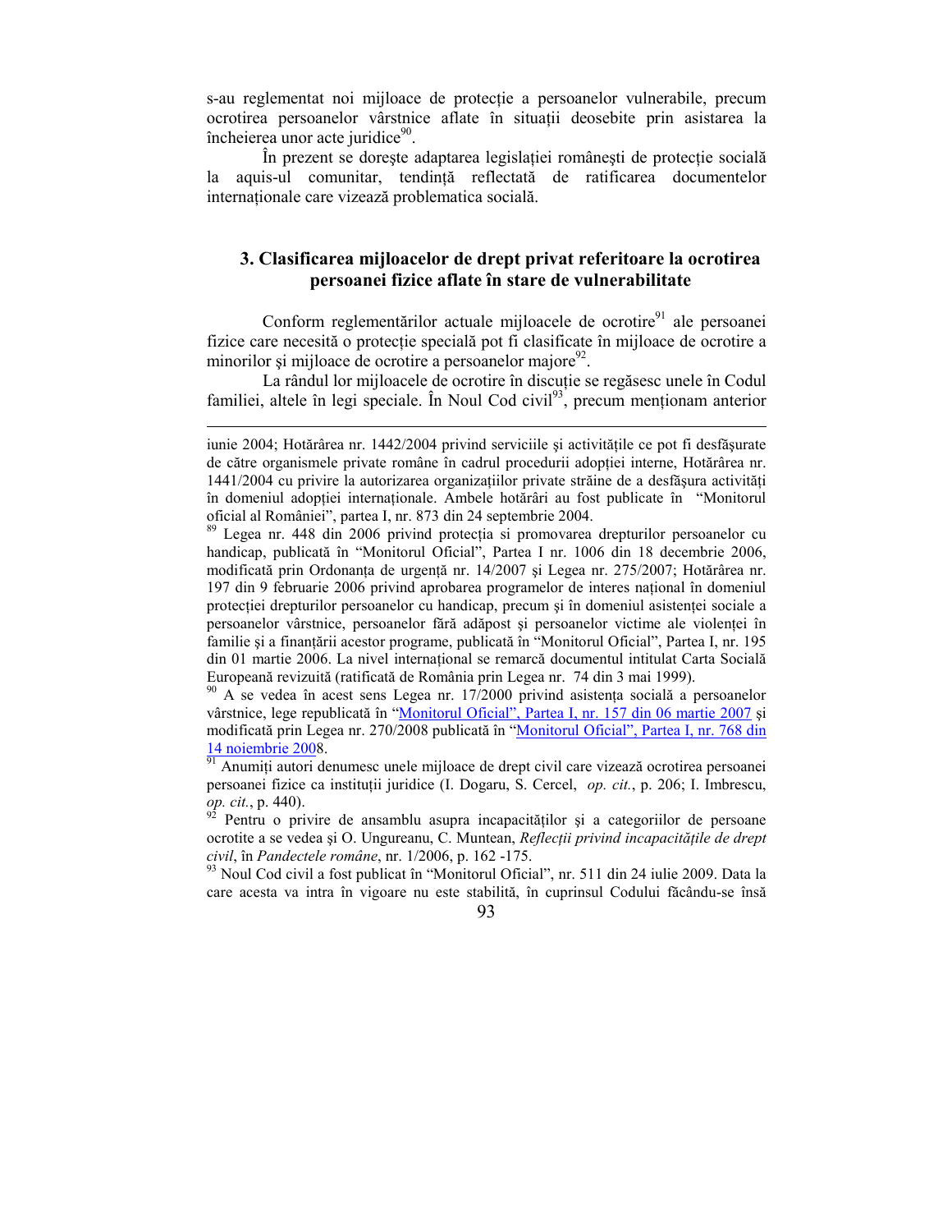s-au reglementat noi mijloace de protecție a persoanelor vulnerabile, precum ocrotirea persoanelor vârstnice aflate în situații deosebite prin asistarea la încheierea unor acte juridice[90].

În prezent se dorește adaptarea legislației românești de protecție socială la aquis-ul comunitar, tendință reflectată de ratificarea documentelor internaționale care vizează problematica socială.

## 3. Clasificarea mijloacelor de drept privat referitoare la ocrotirea persoanei fizice aflate în stare de vulnerabilitate

Conform reglementărilor actuale mijloacele de ocrotire[91] ale persoanei fizice care necesită o protecție specială pot fi clasificate în mijloace de ocrotire a minorilor și mijloace de ocrotire a persoanelor majore[92].

La rândul lor mijloacele de ocrotire în discuție se regăsesc unele în Codul familiei, altele în legi speciale. În Noul Cod civil[93], precum menționam anterior

---

iunie 2004; Hotărârea nr. 1442/2004 privind serviciile și activitățile ce pot fi desfășurate de către organismele private române în cadrul procedurii adopției interne, Hotărârea nr. 1441/2004 cu privire la autorizarea organizațiilor private străine de a desfășura activități în domeniul adopției internaționale. Ambele hotărâri au fost publicate în "Monitorul oficial al României", partea I, nr. 873 din 24 septembrie 2004.

[89] Legea nr. 448 din 2006 privind protecția si promovarea drepturilor persoanelor cu handicap, publicată în "Monitorul Oficial", Partea I nr. 1006 din 18 decembrie 2006, modificată prin Ordonanța de urgență nr. 14/2007 și Legea nr. 275/2007; Hotărârea nr. 197 din 9 februarie 2006 privind aprobarea programelor de interes național în domeniul protecției drepturilor persoanelor cu handicap, precum și în domeniul asistenței sociale a persoanelor vârstnice, persoanelor fără adăpost și persoanelor victime ale violenței în familie și a finanțării acestor programe, publicată în "Monitorul Oficial", Partea I, nr. 195 din 01 martie 2006. La nivel internațional se remarcă documentul intitulat Carta Socială Europeană revizuită (ratificată de România prin Legea nr. 74 din 3 mai 1999).

[90] A se vedea în acest sens Legea nr. 17/2000 privind asistența socială a persoanelor vârstnice, lege republicată în "Monitorul Oficial", Partea I, nr. 157 din 06 martie 2007 și modificată prin Legea nr. 270/2008 publicată în "Monitorul Oficial", Partea I, nr. 768 din 14 noiembrie 2008.

[91] Anumiți autori denumesc unele mijloace de drept civil care vizează ocrotirea persoanei persoanei fizice ca instituții juridice (I. Dogaru, S. Cercel, *op. cit.*, p. 206; I. Imbrescu, *op. cit.*, p. 440).

[92] Pentru o privire de ansamblu asupra incapacităților și a categoriilor de persoane ocrotite a se vedea și O. Ungureanu, C. Muntean, *Reflecții privind incapacitățile de drept civil*, în *Pandectele române*, nr. 1/2006, p. 162 -175.

[93] Noul Cod civil a fost publicat în "Monitorul Oficial", nr. 511 din 24 iulie 2009. Data la care acesta va intra în vigoare nu este stabilită, în cuprinsul Codului făcându-se însă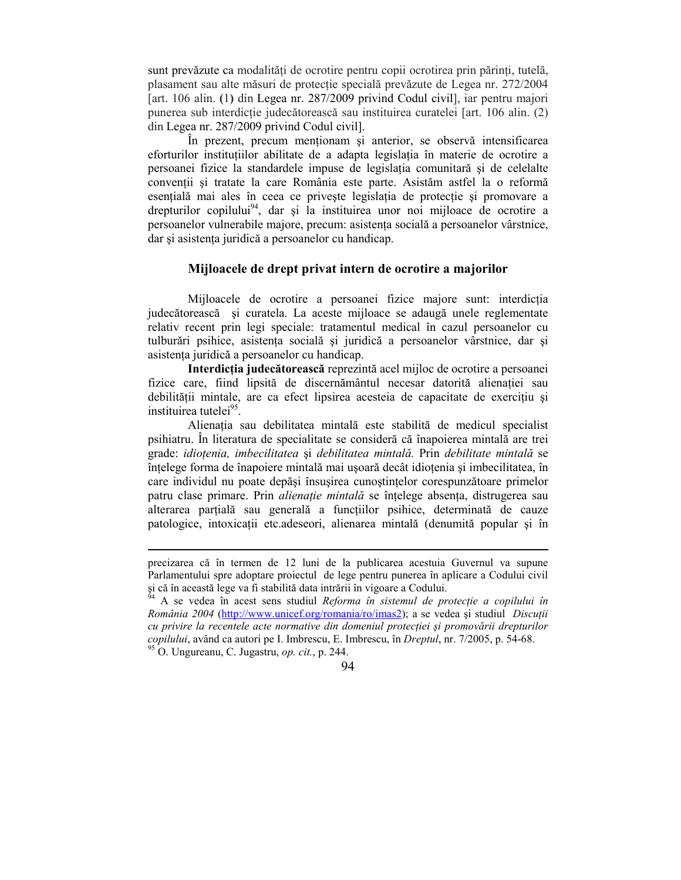sunt prevăzute ca modalități de ocrotire pentru copii ocrotirea prin părinți, tutelă, plasament sau alte măsuri de protecție specială prevăzute de Legea nr. 272/2004 [art. 106 alin. (1) din Legea nr. 287/2009 privind Codul civil], iar pentru majori punerea sub interdicție judecătorească sau instituirea curatelei [art. 106 alin. (2) din Legea nr. 287/2009 privind Codul civil].

În prezent, precum menționam şi anterior, se observă intensificarea eforturilor instituțiilor abilitate de a adapta legislația în materie de ocrotire a persoanei fizice la standardele impuse de legislația comunitară şi de celelalte convenții şi tratate la care România este parte. Asistăm astfel la o reformă esențială mai ales în ceea ce priveşte legislația de protecție şi promovare a drepturilor copilului[94], dar şi la instituirea unor noi mijloace de ocrotire a persoanelor vulnerabile majore, precum: asistența socială a persoanelor vârstnice, dar şi asistența juridică a persoanelor cu handicap.

### Mijloacele de drept privat intern de ocrotire a majorilor

Mijloacele de ocrotire a persoanei fizice majore sunt: interdicția judecătorească şi curatela. La aceste mijloace se adaugă unele reglementate relativ recent prin legi speciale: tratamentul medical în cazul persoanelor cu tulburări psihice, asistența socială şi juridică a persoanelor vârstnice, dar şi asistența juridică a persoanelor cu handicap.

**Interdicția judecătorească** reprezintă acel mijloc de ocrotire a persoanei fizice care, fiind lipsită de discernământul necesar datorită alienației sau debilității mintale, are ca efect lipsirea acesteia de capacitate de exercițiu şi instituirea tutelei[95].

Alienația sau debilitatea mintală este stabilită de medicul specialist psihiatru. În literatura de specialitate se consideră că înapoierea mintală are trei grade: *idioțenia, imbecilitatea* şi *debilitatea mintală.* Prin *debilitate mintală* se înțelege forma de înapoiere mintală mai uşoară decât idioțenia şi imbecilitatea, în care individul nu poate depăşi însuşirea cunoştințelor corespunzătoare primelor patru clase primare. Prin *alienație mintală* se înțelege absența, distrugerea sau alterarea parțială sau generală a funcțiilor psihice, determinată de cauze patologice, intoxicații etc.adeseori, alienarea mintală (denumită popular şi în

---

precizarea că în termen de 12 luni de la publicarea acestuia Guvernul va supune Parlamentului spre adoptare proiectul de lege pentru punerea în aplicare a Codului civil şi că în această lege va fi stabilită data intrării în vigoare a Codului.

[94] A se vedea în acest sens studiul *Reforma în sistemul de protecție a copilului în România 2004* (http://www.unicef.org/romania/ro/imas2); a se vedea şi studiul *Discuții cu privire la recentele acte normative din domeniul protecției şi promovării drepturilor copilului*, având ca autori pe I. Imbrescu, E. Imbrescu, în *Dreptul*, nr. 7/2005, p. 54-68.

[95] O. Ungureanu, C. Jugastru, *op. cit.*, p. 244.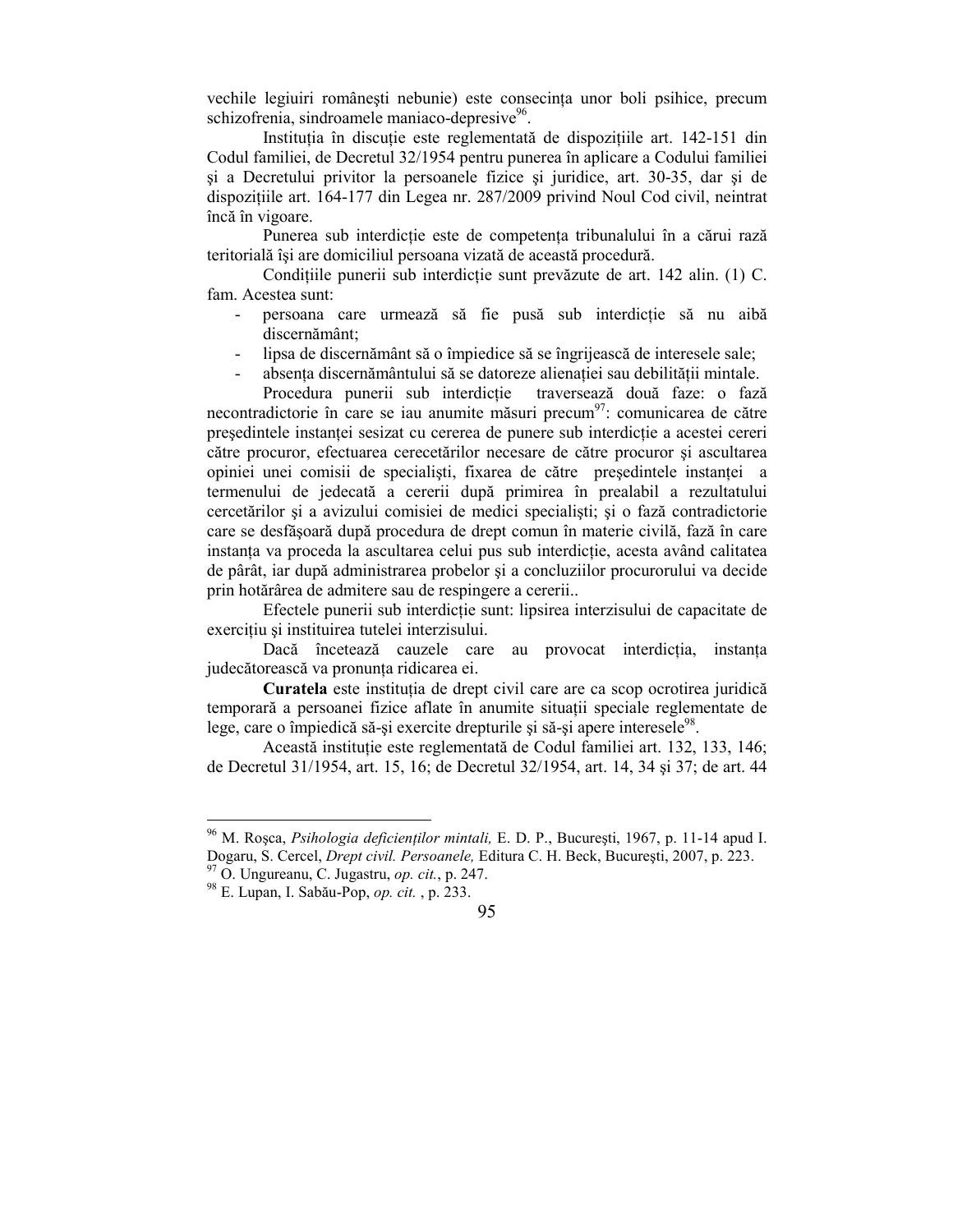vechile legiuiri româneşti nebunie) este consecinţa unor boli psihice, precum schizofrenia, sindroamele maniaco-depresive[96].

Instituţia în discuţie este reglementată de dispoziţiile art. 142-151 din Codul familiei, de Decretul 32/1954 pentru punerea în aplicare a Codului familiei şi a Decretului privitor la persoanele fizice şi juridice, art. 30-35, dar şi de dispoziţiile art. 164-177 din Legea nr. 287/2009 privind Noul Cod civil, neintrat încă în vigoare.

Punerea sub interdicţie este de competenţa tribunalului în a cărui rază teritorială îşi are domiciliul persoana vizată de această procedură.

Condiţiile punerii sub interdicţie sunt prevăzute de art. 142 alin. (1) C. fam. Acestea sunt:

- persoana care urmează să fie pusă sub interdicţie să nu aibă discernământ;
- lipsa de discernământ să o împiedice să se îngrijească de interesele sale;
- absenţa discernământului să se datoreze alienaţiei sau debilităţii mintale.

Procedura punerii sub interdicţie traversează două faze: o fază necontradictorie în care se iau anumite măsuri precum[97]: comunicarea de către preşedintele instanţei sesizat cu cererea de punere sub interdicţie a acestei cereri către procuror, efectuarea cerecetărilor necesare de către procuror şi ascultarea opiniei unei comisii de specialişti, fixarea de către preşedintele instanţei a termenului de jedecată a cererii după primirea în prealabil a rezultatului cercetărilor şi a avizului comisiei de medici specialişti; şi o fază contradictorie care se desfăşoară după procedura de drept comun în materie civilă, fază în care instanţa va proceda la ascultarea celui pus sub interdicţie, acesta având calitatea de pârât, iar după administrarea probelor şi a concluziilor procurorului va decide prin hotărârea de admitere sau de respingere a cererii..

Efectele punerii sub interdicţie sunt: lipsirea interzisului de capacitate de exerciţiu şi instituirea tutelei interzisului.

Dacă încetează cauzele care au provocat interdicţia, instanţa judecătorească va pronunţa ridicarea ei.

**Curatela** este instituţia de drept civil care are ca scop ocrotirea juridică temporară a persoanei fizice aflate în anumite situaţii speciale reglementate de lege, care o împiedică să-şi exercite drepturile și să-și apere interesele[98].

Această instituţie este reglementată de Codul familiei art. 132, 133, 146; de Decretul 31/1954, art. 15, 16; de Decretul 32/1954, art. 14, 34 şi 37; de art. 44

---

[96] M. Roşca, *Psihologia deficienţilor mintali,* E. D. P., Bucureşti, 1967, p. 11-14 apud I. Dogaru, S. Cercel, *Drept civil. Persoanele,* Editura C. H. Beck, Bucureşti, 2007, p. 223.

[97] O. Ungureanu, C. Jugastru, *op. cit.*, p. 247.

[98] E. Lupan, I. Sabău-Pop, *op. cit.* , p. 233.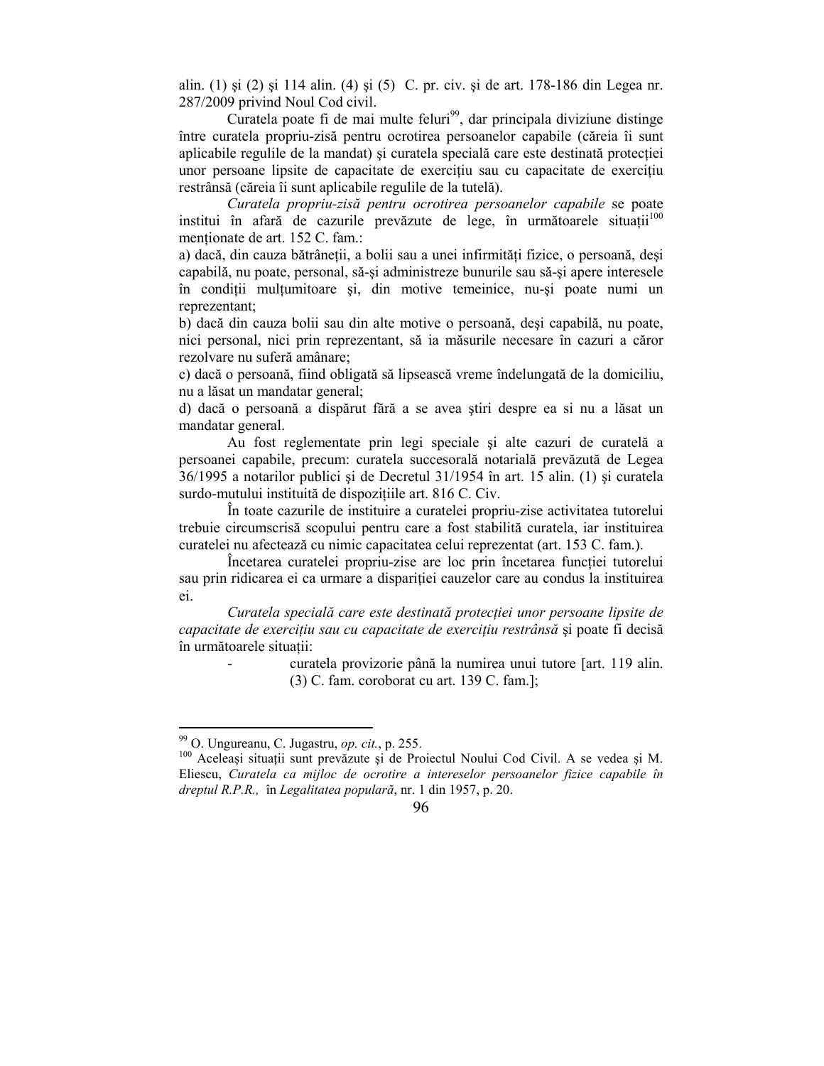alin. (1) şi (2) şi 114 alin. (4) şi (5) C. pr. civ. şi de art. 178-186 din Legea nr. 287/2009 privind Noul Cod civil.

Curatela poate fi de mai multe feluri[99], dar principala diviziune distinge între curatela propriu-zisă pentru ocrotirea persoanelor capabile (căreia îi sunt aplicabile regulile de la mandat) şi curatela specială care este destinată protecţiei unor persoane lipsite de capacitate de exerciţiu sau cu capacitate de exerciţiu restrânsă (căreia îi sunt aplicabile regulile de la tutelă).

*Curatela propriu-zisă pentru ocrotirea persoanelor capabile* se poate institui în afară de cazurile prevăzute de lege, în următoarele situaţii[100] menţionate de art. 152 C. fam.:

a) dacă, din cauza bătrâneţii, a bolii sau a unei infirmităţi fizice, o persoană, deşi capabilă, nu poate, personal, să-şi administreze bunurile sau să-şi apere interesele în condiţii mulţumitoare şi, din motive temeinice, nu-şi poate numi un reprezentant;

b) dacă din cauza bolii sau din alte motive o persoană, deşi capabilă, nu poate, nici personal, nici prin reprezentant, să ia măsurile necesare în cazuri a căror rezolvare nu suferă amânare;

c) dacă o persoană, fiind obligată să lipsească vreme îndelungată de la domiciliu, nu a lăsat un mandatar general;

d) dacă o persoană a dispărut fără a se avea ştiri despre ea si nu a lăsat un mandatar general.

Au fost reglementate prin legi speciale şi alte cazuri de curatelă a persoanei capabile, precum: curatela succesorală notarială prevăzută de Legea 36/1995 a notarilor publici şi de Decretul 31/1954 în art. 15 alin. (1) şi curatela surdo-mutului instituită de dispoziţiile art. 816 C. Civ.

În toate cazurile de instituire a curatelei propriu-zise activitatea tutorelui trebuie circumscrisă scopului pentru care a fost stabilită curatela, iar instituirea curatelei nu afectează cu nimic capacitatea celui reprezentat (art. 153 C. fam.).

Încetarea curatelei propriu-zise are loc prin încetarea funcţiei tutorelui sau prin ridicarea ei ca urmare a dispariţiei cauzelor care au condus la instituirea ei.

*Curatela specială care este destinată protecţiei unor persoane lipsite de capacitate de exerciţiu sau cu capacitate de exerciţiu restrânsă* şi poate fi decisă în următoarele situaţii:

- curatela provizorie până la numirea unui tutore [art. 119 alin. (3) C. fam. coroborat cu art. 139 C. fam.];

---

[99] O. Ungureanu, C. Jugastru, *op. cit.*, p. 255.

[100] Aceleaşi situaţii sunt prevăzute şi de Proiectul Noului Cod Civil. A se vedea şi M. Eliescu, *Curatela ca mijloc de ocrotire a intereselor persoanelor fizice capabile în dreptul R.P.R.,* în *Legalitatea populară*, nr. 1 din 1957, p. 20.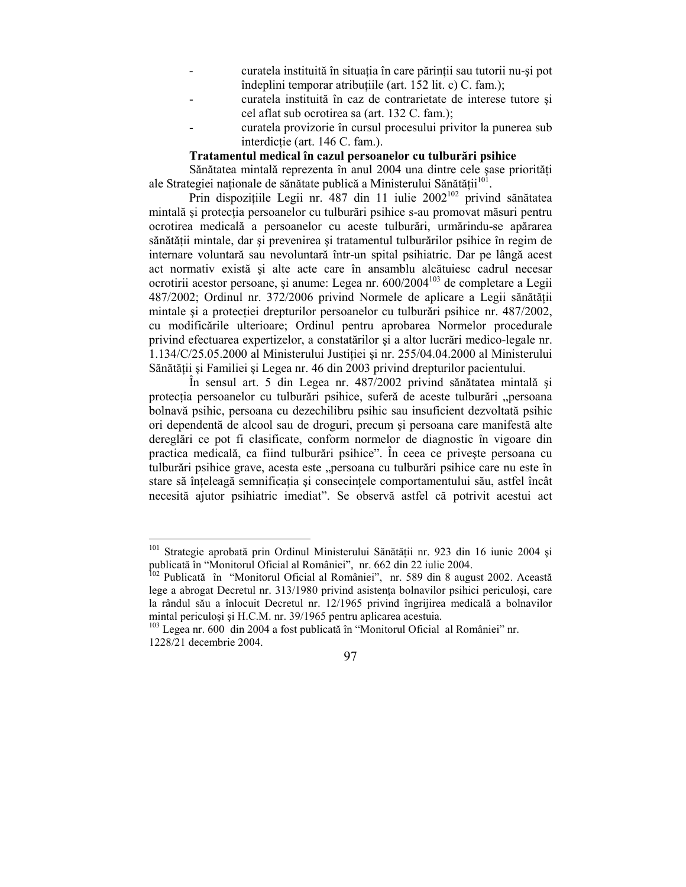- curatela instituită în situația în care părinții sau tutorii nu-şi pot îndeplini temporar atribuțiile (art. 152 lit. c) C. fam.);
- curatela instituită în caz de contrarietate de interese tutore şi cel aflat sub ocrotirea sa (art. 132 C. fam.);
- curatela provizorie în cursul procesului privitor la punerea sub interdicție (art. 146 C. fam.).

**Tratamentul medical în cazul persoanelor cu tulburări psihice**

Sănătatea mintală reprezenta în anul 2004 una dintre cele şase priorități ale Strategiei naționale de sănătate publică a Ministerului Sănătății[101].

Prin dispozițiile Legii nr. 487 din 11 iulie 2002[102] privind sănătatea mintală şi protecția persoanelor cu tulburări psihice s-au promovat măsuri pentru ocrotirea medicală a persoanelor cu aceste tulburări, urmărindu-se apărarea sănătății mintale, dar şi prevenirea şi tratamentul tulburărilor psihice în regim de internare voluntară sau nevoluntară într-un spital psihiatric. Dar pe lângă acest act normativ există şi alte acte care în ansamblu alcătuiesc cadrul necesar ocrotirii acestor persoane, şi anume: Legea nr. 600/2004[103] de completare a Legii 487/2002; Ordinul nr. 372/2006 privind Normele de aplicare a Legii sănătății mintale şi a protecției drepturilor persoanelor cu tulburări psihice nr. 487/2002, cu modificările ulterioare; Ordinul pentru aprobarea Normelor procedurale privind efectuarea expertizelor, a constatărilor şi a altor lucrări medico-legale nr. 1.134/C/25.05.2000 al Ministerului Justiției şi nr. 255/04.04.2000 al Ministerului Sănătății şi Familiei şi Legea nr. 46 din 2003 privind drepturilor pacientului.

În sensul art. 5 din Legea nr. 487/2002 privind sănătatea mintală şi protecția persoanelor cu tulburări psihice, suferă de aceste tulburări „persoana bolnavă psihic, persoana cu dezechilibru psihic sau insuficient dezvoltată psihic ori dependentă de alcool sau de droguri, precum şi persoana care manifestă alte dereglări ce pot fi clasificate, conform normelor de diagnostic în vigoare din practica medicală, ca fiind tulburări psihice". În ceea ce priveşte persoana cu tulburări psihice grave, acesta este „persoana cu tulburări psihice care nu este în stare să înțeleagă semnificația şi consecințele comportamentului său, astfel încât necesită ajutor psihiatric imediat". Se observă astfel că potrivit acestui act

---

[101] Strategie aprobată prin Ordinul Ministerului Sănătății nr. 923 din 16 iunie 2004 şi publicată în "Monitorul Oficial al României", nr. 662 din 22 iulie 2004.

[102] Publicată în "Monitorul Oficial al României", nr. 589 din 8 august 2002. Această lege a abrogat Decretul nr. 313/1980 privind asistența bolnavilor psihici periculoşi, care la rândul său a înlocuit Decretul nr. 12/1965 privind îngrijirea medicală a bolnavilor mintal periculoşi şi H.C.M. nr. 39/1965 pentru aplicarea acestuia.

[103] Legea nr. 600 din 2004 a fost publicată în "Monitorul Oficial al României" nr. 1228/21 decembrie 2004.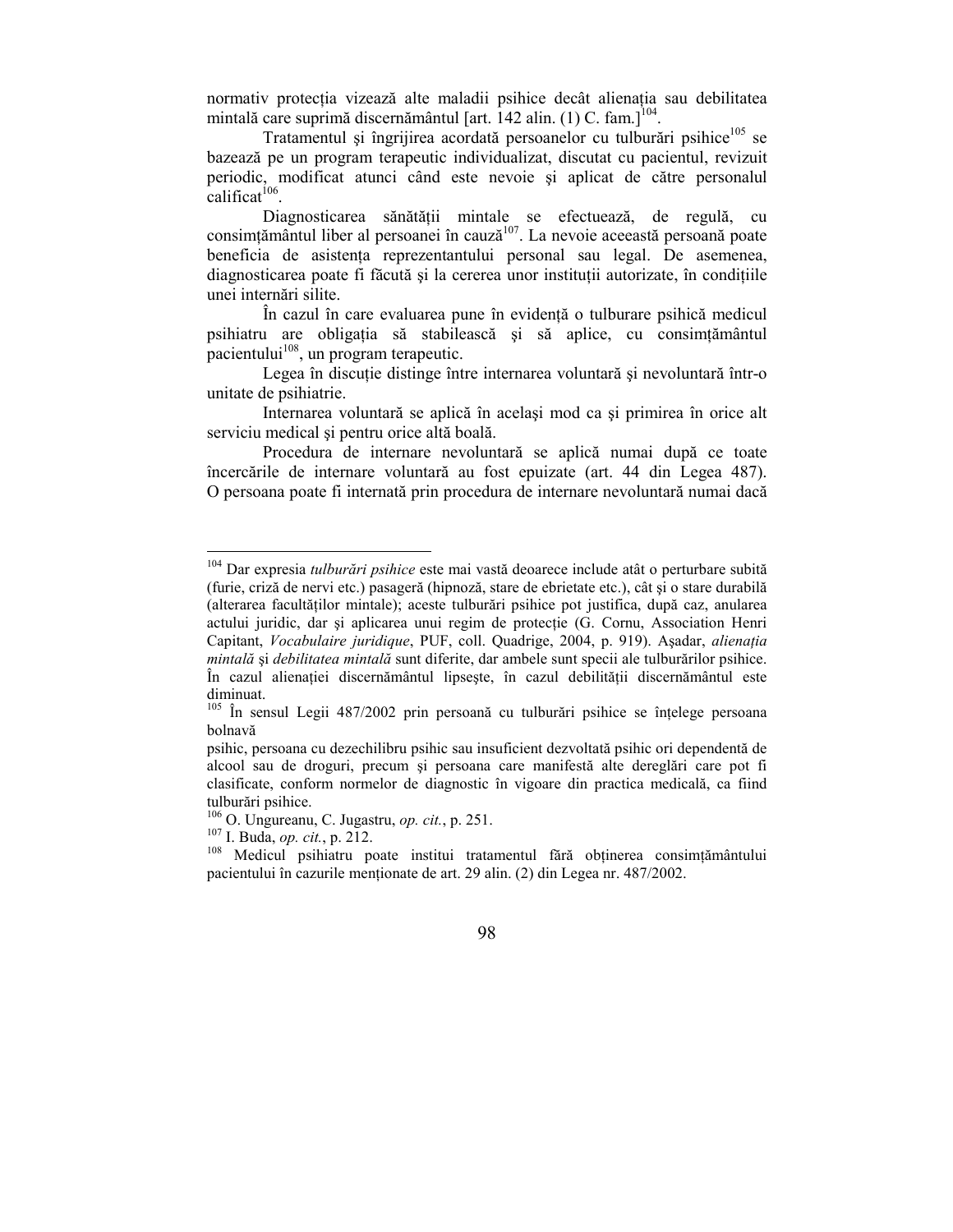normativ protecția vizează alte maladii psihice decât alienația sau debilitatea mintală care suprimă discernământul [art. 142 alin. (1) C. fam.][104].

Tratamentul şi îngrijirea acordată persoanelor cu tulburări psihice[105] se bazează pe un program terapeutic individualizat, discutat cu pacientul, revizuit periodic, modificat atunci când este nevoie şi aplicat de către personalul calificat[106].

Diagnosticarea sănătății mintale se efectuează, de regulă, cu consimțământul liber al persoanei în cauză[107]. La nevoie aceeastă persoană poate beneficia de asistența reprezentantului personal sau legal. De asemenea, diagnosticarea poate fi făcută şi la cererea unor instituții autorizate, în condițiile unei internări silite.

În cazul în care evaluarea pune în evidență o tulburare psihică medicul psihiatru are obligația să stabilească şi să aplice, cu consimțământul pacientului[108], un program terapeutic.

Legea în discuție distinge între internarea voluntară şi nevoluntară într-o unitate de psihiatrie.

Internarea voluntară se aplică în acelaşi mod ca şi primirea în orice alt serviciu medical şi pentru orice altă boală.

Procedura de internare nevoluntară se aplică numai după ce toate încercările de internare voluntară au fost epuizate (art. 44 din Legea 487). O persoana poate fi internată prin procedura de internare nevoluntară numai dacă

---

[104] Dar expresia *tulburări psihice* este mai vastă deoarece include atât o perturbare subită (furie, criză de nervi etc.) pasageră (hipnoză, stare de ebrietate etc.), cât şi o stare durabilă (alterarea facultăților mintale); aceste tulburări psihice pot justifica, după caz, anularea actului juridic, dar şi aplicarea unui regim de protecție (G. Cornu, Association Henri Capitant, *Vocabulaire juridique*, PUF, coll. Quadrige, 2004, p. 919). Aşadar, *alienația mintală* şi *debilitatea mintală* sunt diferite, dar ambele sunt specii ale tulburărilor psihice. În cazul alienației discernământul lipseşte, în cazul debilității discernământul este diminuat.

[105] În sensul Legii 487/2002 prin persoană cu tulburări psihice se înțelege persoana bolnavă psihic, persoana cu dezechilibru psihic sau insuficient dezvoltată psihic ori dependentă de alcool sau de droguri, precum şi persoana care manifestă alte dereglări care pot fi clasificate, conform normelor de diagnostic în vigoare din practica medicală, ca fiind tulburări psihice.

[106] O. Ungureanu, C. Jugastru, *op. cit.*, p. 251.

[107] I. Buda, *op. cit.*, p. 212.

[108] Medicul psihiatru poate institui tratamentul fără obținerea consimțământului pacientului în cazurile menționate de art. 29 alin. (2) din Legea nr. 487/2002.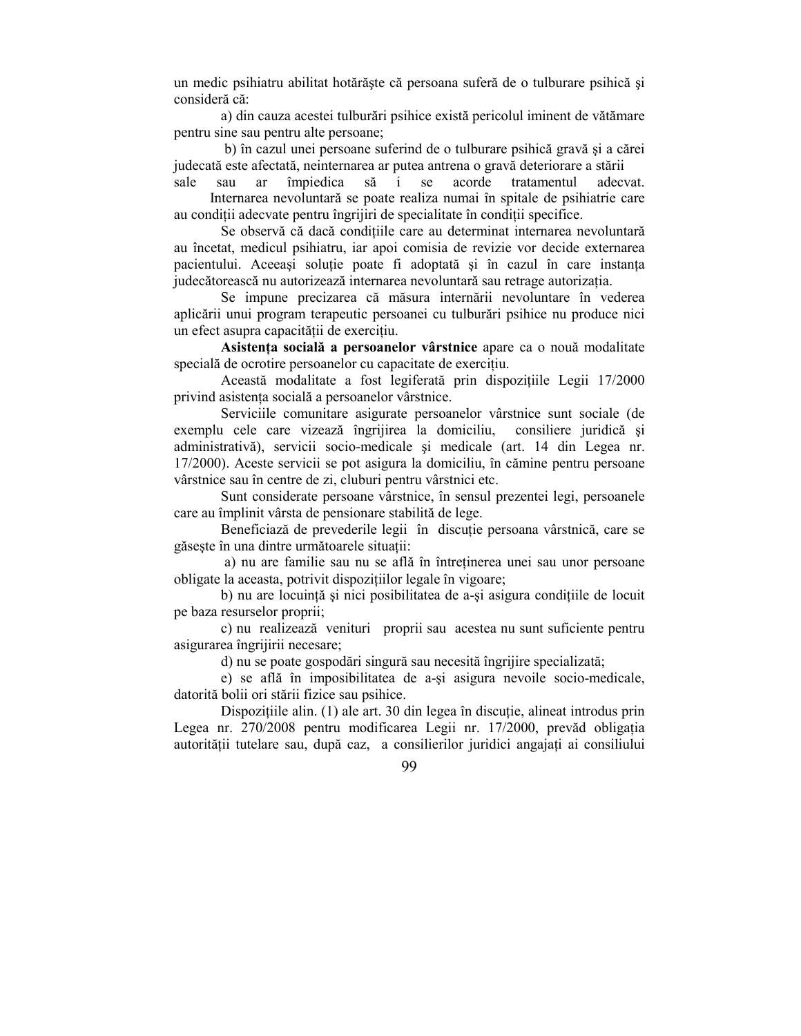un medic psihiatru abilitat hotărăşte că persoana suferă de o tulburare psihică şi consideră că:

a) din cauza acestei tulburări psihice există pericolul iminent de vătămare pentru sine sau pentru alte persoane;

b) în cazul unei persoane suferind de o tulburare psihică gravă şi a cărei judecată este afectată, neinternarea ar putea antrena o gravă deteriorare a stării sale sau ar împiedica să i se acorde tratamentul adecvat.

Internarea nevoluntară se poate realiza numai în spitale de psihiatrie care au condiții adecvate pentru îngrijiri de specialitate în condiții specifice.

Se observă că dacă condițiile care au determinat internarea nevoluntară au încetat, medicul psihiatru, iar apoi comisia de revizie vor decide externarea pacientului. Aceeaşi soluție poate fi adoptată şi în cazul în care instanța judecătorească nu autorizează internarea nevoluntară sau retrage autorizația.

Se impune precizarea că măsura internării nevoluntare în vederea aplicării unui program terapeutic persoanei cu tulburări psihice nu produce nici un efect asupra capacității de exercițiu.

**Asistența socială a persoanelor vârstnice** apare ca o nouă modalitate specială de ocrotire persoanelor cu capacitate de exercițiu.

Această modalitate a fost legiferată prin dispozițiile Legii 17/2000 privind asistența socială a persoanelor vârstnice.

Serviciile comunitare asigurate persoanelor vârstnice sunt sociale (de exemplu cele care vizează îngrijirea la domiciliu, consiliere juridică şi administrativă), servicii socio-medicale şi medicale (art. 14 din Legea nr. 17/2000). Aceste servicii se pot asigura la domiciliu, în cămine pentru persoane vârstnice sau în centre de zi, cluburi pentru vârstnici etc.

Sunt considerate persoane vârstnice, în sensul prezentei legi, persoanele care au împlinit vârsta de pensionare stabilită de lege.

Beneficiază de prevederile legii în discuție persoana vârstnică, care se găseşte în una dintre următoarele situații:

a) nu are familie sau nu se află în întreținerea unei sau unor persoane obligate la aceasta, potrivit dispozițiilor legale în vigoare;

b) nu are locuință şi nici posibilitatea de a-şi asigura condițiile de locuit pe baza resurselor proprii;

c) nu realizează venituri proprii sau acestea nu sunt suficiente pentru asigurarea îngrijirii necesare;

d) nu se poate gospodări singură sau necesită îngrijire specializată;

e) se află în imposibilitatea de a-şi asigura nevoile socio-medicale, datorită bolii ori stării fizice sau psihice.

Dispozițiile alin. (1) ale art. 30 din legea în discuție, alineat introdus prin Legea nr. 270/2008 pentru modificarea Legii nr. 17/2000, prevăd obligația autorității tutelare sau, după caz, a consilierilor juridici angajați ai consiliului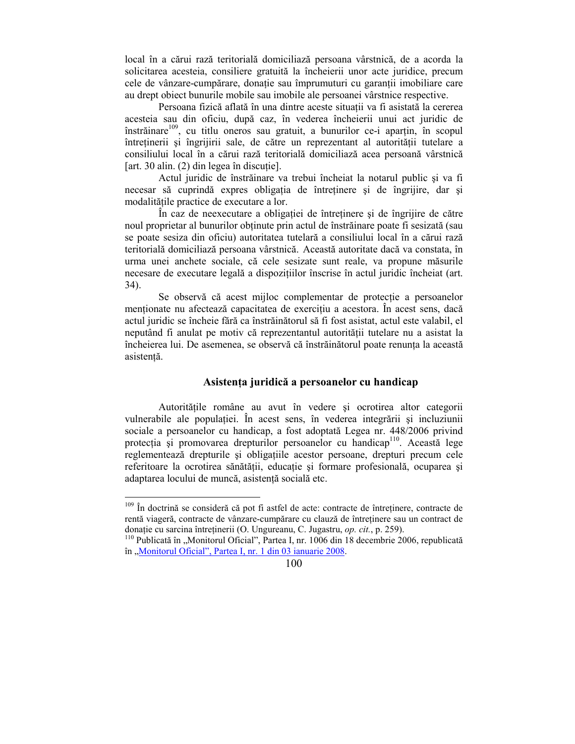local în a cărui rază teritorială domiciliază persoana vârstnică, de a acorda la solicitarea acesteia, consiliere gratuită la încheierii unor acte juridice, precum cele de vânzare-cumpărare, donație sau împrumuturi cu garanții imobiliare care au drept obiect bunurile mobile sau imobile ale persoanei vârstnice respective.

Persoana fizică aflată în una dintre aceste situații va fi asistată la cererea acesteia sau din oficiu, după caz, în vederea încheierii unui act juridic de înstrăinare[109], cu titlu oneros sau gratuit, a bunurilor ce-i aparțin, în scopul întreținerii și îngrijirii sale, de către un reprezentant al autorității tutelare a consiliului local în a cărui rază teritorială domiciliază acea persoană vârstnică [art. 30 alin. (2) din legea în discuție].

Actul juridic de înstrăinare va trebui încheiat la notarul public şi va fi necesar să cuprindă expres obligația de întreținere şi de îngrijire, dar şi modalitățile practice de executare a lor.

În caz de neexecutare a obligației de întreținere şi de îngrijire de către noul proprietar al bunurilor obținute prin actul de înstrăinare poate fi sesizată (sau se poate sesiza din oficiu) autoritatea tutelară a consiliului local în a cărui rază teritorială domiciliază persoana vârstnică. Această autoritate dacă va constata, în urma unei anchete sociale, că cele sesizate sunt reale, va propune măsurile necesare de executare legală a dispozițiilor înscrise în actul juridic încheiat (art. 34).

Se observă că acest mijloc complementar de protecție a persoanelor menționate nu afectează capacitatea de exercițiu a acestora. În acest sens, dacă actul juridic se încheie fără ca înstrăinătorul să fi fost asistat, actul este valabil, el neputând fi anulat pe motiv că reprezentantul autorității tutelare nu a asistat la încheierea lui. De asemenea, se observă că înstrăinătorul poate renunța la această asistență.

### Asistența juridică a persoanelor cu handicap

Autoritățile române au avut în vedere şi ocrotirea altor categorii vulnerabile ale populației. În acest sens, în vederea integrării şi incluziunii sociale a persoanelor cu handicap, a fost adoptată Legea nr. 448/2006 privind protecția şi promovarea drepturilor persoanelor cu handicap[110]. Această lege reglementează drepturile şi obligațiile acestor persoane, drepturi precum cele referitoare la ocrotirea sănătății, educație şi formare profesională, ocuparea şi adaptarea locului de muncă, asistență socială etc.

---

[109] În doctrină se consideră că pot fi astfel de acte: contracte de întreținere, contracte de rentă viageră, contracte de vânzare-cumpărare cu clauză de întreținere sau un contract de donație cu sarcina întreținerii (O. Ungureanu, C. Jugastru, *op. cit.*, p. 259).

[110] Publicată în „Monitorul Oficial”, Partea I, nr. 1006 din 18 decembrie 2006, republicată în „Monitorul Oficial”, Partea I, nr. 1 din 03 ianuarie 2008.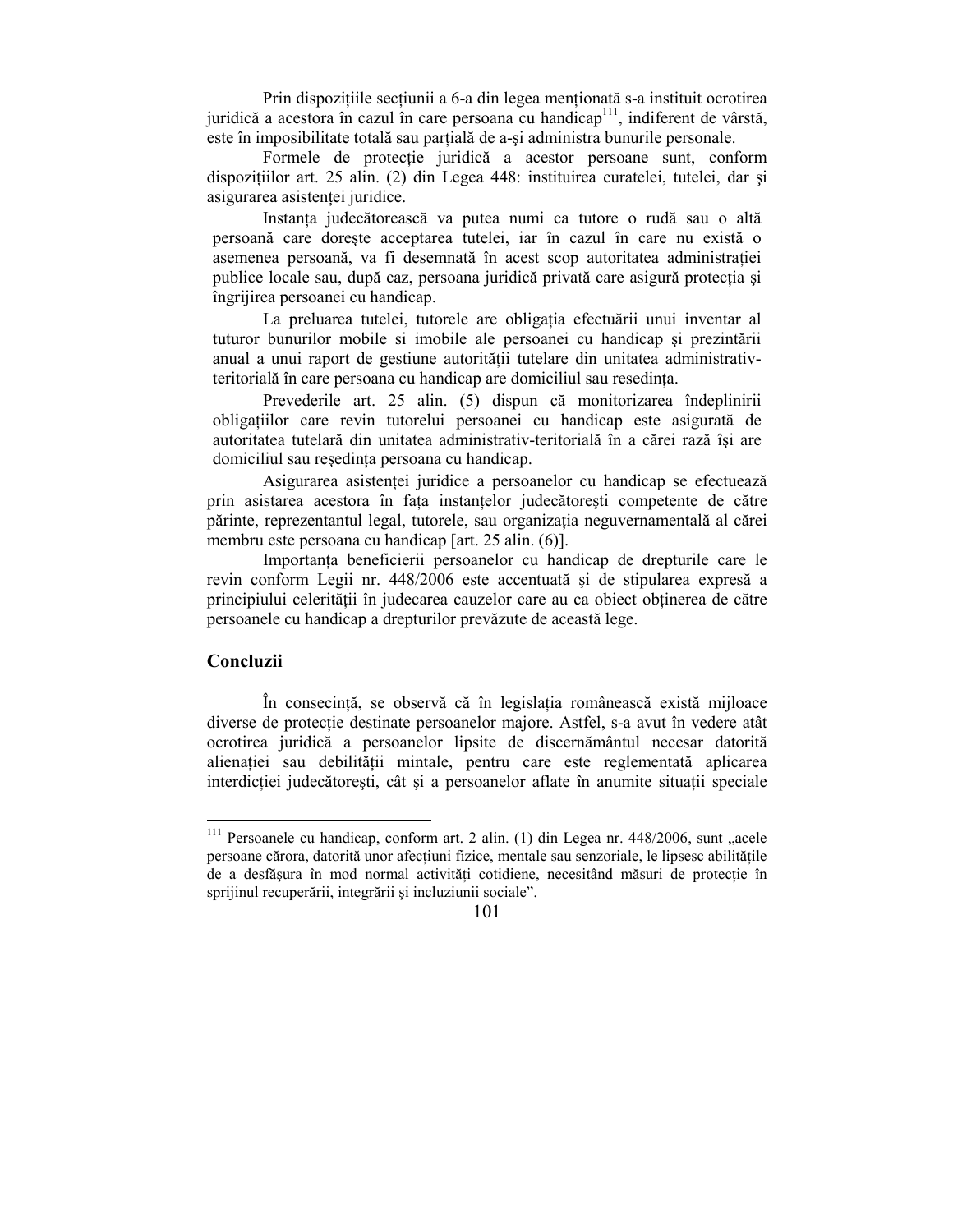Prin dispozițiile secțiunii a 6-a din legea menționată s-a instituit ocrotirea juridică a acestora în cazul în care persoana cu handicap[111], indiferent de vârstă, este în imposibilitate totală sau parțială de a-și administra bunurile personale.

Formele de protecție juridică a acestor persoane sunt, conform dispozițiilor art. 25 alin. (2) din Legea 448: instituirea curatelei, tutelei, dar și asigurarea asistenței juridice.

Instanța judecătorească va putea numi ca tutore o rudă sau o altă persoană care dorește acceptarea tutelei, iar în cazul în care nu există o asemenea persoană, va fi desemnată în acest scop autoritatea administrației publice locale sau, după caz, persoana juridică privată care asigură protecția și îngrijirea persoanei cu handicap.

La preluarea tutelei, tutorele are obligația efectuării unui inventar al tuturor bunurilor mobile si imobile ale persoanei cu handicap și prezintării anual a unui raport de gestiune autorității tutelare din unitatea administrativ-teritorială în care persoana cu handicap are domiciliul sau resedința.

Prevederile art. 25 alin. (5) dispun că monitorizarea îndeplinirii obligațiilor care revin tutorelui persoanei cu handicap este asigurată de autoritatea tutelară din unitatea administrativ-teritorială în a cărei rază își are domiciliul sau reședința persoana cu handicap.

Asigurarea asistenței juridice a persoanelor cu handicap se efectuează prin asistarea acestora în fața instanțelor judecătorești competente de către părinte, reprezentantul legal, tutorele, sau organizația neguvernamentală al cărei membru este persoana cu handicap [art. 25 alin. (6)].

Importanța beneficierii persoanelor cu handicap de drepturile care le revin conform Legii nr. 448/2006 este accentuată și de stipularea expresă a principiului celerității în judecarea cauzelor care au ca obiect obținerea de către persoanele cu handicap a drepturilor prevăzute de această lege.

## Concluzii

În consecință, se observă că în legislația românească există mijloace diverse de protecție destinate persoanelor majore. Astfel, s-a avut în vedere atât ocrotirea juridică a persoanelor lipsite de discernământul necesar datorită alienației sau debilității mintale, pentru care este reglementată aplicarea interdicției judecătorești, cât și a persoanelor aflate în anumite situații speciale

---

[111] Persoanele cu handicap, conform art. 2 alin. (1) din Legea nr. 448/2006, sunt „acele persoane cărora, datorită unor afecțiuni fizice, mentale sau senzoriale, le lipsesc abilitățile de a desfășura în mod normal activități cotidiene, necesitând măsuri de protecție în sprijinul recuperării, integrării și incluziunii sociale".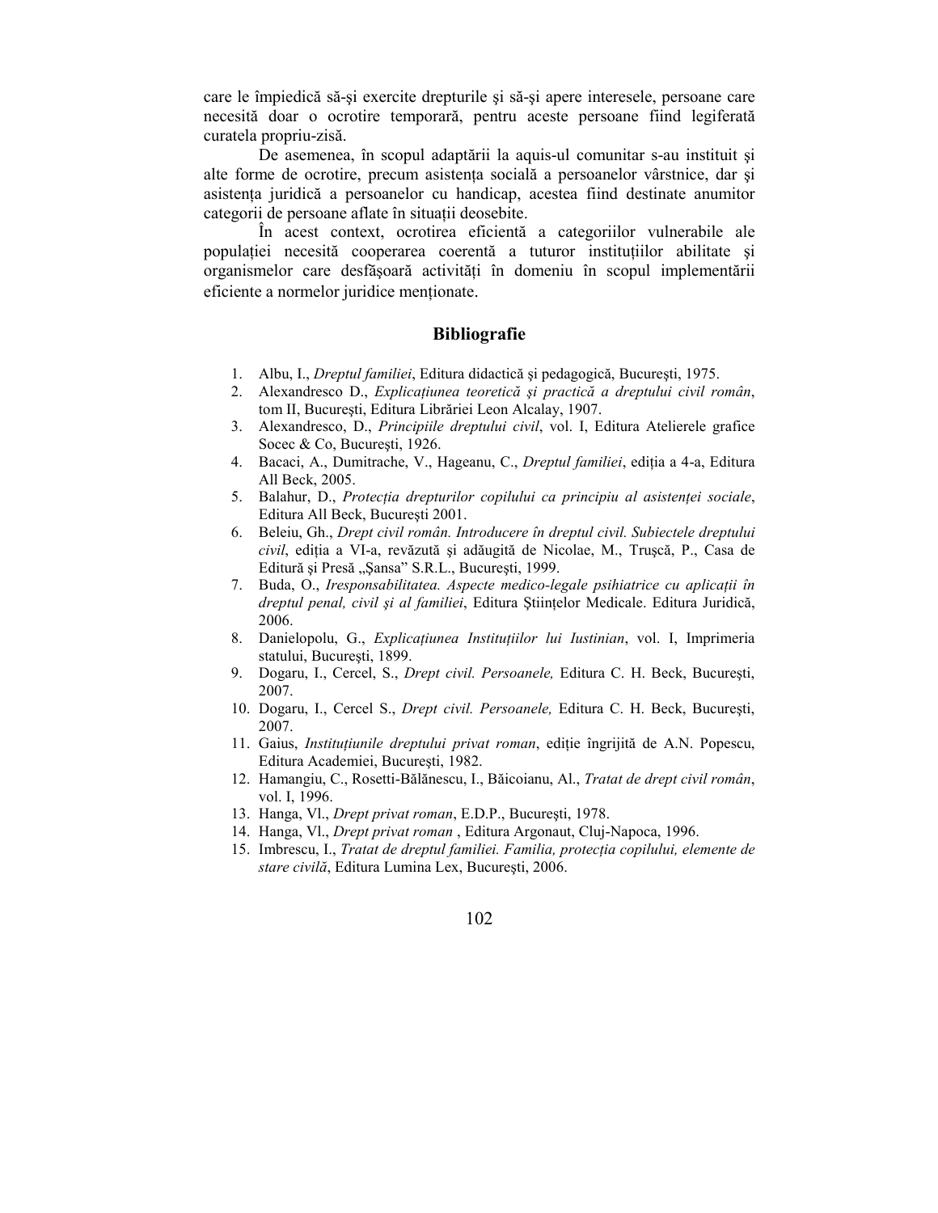care le împiedică să-şi exercite drepturile şi să-şi apere interesele, persoane care necesită doar o ocrotire temporară, pentru aceste persoane fiind legiferată curatela propriu-zisă.

De asemenea, în scopul adaptării la aquis-ul comunitar s-au instituit şi alte forme de ocrotire, precum asistența socială a persoanelor vârstnice, dar şi asistența juridică a persoanelor cu handicap, acestea fiind destinate anumitor categorii de persoane aflate în situații deosebite.

În acest context, ocrotirea eficientă a categoriilor vulnerabile ale populației necesită cooperarea coerentă a tuturor instituțiilor abilitate şi organismelor care desfăşoară activități în domeniu în scopul implementării eficiente a normelor juridice menționate.

## Bibliografie

1. Albu, I., *Dreptul familiei*, Editura didactică şi pedagogică, Bucureşti, 1975.
2. Alexandresco D., *Explicațiunea teoretică şi practică a dreptului civil român*, tom II, Bucureşti, Editura Librăriei Leon Alcalay, 1907.
3. Alexandresco, D., *Principiile dreptului civil*, vol. I, Editura Atelierele grafice Socec & Co, Bucureşti, 1926.
4. Bacaci, A., Dumitrache, V., Hageanu, C., *Dreptul familiei*, ediția a 4-a, Editura All Beck, 2005.
5. Balahur, D., *Protecția drepturilor copilului ca principiu al asistenței sociale*, Editura All Beck, Bucureşti 2001.
6. Beleiu, Gh., *Drept civil român. Introducere în dreptul civil. Subiectele dreptului civil*, ediția a VI-a, revăzută şi adăugită de Nicolae, M., Truşcă, P., Casa de Editură şi Presă „Şansa" S.R.L., Bucureşti, 1999.
7. Buda, O., *Iresponsabilitatea. Aspecte medico-legale psihiatrice cu aplicații în dreptul penal, civil şi al familiei*, Editura Ştiințelor Medicale. Editura Juridică, 2006.
8. Danielopolu, G., *Explicațiunea Instituțiilor lui Iustinian*, vol. I, Imprimeria statului, Bucureşti, 1899.
9. Dogaru, I., Cercel, S., *Drept civil. Persoanele,* Editura C. H. Beck, Bucureşti, 2007.
10. Dogaru, I., Cercel S., *Drept civil. Persoanele,* Editura C. H. Beck, Bucureşti, 2007.
11. Gaius, *Instituțiunile dreptului privat roman*, ediție îngrijită de A.N. Popescu, Editura Academiei, Bucureşti, 1982.
12. Hamangiu, C., Rosetti-Bălănescu, I., Băicoianu, Al., *Tratat de drept civil român*, vol. I, 1996.
13. Hanga, Vl., *Drept privat roman*, E.D.P., Bucureşti, 1978.
14. Hanga, Vl., *Drept privat roman* , Editura Argonaut, Cluj-Napoca, 1996.
15. Imbrescu, I., *Tratat de dreptul familiei. Familia, protecția copilului, elemente de stare civilă*, Editura Lumina Lex, Bucureşti, 2006.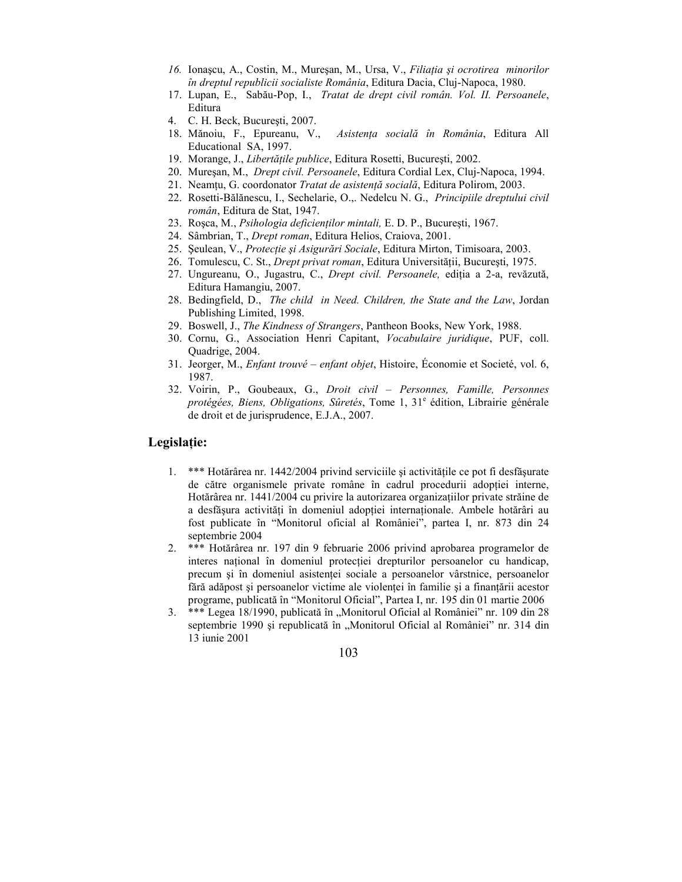16. Ionaşcu, A., Costin, M., Mureşan, M., Ursa, V., *Filiația şi ocrotirea minorilor în dreptul republicii socialiste România*, Editura Dacia, Cluj-Napoca, 1980.
17. Lupan, E., Sabău-Pop, I., *Tratat de drept civil român. Vol. II. Persoanele*, Editura
4. C. H. Beck, Bucureşti, 2007.
18. Mănoiu, F., Epureanu, V., *Asistența socială în România*, Editura All Educational SA, 1997.
19. Morange, J., *Libertățile publice*, Editura Rosetti, Bucureşti, 2002.
20. Mureşan, M., *Drept civil. Persoanele*, Editura Cordial Lex, Cluj-Napoca, 1994.
21. Neamțu, G. coordonator *Tratat de asistență socială*, Editura Polirom, 2003.
22. Rosetti-Bălănescu, I., Sechelarie, O.,. Nedelcu N. G., *Principiile dreptului civil român*, Editura de Stat, 1947.
23. Roşca, M., *Psihologia deficienților mintali,* E. D. P., Bucureşti, 1967.
24. Sâmbrian, T., *Drept roman*, Editura Helios, Craiova, 2001.
25. Șeulean, V., *Protecție şi Asigurări Sociale*, Editura Mirton, Timisoara, 2003.
26. Tomulescu, C. St., *Drept privat roman*, Editura Universității, Bucureşti, 1975.
27. Ungureanu, O., Jugastru, C., *Drept civil. Persoanele,* ediția a 2-a, revăzută, Editura Hamangiu, 2007.
28. Bedingfield, D., *The child in Need. Children, the State and the Law*, Jordan Publishing Limited, 1998.
29. Boswell, J., *The Kindness of Strangers*, Pantheon Books, New York, 1988.
30. Cornu, G., Association Henri Capitant, *Vocabulaire juridique*, PUF, coll. Quadrige, 2004.
31. Jeorger, M., *Enfant trouvé – enfant objet*, Histoire, Économie et Societé, vol. 6, 1987.
32. Voirin, P., Goubeaux, G., *Droit civil – Personnes, Famille, Personnes protégées, Biens, Obligations, Sûretés*, Tome 1, 31e édition, Librairie générale de droit et de jurisprudence, E.J.A., 2007.

## Legislație:

1. \*\*\* Hotărârea nr. 1442/2004 privind serviciile şi activitățile ce pot fi desfăşurate de către organismele private române în cadrul procedurii adopției interne, Hotărârea nr. 1441/2004 cu privire la autorizarea organizațiilor private străine de a desfăşura activități în domeniul adopției internaționale. Ambele hotărâri au fost publicate în "Monitorul oficial al României", partea I, nr. 873 din 24 septembrie 2004
2. \*\*\* Hotărârea nr. 197 din 9 februarie 2006 privind aprobarea programelor de interes național în domeniul protecției drepturilor persoanelor cu handicap, precum şi în domeniul asistenței sociale a persoanelor vârstnice, persoanelor fără adăpost şi persoanelor victime ale violenței în familie şi a finanțării acestor programe, publicată în "Monitorul Oficial", Partea I, nr. 195 din 01 martie 2006
3. \*\*\* Legea 18/1990, publicată în „Monitorul Oficial al României" nr. 109 din 28 septembrie 1990 şi republicată în „Monitorul Oficial al României" nr. 314 din 13 iunie 2001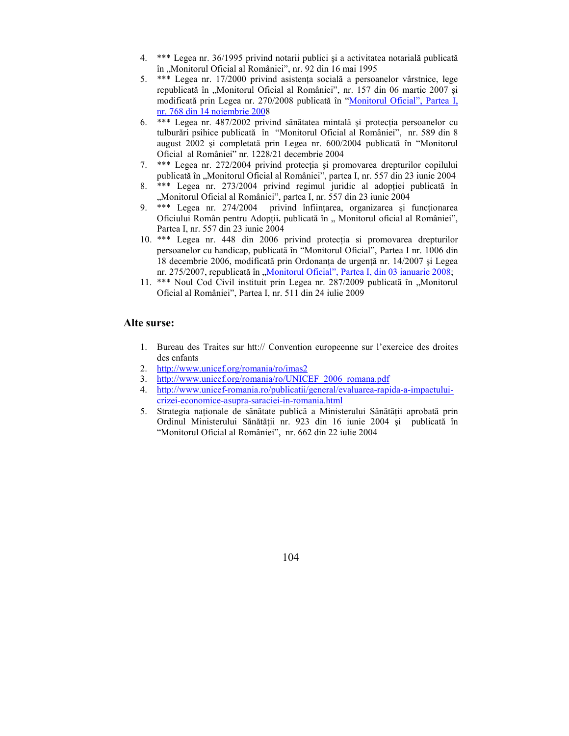4. \*\*\* Legea nr. 36/1995 privind notarii publici şi a activitatea notarială publicată în „Monitorul Oficial al României", nr. 92 din 16 mai 1995
5. \*\*\* Legea nr. 17/2000 privind asistenţa socială a persoanelor vârstnice, lege republicată în „Monitorul Oficial al României", nr. 157 din 06 martie 2007 şi modificată prin Legea nr. 270/2008 publicată în "Monitorul Oficial", Partea I, nr. 768 din 14 noiembrie 2008
6. \*\*\* Legea nr. 487/2002 privind sănătatea mintală şi protecţia persoanelor cu tulburări psihice publicată în "Monitorul Oficial al României", nr. 589 din 8 august 2002 şi completată prin Legea nr. 600/2004 publicată în "Monitorul Oficial al României" nr. 1228/21 decembrie 2004
7. \*\*\* Legea nr. 272/2004 privind protecţia şi promovarea drepturilor copilului publicată în „Monitorul Oficial al României", partea I, nr. 557 din 23 iunie 2004
8. \*\*\* Legea nr. 273/2004 privind regimul juridic al adopţiei publicată în „Monitorul Oficial al României", partea I, nr. 557 din 23 iunie 2004
9. \*\*\* Legea nr. 274/2004 privind înfiinţarea, organizarea şi funcţionarea Oficiului Român pentru Adopţii**.** publicată în „ Monitorul oficial al României", Partea I, nr. 557 din 23 iunie 2004
10. \*\*\* Legea nr. 448 din 2006 privind protecţia si promovarea drepturilor persoanelor cu handicap, publicată în "Monitorul Oficial", Partea I nr. 1006 din 18 decembrie 2006, modificată prin Ordonanţa de urgenţă nr. 14/2007 şi Legea nr. 275/2007, republicată în „Monitorul Oficial", Partea I, din 03 ianuarie 2008;
11. \*\*\* Noul Cod Civil instituit prin Legea nr. 287/2009 publicată în „Monitorul Oficial al României", Partea I, nr. 511 din 24 iulie 2009

## Alte surse:

1. Bureau des Traites sur htt:// Convention europeenne sur l'exercice des droites des enfants
2. http://www.unicef.org/romania/ro/imas2
3. http://www.unicef.org/romania/ro/UNICEF_2006_romana.pdf
4. http://www.unicef-romania.ro/publicatii/general/evaluarea-rapida-a-impactului-crizei-economice-asupra-saraciei-in-romania.html
5. Strategia naţionale de sănătate publică a Ministerului Sănătăţii aprobată prin Ordinul Ministerului Sănătăţii nr. 923 din 16 iunie 2004 şi publicată în "Monitorul Oficial al României", nr. 662 din 22 iulie 2004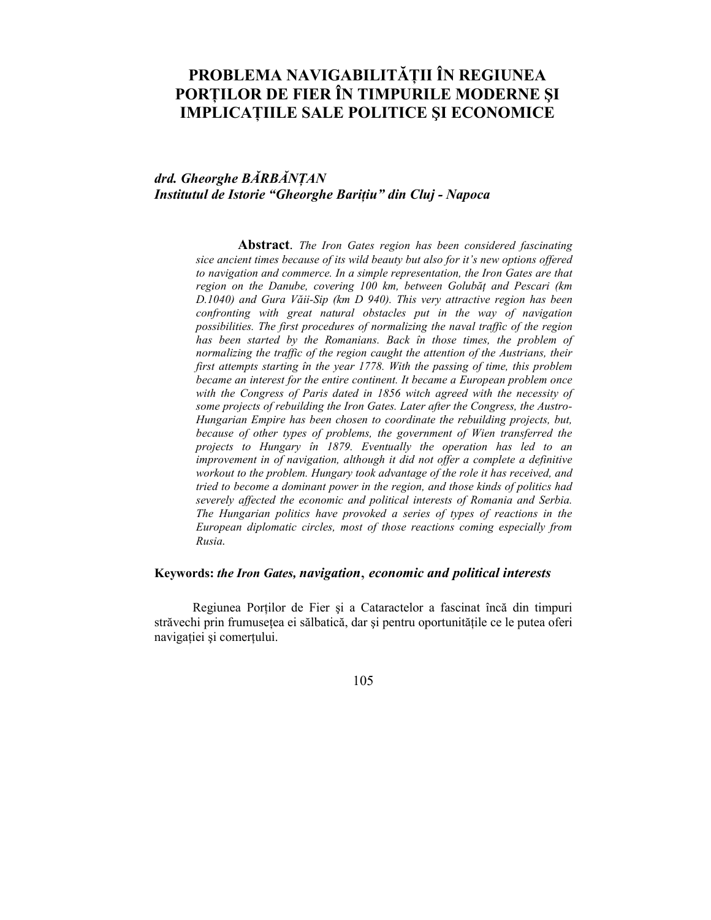# PROBLEMA NAVIGABILITĂȚII ÎN REGIUNEA PORȚILOR DE FIER ÎN TIMPURILE MODERNE ŞI IMPLICAȚIILE SALE POLITICE ŞI ECONOMICE

***drd. Gheorghe BĂRBĂNȚAN***
***Institutul de Istorie "Gheorghe Barițiu" din Cluj - Napoca***

**Abstract**. *The Iron Gates region has been considered fascinating sice ancient times because of its wild beauty but also for it's new options offered to navigation and commerce. In a simple representation, the Iron Gates are that region on the Danube, covering 100 km, between Golubăț and Pescari (km D.1040) and Gura Văii-Sip (km D 940). This very attractive region has been confronting with great natural obstacles put in the way of navigation possibilities. The first procedures of normalizing the naval traffic of the region has been started by the Romanians. Back în those times, the problem of normalizing the traffic of the region caught the attention of the Austrians, their first attempts starting în the year 1778. With the passing of time, this problem became an interest for the entire continent. It became a European problem once with the Congress of Paris dated in 1856 witch agreed with the necessity of some projects of rebuilding the Iron Gates. Later after the Congress, the Austro-Hungarian Empire has been chosen to coordinate the rebuilding projects, but, because of other types of problems, the government of Wien transferred the projects to Hungary în 1879. Eventually the operation has led to an improvement in of navigation, although it did not offer a complete a definitive workout to the problem. Hungary took advantage of the role it has received, and tried to become a dominant power in the region, and those kinds of politics had severely affected the economic and political interests of Romania and Serbia. The Hungarian politics have provoked a series of types of reactions in the European diplomatic circles, most of those reactions coming especially from Russia.*

**Keywords:** ***the Iron Gates, navigation, economic and political interests***

Regiunea Porților de Fier şi a Cataractelor a fascinat încă din timpuri străvechi prin frumusețea ei sălbatică, dar şi pentru oportunitățile ce le putea oferi navigației şi comerțului.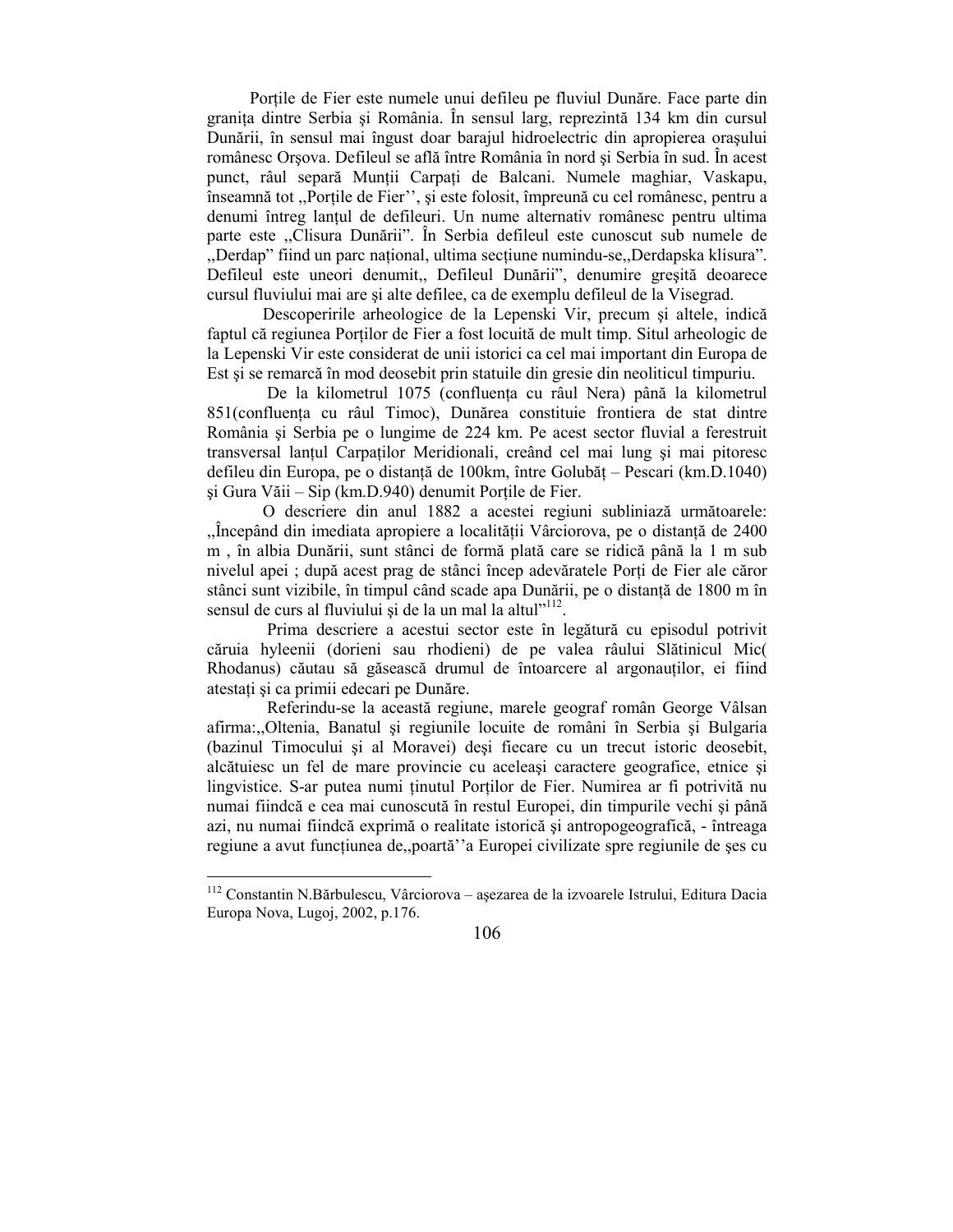Porțile de Fier este numele unui defileu pe fluviul Dunăre. Face parte din granița dintre Serbia şi România. În sensul larg, reprezintă 134 km din cursul Dunării, în sensul mai îngust doar barajul hidroelectric din apropierea oraşului românesc Orşova. Defileul se află între România în nord şi Serbia în sud. În acest punct, râul separă Munții Carpați de Balcani. Numele maghiar, Vaskapu, înseamnă tot ,,Porțile de Fier'', şi este folosit, împreună cu cel românesc, pentru a denumi întreg lanțul de defileuri. Un nume alternativ românesc pentru ultima parte este ,,Clisura Dunării". În Serbia defileul este cunoscut sub numele de ,,Derdap" fiind un parc național, ultima secțiune numindu-se,,Derdapska klisura". Defileul este uneori denumit,, Defileul Dunării", denumire greşită deoarece cursul fluviului mai are şi alte defilee, ca de exemplu defileul de la Visegrad.

Descoperirile arheologice de la Lepenski Vir, precum şi altele, indică faptul că regiunea Porților de Fier a fost locuită de mult timp. Situl arheologic de la Lepenski Vir este considerat de unii istorici ca cel mai important din Europa de Est şi se remarcă în mod deosebit prin statuile din gresie din neoliticul timpuriu.

De la kilometrul 1075 (confluența cu râul Nera) până la kilometrul 851(confluența cu râul Timoc), Dunărea constituie frontiera de stat dintre România şi Serbia pe o lungime de 224 km. Pe acest sector fluvial a ferestruit transversal lanțul Carpaților Meridionali, creând cel mai lung şi mai pitoresc defileu din Europa, pe o distanță de 100km, între Golubăț – Pescari (km.D.1040) şi Gura Văii – Sip (km.D.940) denumit Porțile de Fier.

O descriere din anul 1882 a acestei regiuni subliniază următoarele: ,,Începând din imediata apropiere a localității Vârciorova, pe o distanță de 2400 m , în albia Dunării, sunt stânci de formă plată care se ridică până la 1 m sub nivelul apei ; după acest prag de stânci încep adevăratele Porți de Fier ale căror stânci sunt vizibile, în timpul când scade apa Dunării, pe o distanță de 1800 m în sensul de curs al fluviului şi de la un mal la altul"[112].

Prima descriere a acestui sector este în legătură cu episodul potrivit căruia hyleenii (dorieni sau rhodieni) de pe valea râului Slătinicul Mic( Rhodanus) căutau să găsească drumul de întoarcere al argonauților, ei fiind atestați şi ca primii edecari pe Dunăre.

Referindu-se la această regiune, marele geograf român George Vâlsan afirma:,,Oltenia, Banatul şi regiunile locuite de români în Serbia şi Bulgaria (bazinul Timocului şi al Moravei) deşi fiecare cu un trecut istoric deosebit, alcătuiesc un fel de mare provincie cu aceleaşi caractere geografice, etnice şi lingvistice. S-ar putea numi ținutul Porților de Fier. Numirea ar fi potrivită nu numai fiindcă e cea mai cunoscută în restul Europei, din timpurile vechi şi până azi, nu numai fiindcă exprimă o realitate istorică şi antropogeografică, - întreaga regiune a avut funcțiunea de,,poartă''a Europei civilizate spre regiunile de şes cu

---

[112] Constantin N.Bărbulescu, Vârciorova – aşezarea de la izvoarele Istrului, Editura Dacia Europa Nova, Lugoj, 2002, p.176.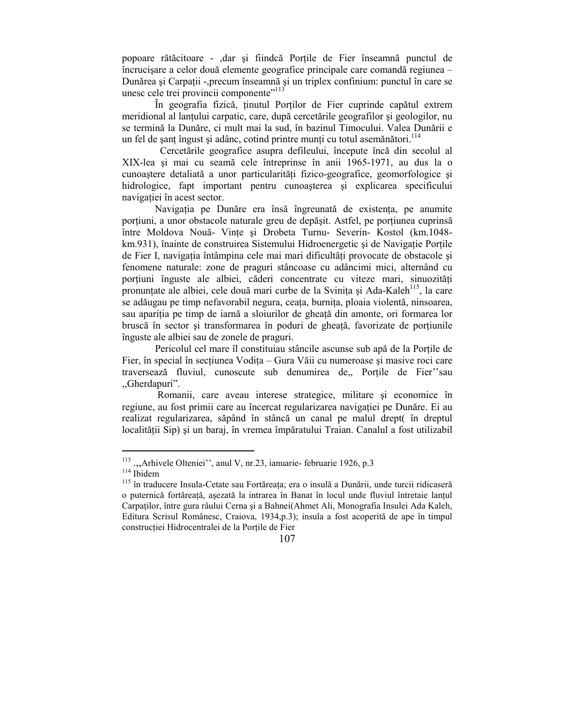popoare rătăcitoare - ,dar şi fiindcă Porţile de Fier înseamnă punctul de încrucişare a celor două elemente geografice principale care comandă regiunea – Dunărea şi Carpaţii -,precum înseamnă şi un triplex confinium: punctul în care se unesc cele trei provincii componente"[113]

În geografia fizică, ţinutul Porţilor de Fier cuprinde capătul extrem meridional al lanţului carpatic, care, după cercetările geografilor şi geologilor, nu se termină la Dunăre, ci mult mai la sud, în bazinul Timocului. Valea Dunării e un fel de şanţ îngust şi adânc, cotind printre munţi cu totul asemănători.[114]

Cercetările geografice asupra defileului, începute încă din secolul al XIX-lea şi mai cu seamă cele întreprinse în anii 1965-1971, au dus la o cunoaştere detaliată a unor particularităţi fizico-geografice, geomorfologice şi hidrologice, fapt important pentru cunoaşterea şi explicarea specificului navigaţiei în acest sector.

Navigaţia pe Dunăre era însă îngreunată de existenţa, pe anumite porţiuni, a unor obstacole naturale greu de depăşit. Astfel, pe porţiunea cuprinsă între Moldova Nouă- Vinţe şi Drobeta Turnu- Severin- Kostol (km.1048-km.931), înainte de construirea Sistemului Hidroenergetic şi de Navigaţie Porţile de Fier I, navigaţia întâmpina cele mai mari dificultăţi provocate de obstacole şi fenomene naturale: zone de praguri stâncoase cu adâncimi mici, alternând cu porţiuni înguste ale albiei, căderi concentrate cu viteze mari, sinuozităţi pronunţate ale albiei, cele două mari curbe de la Sviniţa şi Ada-Kaleh[115], la care se adăugau pe timp nefavorabil negura, ceaţa, burniţa, ploaia violentă, ninsoarea, sau apariţia pe timp de iarnă a sloiurilor de gheaţă din amonte, ori formarea lor bruscă în sector şi transformarea în poduri de gheaţă, favorizate de porţiunile înguste ale albiei sau de zonele de praguri.

Pericolul cel mare îl constituiau stâncile ascunse sub apă de la Porţile de Fier, în special în secţiunea Vodiţa – Gura Văii cu numeroase şi masive roci care traversează fluviul, cunoscute sub denumirea de„ Porţile de Fier''sau „Gherdapuri".

Romanii, care aveau interese strategice, militare şi economice în regiune, au fost primii care au încercat regularizarea navigaţiei pe Dunăre. Ei au realizat regularizarea, săpând în stâncă un canal pe malul drept( în dreptul localităţii Sip) şi un baraj, în vremea împăratului Traian. Canalul a fost utilizabil

---

[113] .„Arhivele Olteniei'', anul V, nr.23, ianuarie- februarie 1926, p.3

[114] Ibidem

[115] în traducere Insula-Cetate sau Fortăreaţa; era o insulă a Dunării, unde turcii ridicaseră o puternică fortăreaţă, aşezată la intrarea în Banat în locul unde fluviul întretaie lanţul Carpaţilor, între gura râului Cerna şi a Bahnei(Ahmet Ali, Monografia Insulei Ada Kaleh, Editura Scrisul Românesc, Craiova, 1934,p.3); insula a fost acoperită de ape în timpul construcţiei Hidrocentralei de la Porţile de Fier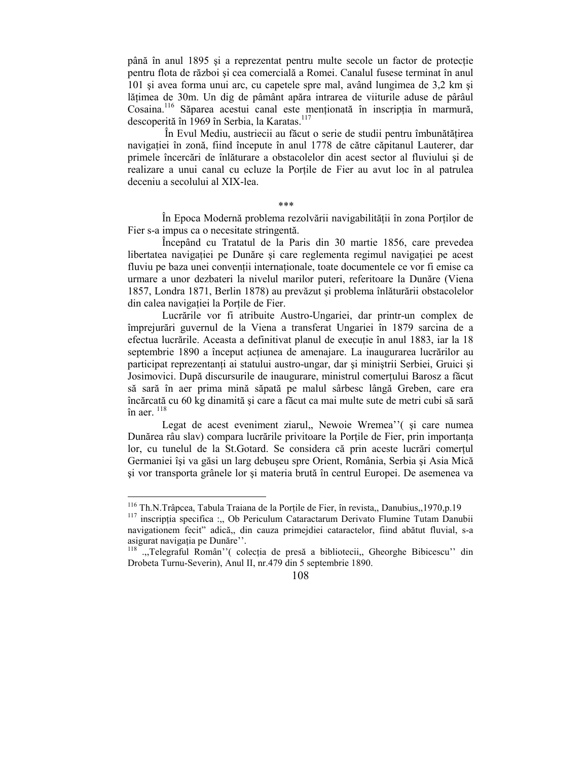până în anul 1895 şi a reprezentat pentru multe secole un factor de protecţie pentru flota de război şi cea comercială a Romei. Canalul fusese terminat în anul 101 şi avea forma unui arc, cu capetele spre mal, având lungimea de 3,2 km şi lăţimea de 30m. Un dig de pământ apăra intrarea de viiturile aduse de pârâul Cosaina.[116] Săparea acestui canal este menţionată în inscripţia în marmură, descoperită în 1969 în Serbia, la Karatas.[117]

În Evul Mediu, austriecii au făcut o serie de studii pentru îmbunătăţirea navigaţiei în zonă, fiind începute în anul 1778 de către căpitanul Lauterer, dar primele încercări de înlăturare a obstacolelor din acest sector al fluviului şi de realizare a unui canal cu ecluze la Porţile de Fier au avut loc în al patrulea deceniu a secolului al XIX-lea.

***

În Epoca Modernă problema rezolvării navigabilităţii în zona Porţilor de Fier s-a impus ca o necesitate stringentă.

Începând cu Tratatul de la Paris din 30 martie 1856, care prevedea libertatea navigaţiei pe Dunăre şi care reglementa regimul navigaţiei pe acest fluviu pe baza unei convenţii internaţionale, toate documentele ce vor fi emise ca urmare a unor dezbateri la nivelul marilor puteri, referitoare la Dunăre (Viena 1857, Londra 1871, Berlin 1878) au prevăzut şi problema înlăturării obstacolelor din calea navigaţiei la Porţile de Fier.

Lucrările vor fi atribuite Austro-Ungariei, dar printr-un complex de împrejurări guvernul de la Viena a transferat Ungariei în 1879 sarcina de a efectua lucrările. Aceasta a definitivat planul de execuţie în anul 1883, iar la 18 septembrie 1890 a început acţiunea de amenajare. La inaugurarea lucrărilor au participat reprezentanţi ai statului austro-ungar, dar şi miniştrii Serbiei, Gruici şi Josimovici. După discursurile de inaugurare, ministrul comerţului Barosz a făcut să sară în aer prima mină săpată pe malul sârbesc lângă Greben, care era încărcată cu 60 kg dinamită şi care a făcut ca mai multe sute de metri cubi să sară în aer. [118]

Legat de acest eveniment ziarul,, Newoie Wremea''( şi care numea Dunărea râu slav) compara lucrările privitoare la Porţile de Fier, prin importanţa lor, cu tunelul de la St.Gotard. Se considera că prin aceste lucrări comerţul Germaniei îşi va găsi un larg debuşeu spre Orient, România, Serbia şi Asia Mică şi vor transporta grânele lor şi materia brută în centrul Europei. De asemenea va

---

[116] Th.N.Trâpcea, Tabula Traiana de la Porţile de Fier, în revista,, Danubius,,1970,p.19

[117] inscripţia specifica :,, Ob Periculum Cataractarum Derivato Flumine Tutam Danubii navigationem fecit" adică,, din cauza primejdiei cataractelor, fiind abătut fluvial, s-a asigurat navigaţia pe Dunăre''.

[118] .,,Telegraful Român''( colecţia de presă a bibliotecii,, Gheorghe Bibicescu'' din Drobeta Turnu-Severin), Anul II, nr.479 din 5 septembrie 1890.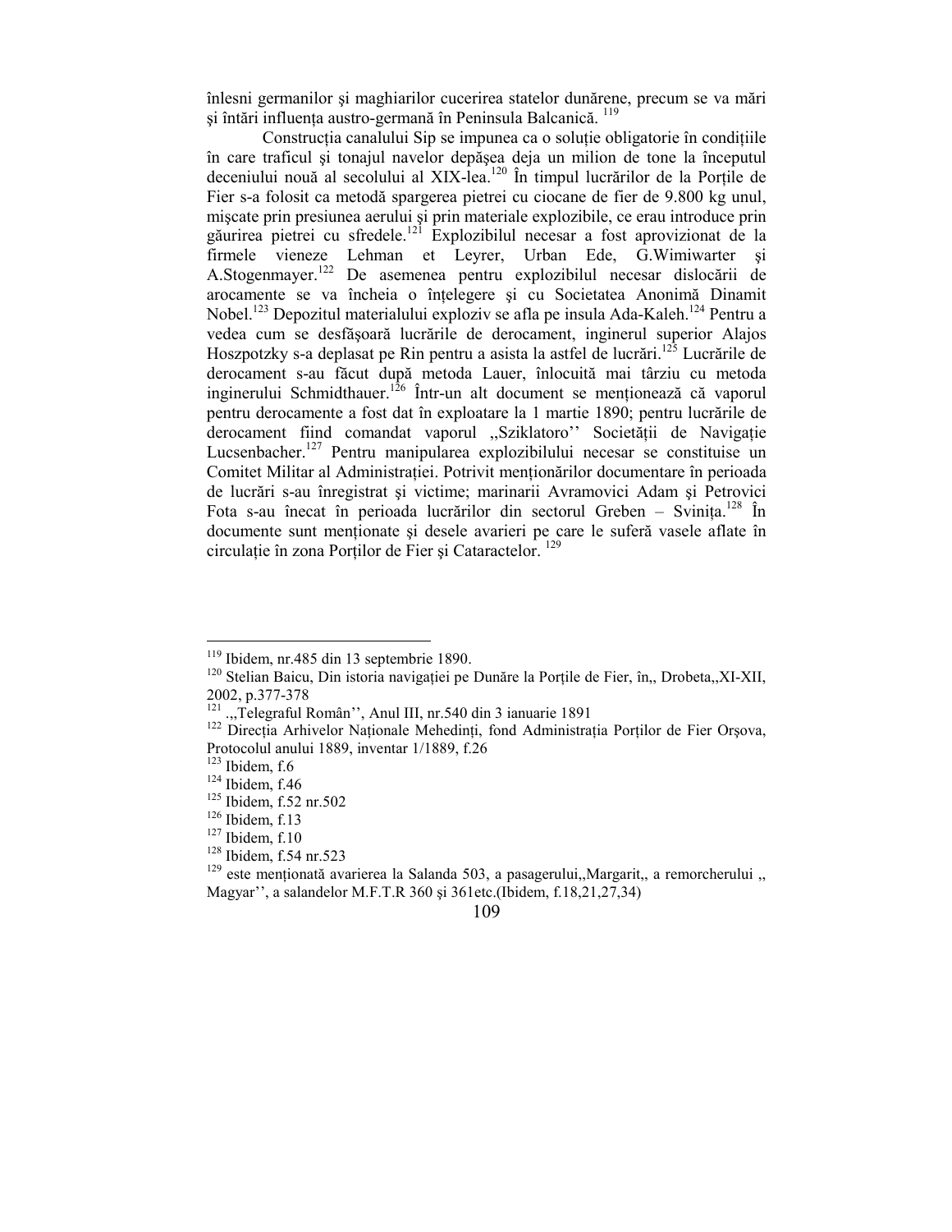înlesni germanilor şi maghiarilor cucerirea statelor dunărene, precum se va mări şi întări influenţa austro-germană în Peninsula Balcanică. [119]

Construcţia canalului Sip se impunea ca o soluţie obligatorie în condiţiile în care traficul şi tonajul navelor depăşea deja un milion de tone la începutul deceniului nouă al secolului al XIX-lea.[120] În timpul lucrărilor de la Porţile de Fier s-a folosit ca metodă spargerea pietrei cu ciocane de fier de 9.800 kg unul, mişcate prin presiunea aerului şi prin materiale explozibile, ce erau introduce prin găurirea pietrei cu sfredele.[121] Explozibilul necesar a fost aprovizionat de la firmele vieneze Lehman et Leyrer, Urban Ede, G.Wimiwarter şi A.Stogenmayer.[122] De asemenea pentru explozibilul necesar dislocării de arocamente se va încheia o înţelegere şi cu Societatea Anonimă Dinamit Nobel.[123] Depozitul materialului exploziv se afla pe insula Ada-Kaleh.[124] Pentru a vedea cum se desfăşoară lucrările de derocament, inginerul superior Alajos Hoszpotzky s-a deplasat pe Rin pentru a asista la astfel de lucrări.[125] Lucrările de derocament s-au făcut după metoda Lauer, înlocuită mai târziu cu metoda inginerului Schmidthauer.[126] Într-un alt document se menţionează că vaporul pentru derocamente a fost dat în exploatare la 1 martie 1890; pentru lucrările de derocament fiind comandat vaporul „Sziklatoro'' Societăţii de Navigaţie Lucsenbacher.[127] Pentru manipularea explozibilului necesar se constituise un Comitet Militar al Administraţiei. Potrivit menţionărilor documentare în perioada de lucrări s-au înregistrat şi victime; marinarii Avramovici Adam şi Petrovici Fota s-au înecat în perioada lucrărilor din sectorul Greben – Sviniţa.[128] În documente sunt menţionate şi desele avarieri pe care le suferă vasele aflate în circulaţie în zona Porţilor de Fier şi Cataractelor. [129]

---

[119] Ibidem, nr.485 din 13 septembrie 1890.
[120] Stelian Baicu, Din istoria navigaţiei pe Dunăre la Porţile de Fier, în,, Drobeta,,XI-XII, 2002, p.377-378
[121] .,,Telegraful Român'', Anul III, nr.540 din 3 ianuarie 1891
[122] Direcţia Arhivelor Naţionale Mehedinţi, fond Administraţia Porţilor de Fier Orşova, Protocolul anului 1889, inventar 1/1889, f.26
[123] Ibidem, f.6
[124] Ibidem, f.46
[125] Ibidem, f.52 nr.502
[126] Ibidem, f.13
[127] Ibidem, f.10
[128] Ibidem, f.54 nr.523
[129] este menţionată avarierea la Salanda 503, a pasagerului,,Margarit,, a remorcherului ,, Magyar'', a salandelor M.F.T.R 360 şi 361etc.(Ibidem, f.18,21,27,34)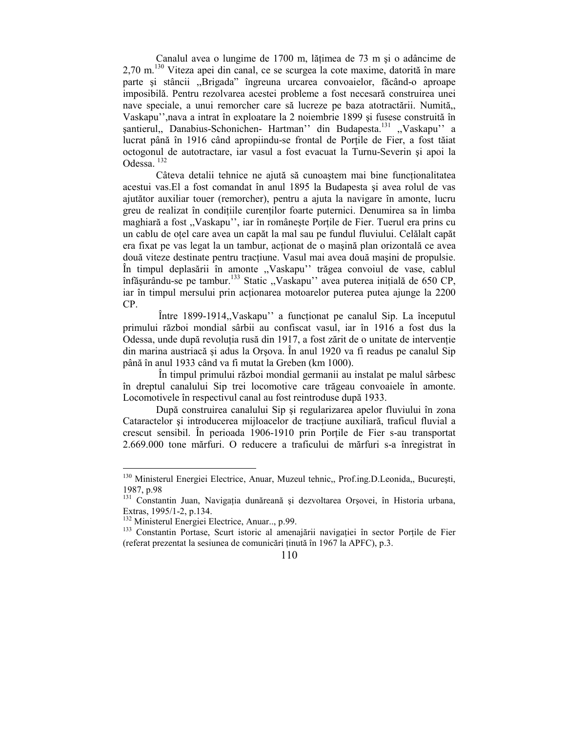Canalul avea o lungime de 1700 m, lățimea de 73 m şi o adâncime de 2,70 m.[130] Viteza apei din canal, ce se scurgea la cote maxime, datorită în mare parte şi stâncii „Brigada" îngreuna urcarea convoaielor, făcând-o aproape imposibilă. Pentru rezolvarea acestei probleme a fost necesară construirea unei nave speciale, a unui remorcher care să lucreze pe baza atotractării. Numită,, Vaskapu'',nava a intrat în exploatare la 2 noiembrie 1899 şi fusese construită în şantierul,, Danabius-Schonichen- Hartman'' din Budapesta.[131] ,,Vaskapu'' a lucrat până în 1916 când apropiindu-se frontal de Porțile de Fier, a fost tăiat octogonul de autotractare, iar vasul a fost evacuat la Turnu-Severin şi apoi la Odessa.[132]

Câteva detalii tehnice ne ajută să cunoaştem mai bine funcționalitatea acestui vas.El a fost comandat în anul 1895 la Budapesta şi avea rolul de vas ajutător auxiliar touer (remorcher), pentru a ajuta la navigare în amonte, lucru greu de realizat în condițiile curenților foarte puternici. Denumirea sa în limba maghiară a fost ,,Vaskapu'', iar în româneşte Porțile de Fier. Tuerul era prins cu un cablu de oțel care avea un capăt la mal sau pe fundul fluviului. Celălalt capăt era fixat pe vas legat la un tambur, acționat de o maşină plan orizontală ce avea două viteze destinate pentru tracțiune. Vasul mai avea două maşini de propulsie. În timpul deplasării în amonte ,,Vaskapu'' trăgea convoiul de vase, cablul înfăşurându-se pe tambur.[133] Static ,,Vaskapu'' avea puterea inițială de 650 CP, iar în timpul mersului prin acționarea motoarelor puterea putea ajunge la 2200 CP.

Între 1899-1914,,Vaskapu'' a funcționat pe canalul Sip. La începutul primului război mondial sârbii au confiscat vasul, iar în 1916 a fost dus la Odessa, unde după revoluția rusă din 1917, a fost zărit de o unitate de intervenție din marina austriacă şi adus la Orşova. În anul 1920 va fi readus pe canalul Sip până în anul 1933 când va fi mutat la Greben (km 1000).

În timpul primului război mondial germanii au instalat pe malul sârbesc în dreptul canalului Sip trei locomotive care trăgeau convoaiele în amonte. Locomotivele în respectivul canal au fost reintroduse după 1933.

După construirea canalului Sip şi regularizarea apelor fluviului în zona Cataractelor şi introducerea mijloacelor de tracțiune auxiliară, traficul fluvial a crescut sensibil. În perioada 1906-1910 prin Porțile de Fier s-au transportat 2.669.000 tone mărfuri. O reducere a traficului de mărfuri s-a înregistrat în

---

[130] Ministerul Energiei Electrice, Anuar, Muzeul tehnic,, Prof.ing.D.Leonida,, Bucureşti, 1987, p.98

[131] Constantin Juan, Navigația dunăreană şi dezvoltarea Orşovei, în Historia urbana, Extras, 1995/1-2, p.134.

[132] Ministerul Energiei Electrice, Anuar.., p.99.

[133] Constantin Portase, Scurt istoric al amenajării navigației în sector Porțile de Fier (referat prezentat la sesiunea de comunicări ținută în 1967 la APFC), p.3.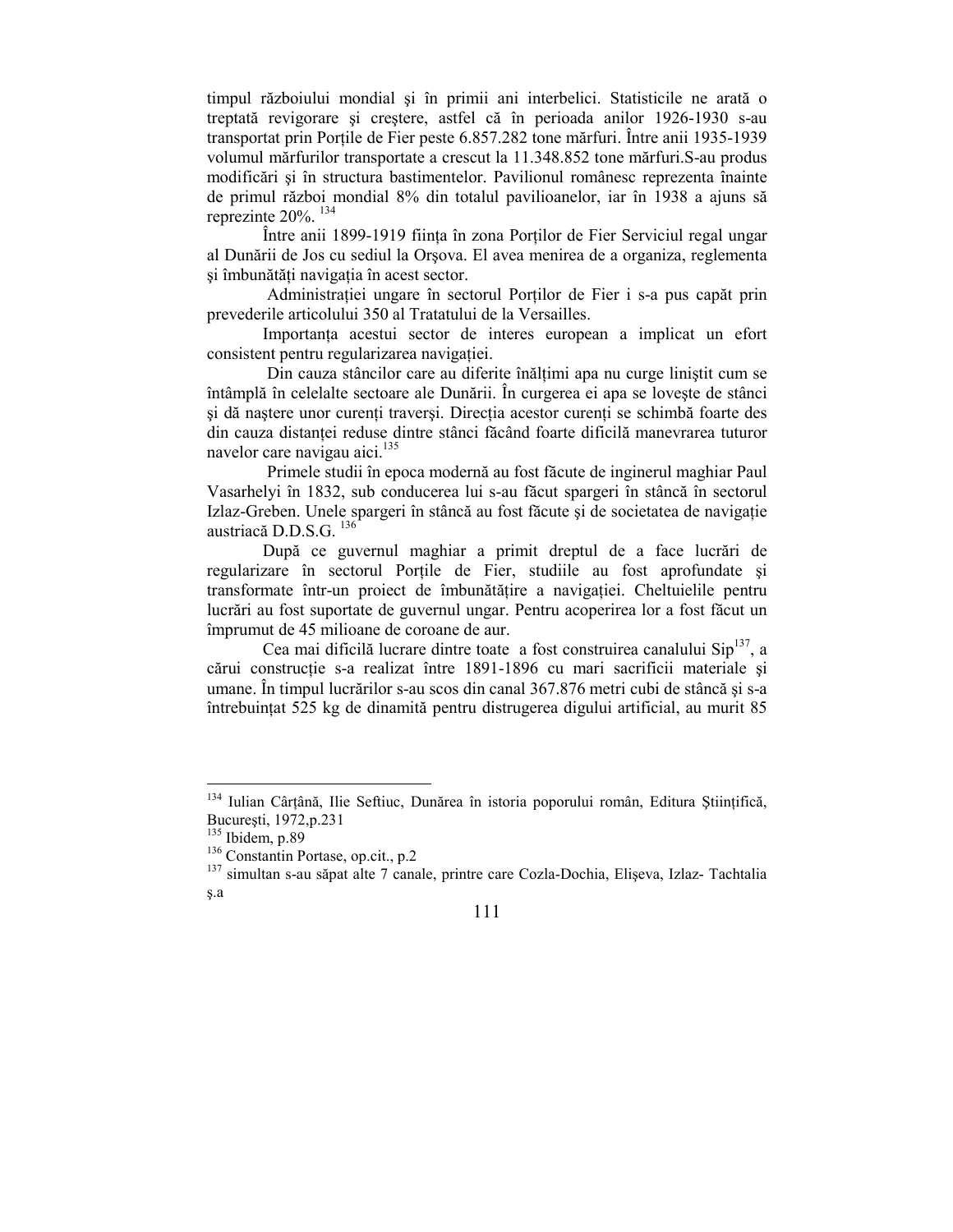timpul războiului mondial şi în primii ani interbelici. Statisticile ne arată o treptată revigorare şi creştere, astfel că în perioada anilor 1926-1930 s-au transportat prin Porțile de Fier peste 6.857.282 tone mărfuri. Între anii 1935-1939 volumul mărfurilor transportate a crescut la 11.348.852 tone mărfuri.S-au produs modificări şi în structura bastimentelor. Pavilionul românesc reprezenta înainte de primul război mondial 8% din totalul pavilioanelor, iar în 1938 a ajuns să reprezinte 20%. [134]

Între anii 1899-1919 ființa în zona Porților de Fier Serviciul regal ungar al Dunării de Jos cu sediul la Orşova. El avea menirea de a organiza, reglementa şi îmbunătăți navigația în acest sector.

Administrației ungare în sectorul Porților de Fier i s-a pus capăt prin prevederile articolului 350 al Tratatului de la Versailles.

Importanța acestui sector de interes european a implicat un efort consistent pentru regularizarea navigației.

Din cauza stâncilor care au diferite înălțimi apa nu curge liniştit cum se întâmplă în celelalte sectoare ale Dunării. În curgerea ei apa se loveşte de stânci şi dă naştere unor curenți traverşi. Direcția acestor curenți se schimbă foarte des din cauza distanței reduse dintre stânci făcând foarte dificilă manevrarea tuturor navelor care navigau aici.[135]

Primele studii în epoca modernă au fost făcute de inginerul maghiar Paul Vasarhelyi în 1832, sub conducerea lui s-au făcut spargeri în stâncă în sectorul Izlaz-Greben. Unele spargeri în stâncă au fost făcute şi de societatea de navigație austriacă D.D.S.G. [136]

După ce guvernul maghiar a primit dreptul de a face lucrări de regularizare în sectorul Porțile de Fier, studiile au fost aprofundate şi transformate într-un proiect de îmbunătățire a navigației. Cheltuielile pentru lucrări au fost suportate de guvernul ungar. Pentru acoperirea lor a fost făcut un împrumut de 45 milioane de coroane de aur.

Cea mai dificilă lucrare dintre toate a fost construirea canalului Sip[137], a cărui construcție s-a realizat între 1891-1896 cu mari sacrificii materiale şi umane. În timpul lucrărilor s-au scos din canal 367.876 metri cubi de stâncă şi s-a întrebuințat 525 kg de dinamită pentru distrugerea digului artificial, au murit 85

---

[134] Iulian Cârțână, Ilie Seftiuc, Dunărea în istoria poporului român, Editura Științifică, Bucureşti, 1972,p.231

[135] Ibidem, p.89

[136] Constantin Portase, op.cit., p.2

[137] simultan s-au săpat alte 7 canale, printre care Cozla-Dochia, Elişeva, Izlaz- Tachtalia ş.a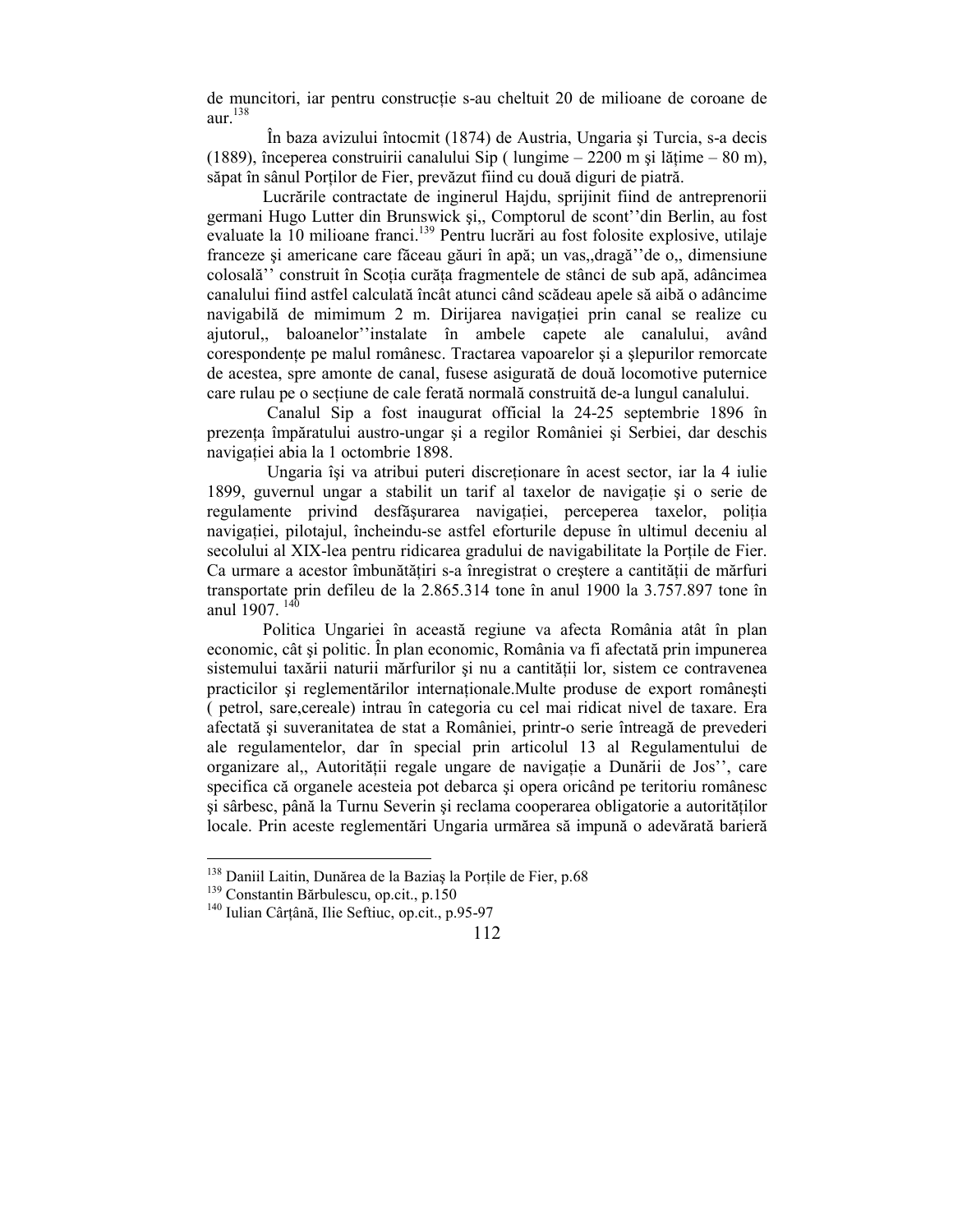de muncitori, iar pentru construcţie s-au cheltuit 20 de milioane de coroane de aur.[138]

În baza avizului întocmit (1874) de Austria, Ungaria şi Turcia, s-a decis (1889), începerea construirii canalului Sip ( lungime – 2200 m şi lăţime – 80 m), săpat în sânul Porţilor de Fier, prevăzut fiind cu două diguri de piatră.

Lucrările contractate de inginerul Hajdu, sprijinit fiind de antreprenorii germani Hugo Lutter din Brunswick şi,, Comptorul de scont''din Berlin, au fost evaluate la 10 milioane franci.[139] Pentru lucrări au fost folosite explosive, utilaje franceze şi americane care făceau găuri în apă; un vas,,dragă''de o,, dimensiune colosală'' construit în Scoţia curăţa fragmentele de stânci de sub apă, adâncimea canalului fiind astfel calculată încât atunci când scădeau apele să aibă o adâncime navigabilă de mimimum 2 m. Dirijarea navigaţiei prin canal se realize cu ajutorul,, baloanelor''instalate în ambele capete ale canalului, având corespondenţe pe malul românesc. Tractarea vapoarelor şi a şlepurilor remorcate de acestea, spre amonte de canal, fusese asigurată de două locomotive puternice care rulau pe o secţiune de cale ferată normală construită de-a lungul canalului.

Canalul Sip a fost inaugurat official la 24-25 septembrie 1896 în prezenţa împăratului austro-ungar şi a regilor României şi Serbiei, dar deschis navigaţiei abia la 1 octombrie 1898.

Ungaria îşi va atribui puteri discreţionare în acest sector, iar la 4 iulie 1899, guvernul ungar a stabilit un tarif al taxelor de navigaţie şi o serie de regulamente privind desfăşurarea navigaţiei, perceperea taxelor, poliţia navigaţiei, pilotajul, încheindu-se astfel eforturile depuse în ultimul deceniu al secolului al XIX-lea pentru ridicarea gradului de navigabilitate la Porţile de Fier. Ca urmare a acestor îmbunătăţiri s-a înregistrat o creştere a cantităţii de mărfuri transportate prin defileu de la 2.865.314 tone în anul 1900 la 3.757.897 tone în anul 1907.[140]

Politica Ungariei în această regiune va afecta România atât în plan economic, cât şi politic. În plan economic, România va fi afectată prin impunerea sistemului taxării naturii mărfurilor şi nu a cantităţii lor, sistem ce contravenea practicilor şi reglementărilor internaţionale.Multe produse de export româneşti ( petrol, sare,cereale) intrau în categoria cu cel mai ridicat nivel de taxare. Era afectată şi suveranitatea de stat a României, printr-o serie întreagă de prevederi ale regulamentelor, dar în special prin articolul 13 al Regulamentului de organizare al,, Autorităţii regale ungare de navigaţie a Dunării de Jos'', care specifica că organele acesteia pot debarca şi opera oricând pe teritoriu românesc şi sârbesc, până la Turnu Severin şi reclama cooperarea obligatorie a autorităţilor locale. Prin aceste reglementări Ungaria urmărea să impună o adevărată barieră

---

[138] Daniil Laitin, Dunărea de la Baziaş la Porţile de Fier, p.68

[139] Constantin Bărbulescu, op.cit., p.150

[140] Iulian Cârţână, Ilie Seftiuc, op.cit., p.95-97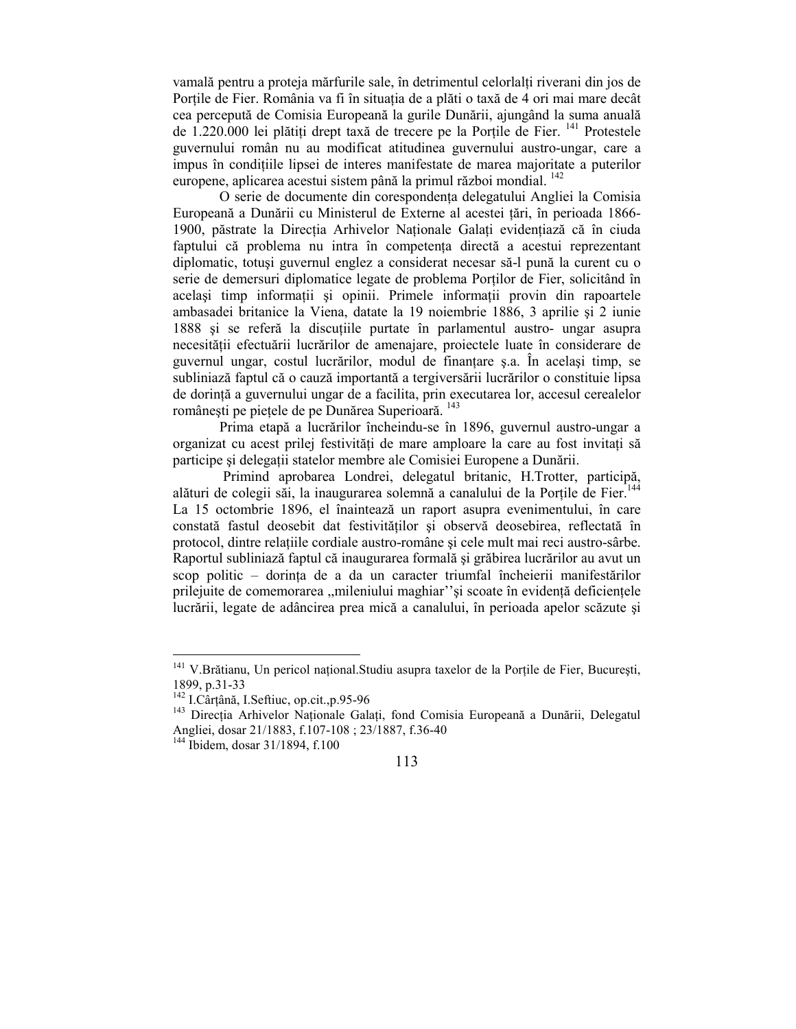vamală pentru a proteja mărfurile sale, în detrimentul celorlalți riverani din jos de Porțile de Fier. România va fi în situația de a plăti o taxă de 4 ori mai mare decât cea percepută de Comisia Europeană la gurile Dunării, ajungând la suma anuală de 1.220.000 lei plătiți drept taxă de trecere pe la Porțile de Fier. [141] Protestele guvernului român nu au modificat atitudinea guvernului austro-ungar, care a impus în condițiile lipsei de interes manifestate de marea majoritate a puterilor europene, aplicarea acestui sistem până la primul război mondial. [142]

O serie de documente din corespondența delegatului Angliei la Comisia Europeană a Dunării cu Ministerul de Externe al acestei țări, în perioada 1866-1900, păstrate la Direcția Arhivelor Naționale Galați evidențiază că în ciuda faptului că problema nu intra în competența directă a acestui reprezentant diplomatic, totuși guvernul englez a considerat necesar să-l pună la curent cu o serie de demersuri diplomatice legate de problema Porților de Fier, solicitând în același timp informații și opinii. Primele informații provin din rapoartele ambasadei britanice la Viena, datate la 19 noiembrie 1886, 3 aprilie și 2 iunie 1888 și se referă la discuțiile purtate în parlamentul austro- ungar asupra necesității efectuării lucrărilor de amenajare, proiectele luate în considerare de guvernul ungar, costul lucrărilor, modul de finanțare ș.a. În același timp, se subliniază faptul că o cauză importantă a tergiversării lucrărilor o constituie lipsa de dorință a guvernului ungar de a facilita, prin executarea lor, accesul cerealelor românești pe piețele de pe Dunărea Superioară. [143]

Prima etapă a lucrărilor încheindu-se în 1896, guvernul austro-ungar a organizat cu acest prilej festivități de mare amploare la care au fost invitați să participe și delegații statelor membre ale Comisiei Europene a Dunării.

Primind aprobarea Londrei, delegatul britanic, H.Trotter, participă, alături de colegii săi, la inaugurarea solemnă a canalului de la Porțile de Fier.[144] La 15 octombrie 1896, el înaintează un raport asupra evenimentului, în care constată fastul deosebit dat festivităților și observă deosebirea, reflectată în protocol, dintre relațiile cordiale austro-române și cele mult mai reci austro-sârbe. Raportul subliniază faptul că inaugurarea formală și grăbirea lucrărilor au avut un scop politic – dorința de a da un caracter triumfal încheierii manifestărilor prilejuite de comemorarea „mileniului maghiar''și scoate în evidență deficiențele lucrării, legate de adâncirea prea mică a canalului, în perioada apelor scăzute și

---

[141] V.Brătianu, Un pericol național.Studiu asupra taxelor de la Porțile de Fier, București, 1899, p.31-33

[142] I.Cârțână, I.Seftiuc, op.cit.,p.95-96

[143] Direcția Arhivelor Naționale Galați, fond Comisia Europeană a Dunării, Delegatul Angliei, dosar 21/1883, f.107-108 ; 23/1887, f.36-40

[144] Ibidem, dosar 31/1894, f.100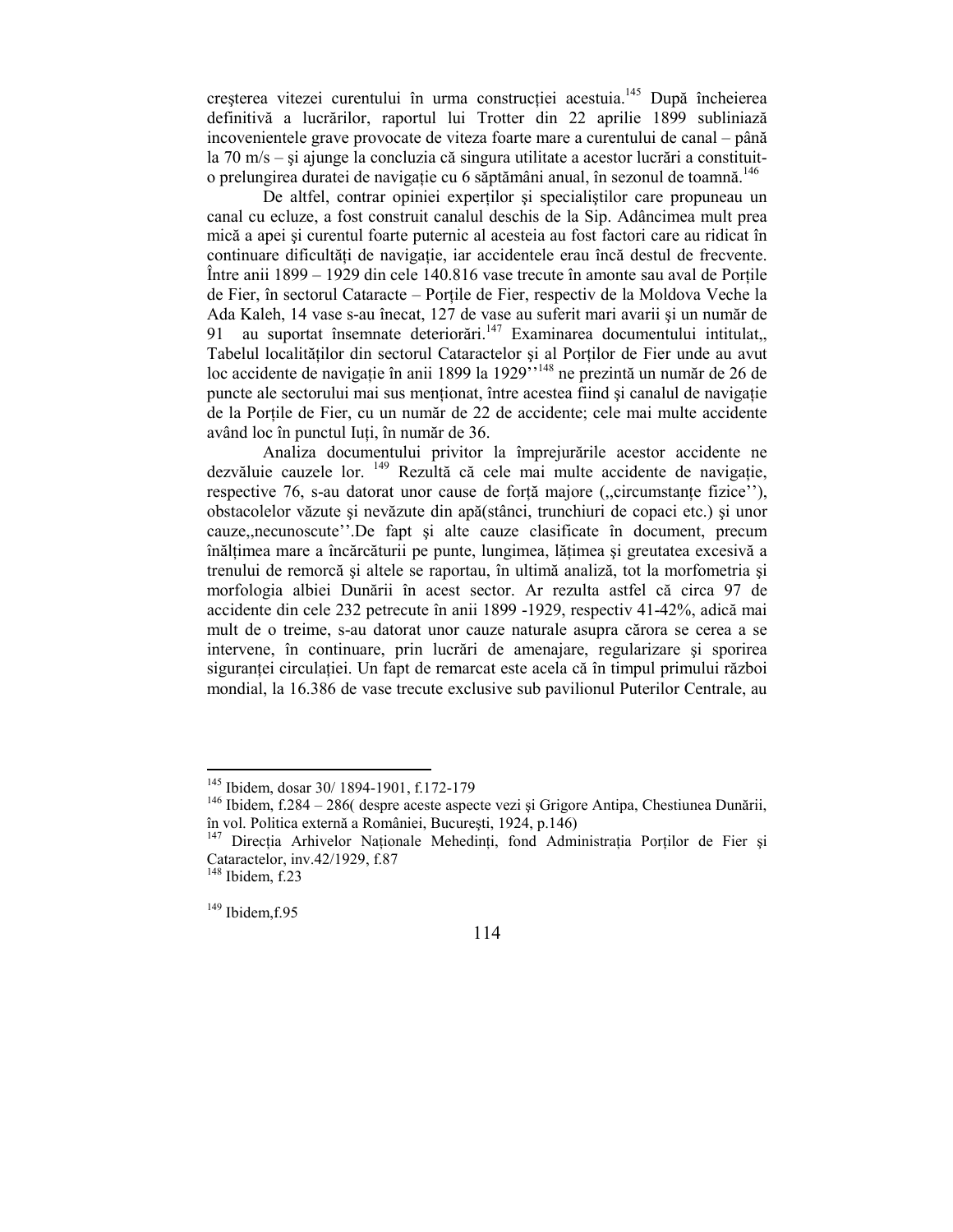creşterea vitezei curentului în urma construcţiei acestuia.[145] După încheierea definitivă a lucrărilor, raportul lui Trotter din 22 aprilie 1899 subliniază incovenientele grave provocate de viteza foarte mare a curentului de canal – până la 70 m/s – şi ajunge la concluzia că singura utilitate a acestor lucrări a constituit-o prelungirea duratei de navigaţie cu 6 săptămâni anual, în sezonul de toamnă.[146]

De altfel, contrar opiniei experţilor şi specialiştilor care propuneau un canal cu ecluze, a fost construit canalul deschis de la Sip. Adâncimea mult prea mică a apei şi curentul foarte puternic al acesteia au fost factori care au ridicat în continuare dificultăţi de navigaţie, iar accidentele erau încă destul de frecvente. Între anii 1899 – 1929 din cele 140.816 vase trecute în amonte sau aval de Porţile de Fier, în sectorul Cataracte – Porţile de Fier, respectiv de la Moldova Veche la Ada Kaleh, 14 vase s-au înecat, 127 de vase au suferit mari avarii şi un număr de 91 au suportat însemnate deteriorări.[147] Examinarea documentului intitulat,, Tabelul localităţilor din sectorul Cataractelor şi al Porţilor de Fier unde au avut loc accidente de navigaţie în anii 1899 la 1929''[148] ne prezintă un număr de 26 de puncte ale sectorului mai sus menţionat, între acestea fiind şi canalul de navigaţie de la Porţile de Fier, cu un număr de 22 de accidente; cele mai multe accidente având loc în punctul Iuţi, în număr de 36.

Analiza documentului privitor la împrejurările acestor accidente ne dezvăluie cauzele lor. [149] Rezultă că cele mai multe accidente de navigaţie, respective 76, s-au datorat unor cause de forţă majore (,,circumstanţe fizice''), obstacolelor văzute şi nevăzute din apă(stânci, trunchiuri de copaci etc.) şi unor cauze,,necunoscute''.De fapt şi alte cauze clasificate în document, precum înălţimea mare a încărcăturii pe punte, lungimea, lăţimea şi greutatea excesivă a trenului de remorcă şi altele se raportau, în ultimă analiză, tot la morfometria şi morfologia albiei Dunării în acest sector. Ar rezulta astfel că circa 97 de accidente din cele 232 petrecute în anii 1899 -1929, respectiv 41-42%, adică mai mult de o treime, s-au datorat unor cauze naturale asupra cărora se cerea a se intervene, în continuare, prin lucrări de amenajare, regularizare şi sporirea siguranţei circulaţiei. Un fapt de remarcat este acela că în timpul primului război mondial, la 16.386 de vase trecute exclusive sub pavilionul Puterilor Centrale, au

---

[145] Ibidem, dosar 30/ 1894-1901, f.172-179

[146] Ibidem, f.284 – 286( despre aceste aspecte vezi şi Grigore Antipa, Chestiunea Dunării, în vol. Politica externă a României, Bucureşti, 1924, p.146)

[147] Direcţia Arhivelor Naţionale Mehedinţi, fond Administraţia Porţilor de Fier şi Cataractelor, inv.42/1929, f.87

[148] Ibidem, f.23

[149] Ibidem,f.95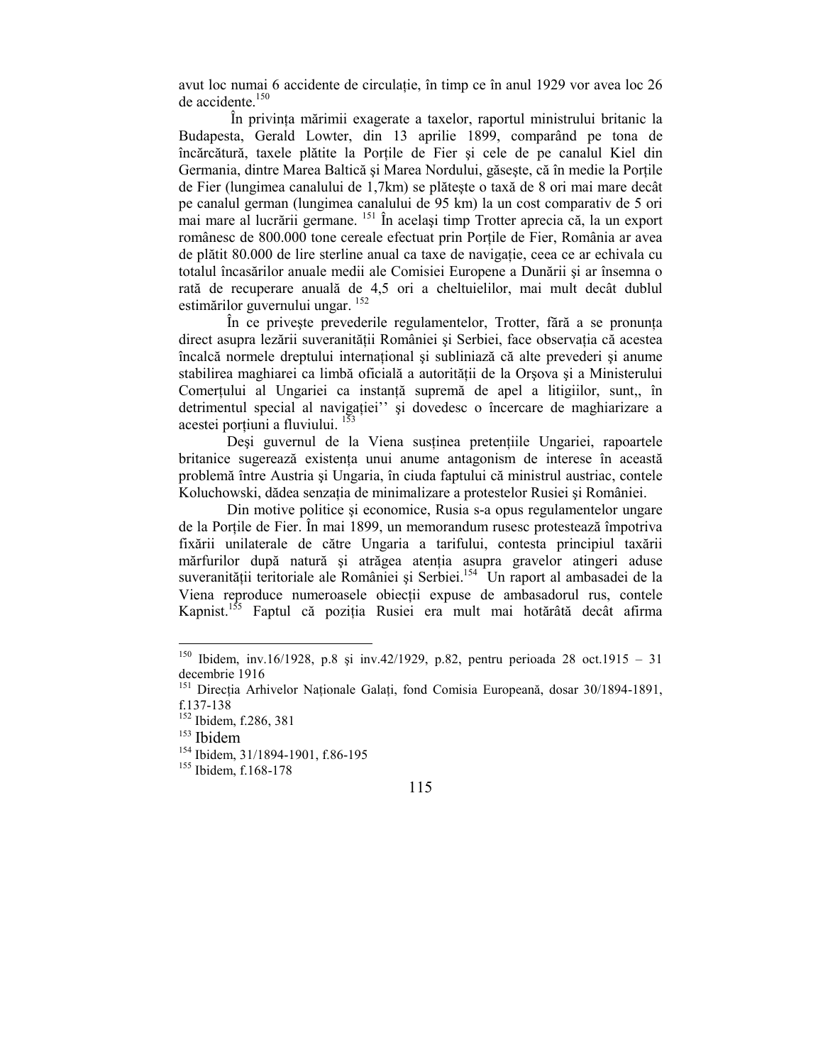avut loc numai 6 accidente de circulație, în timp ce în anul 1929 vor avea loc 26 de accidente.[150]

În privința mărimii exagerate a taxelor, raportul ministrului britanic la Budapesta, Gerald Lowter, din 13 aprilie 1899, comparând pe tona de încărcătură, taxele plătite la Porțile de Fier şi cele de pe canalul Kiel din Germania, dintre Marea Baltică şi Marea Nordului, găseşte, că în medie la Porțile de Fier (lungimea canalului de 1,7km) se plăteşte o taxă de 8 ori mai mare decât pe canalul german (lungimea canalului de 95 km) la un cost comparativ de 5 ori mai mare al lucrării germane. [151] În acelaşi timp Trotter aprecia că, la un export românesc de 800.000 tone cereale efectuat prin Porțile de Fier, România ar avea de plătit 80.000 de lire sterline anual ca taxe de navigație, ceea ce ar echivala cu totalul încasărilor anuale medii ale Comisiei Europene a Dunării şi ar însemna o rată de recuperare anuală de 4,5 ori a cheltuielilor, mai mult decât dublul estimărilor guvernului ungar. [152]

În ce priveşte prevederile regulamentelor, Trotter, fără a se pronunța direct asupra lezării suveranității României şi Serbiei, face observația că acestea încalcă normele dreptului internațional şi subliniază că alte prevederi şi anume stabilirea maghiarei ca limbă oficială a autorității de la Orşova şi a Ministerului Comerțului al Ungariei ca instanță supremă de apel a litigiilor, sunt,, în detrimentul special al navigației'' şi dovedesc o încercare de maghiarizare a acestei porțiuni a fluviului. [153]

Deşi guvernul de la Viena susținea pretențiile Ungariei, rapoartele britanice sugerează existența unui anume antagonism de interese în această problemă între Austria şi Ungaria, în ciuda faptului că ministrul austriac, contele Koluchowski, dădea senzația de minimalizare a protestelor Rusiei şi României.

Din motive politice şi economice, Rusia s-a opus regulamentelor ungare de la Porțile de Fier. În mai 1899, un memorandum rusesc protestează împotriva fixării unilaterale de către Ungaria a tarifului, contesta principiul taxării mărfurilor după natură şi atrăgea atenția asupra gravelor atingeri aduse suveranității teritoriale ale României şi Serbiei.[154] Un raport al ambasadei de la Viena reproduce numeroasele obiecții expuse de ambasadorul rus, contele Kapnist.[155] Faptul că poziția Rusiei era mult mai hotărâtă decât afirma

---

[150] Ibidem, inv.16/1928, p.8 şi inv.42/1929, p.82, pentru perioada 28 oct.1915 – 31 decembrie 1916

[151] Direcția Arhivelor Naționale Galați, fond Comisia Europeană, dosar 30/1894-1891, f.137-138

[152] Ibidem, f.286, 381

[153] Ibidem

[154] Ibidem, 31/1894-1901, f.86-195

[155] Ibidem, f.168-178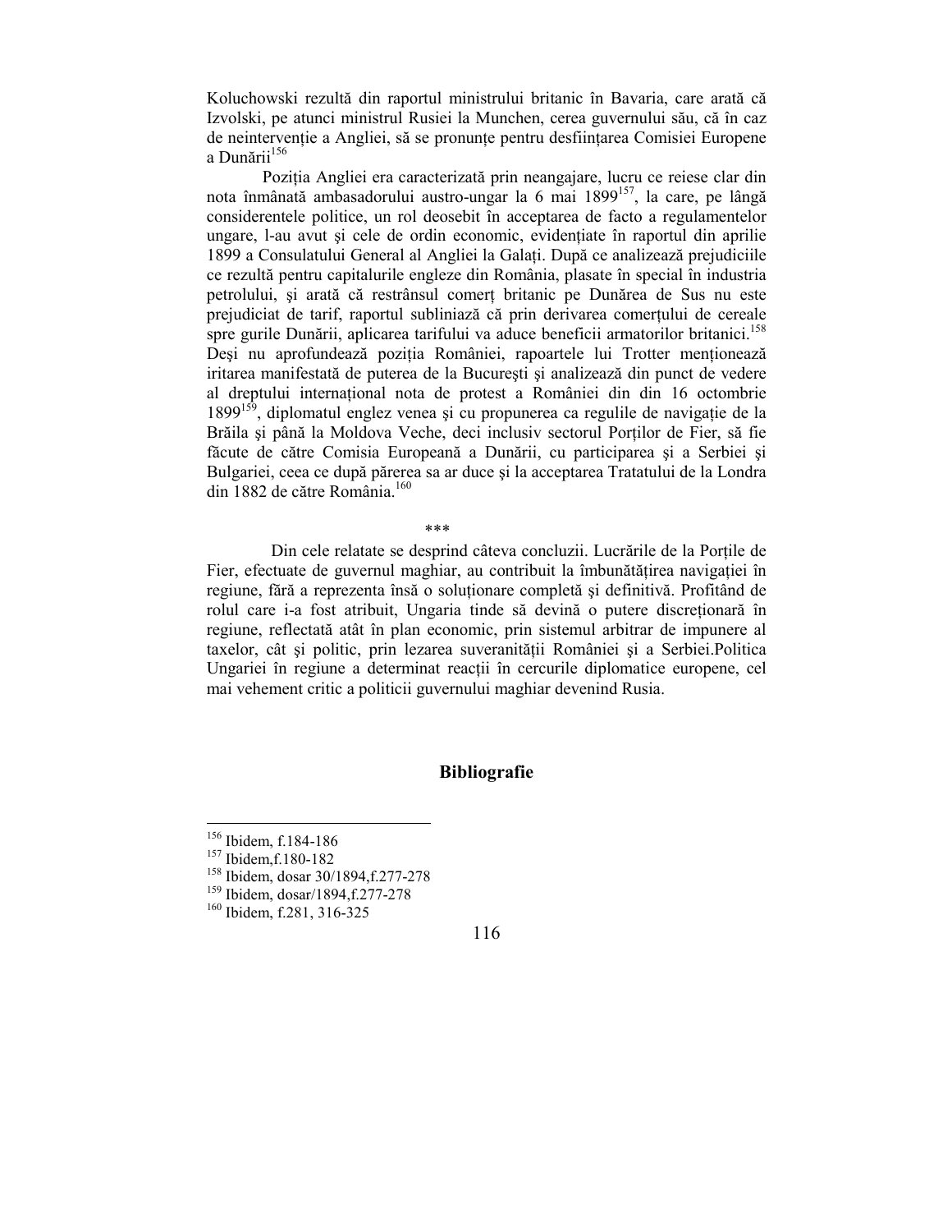Koluchowski rezultă din raportul ministrului britanic în Bavaria, care arată că Izvolski, pe atunci ministrul Rusiei la Munchen, cerea guvernului său, că în caz de neintervenție a Angliei, să se pronunțe pentru desființarea Comisiei Europene a Dunării[156]

Poziția Angliei era caracterizată prin neangajare, lucru ce reiese clar din nota înmânată ambasadorului austro-ungar la 6 mai 1899[157], la care, pe lângă considerentele politice, un rol deosebit în acceptarea de facto a regulamentelor ungare, l-au avut şi cele de ordin economic, evidențiate în raportul din aprilie 1899 a Consulatului General al Angliei la Galați. După ce analizează prejudiciile ce rezultă pentru capitalurile engleze din România, plasate în special în industria petrolului, şi arată că restrânsul comerț britanic pe Dunărea de Sus nu este prejudiciat de tarif, raportul subliniază că prin derivarea comerțului de cereale spre gurile Dunării, aplicarea tarifului va aduce beneficii armatorilor britanici.[158] Deşi nu aprofundează poziția României, rapoartele lui Trotter menționează iritarea manifestată de puterea de la Bucureşti şi analizează din punct de vedere al dreptului internațional nota de protest a României din din 16 octombrie 1899[159], diplomatul englez venea şi cu propunerea ca regulile de navigație de la Brăila şi până la Moldova Veche, deci inclusiv sectorul Porților de Fier, să fie făcute de către Comisia Europeană a Dunării, cu participarea şi a Serbiei şi Bulgariei, ceea ce după părerea sa ar duce şi la acceptarea Tratatului de la Londra din 1882 de către România.[160]

***

Din cele relatate se desprind câteva concluzii. Lucrările de la Porțile de Fier, efectuate de guvernul maghiar, au contribuit la îmbunătățirea navigației în regiune, fără a reprezenta însă o soluționare completă şi definitivă. Profitând de rolul care i-a fost atribuit, Ungaria tinde să devină o putere discreționară în regiune, reflectată atât în plan economic, prin sistemul arbitrar de impunere al taxelor, cât şi politic, prin lezarea suveranității României şi a Serbiei.Politica Ungariei în regiune a determinat reacții în cercurile diplomatice europene, cel mai vehement critic a politicii guvernului maghiar devenind Rusia.

## Bibliografie

---

[156] Ibidem, f.184-186

[157] Ibidem,f.180-182

[158] Ibidem, dosar 30/1894,f.277-278

[159] Ibidem, dosar/1894,f.277-278

[160] Ibidem, f.281, 316-325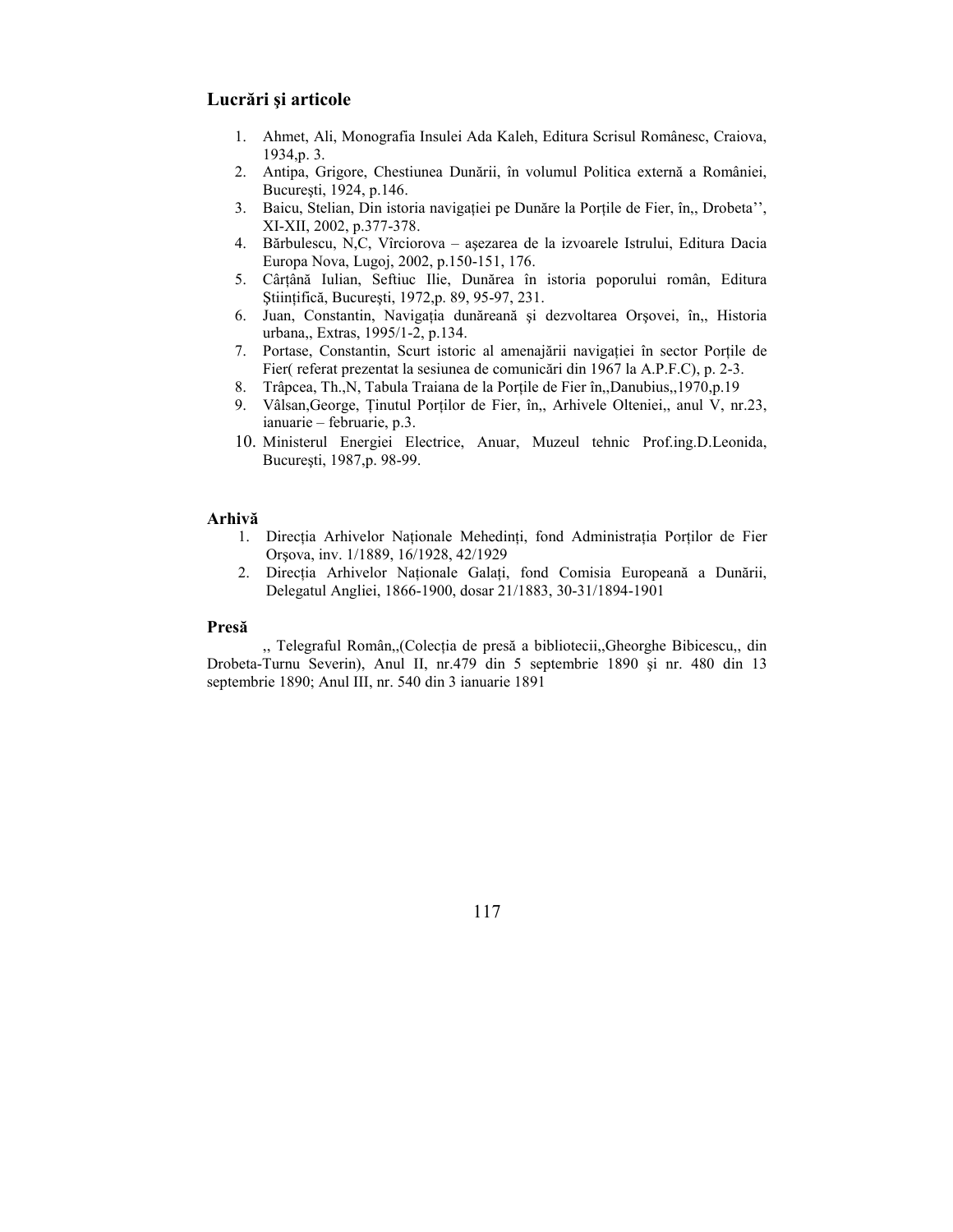## Lucrări şi articole

1. Ahmet, Ali, Monografia Insulei Ada Kaleh, Editura Scrisul Românesc, Craiova, 1934,p. 3.
2. Antipa, Grigore, Chestiunea Dunării, în volumul Politica externă a României, Bucureşti, 1924, p.146.
3. Baicu, Stelian, Din istoria navigaţiei pe Dunăre la Porţile de Fier, în,, Drobeta'', XI-XII, 2002, p.377-378.
4. Bărbulescu, N,C, Vîrciorova – aşezarea de la izvoarele Istrului, Editura Dacia Europa Nova, Lugoj, 2002, p.150-151, 176.
5. Cârţână Iulian, Seftiuc Ilie, Dunărea în istoria poporului român, Editura Ştiinţifică, Bucureşti, 1972,p. 89, 95-97, 231.
6. Juan, Constantin, Navigaţia dunăreană şi dezvoltarea Orşovei, în,, Historia urbana,, Extras, 1995/1-2, p.134.
7. Portase, Constantin, Scurt istoric al amenajării navigaţiei în sector Porţile de Fier( referat prezentat la sesiunea de comunicări din 1967 la A.P.F.C), p. 2-3.
8. Trâpcea, Th.,N, Tabula Traiana de la Porţile de Fier în,,Danubius,,1970,p.19
9. Vâlsan,George, Ţinutul Porţilor de Fier, în,, Arhivele Olteniei,, anul V, nr.23, ianuarie – februarie, p.3.
10. Ministerul Energiei Electrice, Anuar, Muzeul tehnic Prof.ing.D.Leonida, Bucureşti, 1987,p. 98-99.

## Arhivă

1. Direcţia Arhivelor Naţionale Mehedinţi, fond Administraţia Porţilor de Fier Orşova, inv. 1/1889, 16/1928, 42/1929
2. Direcţia Arhivelor Naţionale Galaţi, fond Comisia Europeană a Dunării, Delegatul Angliei, 1866-1900, dosar 21/1883, 30-31/1894-1901

## Presă

,, Telegraful Român,,(Colecţia de presă a bibliotecii,,Gheorghe Bibicescu,, din Drobeta-Turnu Severin), Anul II, nr.479 din 5 septembrie 1890 şi nr. 480 din 13 septembrie 1890; Anul III, nr. 540 din 3 ianuarie 1891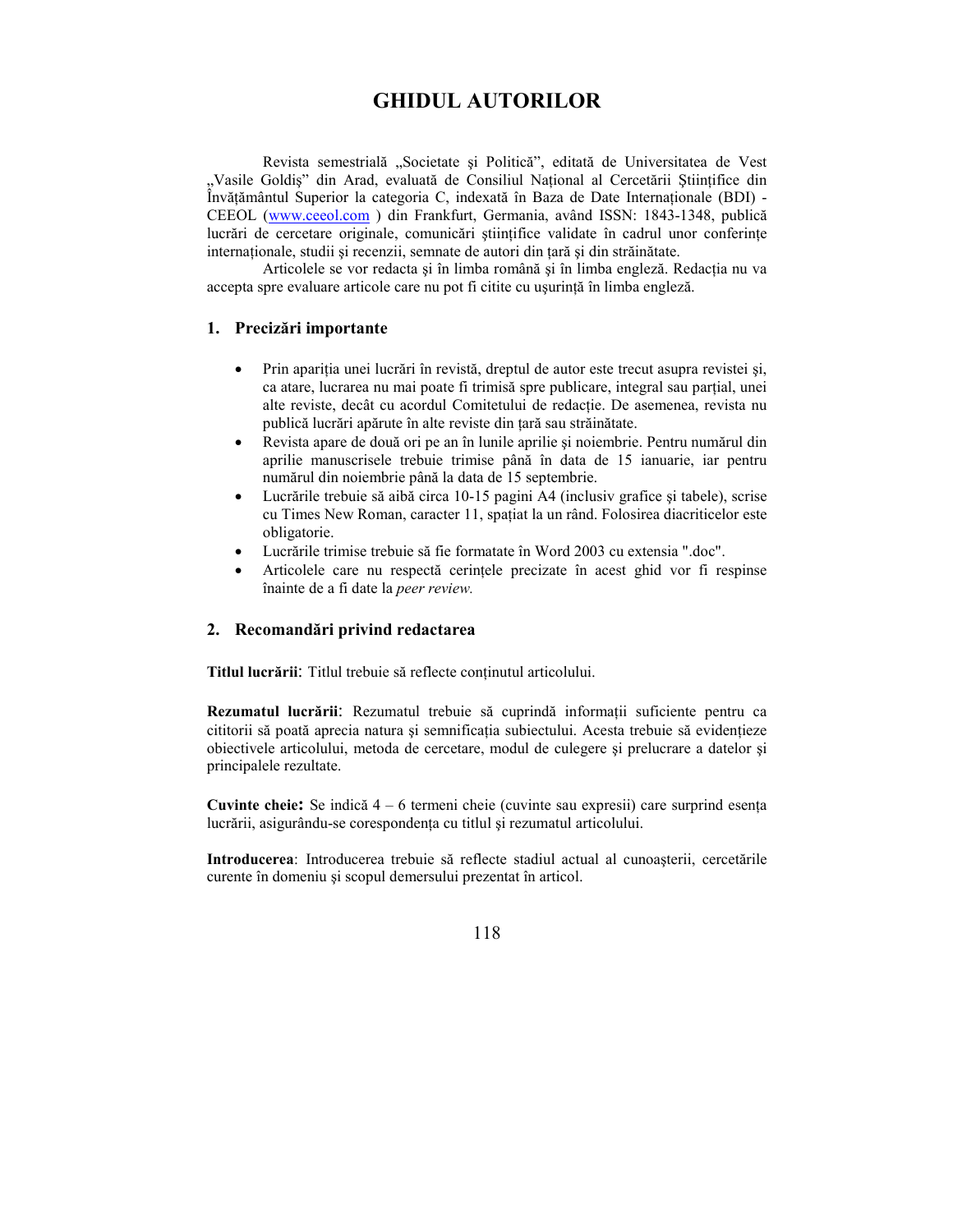# GHIDUL AUTORILOR

Revista semestrială „Societate şi Politică”, editată de Universitatea de Vest „Vasile Goldiş” din Arad, evaluată de Consiliul Naţional al Cercetării Ştiinţifice din Învăţământul Superior la categoria C, indexată în Baza de Date Internaţionale (BDI) - CEEOL (www.ceeol.com ) din Frankfurt, Germania, având ISSN: 1843-1348, publică lucrări de cercetare originale, comunicări ştiinţifice validate în cadrul unor conferinţe internaţionale, studii şi recenzii, semnate de autori din ţară şi din străinătate.

Articolele se vor redacta şi în limba română şi în limba engleză. Redacţia nu va accepta spre evaluare articole care nu pot fi citite cu uşurinţă în limba engleză.

## 1. Precizări importante

- Prin apariţia unei lucrări în revistă, dreptul de autor este trecut asupra revistei şi, ca atare, lucrarea nu mai poate fi trimisă spre publicare, integral sau parţial, unei alte reviste, decât cu acordul Comitetului de redacţie. De asemenea, revista nu publică lucrări apărute în alte reviste din ţară sau străinătate.
- Revista apare de două ori pe an în lunile aprilie şi noiembrie. Pentru numărul din aprilie manuscrisele trebuie trimise până în data de 15 ianuarie, iar pentru numărul din noiembrie până la data de 15 septembrie.
- Lucrările trebuie să aibă circa 10-15 pagini A4 (inclusiv grafice şi tabele), scrise cu Times New Roman, caracter 11, spaţiat la un rând. Folosirea diacriticelor este obligatorie.
- Lucrările trimise trebuie să fie formatate în Word 2003 cu extensia ".doc".
- Articolele care nu respectă cerinţele precizate în acest ghid vor fi respinse înainte de a fi date la *peer review.*

## 2. Recomandări privind redactarea

**Titlul lucrării**: Titlul trebuie să reflecte conţinutul articolului.

**Rezumatul lucrării**: Rezumatul trebuie să cuprindă informaţii suficiente pentru ca cititorii să poată aprecia natura şi semnificaţia subiectului. Acesta trebuie să evidenţieze obiectivele articolului, metoda de cercetare, modul de culegere şi prelucrare a datelor şi principalele rezultate.

**Cuvinte cheie:** Se indică 4 – 6 termeni cheie (cuvinte sau expresii) care surprind esenţa lucrării, asigurându-se corespondenţa cu titlul şi rezumatul articolului.

**Introducerea**: Introducerea trebuie să reflecte stadiul actual al cunoaşterii, cercetările curente în domeniu şi scopul demersului prezentat în articol.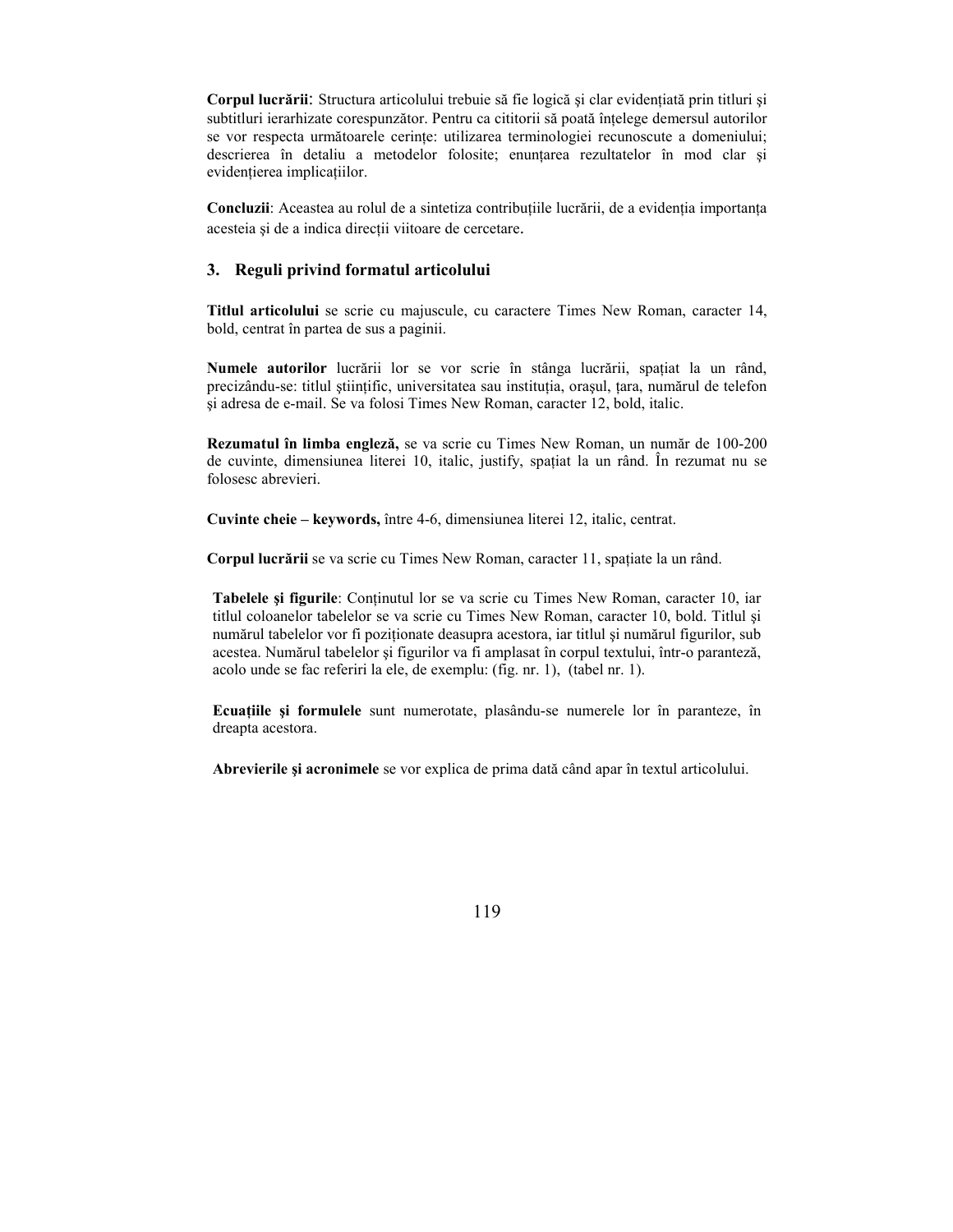**Corpul lucrării**: Structura articolului trebuie să fie logică şi clar evidențiată prin titluri şi subtitluri ierarhizate corespunzător. Pentru ca cititorii să poată înțelege demersul autorilor se vor respecta următoarele cerințe: utilizarea terminologiei recunoscute a domeniului; descrierea în detaliu a metodelor folosite; enunțarea rezultatelor în mod clar şi evidențierea implicațiilor.

**Concluzii**: Aceastea au rolul de a sintetiza contribuțiile lucrării, de a evidenția importanța acesteia şi de a indica direcții viitoare de cercetare.

## 3. Reguli privind formatul articolului

**Titlul articolului** se scrie cu majuscule, cu caractere Times New Roman, caracter 14, bold, centrat în partea de sus a paginii.

**Numele autorilor** lucrării lor se vor scrie în stânga lucrării, spațiat la un rând, precizându-se: titlul ştiințific, universitatea sau instituția, oraşul, țara, numărul de telefon şi adresa de e-mail. Se va folosi Times New Roman, caracter 12, bold, italic.

**Rezumatul în limba engleză,** se va scrie cu Times New Roman, un număr de 100-200 de cuvinte, dimensiunea literei 10, italic, justify, spațiat la un rând. În rezumat nu se folosesc abrevieri.

**Cuvinte cheie – keywords,** între 4-6, dimensiunea literei 12, italic, centrat.

**Corpul lucrării** se va scrie cu Times New Roman, caracter 11, spațiate la un rând.

**Tabelele şi figurile**: Conținutul lor se va scrie cu Times New Roman, caracter 10, iar titlul coloanelor tabelelor se va scrie cu Times New Roman, caracter 10, bold. Titlul şi numărul tabelelor vor fi poziționate deasupra acestora, iar titlul şi numărul figurilor, sub acestea. Numărul tabelelor şi figurilor va fi amplasat în corpul textului, într-o paranteză, acolo unde se fac referiri la ele, de exemplu: (fig. nr. 1), (tabel nr. 1).

**Ecuațiile şi formulele** sunt numerotate, plasându-se numerele lor în paranteze, în dreapta acestora.

**Abrevierile şi acronimele** se vor explica de prima dată când apar în textul articolului.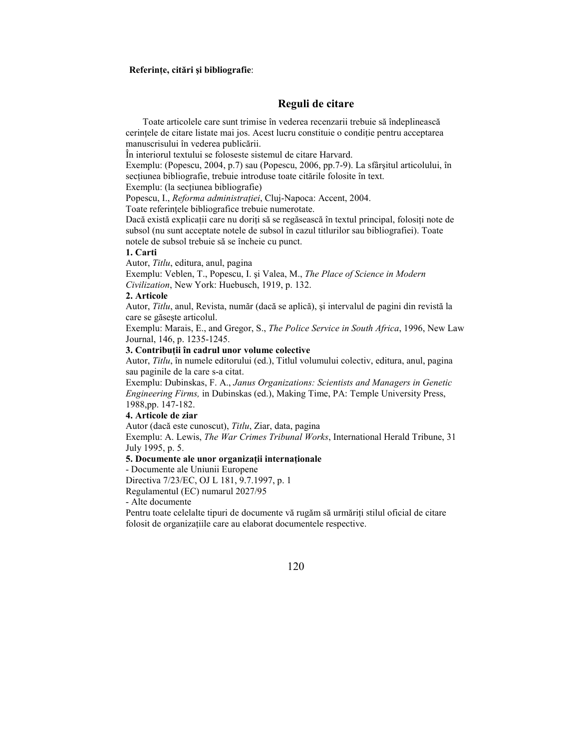**Referințe, citări și bibliografie**:

## Reguli de citare

Toate articolele care sunt trimise în vederea recenzarii trebuie să îndeplinească cerințele de citare listate mai jos. Acest lucru constituie o condiție pentru acceptarea manuscrisului în vederea publicării.

În interiorul textului se foloseste sistemul de citare Harvard.

Exemplu: (Popescu, 2004, p.7) sau (Popescu, 2006, pp.7-9). La sfârşitul articolului, în secțiunea bibliografie, trebuie introduse toate citările folosite în text.

Exemplu: (la secțiunea bibliografie)

Popescu, I., *Reforma administrației*, Cluj-Napoca: Accent, 2004.

Toate referințele bibliografice trebuie numerotate.

Dacă există explicații care nu doriți să se regăsească în textul principal, folosiți note de subsol (nu sunt acceptate notele de subsol în cazul titlurilor sau bibliografiei). Toate notele de subsol trebuie să se încheie cu punct.

**1. Carti**

Autor, *Titlu*, editura, anul, pagina

Exemplu: Veblen, T., Popescu, I. şi Valea, M., *The Place of Science in Modern Civilization*, New York: Huebusch, 1919, p. 132.

**2. Articole**

Autor, *Titlu*, anul, Revista, număr (dacă se aplică), şi intervalul de pagini din revistă la care se găseşte articolul.

Exemplu: Marais, E., and Gregor, S., *The Police Service in South Africa*, 1996, New Law Journal, 146, p. 1235-1245.

**3. Contribuții în cadrul unor volume colective**

Autor, *Titlu*, în numele editorului (ed.), Titlul volumului colectiv, editura, anul, pagina sau paginile de la care s-a citat.

Exemplu: Dubinskas, F. A., *Janus Organizations: Scientists and Managers in Genetic Engineering Firms,* in Dubinskas (ed.), Making Time, PA: Temple University Press, 1988,pp. 147-182.

**4. Articole de ziar**

Autor (dacă este cunoscut), *Titlu*, Ziar, data, pagina

Exemplu: A. Lewis, *The War Crimes Tribunal Works*, International Herald Tribune, 31 July 1995, p. 5.

**5. Documente ale unor organizații internaționale**

- Documente ale Uniunii Europene

Directiva 7/23/EC, OJ L 181, 9.7.1997, p. 1

Regulamentul (EC) numarul 2027/95

- Alte documente

Pentru toate celelalte tipuri de documente vă rugăm să urmăriți stilul oficial de citare folosit de organizațiile care au elaborat documentele respective.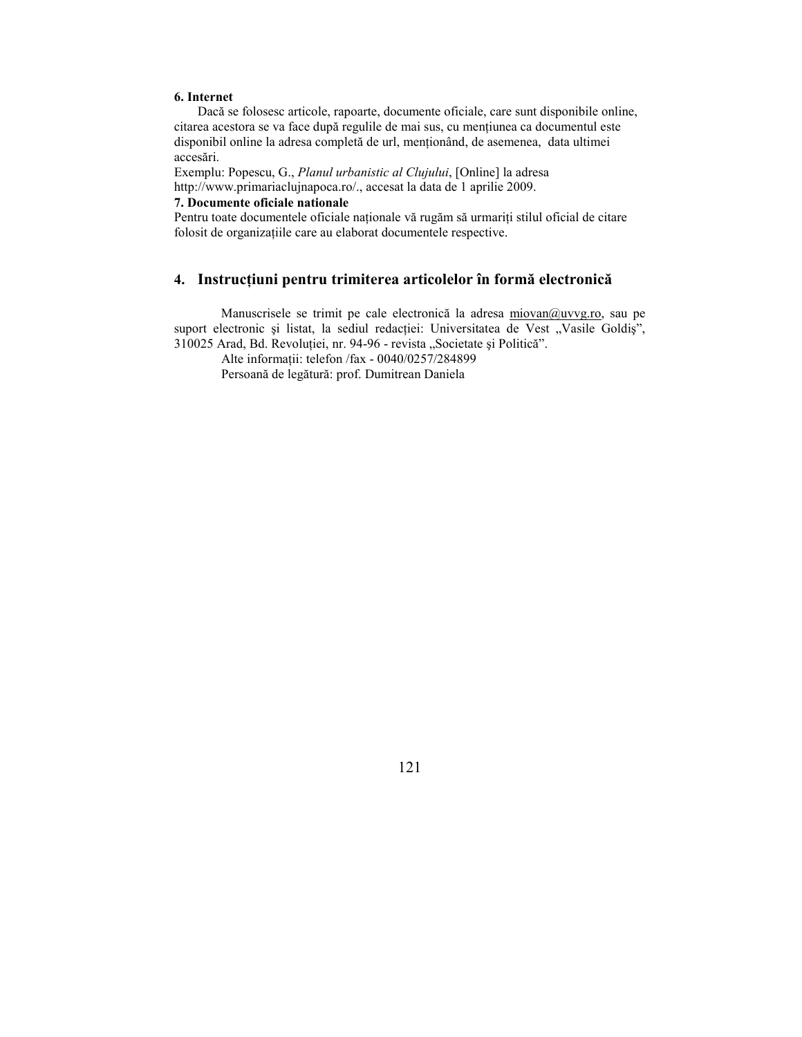**6. Internet**

Dacă se folosesc articole, rapoarte, documente oficiale, care sunt disponibile online, citarea acestora se va face după regulile de mai sus, cu mențiunea ca documentul este disponibil online la adresa completă de url, menționând, de asemenea, data ultimei accesări.

Exemplu: Popescu, G., *Planul urbanistic al Clujului*, [Online] la adresa http://www.primariaclujnapoca.ro/., accesat la data de 1 aprilie 2009.

**7. Documente oficiale nationale**

Pentru toate documentele oficiale naționale vă rugăm să urmariți stilul oficial de citare folosit de organizațiile care au elaborat documentele respective.

## 4. Instrucțiuni pentru trimiterea articolelor în formă electronică

Manuscrisele se trimit pe cale electronică la adresa miovan@uvvg.ro, sau pe suport electronic şi listat, la sediul redacției: Universitatea de Vest „Vasile Goldiş", 310025 Arad, Bd. Revoluției, nr. 94-96 - revista „Societate şi Politică".

Alte informații: telefon /fax - 0040/0257/284899

Persoană de legătură: prof. Dumitrean Daniela